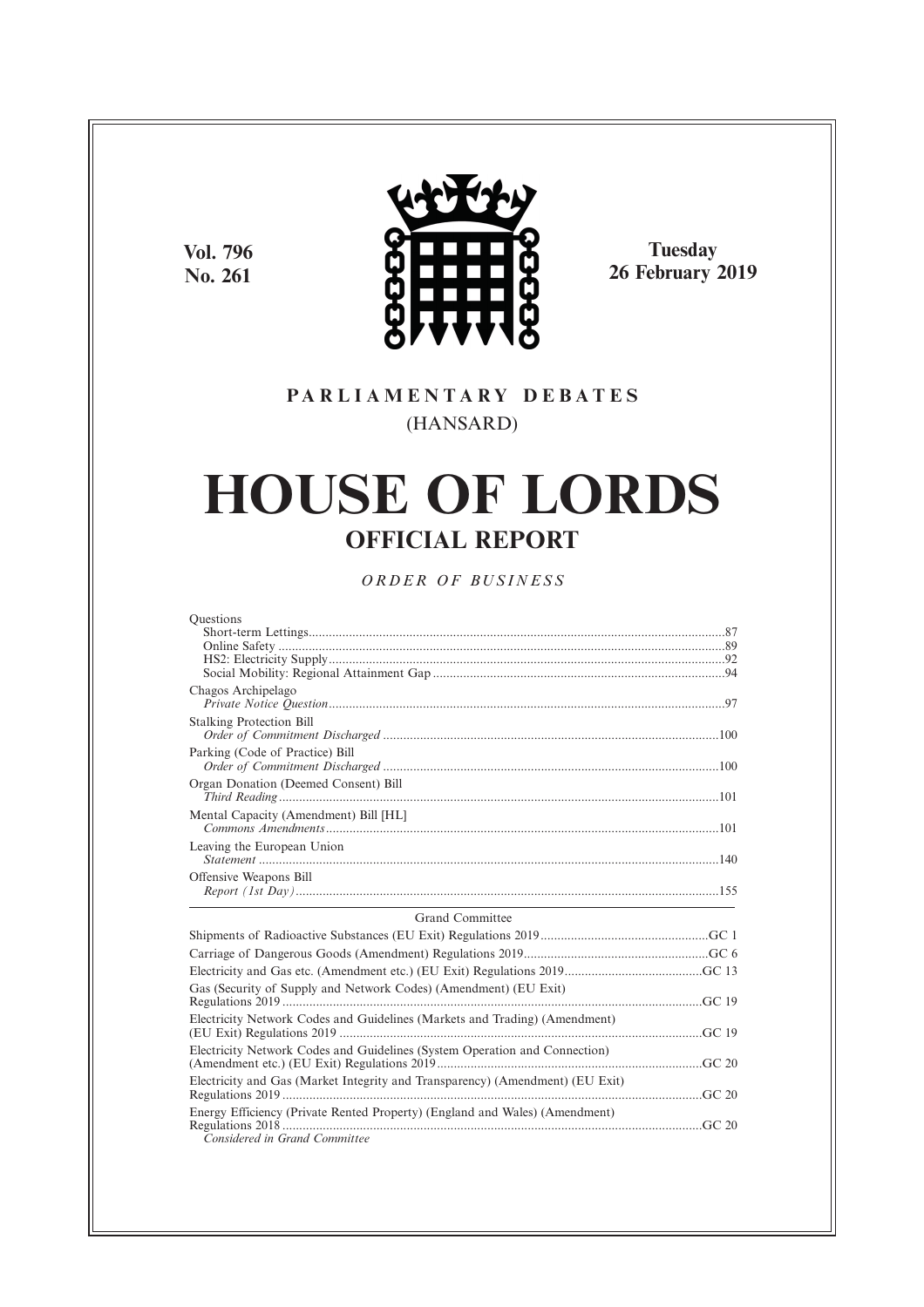Vol. 796
No. 261

**Tuesday**
**26 February 2019**

PARLIAMENTARY DEBATES
(HANSARD)

# HOUSE OF LORDS

## OFFICIAL REPORT

*ORDER OF BUSINESS*

Questions
- Short-term Lettings ....................................................................87
- Online Safety ....................................................................89
- HS2: Electricity Supply ....................................................................92
- Social Mobility: Regional Attainment Gap ....................................................................94

Chagos Archipelago
*Private Notice Question* ....................................................................97

Stalking Protection Bill
*Order of Commitment Discharged* ....................................................................100

Parking (Code of Practice) Bill
*Order of Commitment Discharged* ....................................................................100

Organ Donation (Deemed Consent) Bill
*Third Reading* ....................................................................101

Mental Capacity (Amendment) Bill [HL]
*Commons Amendments* ....................................................................101

Leaving the European Union
*Statement* ....................................................................140

Offensive Weapons Bill
*Report (1st Day)* ....................................................................155

---

Grand Committee

Shipments of Radioactive Substances (EU Exit) Regulations 2019 ....................................................................GC 1

Carriage of Dangerous Goods (Amendment) Regulations 2019 ....................................................................GC 6

Electricity and Gas etc. (Amendment etc.) (EU Exit) Regulations 2019 ....................................................................GC 13

Gas (Security of Supply and Network Codes) (Amendment) (EU Exit) Regulations 2019 ....................................................................GC 19

Electricity Network Codes and Guidelines (Markets and Trading) (Amendment) (EU Exit) Regulations 2019 ....................................................................GC 19

Electricity Network Codes and Guidelines (System Operation and Connection) (Amendment etc.) (EU Exit) Regulations 2019 ....................................................................GC 20

Electricity and Gas (Market Integrity and Transparency) (Amendment) (EU Exit) Regulations 2019 ....................................................................GC 20

Energy Efficiency (Private Rented Property) (England and Wales) (Amendment) Regulations 2018 ....................................................................GC 20
*Considered in Grand Committee*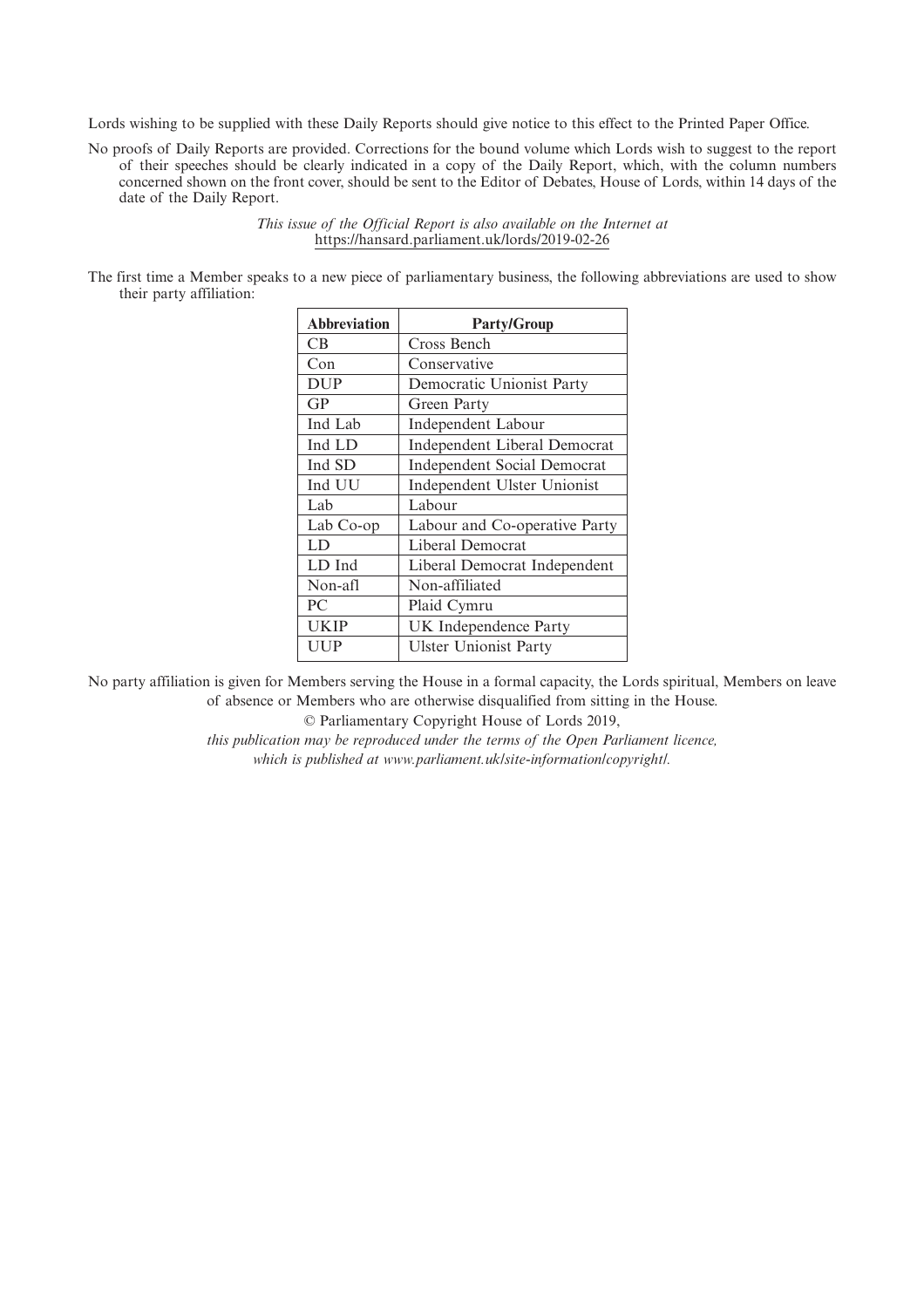Lords wishing to be supplied with these Daily Reports should give notice to this effect to the Printed Paper Office.

No proofs of Daily Reports are provided. Corrections for the bound volume which Lords wish to suggest to the report of their speeches should be clearly indicated in a copy of the Daily Report, which, with the column numbers concerned shown on the front cover, should be sent to the Editor of Debates, House of Lords, within 14 days of the date of the Daily Report.

*This issue of the Official Report is also available on the Internet at* https://hansard.parliament.uk/lords/2019-02-26

The first time a Member speaks to a new piece of parliamentary business, the following abbreviations are used to show their party affiliation:

| Abbreviation | Party/Group |
|---|---|
| CB | Cross Bench |
| Con | Conservative |
| DUP | Democratic Unionist Party |
| GP | Green Party |
| Ind Lab | Independent Labour |
| Ind LD | Independent Liberal Democrat |
| Ind SD | Independent Social Democrat |
| Ind UU | Independent Ulster Unionist |
| Lab | Labour |
| Lab Co-op | Labour and Co-operative Party |
| LD | Liberal Democrat |
| LD Ind | Liberal Democrat Independent |
| Non-afl | Non-affiliated |
| PC | Plaid Cymru |
| UKIP | UK Independence Party |
| UUP | Ulster Unionist Party |

No party affiliation is given for Members serving the House in a formal capacity, the Lords spiritual, Members on leave of absence or Members who are otherwise disqualified from sitting in the House.

© Parliamentary Copyright House of Lords 2019,

*this publication may be reproduced under the terms of the Open Parliament licence, which is published at www.parliament.uk/site-information/copyright/.*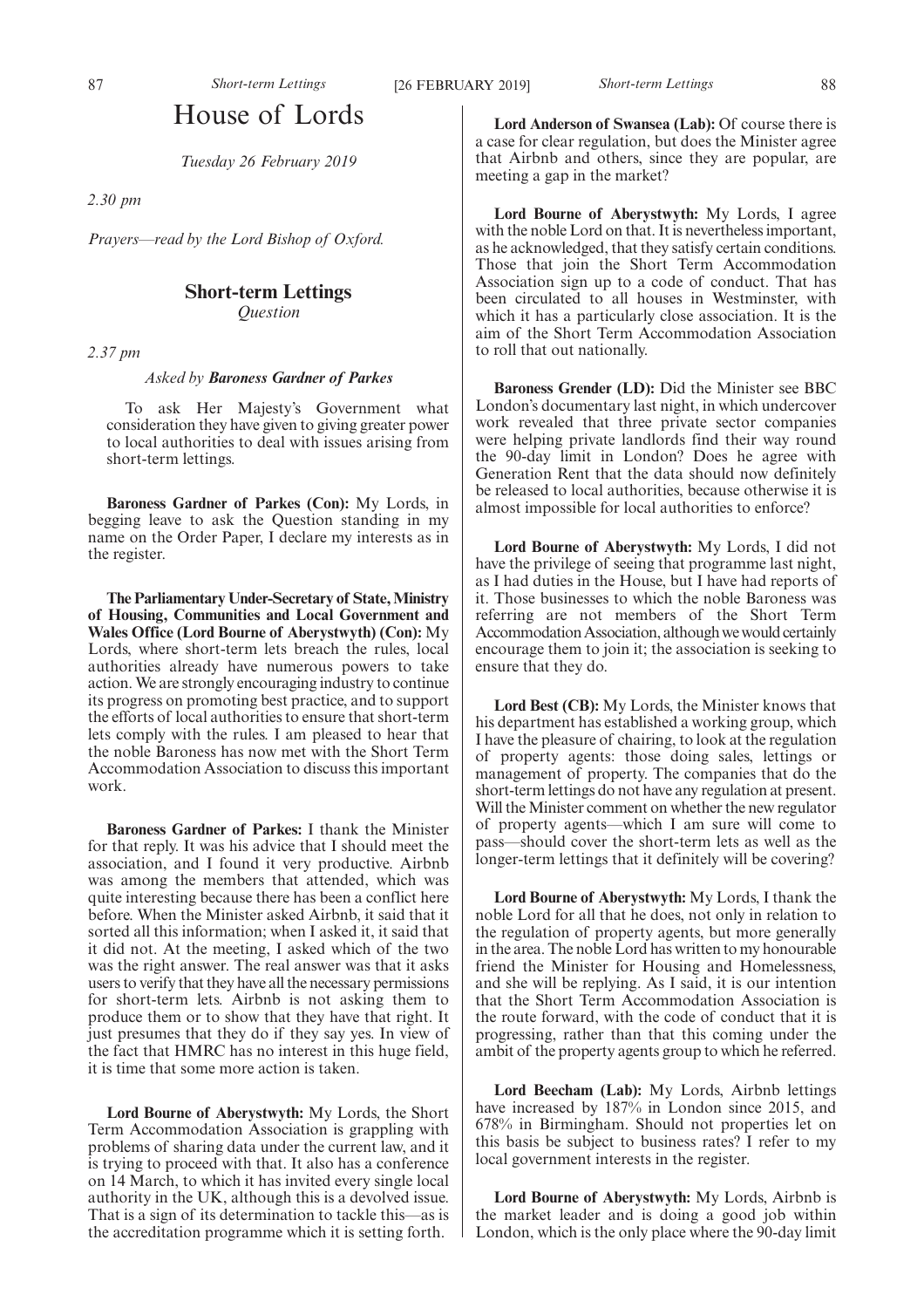# House of Lords

*Tuesday 26 February 2019*

*2.30 pm*

*Prayers—read by the Lord Bishop of Oxford.*

## Short-term Lettings

*Question*

*2.37 pm*

*Asked by* ***Baroness Gardner of Parkes***

> To ask Her Majesty's Government what consideration they have given to giving greater power to local authorities to deal with issues arising from short-term lettings.

**Baroness Gardner of Parkes (Con):** My Lords, in begging leave to ask the Question standing in my name on the Order Paper, I declare my interests as in the register.

**The Parliamentary Under-Secretary of State, Ministry of Housing, Communities and Local Government and Wales Office (Lord Bourne of Aberystwyth) (Con):** My Lords, where short-term lets breach the rules, local authorities already have numerous powers to take action. We are strongly encouraging industry to continue its progress on promoting best practice, and to support the efforts of local authorities to ensure that short-term lets comply with the rules. I am pleased to hear that the noble Baroness has now met with the Short Term Accommodation Association to discuss this important work.

**Baroness Gardner of Parkes:** I thank the Minister for that reply. It was his advice that I should meet the association, and I found it very productive. Airbnb was among the members that attended, which was quite interesting because there has been a conflict here before. When the Minister asked Airbnb, it said that it sorted all this information; when I asked it, it said that it did not. At the meeting, I asked which of the two was the right answer. The real answer was that it asks users to verify that they have all the necessary permissions for short-term lets. Airbnb is not asking them to produce them or to show that they have that right. It just presumes that they do if they say yes. In view of the fact that HMRC has no interest in this huge field, it is time that some more action is taken.

**Lord Bourne of Aberystwyth:** My Lords, the Short Term Accommodation Association is grappling with problems of sharing data under the current law, and it is trying to proceed with that. It also has a conference on 14 March, to which it has invited every single local authority in the UK, although this is a devolved issue. That is a sign of its determination to tackle this—as is the accreditation programme which it is setting forth.

**Lord Anderson of Swansea (Lab):** Of course there is a case for clear regulation, but does the Minister agree that Airbnb and others, since they are popular, are meeting a gap in the market?

**Lord Bourne of Aberystwyth:** My Lords, I agree with the noble Lord on that. It is nevertheless important, as he acknowledged, that they satisfy certain conditions. Those that join the Short Term Accommodation Association sign up to a code of conduct. That has been circulated to all houses in Westminster, with which it has a particularly close association. It is the aim of the Short Term Accommodation Association to roll that out nationally.

**Baroness Grender (LD):** Did the Minister see BBC London's documentary last night, in which undercover work revealed that three private sector companies were helping private landlords find their way round the 90-day limit in London? Does he agree with Generation Rent that the data should now definitely be released to local authorities, because otherwise it is almost impossible for local authorities to enforce?

**Lord Bourne of Aberystwyth:** My Lords, I did not have the privilege of seeing that programme last night, as I had duties in the House, but I have had reports of it. Those businesses to which the noble Baroness was referring are not members of the Short Term Accommodation Association, although we would certainly encourage them to join it; the association is seeking to ensure that they do.

**Lord Best (CB):** My Lords, the Minister knows that his department has established a working group, which I have the pleasure of chairing, to look at the regulation of property agents: those doing sales, lettings or management of property. The companies that do the short-term lettings do not have any regulation at present. Will the Minister comment on whether the new regulator of property agents—which I am sure will come to pass—should cover the short-term lets as well as the longer-term lettings that it definitely will be covering?

**Lord Bourne of Aberystwyth:** My Lords, I thank the noble Lord for all that he does, not only in relation to the regulation of property agents, but more generally in the area. The noble Lord has written to my honourable friend the Minister for Housing and Homelessness, and she will be replying. As I said, it is our intention that the Short Term Accommodation Association is the route forward, with the code of conduct that it is progressing, rather than that this coming under the ambit of the property agents group to which he referred.

**Lord Beecham (Lab):** My Lords, Airbnb lettings have increased by 187% in London since 2015, and 678% in Birmingham. Should not properties let on this basis be subject to business rates? I refer to my local government interests in the register.

**Lord Bourne of Aberystwyth:** My Lords, Airbnb is the market leader and is doing a good job within London, which is the only place where the 90-day limit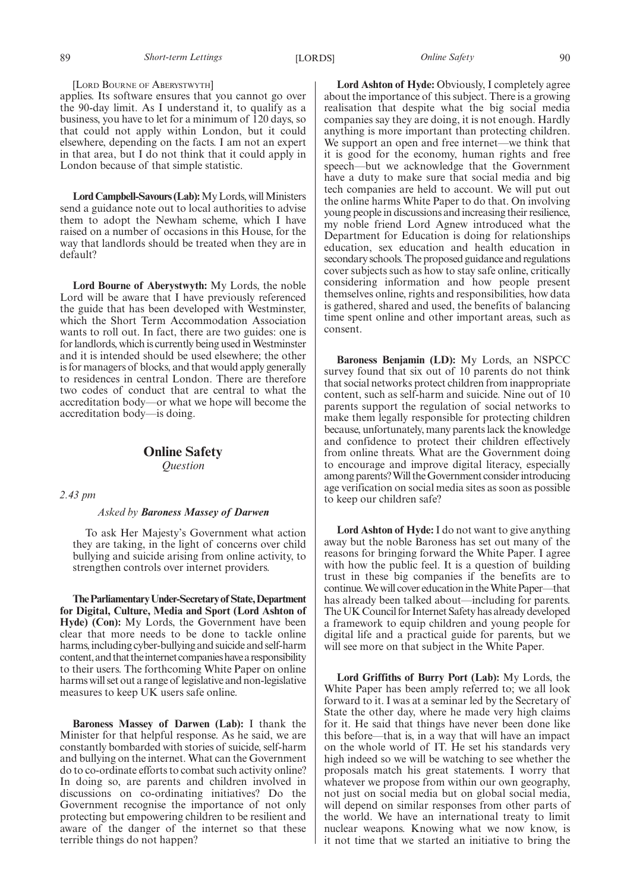[Lord Bourne of Aberystwyth]

applies. Its software ensures that you cannot go over the 90-day limit. As I understand it, to qualify as a business, you have to let for a minimum of 120 days, so that could not apply within London, but it could elsewhere, depending on the facts. I am not an expert in that area, but I do not think that it could apply in London because of that simple statistic.

**Lord Campbell-Savours (Lab):** My Lords, will Ministers send a guidance note out to local authorities to advise them to adopt the Newham scheme, which I have raised on a number of occasions in this House, for the way that landlords should be treated when they are in default?

**Lord Bourne of Aberystwyth:** My Lords, the noble Lord will be aware that I have previously referenced the guide that has been developed with Westminster, which the Short Term Accommodation Association wants to roll out. In fact, there are two guides: one is for landlords, which is currently being used in Westminster and it is intended should be used elsewhere; the other is for managers of blocks, and that would apply generally to residences in central London. There are therefore two codes of conduct that are central to what the accreditation body—or what we hope will become the accreditation body—is doing.

## Online Safety

*Question*

*2.43 pm*

*Asked by* ***Baroness Massey of Darwen***

To ask Her Majesty's Government what action they are taking, in the light of concerns over child bullying and suicide arising from online activity, to strengthen controls over internet providers.

**The Parliamentary Under-Secretary of State, Department for Digital, Culture, Media and Sport (Lord Ashton of Hyde) (Con):** My Lords, the Government have been clear that more needs to be done to tackle online harms, including cyber-bullying and suicide and self-harm content, and that the internet companies have a responsibility to their users. The forthcoming White Paper on online harms will set out a range of legislative and non-legislative measures to keep UK users safe online.

**Baroness Massey of Darwen (Lab):** I thank the Minister for that helpful response. As he said, we are constantly bombarded with stories of suicide, self-harm and bullying on the internet. What can the Government do to co-ordinate efforts to combat such activity online? In doing so, are parents and children involved in discussions on co-ordinating initiatives? Do the Government recognise the importance of not only protecting but empowering children to be resilient and aware of the danger of the internet so that these terrible things do not happen?

**Lord Ashton of Hyde:** Obviously, I completely agree about the importance of this subject. There is a growing realisation that despite what the big social media companies say they are doing, it is not enough. Hardly anything is more important than protecting children. We support an open and free internet—we think that it is good for the economy, human rights and free speech—but we acknowledge that the Government have a duty to make sure that social media and big tech companies are held to account. We will put out the online harms White Paper to do that. On involving young people in discussions and increasing their resilience, my noble friend Lord Agnew introduced what the Department for Education is doing for relationships education, sex education and health education in secondary schools. The proposed guidance and regulations cover subjects such as how to stay safe online, critically considering information and how people present themselves online, rights and responsibilities, how data is gathered, shared and used, the benefits of balancing time spent online and other important areas, such as consent.

**Baroness Benjamin (LD):** My Lords, an NSPCC survey found that six out of 10 parents do not think that social networks protect children from inappropriate content, such as self-harm and suicide. Nine out of 10 parents support the regulation of social networks to make them legally responsible for protecting children because, unfortunately, many parents lack the knowledge and confidence to protect their children effectively from online threats. What are the Government doing to encourage and improve digital literacy, especially among parents? Will the Government consider introducing age verification on social media sites as soon as possible to keep our children safe?

**Lord Ashton of Hyde:** I do not want to give anything away but the noble Baroness has set out many of the reasons for bringing forward the White Paper. I agree with how the public feel. It is a question of building trust in these big companies if the benefits are to continue. We will cover education in the White Paper—that has already been talked about—including for parents. The UK Council for Internet Safety has already developed a framework to equip children and young people for digital life and a practical guide for parents, but we will see more on that subject in the White Paper.

**Lord Griffiths of Burry Port (Lab):** My Lords, the White Paper has been amply referred to; we all look forward to it. I was at a seminar led by the Secretary of State the other day, where he made very high claims for it. He said that things have never been done like this before—that is, in a way that will have an impact on the whole world of IT. He set his standards very high indeed so we will be watching to see whether the proposals match his great statements. I worry that whatever we propose from within our own geography, not just on social media but on global social media, will depend on similar responses from other parts of the world. We have an international treaty to limit nuclear weapons. Knowing what we now know, is it not time that we started an initiative to bring the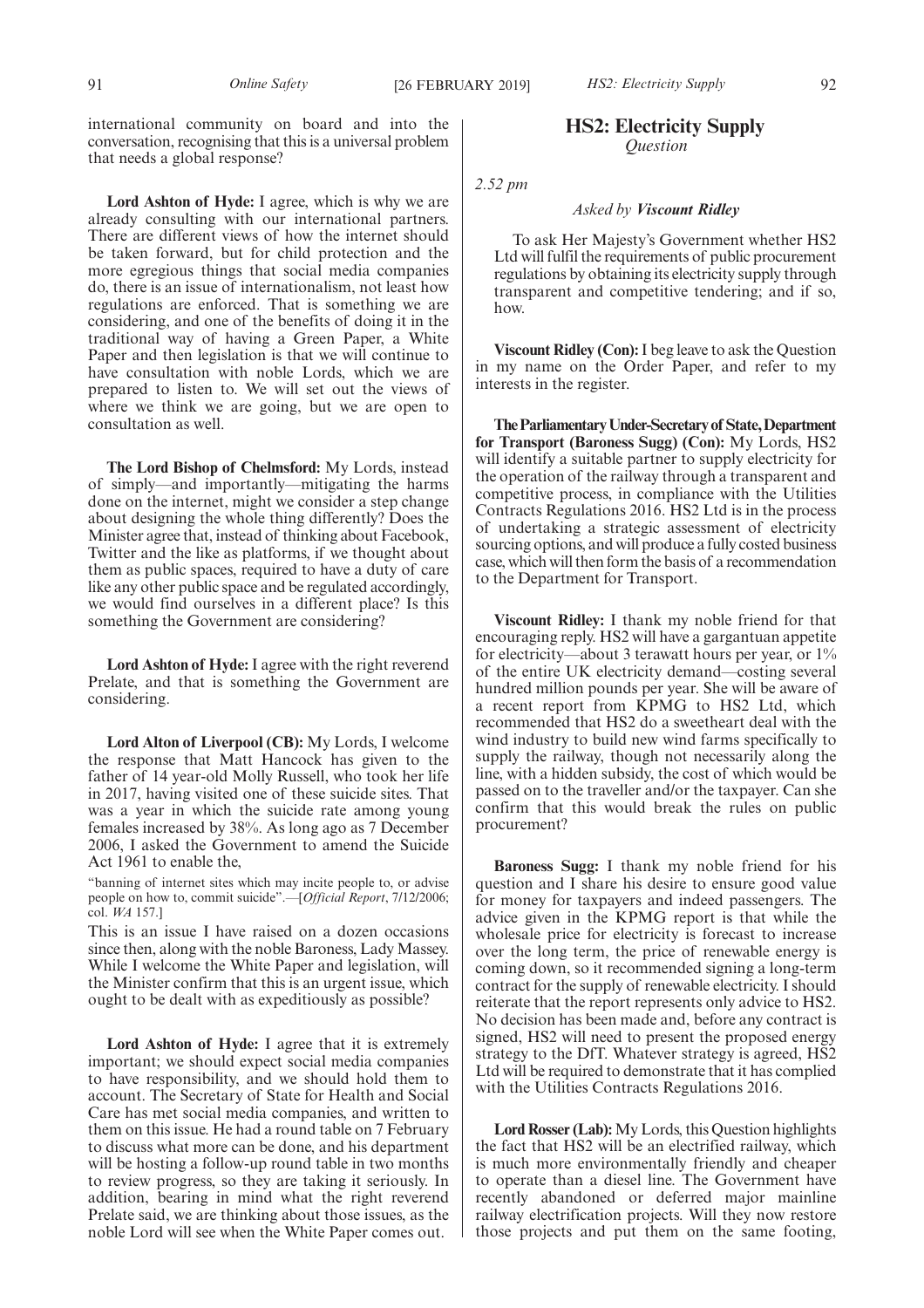international community on board and into the conversation, recognising that this is a universal problem that needs a global response?

**Lord Ashton of Hyde:** I agree, which is why we are already consulting with our international partners. There are different views of how the internet should be taken forward, but for child protection and the more egregious things that social media companies do, there is an issue of internationalism, not least how regulations are enforced. That is something we are considering, and one of the benefits of doing it in the traditional way of having a Green Paper, a White Paper and then legislation is that we will continue to have consultation with noble Lords, which we are prepared to listen to. We will set out the views of where we think we are going, but we are open to consultation as well.

**The Lord Bishop of Chelmsford:** My Lords, instead of simply—and importantly—mitigating the harms done on the internet, might we consider a step change about designing the whole thing differently? Does the Minister agree that, instead of thinking about Facebook, Twitter and the like as platforms, if we thought about them as public spaces, required to have a duty of care like any other public space and be regulated accordingly, we would find ourselves in a different place? Is this something the Government are considering?

**Lord Ashton of Hyde:** I agree with the right reverend Prelate, and that is something the Government are considering.

**Lord Alton of Liverpool (CB):** My Lords, I welcome the response that Matt Hancock has given to the father of 14 year-old Molly Russell, who took her life in 2017, having visited one of these suicide sites. That was a year in which the suicide rate among young females increased by 38%. As long ago as 7 December 2006, I asked the Government to amend the Suicide Act 1961 to enable the,

"banning of internet sites which may incite people to, or advise people on how to, commit suicide".—[*Official Report*, 7/12/2006; col. *WA* 157.]

This is an issue I have raised on a dozen occasions since then, along with the noble Baroness, Lady Massey. While I welcome the White Paper and legislation, will the Minister confirm that this is an urgent issue, which ought to be dealt with as expeditiously as possible?

**Lord Ashton of Hyde:** I agree that it is extremely important; we should expect social media companies to have responsibility, and we should hold them to account. The Secretary of State for Health and Social Care has met social media companies, and written to them on this issue. He had a round table on 7 February to discuss what more can be done, and his department will be hosting a follow-up round table in two months to review progress, so they are taking it seriously. In addition, bearing in mind what the right reverend Prelate said, we are thinking about those issues, as the noble Lord will see when the White Paper comes out.

## HS2: Electricity Supply

*Question*

*2.52 pm*

*Asked by **Viscount Ridley***

To ask Her Majesty's Government whether HS2 Ltd will fulfil the requirements of public procurement regulations by obtaining its electricity supply through transparent and competitive tendering; and if so, how.

**Viscount Ridley (Con):** I beg leave to ask the Question in my name on the Order Paper, and refer to my interests in the register.

**The Parliamentary Under-Secretary of State, Department for Transport (Baroness Sugg) (Con):** My Lords, HS2 will identify a suitable partner to supply electricity for the operation of the railway through a transparent and competitive process, in compliance with the Utilities Contracts Regulations 2016. HS2 Ltd is in the process of undertaking a strategic assessment of electricity sourcing options, and will produce a fully costed business case, which will then form the basis of a recommendation to the Department for Transport.

**Viscount Ridley:** I thank my noble friend for that encouraging reply. HS2 will have a gargantuan appetite for electricity—about 3 terawatt hours per year, or 1% of the entire UK electricity demand—costing several hundred million pounds per year. She will be aware of a recent report from KPMG to HS2 Ltd, which recommended that HS2 do a sweetheart deal with the wind industry to build new wind farms specifically to supply the railway, though not necessarily along the line, with a hidden subsidy, the cost of which would be passed on to the traveller and/or the taxpayer. Can she confirm that this would break the rules on public procurement?

**Baroness Sugg:** I thank my noble friend for his question and I share his desire to ensure good value for money for taxpayers and indeed passengers. The advice given in the KPMG report is that while the wholesale price for electricity is forecast to increase over the long term, the price of renewable energy is coming down, so it recommended signing a long-term contract for the supply of renewable electricity. I should reiterate that the report represents only advice to HS2. No decision has been made and, before any contract is signed, HS2 will need to present the proposed energy strategy to the DfT. Whatever strategy is agreed, HS2 Ltd will be required to demonstrate that it has complied with the Utilities Contracts Regulations 2016.

**Lord Rosser (Lab):** My Lords, this Question highlights the fact that HS2 will be an electrified railway, which is much more environmentally friendly and cheaper to operate than a diesel line. The Government have recently abandoned or deferred major mainline railway electrification projects. Will they now restore those projects and put them on the same footing,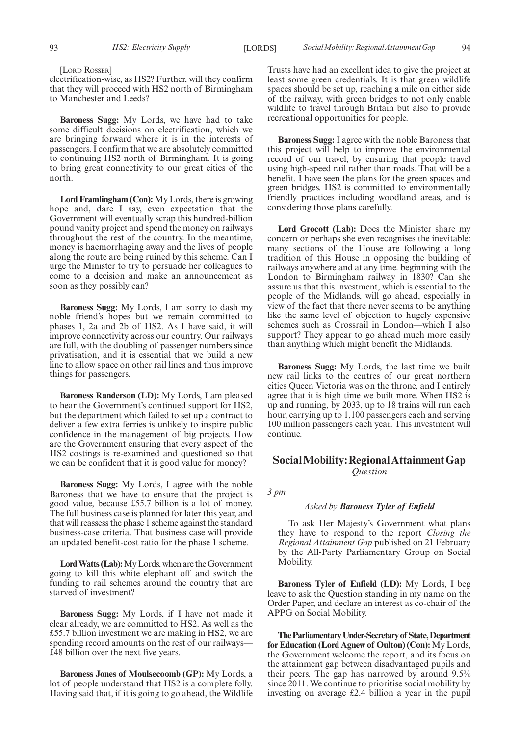[Lord Rosser]

electrification-wise, as HS2? Further, will they confirm that they will proceed with HS2 north of Birmingham to Manchester and Leeds?

**Baroness Sugg:** My Lords, we have had to take some difficult decisions on electrification, which we are bringing forward where it is in the interests of passengers. I confirm that we are absolutely committed to continuing HS2 north of Birmingham. It is going to bring great connectivity to our great cities of the north.

**Lord Framlingham (Con):** My Lords, there is growing hope and, dare I say, even expectation that the Government will eventually scrap this hundred-billion pound vanity project and spend the money on railways throughout the rest of the country. In the meantime, money is haemorrhaging away and the lives of people along the route are being ruined by this scheme. Can I urge the Minister to try to persuade her colleagues to come to a decision and make an announcement as soon as they possibly can?

**Baroness Sugg:** My Lords, I am sorry to dash my noble friend's hopes but we remain committed to phases 1, 2a and 2b of HS2. As I have said, it will improve connectivity across our country. Our railways are full, with the doubling of passenger numbers since privatisation, and it is essential that we build a new line to allow space on other rail lines and thus improve things for passengers.

**Baroness Randerson (LD):** My Lords, I am pleased to hear the Government's continued support for HS2, but the department which failed to set up a contract to deliver a few extra ferries is unlikely to inspire public confidence in the management of big projects. How are the Government ensuring that every aspect of the HS2 costings is re-examined and questioned so that we can be confident that it is good value for money?

**Baroness Sugg:** My Lords, I agree with the noble Baroness that we have to ensure that the project is good value, because £55.7 billion is a lot of money. The full business case is planned for later this year, and that will reassess the phase 1 scheme against the standard business-case criteria. That business case will provide an updated benefit-cost ratio for the phase 1 scheme.

**Lord Watts (Lab):** My Lords, when are the Government going to kill this white elephant off and switch the funding to rail schemes around the country that are starved of investment?

**Baroness Sugg:** My Lords, if I have not made it clear already, we are committed to HS2. As well as the £55.7 billion investment we are making in HS2, we are spending record amounts on the rest of our railways—£48 billion over the next five years.

**Baroness Jones of Moulsecoomb (GP):** My Lords, a lot of people understand that HS2 is a complete folly. Having said that, if it is going to go ahead, the Wildlife Trusts have had an excellent idea to give the project at least some green credentials. It is that green wildlife spaces should be set up, reaching a mile on either side of the railway, with green bridges to not only enable wildlife to travel through Britain but also to provide recreational opportunities for people.

**Baroness Sugg:** I agree with the noble Baroness that this project will help to improve the environmental record of our travel, by ensuring that people travel using high-speed rail rather than roads. That will be a benefit. I have seen the plans for the green spaces and green bridges. HS2 is committed to environmentally friendly practices including woodland areas, and is considering those plans carefully.

**Lord Grocott (Lab):** Does the Minister share my concern or perhaps she even recognises the inevitable: many sections of the House are following a long tradition of this House in opposing the building of railways anywhere and at any time. beginning with the London to Birmingham railway in 1830? Can she assure us that this investment, which is essential to the people of the Midlands, will go ahead, especially in view of the fact that there never seems to be anything like the same level of objection to hugely expensive schemes such as Crossrail in London—which I also support? They appear to go ahead much more easily than anything which might benefit the Midlands.

**Baroness Sugg:** My Lords, the last time we built new rail links to the centres of our great northern cities Queen Victoria was on the throne, and I entirely agree that it is high time we built more. When HS2 is up and running, by 2033, up to 18 trains will run each hour, carrying up to 1,100 passengers each and serving 100 million passengers each year. This investment will continue.

## Social Mobility: Regional Attainment Gap
*Question*

*3 pm*

*Asked by **Baroness Tyler of Enfield***

To ask Her Majesty's Government what plans they have to respond to the report *Closing the Regional Attainment Gap* published on 21 February by the All-Party Parliamentary Group on Social Mobility.

**Baroness Tyler of Enfield (LD):** My Lords, I beg leave to ask the Question standing in my name on the Order Paper, and declare an interest as co-chair of the APPG on Social Mobility.

**The Parliamentary Under-Secretary of State, Department for Education (Lord Agnew of Oulton) (Con):** My Lords, the Government welcome the report, and its focus on the attainment gap between disadvantaged pupils and their peers. The gap has narrowed by around 9.5% since 2011. We continue to prioritise social mobility by investing on average £2.4 billion a year in the pupil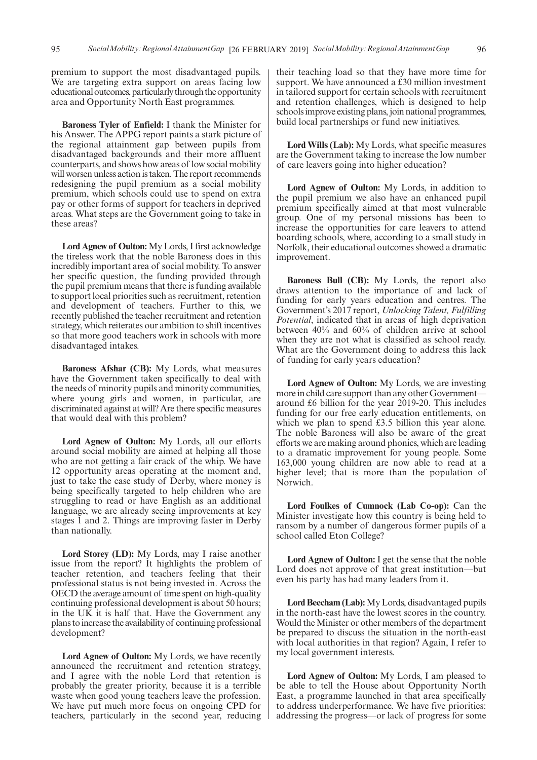premium to support the most disadvantaged pupils. We are targeting extra support on areas facing low educational outcomes, particularly through the opportunity area and Opportunity North East programmes.

**Baroness Tyler of Enfield:** I thank the Minister for his Answer. The APPG report paints a stark picture of the regional attainment gap between pupils from disadvantaged backgrounds and their more affluent counterparts, and shows how areas of low social mobility will worsen unless action is taken. The report recommends redesigning the pupil premium as a social mobility premium, which schools could use to spend on extra pay or other forms of support for teachers in deprived areas. What steps are the Government going to take in these areas?

**Lord Agnew of Oulton:** My Lords, I first acknowledge the tireless work that the noble Baroness does in this incredibly important area of social mobility. To answer her specific question, the funding provided through the pupil premium means that there is funding available to support local priorities such as recruitment, retention and development of teachers. Further to this, we recently published the teacher recruitment and retention strategy, which reiterates our ambition to shift incentives so that more good teachers work in schools with more disadvantaged intakes.

**Baroness Afshar (CB):** My Lords, what measures have the Government taken specifically to deal with the needs of minority pupils and minority communities, where young girls and women, in particular, are discriminated against at will? Are there specific measures that would deal with this problem?

**Lord Agnew of Oulton:** My Lords, all our efforts around social mobility are aimed at helping all those who are not getting a fair crack of the whip. We have 12 opportunity areas operating at the moment and, just to take the case study of Derby, where money is being specifically targeted to help children who are struggling to read or have English as an additional language, we are already seeing improvements at key stages 1 and 2. Things are improving faster in Derby than nationally.

**Lord Storey (LD):** My Lords, may I raise another issue from the report? It highlights the problem of teacher retention, and teachers feeling that their professional status is not being invested in. Across the OECD the average amount of time spent on high-quality continuing professional development is about 50 hours; in the UK it is half that. Have the Government any plans to increase the availability of continuing professional development?

**Lord Agnew of Oulton:** My Lords, we have recently announced the recruitment and retention strategy, and I agree with the noble Lord that retention is probably the greater priority, because it is a terrible waste when good young teachers leave the profession. We have put much more focus on ongoing CPD for teachers, particularly in the second year, reducing their teaching load so that they have more time for support. We have announced a £30 million investment in tailored support for certain schools with recruitment and retention challenges, which is designed to help schools improve existing plans, join national programmes, build local partnerships or fund new initiatives.

**Lord Wills (Lab):** My Lords, what specific measures are the Government taking to increase the low number of care leavers going into higher education?

**Lord Agnew of Oulton:** My Lords, in addition to the pupil premium we also have an enhanced pupil premium specifically aimed at that most vulnerable group. One of my personal missions has been to increase the opportunities for care leavers to attend boarding schools, where, according to a small study in Norfolk, their educational outcomes showed a dramatic improvement.

**Baroness Bull (CB):** My Lords, the report also draws attention to the importance of and lack of funding for early years education and centres. The Government's 2017 report, *Unlocking Talent, Fulfilling Potential*, indicated that in areas of high deprivation between 40% and 60% of children arrive at school when they are not what is classified as school ready. What are the Government doing to address this lack of funding for early years education?

**Lord Agnew of Oulton:** My Lords, we are investing more in child care support than any other Government—around £6 billion for the year 2019-20. This includes funding for our free early education entitlements, on which we plan to spend £3.5 billion this year alone. The noble Baroness will also be aware of the great efforts we are making around phonics, which are leading to a dramatic improvement for young people. Some 163,000 young children are now able to read at a higher level; that is more than the population of Norwich.

**Lord Foulkes of Cumnock (Lab Co-op):** Can the Minister investigate how this country is being held to ransom by a number of dangerous former pupils of a school called Eton College?

**Lord Agnew of Oulton:** I get the sense that the noble Lord does not approve of that great institution—but even his party has had many leaders from it.

**Lord Beecham (Lab):** My Lords, disadvantaged pupils in the north-east have the lowest scores in the country. Would the Minister or other members of the department be prepared to discuss the situation in the north-east with local authorities in that region? Again, I refer to my local government interests.

**Lord Agnew of Oulton:** My Lords, I am pleased to be able to tell the House about Opportunity North East, a programme launched in that area specifically to address underperformance. We have five priorities: addressing the progress—or lack of progress for some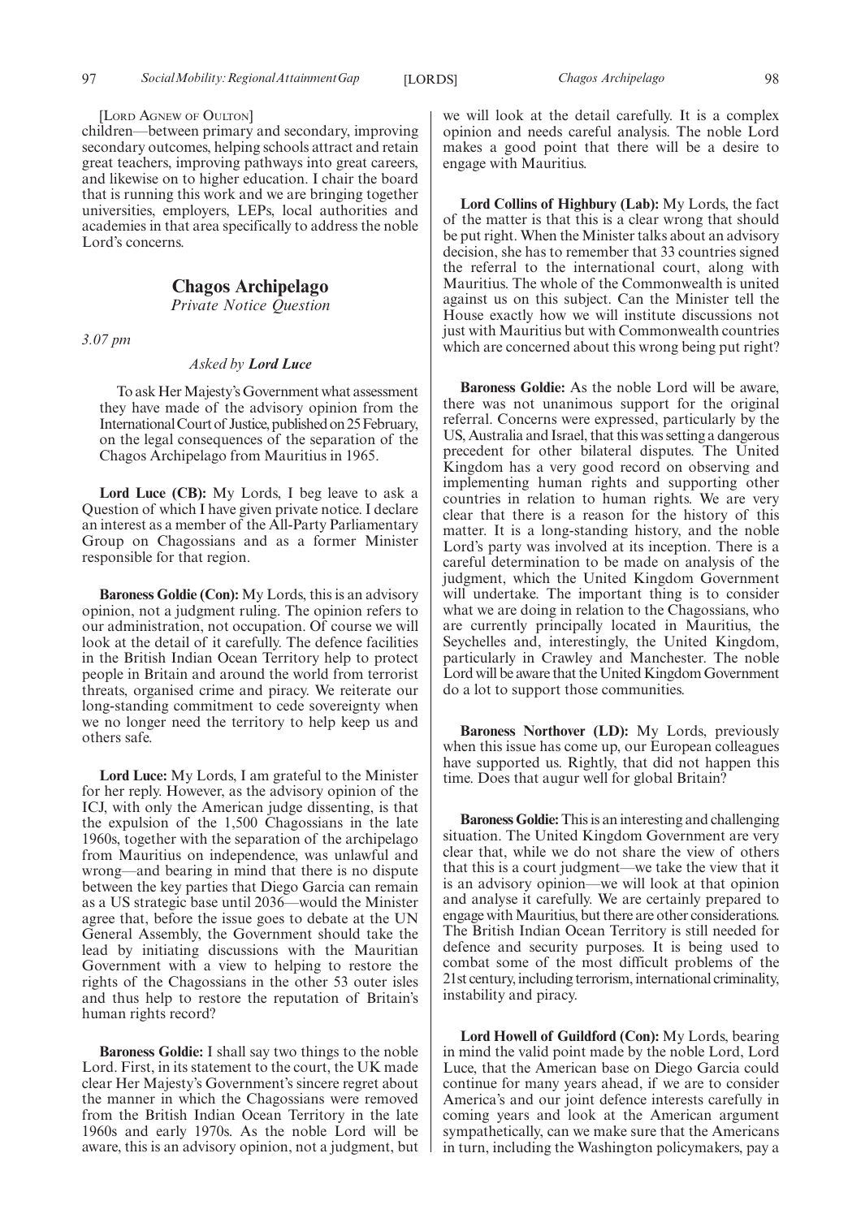[Lord Agnew of Oulton]

children—between primary and secondary, improving secondary outcomes, helping schools attract and retain great teachers, improving pathways into great careers, and likewise on to higher education. I chair the board that is running this work and we are bringing together universities, employers, LEPs, local authorities and academies in that area specifically to address the noble Lord's concerns.

## Chagos Archipelago

*Private Notice Question*

*3.07 pm*

*Asked by* ***Lord Luce***

To ask Her Majesty's Government what assessment they have made of the advisory opinion from the International Court of Justice, published on 25 February, on the legal consequences of the separation of the Chagos Archipelago from Mauritius in 1965.

**Lord Luce (CB):** My Lords, I beg leave to ask a Question of which I have given private notice. I declare an interest as a member of the All-Party Parliamentary Group on Chagossians and as a former Minister responsible for that region.

**Baroness Goldie (Con):** My Lords, this is an advisory opinion, not a judgment ruling. The opinion refers to our administration, not occupation. Of course we will look at the detail of it carefully. The defence facilities in the British Indian Ocean Territory help to protect people in Britain and around the world from terrorist threats, organised crime and piracy. We reiterate our long-standing commitment to cede sovereignty when we no longer need the territory to help keep us and others safe.

**Lord Luce:** My Lords, I am grateful to the Minister for her reply. However, as the advisory opinion of the ICJ, with only the American judge dissenting, is that the expulsion of the 1,500 Chagossians in the late 1960s, together with the separation of the archipelago from Mauritius on independence, was unlawful and wrong—and bearing in mind that there is no dispute between the key parties that Diego Garcia can remain as a US strategic base until 2036—would the Minister agree that, before the issue goes to debate at the UN General Assembly, the Government should take the lead by initiating discussions with the Mauritian Government with a view to helping to restore the rights of the Chagossians in the other 53 outer isles and thus help to restore the reputation of Britain's human rights record?

**Baroness Goldie:** I shall say two things to the noble Lord. First, in its statement to the court, the UK made clear Her Majesty's Government's sincere regret about the manner in which the Chagossians were removed from the British Indian Ocean Territory in the late 1960s and early 1970s. As the noble Lord will be aware, this is an advisory opinion, not a judgment, but we will look at the detail carefully. It is a complex opinion and needs careful analysis. The noble Lord makes a good point that there will be a desire to engage with Mauritius.

**Lord Collins of Highbury (Lab):** My Lords, the fact of the matter is that this is a clear wrong that should be put right. When the Minister talks about an advisory decision, she has to remember that 33 countries signed the referral to the international court, along with Mauritius. The whole of the Commonwealth is united against us on this subject. Can the Minister tell the House exactly how we will institute discussions not just with Mauritius but with Commonwealth countries which are concerned about this wrong being put right?

**Baroness Goldie:** As the noble Lord will be aware, there was not unanimous support for the original referral. Concerns were expressed, particularly by the US, Australia and Israel, that this was setting a dangerous precedent for other bilateral disputes. The United Kingdom has a very good record on observing and implementing human rights and supporting other countries in relation to human rights. We are very clear that there is a reason for the history of this matter. It is a long-standing history, and the noble Lord's party was involved at its inception. There is a careful determination to be made on analysis of the judgment, which the United Kingdom Government will undertake. The important thing is to consider what we are doing in relation to the Chagossians, who are currently principally located in Mauritius, the Seychelles and, interestingly, the United Kingdom, particularly in Crawley and Manchester. The noble Lord will be aware that the United Kingdom Government do a lot to support those communities.

**Baroness Northover (LD):** My Lords, previously when this issue has come up, our European colleagues have supported us. Rightly, that did not happen this time. Does that augur well for global Britain?

**Baroness Goldie:** This is an interesting and challenging situation. The United Kingdom Government are very clear that, while we do not share the view of others that this is a court judgment—we take the view that it is an advisory opinion—we will look at that opinion and analyse it carefully. We are certainly prepared to engage with Mauritius, but there are other considerations. The British Indian Ocean Territory is still needed for defence and security purposes. It is being used to combat some of the most difficult problems of the 21st century, including terrorism, international criminality, instability and piracy.

**Lord Howell of Guildford (Con):** My Lords, bearing in mind the valid point made by the noble Lord, Lord Luce, that the American base on Diego Garcia could continue for many years ahead, if we are to consider America's and our joint defence interests carefully in coming years and look at the American argument sympathetically, can we make sure that the Americans in turn, including the Washington policymakers, pay a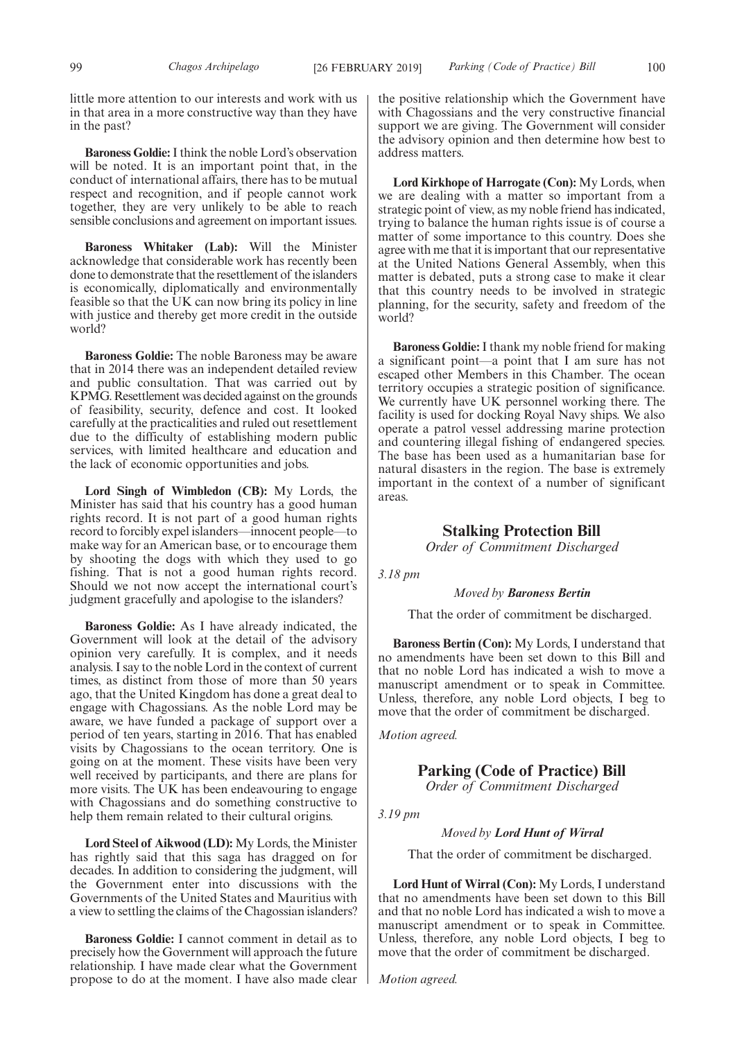little more attention to our interests and work with us in that area in a more constructive way than they have in the past?

**Baroness Goldie:** I think the noble Lord's observation will be noted. It is an important point that, in the conduct of international affairs, there has to be mutual respect and recognition, and if people cannot work together, they are very unlikely to be able to reach sensible conclusions and agreement on important issues.

**Baroness Whitaker (Lab):** Will the Minister acknowledge that considerable work has recently been done to demonstrate that the resettlement of the islanders is economically, diplomatically and environmentally feasible so that the UK can now bring its policy in line with justice and thereby get more credit in the outside world?

**Baroness Goldie:** The noble Baroness may be aware that in 2014 there was an independent detailed review and public consultation. That was carried out by KPMG. Resettlement was decided against on the grounds of feasibility, security, defence and cost. It looked carefully at the practicalities and ruled out resettlement due to the difficulty of establishing modern public services, with limited healthcare and education and the lack of economic opportunities and jobs.

**Lord Singh of Wimbledon (CB):** My Lords, the Minister has said that his country has a good human rights record. It is not part of a good human rights record to forcibly expel islanders—innocent people—to make way for an American base, or to encourage them by shooting the dogs with which they used to go fishing. That is not a good human rights record. Should we not now accept the international court's judgment gracefully and apologise to the islanders?

**Baroness Goldie:** As I have already indicated, the Government will look at the detail of the advisory opinion very carefully. It is complex, and it needs analysis. I say to the noble Lord in the context of current times, as distinct from those of more than 50 years ago, that the United Kingdom has done a great deal to engage with Chagossians. As the noble Lord may be aware, we have funded a package of support over a period of ten years, starting in 2016. That has enabled visits by Chagossians to the ocean territory. One is going on at the moment. These visits have been very well received by participants, and there are plans for more visits. The UK has been endeavouring to engage with Chagossians and do something constructive to help them remain related to their cultural origins.

**Lord Steel of Aikwood (LD):** My Lords, the Minister has rightly said that this saga has dragged on for decades. In addition to considering the judgment, will the Government enter into discussions with the Governments of the United States and Mauritius with a view to settling the claims of the Chagossian islanders?

**Baroness Goldie:** I cannot comment in detail as to precisely how the Government will approach the future relationship. I have made clear what the Government propose to do at the moment. I have also made clear the positive relationship which the Government have with Chagossians and the very constructive financial support we are giving. The Government will consider the advisory opinion and then determine how best to address matters.

**Lord Kirkhope of Harrogate (Con):** My Lords, when we are dealing with a matter so important from a strategic point of view, as my noble friend has indicated, trying to balance the human rights issue is of course a matter of some importance to this country. Does she agree with me that it is important that our representative at the United Nations General Assembly, when this matter is debated, puts a strong case to make it clear that this country needs to be involved in strategic planning, for the security, safety and freedom of the world?

**Baroness Goldie:** I thank my noble friend for making a significant point—a point that I am sure has not escaped other Members in this Chamber. The ocean territory occupies a strategic position of significance. We currently have UK personnel working there. The facility is used for docking Royal Navy ships. We also operate a patrol vessel addressing marine protection and countering illegal fishing of endangered species. The base has been used as a humanitarian base for natural disasters in the region. The base is extremely important in the context of a number of significant areas.

## Stalking Protection Bill

*Order of Commitment Discharged*

*3.18 pm*

*Moved by **Baroness Bertin***

That the order of commitment be discharged.

**Baroness Bertin (Con):** My Lords, I understand that no amendments have been set down to this Bill and that no noble Lord has indicated a wish to move a manuscript amendment or to speak in Committee. Unless, therefore, any noble Lord objects, I beg to move that the order of commitment be discharged.

*Motion agreed.*

## Parking (Code of Practice) Bill

*Order of Commitment Discharged*

*3.19 pm*

*Moved by **Lord Hunt of Wirral***

That the order of commitment be discharged.

**Lord Hunt of Wirral (Con):** My Lords, I understand that no amendments have been set down to this Bill and that no noble Lord has indicated a wish to move a manuscript amendment or to speak in Committee. Unless, therefore, any noble Lord objects, I beg to move that the order of commitment be discharged.

*Motion agreed.*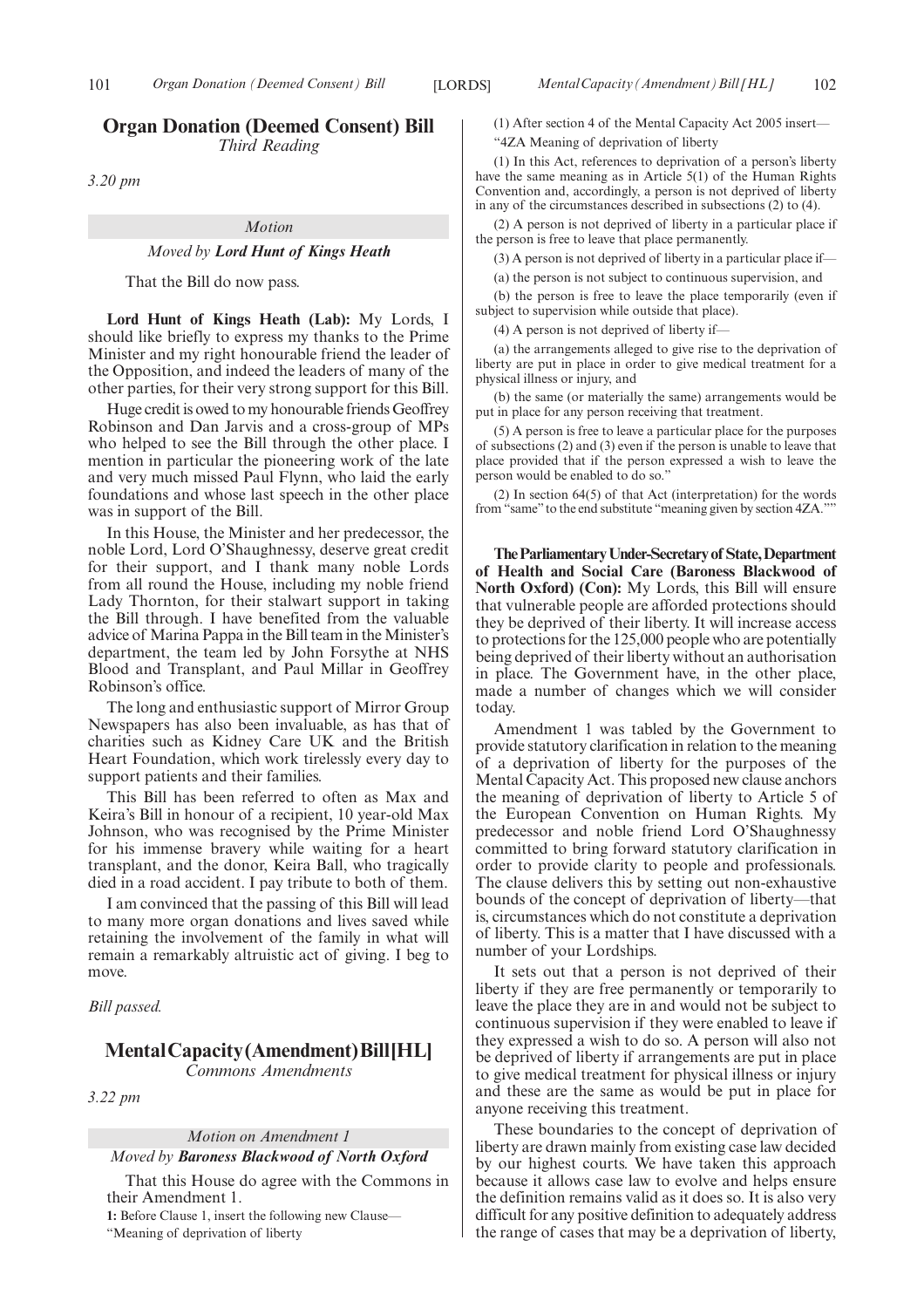## Organ Donation (Deemed Consent) Bill

*Third Reading*

*3.20 pm*

*Motion*

*Moved by* ***Lord Hunt of Kings Heath***

That the Bill do now pass.

**Lord Hunt of Kings Heath (Lab):** My Lords, I should like briefly to express my thanks to the Prime Minister and my right honourable friend the leader of the Opposition, and indeed the leaders of many of the other parties, for their very strong support for this Bill.

Huge credit is owed to my honourable friends Geoffrey Robinson and Dan Jarvis and a cross-group of MPs who helped to see the Bill through the other place. I mention in particular the pioneering work of the late and very much missed Paul Flynn, who laid the early foundations and whose last speech in the other place was in support of the Bill.

In this House, the Minister and her predecessor, the noble Lord, Lord O'Shaughnessy, deserve great credit for their support, and I thank many noble Lords from all round the House, including my noble friend Lady Thornton, for their stalwart support in taking the Bill through. I have benefited from the valuable advice of Marina Pappa in the Bill team in the Minister's department, the team led by John Forsythe at NHS Blood and Transplant, and Paul Millar in Geoffrey Robinson's office.

The long and enthusiastic support of Mirror Group Newspapers has also been invaluable, as has that of charities such as Kidney Care UK and the British Heart Foundation, which work tirelessly every day to support patients and their families.

This Bill has been referred to often as Max and Keira's Bill in honour of a recipient, 10 year-old Max Johnson, who was recognised by the Prime Minister for his immense bravery while waiting for a heart transplant, and the donor, Keira Ball, who tragically died in a road accident. I pay tribute to both of them.

I am convinced that the passing of this Bill will lead to many more organ donations and lives saved while retaining the involvement of the family in what will remain a remarkably altruistic act of giving. I beg to move.

*Bill passed.*

## Mental Capacity (Amendment) Bill [HL]

*Commons Amendments*

*3.22 pm*

*Motion on Amendment 1*

*Moved by* ***Baroness Blackwood of North Oxford***

That this House do agree with the Commons in their Amendment 1.

**1:** Before Clause 1, insert the following new Clause—

"Meaning of deprivation of liberty

(1) After section 4 of the Mental Capacity Act 2005 insert—

"4ZA Meaning of deprivation of liberty

(1) In this Act, references to deprivation of a person's liberty have the same meaning as in Article 5(1) of the Human Rights Convention and, accordingly, a person is not deprived of liberty in any of the circumstances described in subsections (2) to (4).

(2) A person is not deprived of liberty in a particular place if the person is free to leave that place permanently.

(3) A person is not deprived of liberty in a particular place if—

(a) the person is not subject to continuous supervision, and

(b) the person is free to leave the place temporarily (even if subject to supervision while outside that place).

(4) A person is not deprived of liberty if—

(a) the arrangements alleged to give rise to the deprivation of liberty are put in place in order to give medical treatment for a physical illness or injury, and

(b) the same (or materially the same) arrangements would be put in place for any person receiving that treatment.

(5) A person is free to leave a particular place for the purposes of subsections (2) and (3) even if the person is unable to leave that place provided that if the person expressed a wish to leave the person would be enabled to do so."

(2) In section 64(5) of that Act (interpretation) for the words from "same" to the end substitute "meaning given by section 4ZA.""

**The Parliamentary Under-Secretary of State, Department of Health and Social Care (Baroness Blackwood of North Oxford) (Con):** My Lords, this Bill will ensure that vulnerable people are afforded protections should they be deprived of their liberty. It will increase access to protections for the 125,000 people who are potentially being deprived of their liberty without an authorisation in place. The Government have, in the other place, made a number of changes which we will consider today.

Amendment 1 was tabled by the Government to provide statutory clarification in relation to the meaning of a deprivation of liberty for the purposes of the Mental Capacity Act. This proposed new clause anchors the meaning of deprivation of liberty to Article 5 of the European Convention on Human Rights. My predecessor and noble friend Lord O'Shaughnessy committed to bring forward statutory clarification in order to provide clarity to people and professionals. The clause delivers this by setting out non-exhaustive bounds of the concept of deprivation of liberty—that is, circumstances which do not constitute a deprivation of liberty. This is a matter that I have discussed with a number of your Lordships.

It sets out that a person is not deprived of their liberty if they are free permanently or temporarily to leave the place they are in and would not be subject to continuous supervision if they were enabled to leave if they expressed a wish to do so. A person will also not be deprived of liberty if arrangements are put in place to give medical treatment for physical illness or injury and these are the same as would be put in place for anyone receiving this treatment.

These boundaries to the concept of deprivation of liberty are drawn mainly from existing case law decided by our highest courts. We have taken this approach because it allows case law to evolve and helps ensure the definition remains valid as it does so. It is also very difficult for any positive definition to adequately address the range of cases that may be a deprivation of liberty,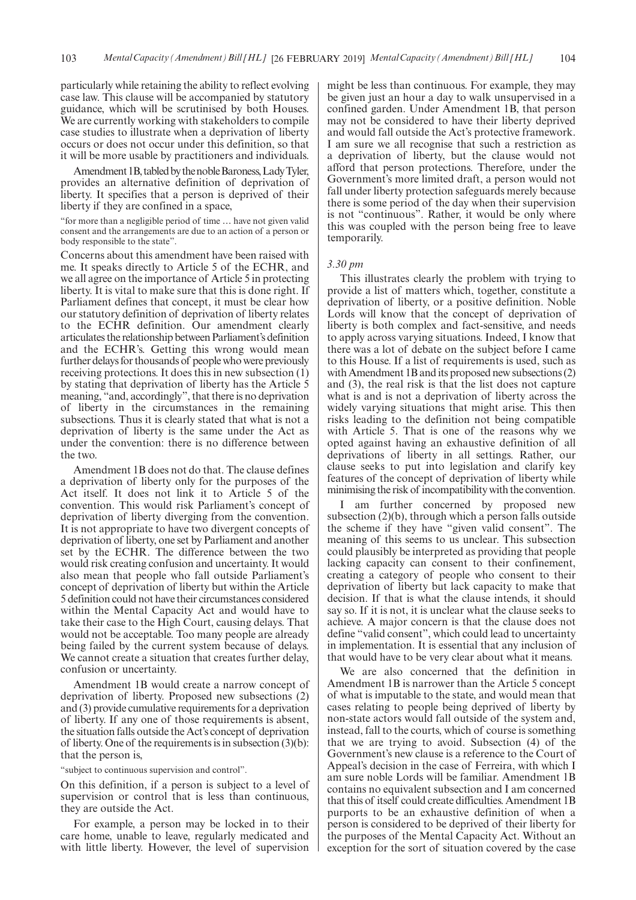particularly while retaining the ability to reflect evolving case law. This clause will be accompanied by statutory guidance, which will be scrutinised by both Houses. We are currently working with stakeholders to compile case studies to illustrate when a deprivation of liberty occurs or does not occur under this definition, so that it will be more usable by practitioners and individuals.

Amendment 1B, tabled by the noble Baroness, Lady Tyler, provides an alternative definition of deprivation of liberty. It specifies that a person is deprived of their liberty if they are confined in a space,

"for more than a negligible period of time … have not given valid consent and the arrangements are due to an action of a person or body responsible to the state".

Concerns about this amendment have been raised with me. It speaks directly to Article 5 of the ECHR, and we all agree on the importance of Article 5 in protecting liberty. It is vital to make sure that this is done right. If Parliament defines that concept, it must be clear how our statutory definition of deprivation of liberty relates to the ECHR definition. Our amendment clearly articulates the relationship between Parliament's definition and the ECHR's. Getting this wrong would mean further delays for thousands of people who were previously receiving protections. It does this in new subsection (1) by stating that deprivation of liberty has the Article 5 meaning, "and, accordingly", that there is no deprivation of liberty in the circumstances in the remaining subsections. Thus it is clearly stated that what is not a deprivation of liberty is the same under the Act as under the convention: there is no difference between the two.

Amendment 1B does not do that. The clause defines a deprivation of liberty only for the purposes of the Act itself. It does not link it to Article 5 of the convention. This would risk Parliament's concept of deprivation of liberty diverging from the convention. It is not appropriate to have two divergent concepts of deprivation of liberty, one set by Parliament and another set by the ECHR. The difference between the two would risk creating confusion and uncertainty. It would also mean that people who fall outside Parliament's concept of deprivation of liberty but within the Article 5 definition could not have their circumstances considered within the Mental Capacity Act and would have to take their case to the High Court, causing delays. That would not be acceptable. Too many people are already being failed by the current system because of delays. We cannot create a situation that creates further delay, confusion or uncertainty.

Amendment 1B would create a narrow concept of deprivation of liberty. Proposed new subsections (2) and (3) provide cumulative requirements for a deprivation of liberty. If any one of those requirements is absent, the situation falls outside the Act's concept of deprivation of liberty. One of the requirements is in subsection (3)(b): that the person is,

"subject to continuous supervision and control".

On this definition, if a person is subject to a level of supervision or control that is less than continuous, they are outside the Act.

For example, a person may be locked in to their care home, unable to leave, regularly medicated and with little liberty. However, the level of supervision might be less than continuous. For example, they may be given just an hour a day to walk unsupervised in a confined garden. Under Amendment 1B, that person may not be considered to have their liberty deprived and would fall outside the Act's protective framework. I am sure we all recognise that such a restriction as a deprivation of liberty, but the clause would not afford that person protections. Therefore, under the Government's more limited draft, a person would not fall under liberty protection safeguards merely because there is some period of the day when their supervision is not "continuous". Rather, it would be only where this was coupled with the person being free to leave temporarily.

*3.30 pm*

This illustrates clearly the problem with trying to provide a list of matters which, together, constitute a deprivation of liberty, or a positive definition. Noble Lords will know that the concept of deprivation of liberty is both complex and fact-sensitive, and needs to apply across varying situations. Indeed, I know that there was a lot of debate on the subject before I came to this House. If a list of requirements is used, such as with Amendment 1B and its proposed new subsections (2) and (3), the real risk is that the list does not capture what is and is not a deprivation of liberty across the widely varying situations that might arise. This then risks leading to the definition not being compatible with Article 5. That is one of the reasons why we opted against having an exhaustive definition of all deprivations of liberty in all settings. Rather, our clause seeks to put into legislation and clarify key features of the concept of deprivation of liberty while minimising the risk of incompatibility with the convention.

I am further concerned by proposed new subsection (2)(b), through which a person falls outside the scheme if they have "given valid consent". The meaning of this seems to us unclear. This subsection could plausibly be interpreted as providing that people lacking capacity can consent to their confinement, creating a category of people who consent to their deprivation of liberty but lack capacity to make that decision. If that is what the clause intends, it should say so. If it is not, it is unclear what the clause seeks to achieve. A major concern is that the clause does not define "valid consent", which could lead to uncertainty in implementation. It is essential that any inclusion of that would have to be very clear about what it means.

We are also concerned that the definition in Amendment 1B is narrower than the Article 5 concept of what is imputable to the state, and would mean that cases relating to people being deprived of liberty by non-state actors would fall outside of the system and, instead, fall to the courts, which of course is something that we are trying to avoid. Subsection (4) of the Government's new clause is a reference to the Court of Appeal's decision in the case of Ferreira, with which I am sure noble Lords will be familiar. Amendment 1B contains no equivalent subsection and I am concerned that this of itself could create difficulties. Amendment 1B purports to be an exhaustive definition of when a person is considered to be deprived of their liberty for the purposes of the Mental Capacity Act. Without an exception for the sort of situation covered by the case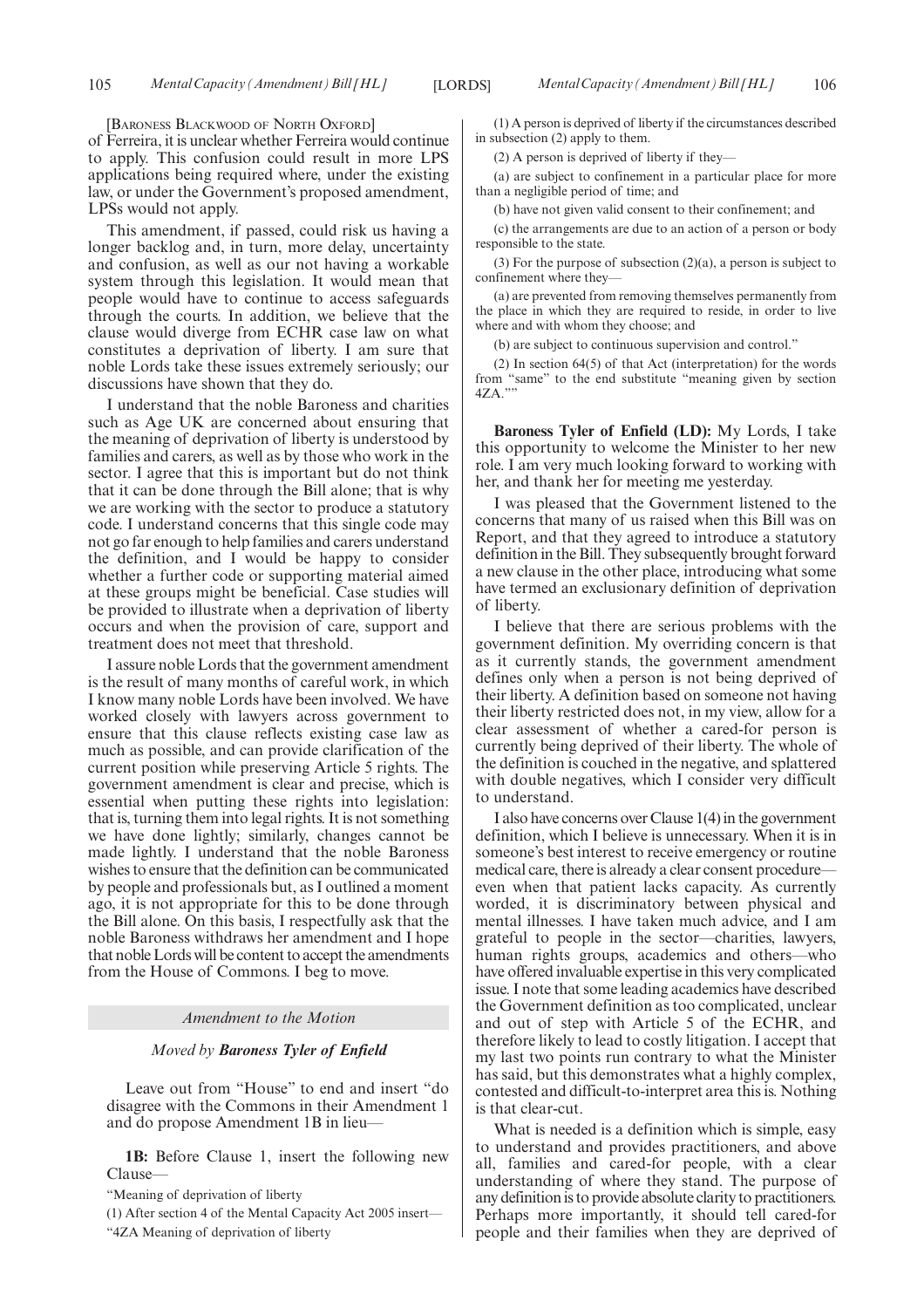[Baroness Blackwood of North Oxford]

of Ferreira, it is unclear whether Ferreira would continue to apply. This confusion could result in more LPS applications being required where, under the existing law, or under the Government's proposed amendment, LPSs would not apply.

This amendment, if passed, could risk us having a longer backlog and, in turn, more delay, uncertainty and confusion, as well as our not having a workable system through this legislation. It would mean that people would have to continue to access safeguards through the courts. In addition, we believe that the clause would diverge from ECHR case law on what constitutes a deprivation of liberty. I am sure that noble Lords take these issues extremely seriously; our discussions have shown that they do.

I understand that the noble Baroness and charities such as Age UK are concerned about ensuring that the meaning of deprivation of liberty is understood by families and carers, as well as by those who work in the sector. I agree that this is important but do not think that it can be done through the Bill alone; that is why we are working with the sector to produce a statutory code. I understand concerns that this single code may not go far enough to help families and carers understand the definition, and I would be happy to consider whether a further code or supporting material aimed at these groups might be beneficial. Case studies will be provided to illustrate when a deprivation of liberty occurs and when the provision of care, support and treatment does not meet that threshold.

I assure noble Lords that the government amendment is the result of many months of careful work, in which I know many noble Lords have been involved. We have worked closely with lawyers across government to ensure that this clause reflects existing case law as much as possible, and can provide clarification of the current position while preserving Article 5 rights. The government amendment is clear and precise, which is essential when putting these rights into legislation: that is, turning them into legal rights. It is not something we have done lightly; similarly, changes cannot be made lightly. I understand that the noble Baroness wishes to ensure that the definition can be communicated by people and professionals but, as I outlined a moment ago, it is not appropriate for this to be done through the Bill alone. On this basis, I respectfully ask that the noble Baroness withdraws her amendment and I hope that noble Lords will be content to accept the amendments from the House of Commons. I beg to move.

### *Amendment to the Motion*

*Moved by* ***Baroness Tyler of Enfield***

Leave out from "House" to end and insert "do disagree with the Commons in their Amendment 1 and do propose Amendment 1B in lieu—

**1B:** Before Clause 1, insert the following new Clause—

"Meaning of deprivation of liberty

(1) After section 4 of the Mental Capacity Act 2005 insert—

"4ZA Meaning of deprivation of liberty

(1) A person is deprived of liberty if the circumstances described in subsection (2) apply to them.

(2) A person is deprived of liberty if they—

(a) are subject to confinement in a particular place for more than a negligible period of time; and

(b) have not given valid consent to their confinement; and

(c) the arrangements are due to an action of a person or body responsible to the state.

(3) For the purpose of subsection (2)(a), a person is subject to confinement where they—

(a) are prevented from removing themselves permanently from the place in which they are required to reside, in order to live where and with whom they choose; and

(b) are subject to continuous supervision and control."

(2) In section 64(5) of that Act (interpretation) for the words from "same" to the end substitute "meaning given by section 4ZA.""

**Baroness Tyler of Enfield (LD):** My Lords, I take this opportunity to welcome the Minister to her new role. I am very much looking forward to working with her, and thank her for meeting me yesterday.

I was pleased that the Government listened to the concerns that many of us raised when this Bill was on Report, and that they agreed to introduce a statutory definition in the Bill. They subsequently brought forward a new clause in the other place, introducing what some have termed an exclusionary definition of deprivation of liberty.

I believe that there are serious problems with the government definition. My overriding concern is that as it currently stands, the government amendment defines only when a person is not being deprived of their liberty. A definition based on someone not having their liberty restricted does not, in my view, allow for a clear assessment of whether a cared-for person is currently being deprived of their liberty. The whole of the definition is couched in the negative, and splattered with double negatives, which I consider very difficult to understand.

I also have concerns over Clause 1(4) in the government definition, which I believe is unnecessary. When it is in someone's best interest to receive emergency or routine medical care, there is already a clear consent procedure—even when that patient lacks capacity. As currently worded, it is discriminatory between physical and mental illnesses. I have taken much advice, and I am grateful to people in the sector—charities, lawyers, human rights groups, academics and others—who have offered invaluable expertise in this very complicated issue. I note that some leading academics have described the Government definition as too complicated, unclear and out of step with Article 5 of the ECHR, and therefore likely to lead to costly litigation. I accept that my last two points run contrary to what the Minister has said, but this demonstrates what a highly complex, contested and difficult-to-interpret area this is. Nothing is that clear-cut.

What is needed is a definition which is simple, easy to understand and provides practitioners, and above all, families and cared-for people, with a clear understanding of where they stand. The purpose of any definition is to provide absolute clarity to practitioners. Perhaps more importantly, it should tell cared-for people and their families when they are deprived of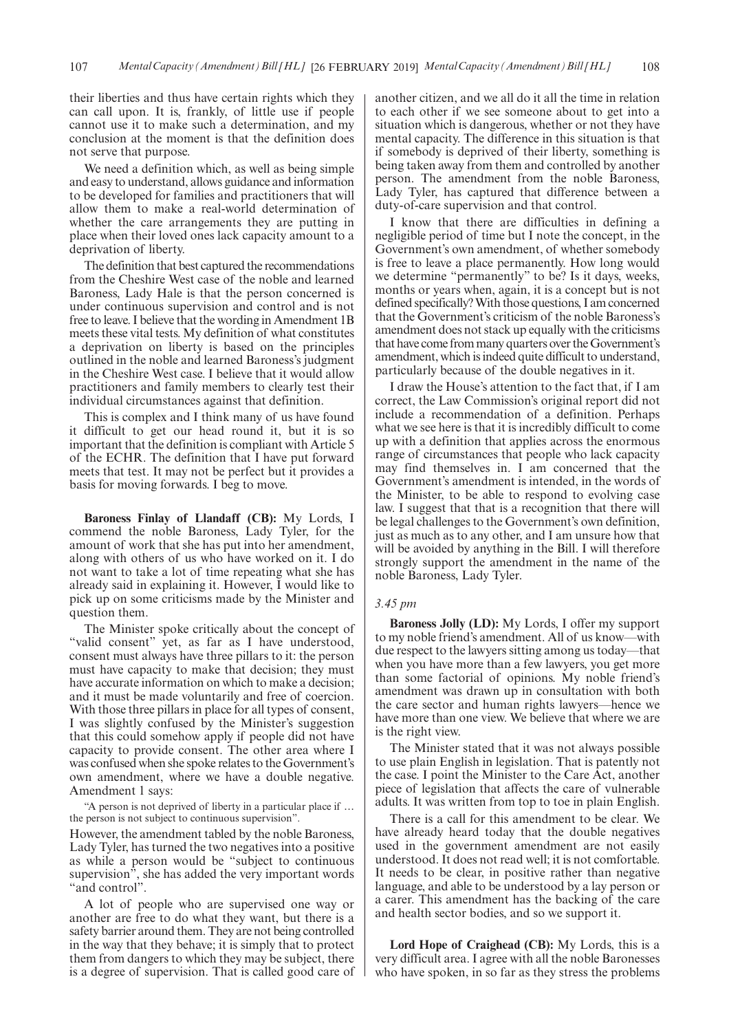their liberties and thus have certain rights which they can call upon. It is, frankly, of little use if people cannot use it to make such a determination, and my conclusion at the moment is that the definition does not serve that purpose.

We need a definition which, as well as being simple and easy to understand, allows guidance and information to be developed for families and practitioners that will allow them to make a real-world determination of whether the care arrangements they are putting in place when their loved ones lack capacity amount to a deprivation of liberty.

The definition that best captured the recommendations from the Cheshire West case of the noble and learned Baroness, Lady Hale is that the person concerned is under continuous supervision and control and is not free to leave. I believe that the wording in Amendment 1B meets these vital tests. My definition of what constitutes a deprivation on liberty is based on the principles outlined in the noble and learned Baroness's judgment in the Cheshire West case. I believe that it would allow practitioners and family members to clearly test their individual circumstances against that definition.

This is complex and I think many of us have found it difficult to get our head round it, but it is so important that the definition is compliant with Article 5 of the ECHR. The definition that I have put forward meets that test. It may not be perfect but it provides a basis for moving forwards. I beg to move.

**Baroness Finlay of Llandaff (CB):** My Lords, I commend the noble Baroness, Lady Tyler, for the amount of work that she has put into her amendment, along with others of us who have worked on it. I do not want to take a lot of time repeating what she has already said in explaining it. However, I would like to pick up on some criticisms made by the Minister and question them.

The Minister spoke critically about the concept of "valid consent" yet, as far as I have understood, consent must always have three pillars to it: the person must have capacity to make that decision; they must have accurate information on which to make a decision; and it must be made voluntarily and free of coercion. With those three pillars in place for all types of consent, I was slightly confused by the Minister's suggestion that this could somehow apply if people did not have capacity to provide consent. The other area where I was confused when she spoke relates to the Government's own amendment, where we have a double negative. Amendment 1 says:

"A person is not deprived of liberty in a particular place if … the person is not subject to continuous supervision".

However, the amendment tabled by the noble Baroness, Lady Tyler, has turned the two negatives into a positive as while a person would be "subject to continuous supervision", she has added the very important words "and control".

A lot of people who are supervised one way or another are free to do what they want, but there is a safety barrier around them. They are not being controlled in the way that they behave; it is simply that to protect them from dangers to which they may be subject, there is a degree of supervision. That is called good care of another citizen, and we all do it all the time in relation to each other if we see someone about to get into a situation which is dangerous, whether or not they have mental capacity. The difference in this situation is that if somebody is deprived of their liberty, something is being taken away from them and controlled by another person. The amendment from the noble Baroness, Lady Tyler, has captured that difference between a duty-of-care supervision and that control.

I know that there are difficulties in defining a negligible period of time but I note the concept, in the Government's own amendment, of whether somebody is free to leave a place permanently. How long would we determine "permanently" to be? Is it days, weeks, months or years when, again, it is a concept but is not defined specifically? With those questions, I am concerned that the Government's criticism of the noble Baroness's amendment does not stack up equally with the criticisms that have come from many quarters over the Government's amendment, which is indeed quite difficult to understand, particularly because of the double negatives in it.

I draw the House's attention to the fact that, if I am correct, the Law Commission's original report did not include a recommendation of a definition. Perhaps what we see here is that it is incredibly difficult to come up with a definition that applies across the enormous range of circumstances that people who lack capacity may find themselves in. I am concerned that the Government's amendment is intended, in the words of the Minister, to be able to respond to evolving case law. I suggest that that is a recognition that there will be legal challenges to the Government's own definition, just as much as to any other, and I am unsure how that will be avoided by anything in the Bill. I will therefore strongly support the amendment in the name of the noble Baroness, Lady Tyler.

*3.45 pm*

**Baroness Jolly (LD):** My Lords, I offer my support to my noble friend's amendment. All of us know—with due respect to the lawyers sitting among us today—that when you have more than a few lawyers, you get more than some factorial of opinions. My noble friend's amendment was drawn up in consultation with both the care sector and human rights lawyers—hence we have more than one view. We believe that where we are is the right view.

The Minister stated that it was not always possible to use plain English in legislation. That is patently not the case. I point the Minister to the Care Act, another piece of legislation that affects the care of vulnerable adults. It was written from top to toe in plain English.

There is a call for this amendment to be clear. We have already heard today that the double negatives used in the government amendment are not easily understood. It does not read well; it is not comfortable. It needs to be clear, in positive rather than negative language, and able to be understood by a lay person or a carer. This amendment has the backing of the care and health sector bodies, and so we support it.

**Lord Hope of Craighead (CB):** My Lords, this is a very difficult area. I agree with all the noble Baronesses who have spoken, in so far as they stress the problems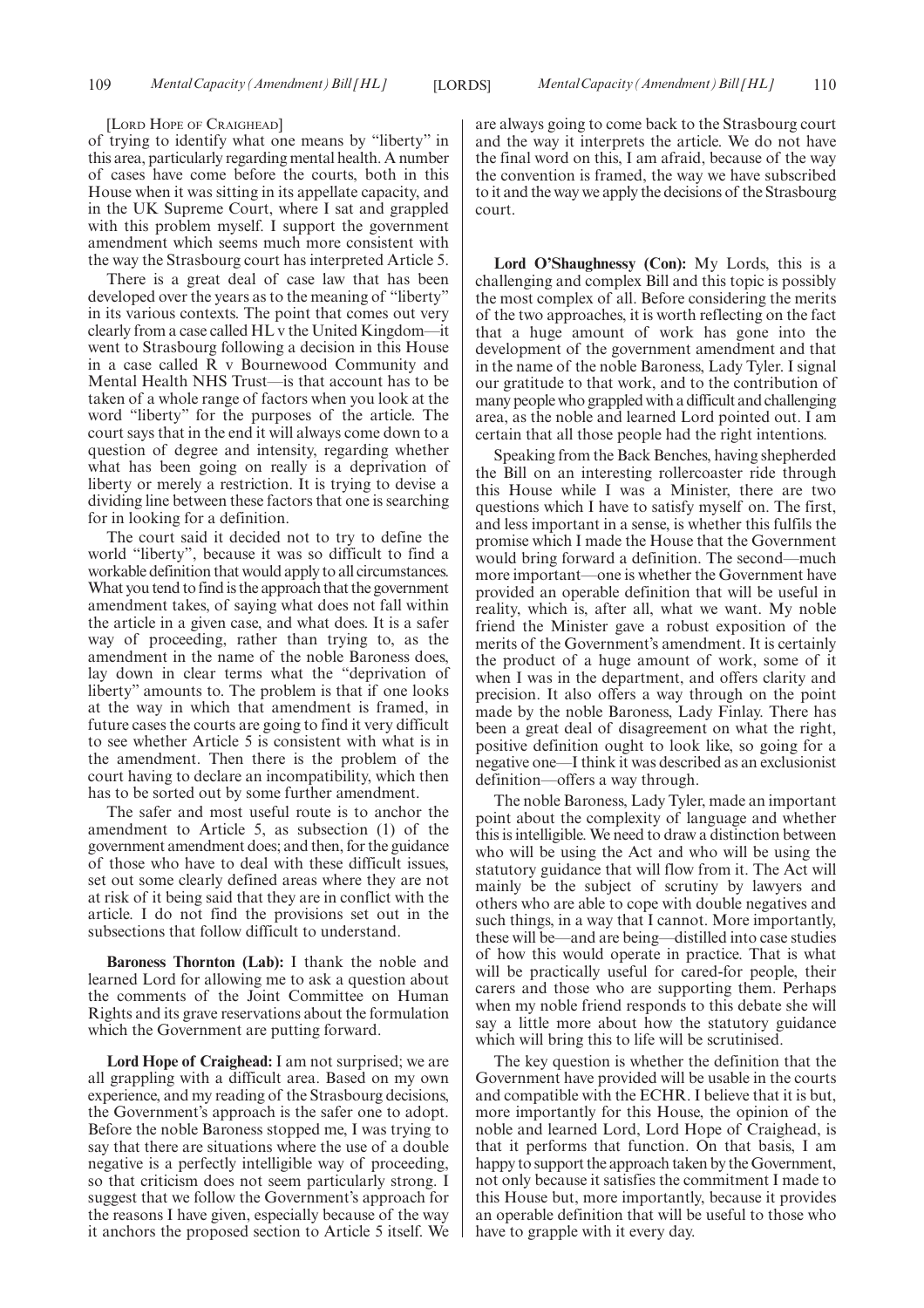[LORD HOPE OF CRAIGHEAD]

of trying to identify what one means by "liberty" in this area, particularly regarding mental health. A number of cases have come before the courts, both in this House when it was sitting in its appellate capacity, and in the UK Supreme Court, where I sat and grappled with this problem myself. I support the government amendment which seems much more consistent with the way the Strasbourg court has interpreted Article 5.

There is a great deal of case law that has been developed over the years as to the meaning of "liberty" in its various contexts. The point that comes out very clearly from a case called HL v the United Kingdom—it went to Strasbourg following a decision in this House in a case called R v Bournewood Community and Mental Health NHS Trust—is that account has to be taken of a whole range of factors when you look at the word "liberty" for the purposes of the article. The court says that in the end it will always come down to a question of degree and intensity, regarding whether what has been going on really is a deprivation of liberty or merely a restriction. It is trying to devise a dividing line between these factors that one is searching for in looking for a definition.

The court said it decided not to try to define the world "liberty", because it was so difficult to find a workable definition that would apply to all circumstances. What you tend to find is the approach that the government amendment takes, of saying what does not fall within the article in a given case, and what does. It is a safer way of proceeding, rather than trying to, as the amendment in the name of the noble Baroness does, lay down in clear terms what the "deprivation of liberty" amounts to. The problem is that if one looks at the way in which that amendment is framed, in future cases the courts are going to find it very difficult to see whether Article 5 is consistent with what is in the amendment. Then there is the problem of the court having to declare an incompatibility, which then has to be sorted out by some further amendment.

The safer and most useful route is to anchor the amendment to Article 5, as subsection (1) of the government amendment does; and then, for the guidance of those who have to deal with these difficult issues, set out some clearly defined areas where they are not at risk of it being said that they are in conflict with the article. I do not find the provisions set out in the subsections that follow difficult to understand.

**Baroness Thornton (Lab):** I thank the noble and learned Lord for allowing me to ask a question about the comments of the Joint Committee on Human Rights and its grave reservations about the formulation which the Government are putting forward.

**Lord Hope of Craighead:** I am not surprised; we are all grappling with a difficult area. Based on my own experience, and my reading of the Strasbourg decisions, the Government's approach is the safer one to adopt. Before the noble Baroness stopped me, I was trying to say that there are situations where the use of a double negative is a perfectly intelligible way of proceeding, so that criticism does not seem particularly strong. I suggest that we follow the Government's approach for the reasons I have given, especially because of the way it anchors the proposed section to Article 5 itself. We are always going to come back to the Strasbourg court and the way it interprets the article. We do not have the final word on this, I am afraid, because of the way the convention is framed, the way we have subscribed to it and the way we apply the decisions of the Strasbourg court.

**Lord O'Shaughnessy (Con):** My Lords, this is a challenging and complex Bill and this topic is possibly the most complex of all. Before considering the merits of the two approaches, it is worth reflecting on the fact that a huge amount of work has gone into the development of the government amendment and that in the name of the noble Baroness, Lady Tyler. I signal our gratitude to that work, and to the contribution of many people who grappled with a difficult and challenging area, as the noble and learned Lord pointed out. I am certain that all those people had the right intentions.

Speaking from the Back Benches, having shepherded the Bill on an interesting rollercoaster ride through this House while I was a Minister, there are two questions which I have to satisfy myself on. The first, and less important in a sense, is whether this fulfils the promise which I made the House that the Government would bring forward a definition. The second—much more important—one is whether the Government have provided an operable definition that will be useful in reality, which is, after all, what we want. My noble friend the Minister gave a robust exposition of the merits of the Government's amendment. It is certainly the product of a huge amount of work, some of it when I was in the department, and offers clarity and precision. It also offers a way through on the point made by the noble Baroness, Lady Finlay. There has been a great deal of disagreement on what the right, positive definition ought to look like, so going for a negative one—I think it was described as an exclusionist definition—offers a way through.

The noble Baroness, Lady Tyler, made an important point about the complexity of language and whether this is intelligible. We need to draw a distinction between who will be using the Act and who will be using the statutory guidance that will flow from it. The Act will mainly be the subject of scrutiny by lawyers and others who are able to cope with double negatives and such things, in a way that I cannot. More importantly, these will be—and are being—distilled into case studies of how this would operate in practice. That is what will be practically useful for cared-for people, their carers and those who are supporting them. Perhaps when my noble friend responds to this debate she will say a little more about how the statutory guidance which will bring this to life will be scrutinised.

The key question is whether the definition that the Government have provided will be usable in the courts and compatible with the ECHR. I believe that it is but, more importantly for this House, the opinion of the noble and learned Lord, Lord Hope of Craighead, is that it performs that function. On that basis, I am happy to support the approach taken by the Government, not only because it satisfies the commitment I made to this House but, more importantly, because it provides an operable definition that will be useful to those who have to grapple with it every day.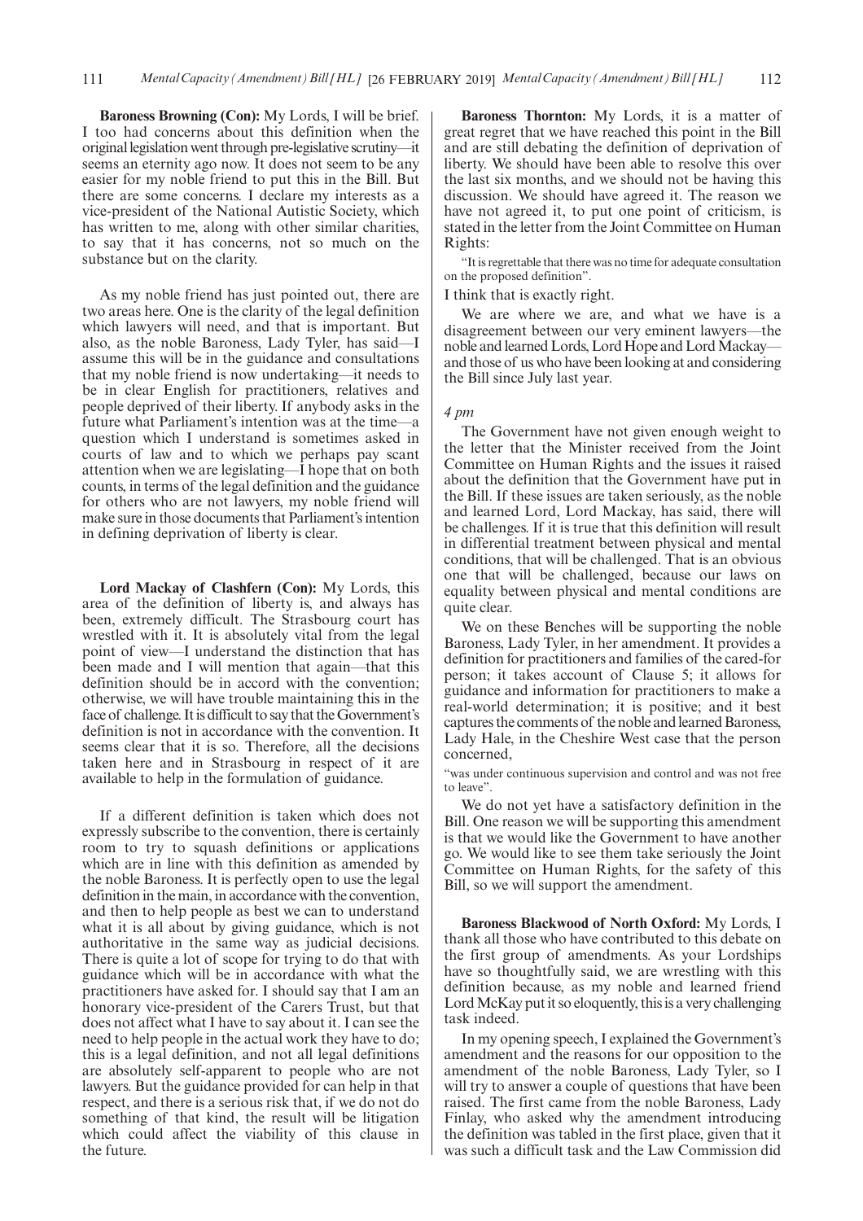**Baroness Browning (Con):** My Lords, I will be brief. I too had concerns about this definition when the original legislation went through pre-legislative scrutiny—it seems an eternity ago now. It does not seem to be any easier for my noble friend to put this in the Bill. But there are some concerns. I declare my interests as a vice-president of the National Autistic Society, which has written to me, along with other similar charities, to say that it has concerns, not so much on the substance but on the clarity.

As my noble friend has just pointed out, there are two areas here. One is the clarity of the legal definition which lawyers will need, and that is important. But also, as the noble Baroness, Lady Tyler, has said—I assume this will be in the guidance and consultations that my noble friend is now undertaking—it needs to be in clear English for practitioners, relatives and people deprived of their liberty. If anybody asks in the future what Parliament's intention was at the time—a question which I understand is sometimes asked in courts of law and to which we perhaps pay scant attention when we are legislating—I hope that on both counts, in terms of the legal definition and the guidance for others who are not lawyers, my noble friend will make sure in those documents that Parliament's intention in defining deprivation of liberty is clear.

**Lord Mackay of Clashfern (Con):** My Lords, this area of the definition of liberty is, and always has been, extremely difficult. The Strasbourg court has wrestled with it. It is absolutely vital from the legal point of view—I understand the distinction that has been made and I will mention that again—that this definition should be in accord with the convention; otherwise, we will have trouble maintaining this in the face of challenge. It is difficult to say that the Government's definition is not in accordance with the convention. It seems clear that it is so. Therefore, all the decisions taken here and in Strasbourg in respect of it are available to help in the formulation of guidance.

If a different definition is taken which does not expressly subscribe to the convention, there is certainly room to try to squash definitions or applications which are in line with this definition as amended by the noble Baroness. It is perfectly open to use the legal definition in the main, in accordance with the convention, and then to help people as best we can to understand what it is all about by giving guidance, which is not authoritative in the same way as judicial decisions. There is quite a lot of scope for trying to do that with guidance which will be in accordance with what the practitioners have asked for. I should say that I am an honorary vice-president of the Carers Trust, but that does not affect what I have to say about it. I can see the need to help people in the actual work they have to do; this is a legal definition, and not all legal definitions are absolutely self-apparent to people who are not lawyers. But the guidance provided for can help in that respect, and there is a serious risk that, if we do not do something of that kind, the result will be litigation which could affect the viability of this clause in the future.

**Baroness Thornton:** My Lords, it is a matter of great regret that we have reached this point in the Bill and are still debating the definition of deprivation of liberty. We should have been able to resolve this over the last six months, and we should not be having this discussion. We should have agreed it. The reason we have not agreed it, to put one point of criticism, is stated in the letter from the Joint Committee on Human Rights:

"It is regrettable that there was no time for adequate consultation on the proposed definition".

I think that is exactly right.

We are where we are, and what we have is a disagreement between our very eminent lawyers—the noble and learned Lords, Lord Hope and Lord Mackay—and those of us who have been looking at and considering the Bill since July last year.

*4 pm*

The Government have not given enough weight to the letter that the Minister received from the Joint Committee on Human Rights and the issues it raised about the definition that the Government have put in the Bill. If these issues are taken seriously, as the noble and learned Lord, Lord Mackay, has said, there will be challenges. If it is true that this definition will result in differential treatment between physical and mental conditions, that will be challenged. That is an obvious one that will be challenged, because our laws on equality between physical and mental conditions are quite clear.

We on these Benches will be supporting the noble Baroness, Lady Tyler, in her amendment. It provides a definition for practitioners and families of the cared-for person; it takes account of Clause 5; it allows for guidance and information for practitioners to make a real-world determination; it is positive; and it best captures the comments of the noble and learned Baroness, Lady Hale, in the Cheshire West case that the person concerned,

"was under continuous supervision and control and was not free to leave".

We do not yet have a satisfactory definition in the Bill. One reason we will be supporting this amendment is that we would like the Government to have another go. We would like to see them take seriously the Joint Committee on Human Rights, for the safety of this Bill, so we will support the amendment.

**Baroness Blackwood of North Oxford:** My Lords, I thank all those who have contributed to this debate on the first group of amendments. As your Lordships have so thoughtfully said, we are wrestling with this definition because, as my noble and learned friend Lord McKay put it so eloquently, this is a very challenging task indeed.

In my opening speech, I explained the Government's amendment and the reasons for our opposition to the amendment of the noble Baroness, Lady Tyler, so I will try to answer a couple of questions that have been raised. The first came from the noble Baroness, Lady Finlay, who asked why the amendment introducing the definition was tabled in the first place, given that it was such a difficult task and the Law Commission did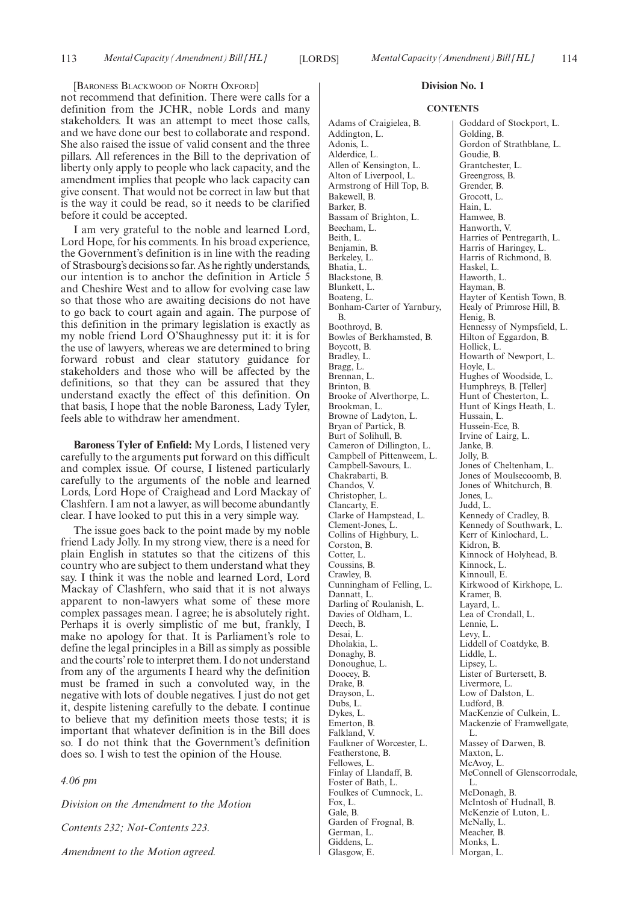[Baroness Blackwood of North Oxford]

not recommend that definition. There were calls for a definition from the JCHR, noble Lords and many stakeholders. It was an attempt to meet those calls, and we have done our best to collaborate and respond. She also raised the issue of valid consent and the three pillars. All references in the Bill to the deprivation of liberty only apply to people who lack capacity, and the amendment implies that people who lack capacity can give consent. That would not be correct in law but that is the way it could be read, so it needs to be clarified before it could be accepted.

I am very grateful to the noble and learned Lord, Lord Hope, for his comments. In his broad experience, the Government's definition is in line with the reading of Strasbourg's decisions so far. As he rightly understands, our intention is to anchor the definition in Article 5 and Cheshire West and to allow for evolving case law so that those who are awaiting decisions do not have to go back to court again and again. The purpose of this definition in the primary legislation is exactly as my noble friend Lord O'Shaughnessy put it: it is for the use of lawyers, whereas we are determined to bring forward robust and clear statutory guidance for stakeholders and those who will be affected by the definitions, so that they can be assured that they understand exactly the effect of this definition. On that basis, I hope that the noble Baroness, Lady Tyler, feels able to withdraw her amendment.

**Baroness Tyler of Enfield:** My Lords, I listened very carefully to the arguments put forward on this difficult and complex issue. Of course, I listened particularly carefully to the arguments of the noble and learned Lords, Lord Hope of Craighead and Lord Mackay of Clashfern. I am not a lawyer, as will become abundantly clear. I have looked to put this in a very simple way.

The issue goes back to the point made by my noble friend Lady Jolly. In my strong view, there is a need for plain English in statutes so that the citizens of this country who are subject to them understand what they say. I think it was the noble and learned Lord, Lord Mackay of Clashfern, who said that it is not always apparent to non-lawyers what some of these more complex passages mean. I agree; he is absolutely right. Perhaps it is overly simplistic of me but, frankly, I make no apology for that. It is Parliament's role to define the legal principles in a Bill as simply as possible and the courts' role to interpret them. I do not understand from any of the arguments I heard why the definition must be framed in such a convoluted way, in the negative with lots of double negatives. I just do not get it, despite listening carefully to the debate. I continue to believe that my definition meets those tests; it is important that whatever definition is in the Bill does so. I do not think that the Government's definition does so. I wish to test the opinion of the House.

*4.06 pm*

*Division on the Amendment to the Motion*

*Contents 232; Not-Contents 223.*

*Amendment to the Motion agreed.*

## Division No. 1

### CONTENTS

Adams of Craigielea, B.
Addington, L.
Adonis, L.
Alderdice, L.
Allen of Kensington, L.
Alton of Liverpool, L.
Armstrong of Hill Top, B.
Bakewell, B.
Barker, B.
Bassam of Brighton, L.
Beecham, L.
Beith, L.
Benjamin, B.
Berkeley, L.
Bhatia, L.
Blackstone, B.
Blunkett, L.
Boateng, L.
Bonham-Carter of Yarnbury, B.
Boothroyd, B.
Bowles of Berkhamsted, B.
Boycott, B.
Bradley, L.
Bragg, L.
Brennan, L.
Brinton, B.
Brooke of Alverthorpe, L.
Brookman, L.
Browne of Ladyton, L.
Bryan of Partick, B.
Burt of Solihull, B.
Cameron of Dillington, L.
Campbell of Pittenweem, L.
Campbell-Savours, L.
Chakrabarti, B.
Chandos, V.
Christopher, L.
Clancarty, E.
Clarke of Hampstead, L.
Clement-Jones, L.
Collins of Highbury, L.
Corston, B.
Cotter, L.
Coussins, B.
Crawley, B.
Cunningham of Felling, L.
Dannatt, L.
Darling of Roulanish, L.
Davies of Oldham, L.
Deech, B.
Desai, L.
Dholakia, L.
Donaghy, B.
Donoughue, L.
Doocey, B.
Drake, B.
Drayson, L.
Dubs, L.
Dykes, L.
Emerton, B.
Falkland, V.
Faulkner of Worcester, L.
Featherstone, B.
Fellowes, L.
Finlay of Llandaff, B.
Foster of Bath, L.
Foulkes of Cumnock, L.
Fox, L.
Gale, B.
Garden of Frognal, B.
German, L.
Giddens, L.
Glasgow, E.
Goddard of Stockport, L.
Golding, B.
Gordon of Strathblane, L.
Goudie, B.
Grantchester, L.
Greengross, B.
Grender, B.
Grocott, L.
Hain, L.
Hamwee, B.
Hanworth, V.
Harries of Pentregarth, L.
Harris of Haringey, L.
Harris of Richmond, B.
Haskel, L.
Haworth, L.
Hayman, B.
Hayter of Kentish Town, B.
Healy of Primrose Hill, B.
Henig, B.
Hennessy of Nympsfield, L.
Hilton of Eggardon, B.
Hollick, L.
Howarth of Newport, L.
Hoyle, L.
Hughes of Woodside, L.
Humphreys, B. [Teller]
Hunt of Chesterton, L.
Hunt of Kings Heath, L.
Hussain, L.
Hussein-Ece, B.
Irvine of Lairg, L.
Janke, B.
Jolly, B.
Jones of Cheltenham, L.
Jones of Moulsecoomb, B.
Jones of Whitchurch, B.
Jones, L.
Judd, L.
Kennedy of Cradley, B.
Kennedy of Southwark, L.
Kerr of Kinlochard, L.
Kidron, B.
Kinnock of Holyhead, B.
Kinnock, L.
Kinnoull, E.
Kirkwood of Kirkhope, L.
Kramer, B.
Layard, L.
Lea of Crondall, L.
Lennie, L.
Levy, L.
Liddell of Coatdyke, B.
Liddle, L.
Lipsey, L.
Lister of Burtersett, B.
Livermore, L.
Low of Dalston, L.
Ludford, B.
MacKenzie of Culkein, L.
Mackenzie of Framwellgate, L.
Massey of Darwen, B.
Maxton, L.
McAvoy, L.
McConnell of Glenscorrodale, L.
McDonagh, B.
McIntosh of Hudnall, B.
McKenzie of Luton, L.
McNally, L.
Meacher, B.
Monks, L.
Morgan, L.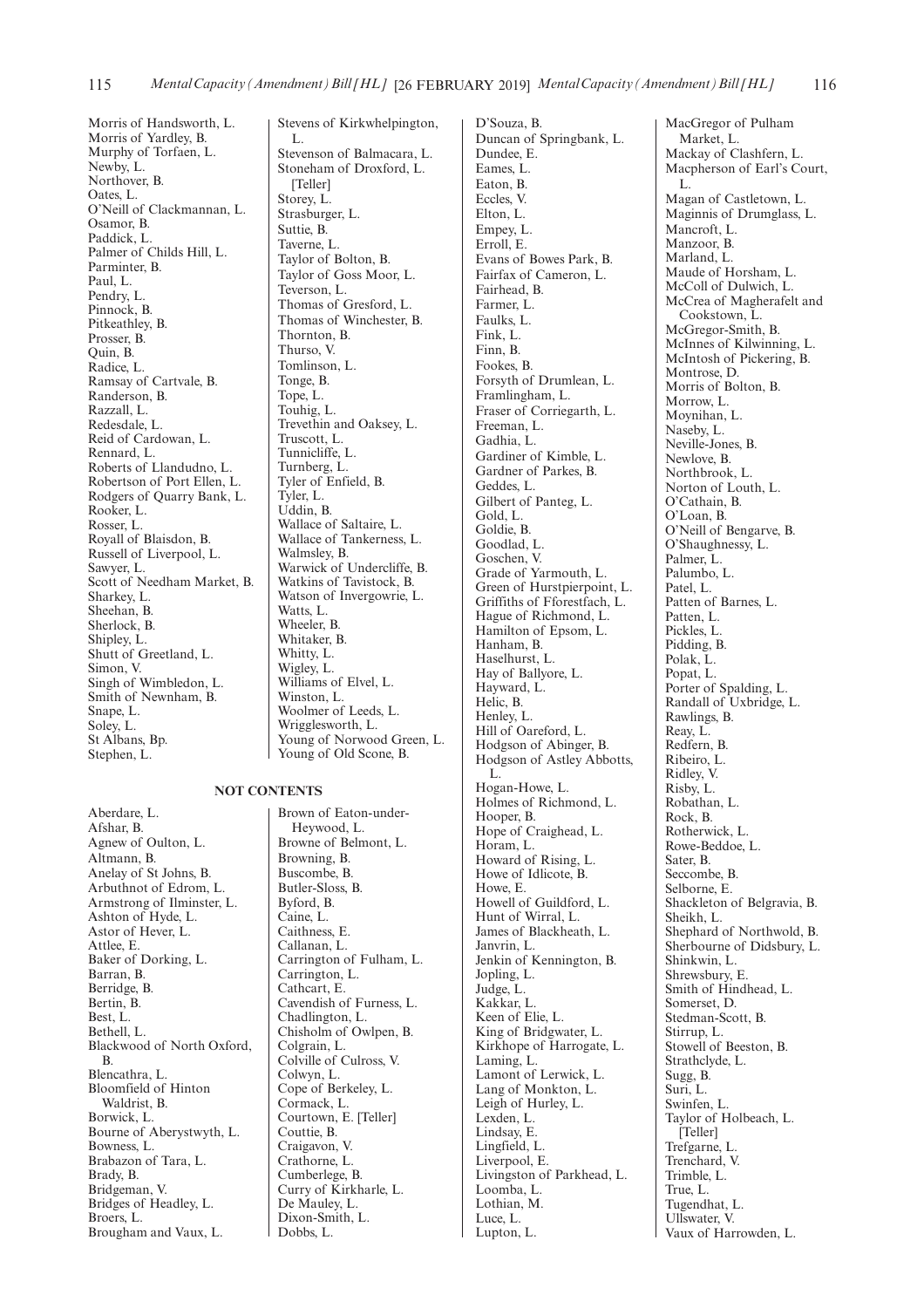Morris of Handsworth, L.
Morris of Yardley, B.
Murphy of Torfaen, L.
Newby, L.
Northover, B.
Oates, L.
O'Neill of Clackmannan, L.
Osamor, B.
Paddick, L.
Palmer of Childs Hill, L.
Parminter, B.
Paul, L.
Pendry, L.
Pinnock, B.
Pitkeathley, B.
Prosser, B.
Quin, B.
Radice, L.
Ramsay of Cartvale, B.
Randerson, B.
Razzall, L.
Redesdale, L.
Reid of Cardowan, L.
Rennard, L.
Roberts of Llandudno, L.
Robertson of Port Ellen, L.
Rodgers of Quarry Bank, L.
Rooker, L.
Rosser, L.
Royall of Blaisdon, B.
Russell of Liverpool, L.
Sawyer, L.
Scott of Needham Market, B.
Sharkey, L.
Sheehan, B.
Sherlock, B.
Shipley, L.
Shutt of Greetland, L.
Simon, V.
Singh of Wimbledon, L.
Smith of Newnham, B.
Snape, L.
Soley, L.
St Albans, Bp.
Stephen, L.
Stevens of Kirkwhelpington, L.
Stevenson of Balmacara, L.
Stoneham of Droxford, L. [Teller]
Storey, L.
Strasburger, L.
Suttie, B.
Taverne, L.
Taylor of Bolton, B.
Taylor of Goss Moor, L.
Teverson, L.
Thomas of Gresford, L.
Thomas of Winchester, B.
Thornton, B.
Thurso, V.
Tomlinson, L.
Tonge, B.
Tope, L.
Touhig, L.
Trevethin and Oaksey, L.
Truscott, L.
Tunnicliffe, L.
Turnberg, L.
Tyler of Enfield, B.
Tyler, L.
Uddin, B.
Wallace of Saltaire, L.
Wallace of Tankerness, L.
Walmsley, B.
Warwick of Undercliffe, B.
Watkins of Tavistock, B.
Watson of Invergowrie, L.
Watts, L.
Wheeler, B.
Whitaker, B.
Whitty, L.
Wigley, L.
Williams of Elvel, L.
Winston, L.
Woolmer of Leeds, L.
Wrigglesworth, L.
Young of Norwood Green, L.
Young of Old Scone, B.

## NOT CONTENTS

Aberdare, L.
Afshar, B.
Agnew of Oulton, L.
Altmann, B.
Anelay of St Johns, B.
Arbuthnot of Edrom, L.
Armstrong of Ilminster, L.
Ashton of Hyde, L.
Astor of Hever, L.
Attlee, E.
Baker of Dorking, L.
Barran, B.
Berridge, B.
Bertin, B.
Best, L.
Bethell, L.
Blackwood of North Oxford, B.
Blencathra, L.
Bloomfield of Hinton Waldrist, B.
Borwick, L.
Bourne of Aberystwyth, L.
Bowness, L.
Brabazon of Tara, L.
Brady, B.
Bridgeman, V.
Bridges of Headley, L.
Broers, L.
Brougham and Vaux, L.
Brown of Eaton-under-Heywood, L.
Browne of Belmont, L.
Browning, B.
Buscombe, B.
Butler-Sloss, B.
Byford, B.
Caine, L.
Caithness, E.
Callanan, L.
Carrington of Fulham, L.
Carrington, L.
Cathcart, E.
Cavendish of Furness, L.
Chadlington, L.
Chisholm of Owlpen, B.
Colgrain, L.
Colville of Culross, V.
Colwyn, L.
Cope of Berkeley, L.
Cormack, L.
Courtown, E. [Teller]
Couttie, B.
Craigavon, V.
Crathorne, L.
Cumberlege, B.
Curry of Kirkharle, L.
De Mauley, L.
Dixon-Smith, L.
Dobbs, L.
D'Souza, B.
Duncan of Springbank, L.
Dundee, E.
Eames, L.
Eaton, B.
Eccles, V.
Elton, L.
Empey, L.
Erroll, E.
Evans of Bowes Park, B.
Fairfax of Cameron, L.
Fairhead, B.
Farmer, L.
Faulks, L.
Fink, L.
Finn, B.
Fookes, B.
Forsyth of Drumlean, L.
Framlingham, L.
Fraser of Corriegarth, L.
Freeman, L.
Gadhia, L.
Gardiner of Kimble, L.
Gardner of Parkes, B.
Geddes, L.
Gilbert of Panteg, L.
Gold, L.
Goldie, B.
Goodlad, L.
Goschen, V.
Grade of Yarmouth, L.
Green of Hurstpierpoint, L.
Griffiths of Fforestfach, L.
Hague of Richmond, L.
Hamilton of Epsom, L.
Hanham, B.
Haselhurst, L.
Hay of Ballyore, L.
Hayward, L.
Helic, B.
Henley, L.
Hill of Oareford, L.
Hodgson of Abinger, B.
Hodgson of Astley Abbotts, L.
Hogan-Howe, L.
Holmes of Richmond, L.
Hooper, B.
Hope of Craighead, L.
Horam, L.
Howard of Rising, L.
Howe of Idlicote, B.
Howe, E.
Howell of Guildford, L.
Hunt of Wirral, L.
James of Blackheath, L.
Janvrin, L.
Jenkin of Kennington, B.
Jopling, L.
Judge, L.
Kakkar, L.
Keen of Elie, L.
King of Bridgwater, L.
Kirkhope of Harrogate, L.
Laming, L.
Lamont of Lerwick, L.
Lang of Monkton, L.
Leigh of Hurley, L.
Lexden, L.
Lindsay, E.
Lingfield, L.
Liverpool, E.
Livingston of Parkhead, L.
Loomba, L.
Lothian, M.
Luce, L.
Lupton, L.
MacGregor of Pulham Market, L.
Mackay of Clashfern, L.
Macpherson of Earl's Court, L.
Magan of Castletown, L.
Maginnis of Drumglass, L.
Mancroft, L.
Manzoor, B.
Marland, L.
Maude of Horsham, L.
McColl of Dulwich, L.
McCrea of Magherafelt and Cookstown, L.
McGregor-Smith, B.
McInnes of Kilwinning, L.
McIntosh of Pickering, B.
Montrose, D.
Morris of Bolton, B.
Morrow, L.
Moynihan, L.
Naseby, L.
Neville-Jones, B.
Newlove, B.
Northbrook, L.
Norton of Louth, L.
O'Cathain, B.
O'Loan, B.
O'Neill of Bengarve, B.
O'Shaughnessy, L.
Palmer, L.
Palumbo, L.
Patel, L.
Patten of Barnes, L.
Patten, L.
Pickles, L.
Pidding, B.
Polak, L.
Popat, L.
Porter of Spalding, L.
Randall of Uxbridge, L.
Rawlings, B.
Reay, L.
Redfern, B.
Ribeiro, L.
Ridley, V.
Risby, L.
Robathan, L.
Rock, B.
Rotherwick, L.
Rowe-Beddoe, L.
Sater, B.
Seccombe, B.
Selborne, E.
Shackleton of Belgravia, B.
Sheikh, L.
Shephard of Northwold, B.
Sherbourne of Didsbury, L.
Shinkwin, L.
Shrewsbury, E.
Smith of Hindhead, L.
Somerset, D.
Stedman-Scott, B.
Stirrup, L.
Stowell of Beeston, B.
Strathclyde, L.
Sugg, B.
Suri, L.
Swinfen, L.
Taylor of Holbeach, L. [Teller]
Trefgarne, L.
Trenchard, V.
Trimble, L.
True, L.
Tugendhat, L.
Ullswater, V.
Vaux of Harrowden, L.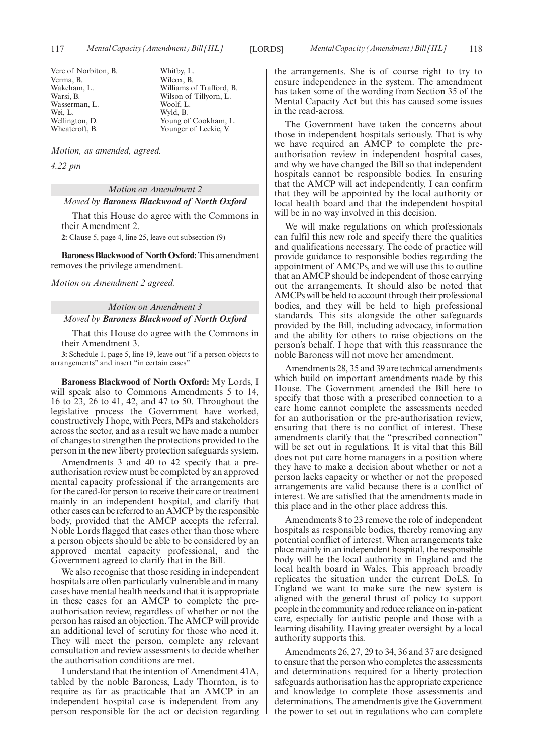| | |
|---|---|
| Vere of Norbiton, B. | Whitby, L. |
| Verma, B. | Wilcox, B. |
| Wakeham, L. | Williams of Trafford, B. |
| Warsi, B. | Wilson of Tillyorn, L. |
| Wasserman, L. | Woolf, L. |
| Wei, L. | Wyld, B. |
| Wellington, D. | Young of Cookham, L. |
| Wheatcroft, B. | Younger of Leckie, V. |

*Motion, as amended, agreed.*

*4.22 pm*

### *Motion on Amendment 2*

*Moved by* ***Baroness Blackwood of North Oxford***

That this House do agree with the Commons in their Amendment 2.

**2:** Clause 5, page 4, line 25, leave out subsection (9)

**Baroness Blackwood of North Oxford:** This amendment removes the privilege amendment.

*Motion on Amendment 2 agreed.*

### *Motion on Amendment 3*

*Moved by* ***Baroness Blackwood of North Oxford***

That this House do agree with the Commons in their Amendment 3.

**3:** Schedule 1, page 5, line 19, leave out "if a person objects to arrangements" and insert "in certain cases"

**Baroness Blackwood of North Oxford:** My Lords, I will speak also to Commons Amendments 5 to 14, 16 to 23, 26 to 41, 42, and 47 to 50. Throughout the legislative process the Government have worked, constructively I hope, with Peers, MPs and stakeholders across the sector, and as a result we have made a number of changes to strengthen the protections provided to the person in the new liberty protection safeguards system.

Amendments 3 and 40 to 42 specify that a pre-authorisation review must be completed by an approved mental capacity professional if the arrangements are for the cared-for person to receive their care or treatment mainly in an independent hospital, and clarify that other cases can be referred to an AMCP by the responsible body, provided that the AMCP accepts the referral. Noble Lords flagged that cases other than those where a person objects should be able to be considered by an approved mental capacity professional, and the Government agreed to clarify that in the Bill.

We also recognise that those residing in independent hospitals are often particularly vulnerable and in many cases have mental health needs and that it is appropriate in these cases for an AMCP to complete the pre-authorisation review, regardless of whether or not the person has raised an objection. The AMCP will provide an additional level of scrutiny for those who need it. They will meet the person, complete any relevant consultation and review assessments to decide whether the authorisation conditions are met.

I understand that the intention of Amendment 41A, tabled by the noble Baroness, Lady Thornton, is to require as far as practicable that an AMCP in an independent hospital case is independent from any person responsible for the act or decision regarding the arrangements. She is of course right to try to ensure independence in the system. The amendment has taken some of the wording from Section 35 of the Mental Capacity Act but this has caused some issues in the read-across.

The Government have taken the concerns about those in independent hospitals seriously. That is why we have required an AMCP to complete the pre-authorisation review in independent hospital cases, and why we have changed the Bill so that independent hospitals cannot be responsible bodies. In ensuring that the AMCP will act independently, I can confirm that they will be appointed by the local authority or local health board and that the independent hospital will be in no way involved in this decision.

We will make regulations on which professionals can fulfil this new role and specify there the qualities and qualifications necessary. The code of practice will provide guidance to responsible bodies regarding the appointment of AMCPs, and we will use this to outline that an AMCP should be independent of those carrying out the arrangements. It should also be noted that AMCPs will be held to account through their professional bodies, and they will be held to high professional standards. This sits alongside the other safeguards provided by the Bill, including advocacy, information and the ability for others to raise objections on the person's behalf. I hope that with this reassurance the noble Baroness will not move her amendment.

Amendments 28, 35 and 39 are technical amendments which build on important amendments made by this House. The Government amended the Bill here to specify that those with a prescribed connection to a care home cannot complete the assessments needed for an authorisation or the pre-authorisation review, ensuring that there is no conflict of interest. These amendments clarify that the "prescribed connection" will be set out in regulations. It is vital that this Bill does not put care home managers in a position where they have to make a decision about whether or not a person lacks capacity or whether or not the proposed arrangements are valid because there is a conflict of interest. We are satisfied that the amendments made in this place and in the other place address this.

Amendments 8 to 23 remove the role of independent hospitals as responsible bodies, thereby removing any potential conflict of interest. When arrangements take place mainly in an independent hospital, the responsible body will be the local authority in England and the local health board in Wales. This approach broadly replicates the situation under the current DoLS. In England we want to make sure the new system is aligned with the general thrust of policy to support people in the community and reduce reliance on in-patient care, especially for autistic people and those with a learning disability. Having greater oversight by a local authority supports this.

Amendments 26, 27, 29 to 34, 36 and 37 are designed to ensure that the person who completes the assessments and determinations required for a liberty protection safeguards authorisation has the appropriate experience and knowledge to complete those assessments and determinations. The amendments give the Government the power to set out in regulations who can complete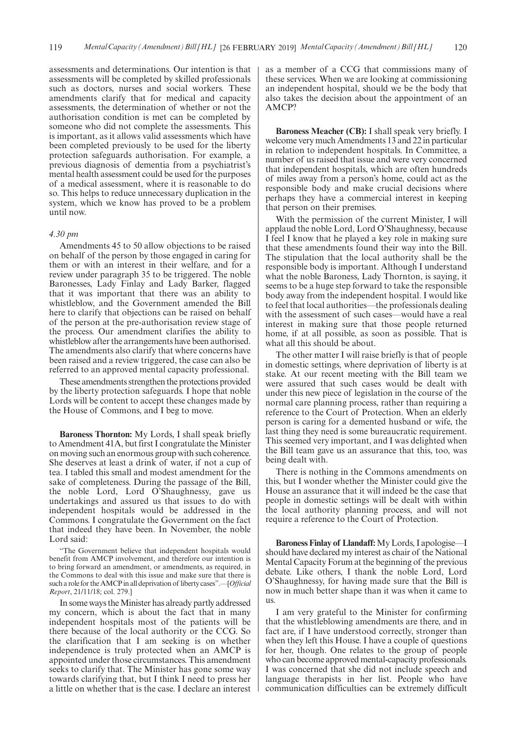assessments and determinations. Our intention is that assessments will be completed by skilled professionals such as doctors, nurses and social workers. These amendments clarify that for medical and capacity assessments, the determination of whether or not the authorisation condition is met can be completed by someone who did not complete the assessments. This is important, as it allows valid assessments which have been completed previously to be used for the liberty protection safeguards authorisation. For example, a previous diagnosis of dementia from a psychiatrist's mental health assessment could be used for the purposes of a medical assessment, where it is reasonable to do so. This helps to reduce unnecessary duplication in the system, which we know has proved to be a problem until now.

*4.30 pm*

Amendments 45 to 50 allow objections to be raised on behalf of the person by those engaged in caring for them or with an interest in their welfare, and for a review under paragraph 35 to be triggered. The noble Baronesses, Lady Finlay and Lady Barker, flagged that it was important that there was an ability to whistleblow, and the Government amended the Bill here to clarify that objections can be raised on behalf of the person at the pre-authorisation review stage of the process. Our amendment clarifies the ability to whistleblow after the arrangements have been authorised. The amendments also clarify that where concerns have been raised and a review triggered, the case can also be referred to an approved mental capacity professional.

These amendments strengthen the protections provided by the liberty protection safeguards. I hope that noble Lords will be content to accept these changes made by the House of Commons, and I beg to move.

**Baroness Thornton:** My Lords, I shall speak briefly to Amendment 41A, but first I congratulate the Minister on moving such an enormous group with such coherence. She deserves at least a drink of water, if not a cup of tea. I tabled this small and modest amendment for the sake of completeness. During the passage of the Bill, the noble Lord, Lord O'Shaughnessy, gave us undertakings and assured us that issues to do with independent hospitals would be addressed in the Commons. I congratulate the Government on the fact that indeed they have been. In November, the noble Lord said:

"The Government believe that independent hospitals would benefit from AMCP involvement, and therefore our intention is to bring forward an amendment, or amendments, as required, in the Commons to deal with this issue and make sure that there is such a role for the AMCP in all deprivation of liberty cases".—[*Official Report*, 21/11/18; col. 279.]

In some ways the Minister has already partly addressed my concern, which is about the fact that in many independent hospitals most of the patients will be there because of the local authority or the CCG. So the clarification that I am seeking is on whether independence is truly protected when an AMCP is appointed under those circumstances. This amendment seeks to clarify that. The Minister has gone some way towards clarifying that, but I think I need to press her a little on whether that is the case. I declare an interest as a member of a CCG that commissions many of these services. When we are looking at commissioning an independent hospital, should we be the body that also takes the decision about the appointment of an AMCP?

**Baroness Meacher (CB):** I shall speak very briefly. I welcome very much Amendments 13 and 22 in particular in relation to independent hospitals. In Committee, a number of us raised that issue and were very concerned that independent hospitals, which are often hundreds of miles away from a person's home, could act as the responsible body and make crucial decisions where perhaps they have a commercial interest in keeping that person on their premises.

With the permission of the current Minister, I will applaud the noble Lord, Lord O'Shaughnessy, because I feel I know that he played a key role in making sure that these amendments found their way into the Bill. The stipulation that the local authority shall be the responsible body is important. Although I understand what the noble Baroness, Lady Thornton, is saying, it seems to be a huge step forward to take the responsible body away from the independent hospital. I would like to feel that local authorities—the professionals dealing with the assessment of such cases—would have a real interest in making sure that those people returned home, if at all possible, as soon as possible. That is what all this should be about.

The other matter I will raise briefly is that of people in domestic settings, where deprivation of liberty is at stake. At our recent meeting with the Bill team we were assured that such cases would be dealt with under this new piece of legislation in the course of the normal care planning process, rather than requiring a reference to the Court of Protection. When an elderly person is caring for a demented husband or wife, the last thing they need is some bureaucratic requirement. This seemed very important, and I was delighted when the Bill team gave us an assurance that this, too, was being dealt with.

There is nothing in the Commons amendments on this, but I wonder whether the Minister could give the House an assurance that it will indeed be the case that people in domestic settings will be dealt with within the local authority planning process, and will not require a reference to the Court of Protection.

**Baroness Finlay of Llandaff:** My Lords, I apologise—I should have declared my interest as chair of the National Mental Capacity Forum at the beginning of the previous debate. Like others, I thank the noble Lord, Lord O'Shaughnessy, for having made sure that the Bill is now in much better shape than it was when it came to us.

I am very grateful to the Minister for confirming that the whistleblowing amendments are there, and in fact are, if I have understood correctly, stronger than when they left this House. I have a couple of questions for her, though. One relates to the group of people who can become approved mental-capacity professionals. I was concerned that she did not include speech and language therapists in her list. People who have communication difficulties can be extremely difficult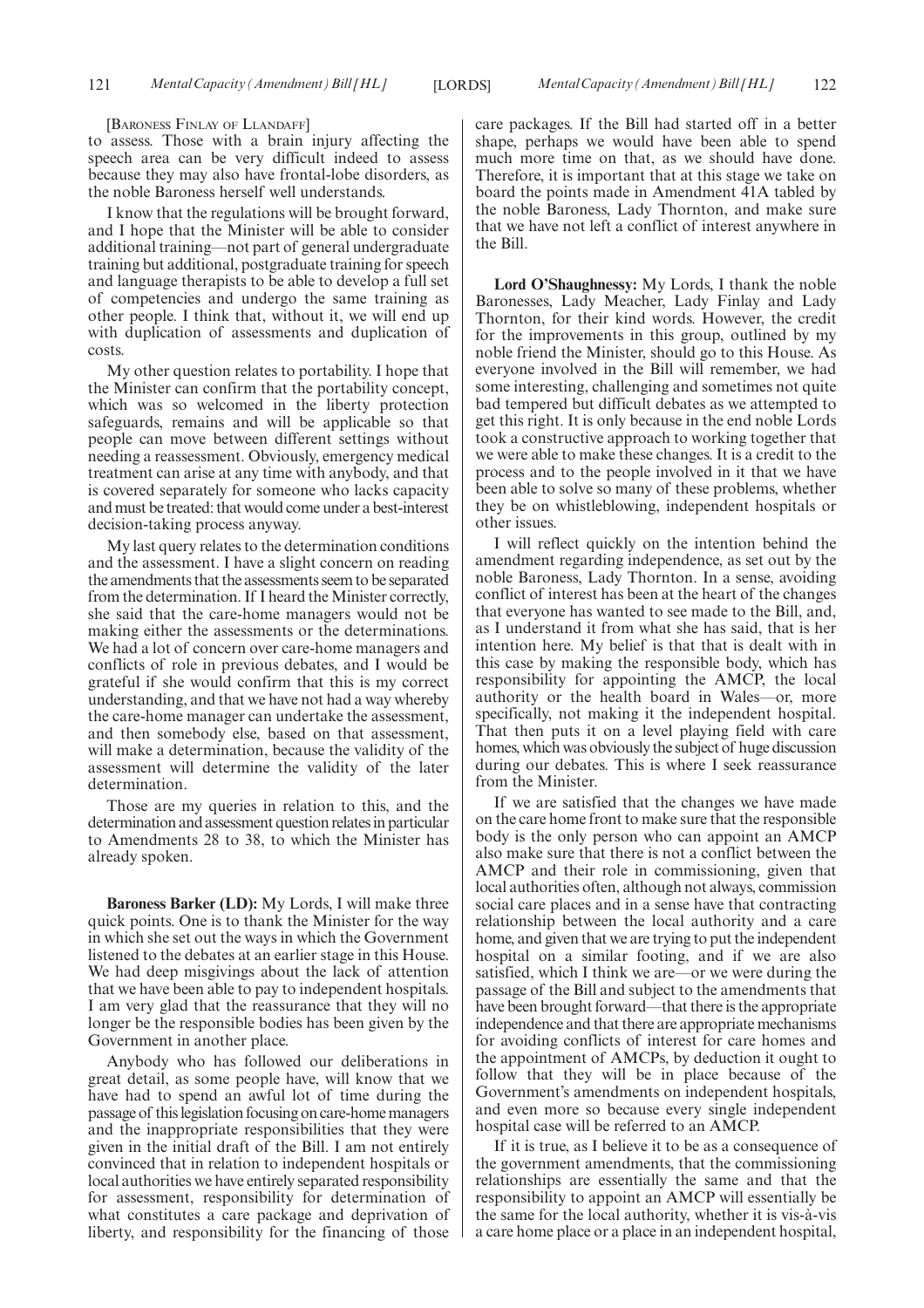[Baroness Finlay of Llandaff]

to assess. Those with a brain injury affecting the speech area can be very difficult indeed to assess because they may also have frontal-lobe disorders, as the noble Baroness herself well understands.

I know that the regulations will be brought forward, and I hope that the Minister will be able to consider additional training—not part of general undergraduate training but additional, postgraduate training for speech and language therapists to be able to develop a full set of competencies and undergo the same training as other people. I think that, without it, we will end up with duplication of assessments and duplication of costs.

My other question relates to portability. I hope that the Minister can confirm that the portability concept, which was so welcomed in the liberty protection safeguards, remains and will be applicable so that people can move between different settings without needing a reassessment. Obviously, emergency medical treatment can arise at any time with anybody, and that is covered separately for someone who lacks capacity and must be treated: that would come under a best-interest decision-taking process anyway.

My last query relates to the determination conditions and the assessment. I have a slight concern on reading the amendments that the assessments seem to be separated from the determination. If I heard the Minister correctly, she said that the care-home managers would not be making either the assessments or the determinations. We had a lot of concern over care-home managers and conflicts of role in previous debates, and I would be grateful if she would confirm that this is my correct understanding, and that we have not had a way whereby the care-home manager can undertake the assessment, and then somebody else, based on that assessment, will make a determination, because the validity of the assessment will determine the validity of the later determination.

Those are my queries in relation to this, and the determination and assessment question relates in particular to Amendments 28 to 38, to which the Minister has already spoken.

**Baroness Barker (LD):** My Lords, I will make three quick points. One is to thank the Minister for the way in which she set out the ways in which the Government listened to the debates at an earlier stage in this House. We had deep misgivings about the lack of attention that we have been able to pay to independent hospitals. I am very glad that the reassurance that they will no longer be the responsible bodies has been given by the Government in another place.

Anybody who has followed our deliberations in great detail, as some people have, will know that we have had to spend an awful lot of time during the passage of this legislation focusing on care-home managers and the inappropriate responsibilities that they were given in the initial draft of the Bill. I am not entirely convinced that in relation to independent hospitals or local authorities we have entirely separated responsibility for assessment, responsibility for determination of what constitutes a care package and deprivation of liberty, and responsibility for the financing of those care packages. If the Bill had started off in a better shape, perhaps we would have been able to spend much more time on that, as we should have done. Therefore, it is important that at this stage we take on board the points made in Amendment 41A tabled by the noble Baroness, Lady Thornton, and make sure that we have not left a conflict of interest anywhere in the Bill.

**Lord O'Shaughnessy:** My Lords, I thank the noble Baronesses, Lady Meacher, Lady Finlay and Lady Thornton, for their kind words. However, the credit for the improvements in this group, outlined by my noble friend the Minister, should go to this House. As everyone involved in the Bill will remember, we had some interesting, challenging and sometimes not quite bad tempered but difficult debates as we attempted to get this right. It is only because in the end noble Lords took a constructive approach to working together that we were able to make these changes. It is a credit to the process and to the people involved in it that we have been able to solve so many of these problems, whether they be on whistleblowing, independent hospitals or other issues.

I will reflect quickly on the intention behind the amendment regarding independence, as set out by the noble Baroness, Lady Thornton. In a sense, avoiding conflict of interest has been at the heart of the changes that everyone has wanted to see made to the Bill, and, as I understand it from what she has said, that is her intention here. My belief is that that is dealt with in this case by making the responsible body, which has responsibility for appointing the AMCP, the local authority or the health board in Wales—or, more specifically, not making it the independent hospital. That then puts it on a level playing field with care homes, which was obviously the subject of huge discussion during our debates. This is where I seek reassurance from the Minister.

If we are satisfied that the changes we have made on the care home front to make sure that the responsible body is the only person who can appoint an AMCP also make sure that there is not a conflict between the AMCP and their role in commissioning, given that local authorities often, although not always, commission social care places and in a sense have that contracting relationship between the local authority and a care home, and given that we are trying to put the independent hospital on a similar footing, and if we are also satisfied, which I think we are—or we were during the passage of the Bill and subject to the amendments that have been brought forward—that there is the appropriate independence and that there are appropriate mechanisms for avoiding conflicts of interest for care homes and the appointment of AMCPs, by deduction it ought to follow that they will be in place because of the Government's amendments on independent hospitals, and even more so because every single independent hospital case will be referred to an AMCP.

If it is true, as I believe it to be as a consequence of the government amendments, that the commissioning relationships are essentially the same and that the responsibility to appoint an AMCP will essentially be the same for the local authority, whether it is vis-à-vis a care home place or a place in an independent hospital,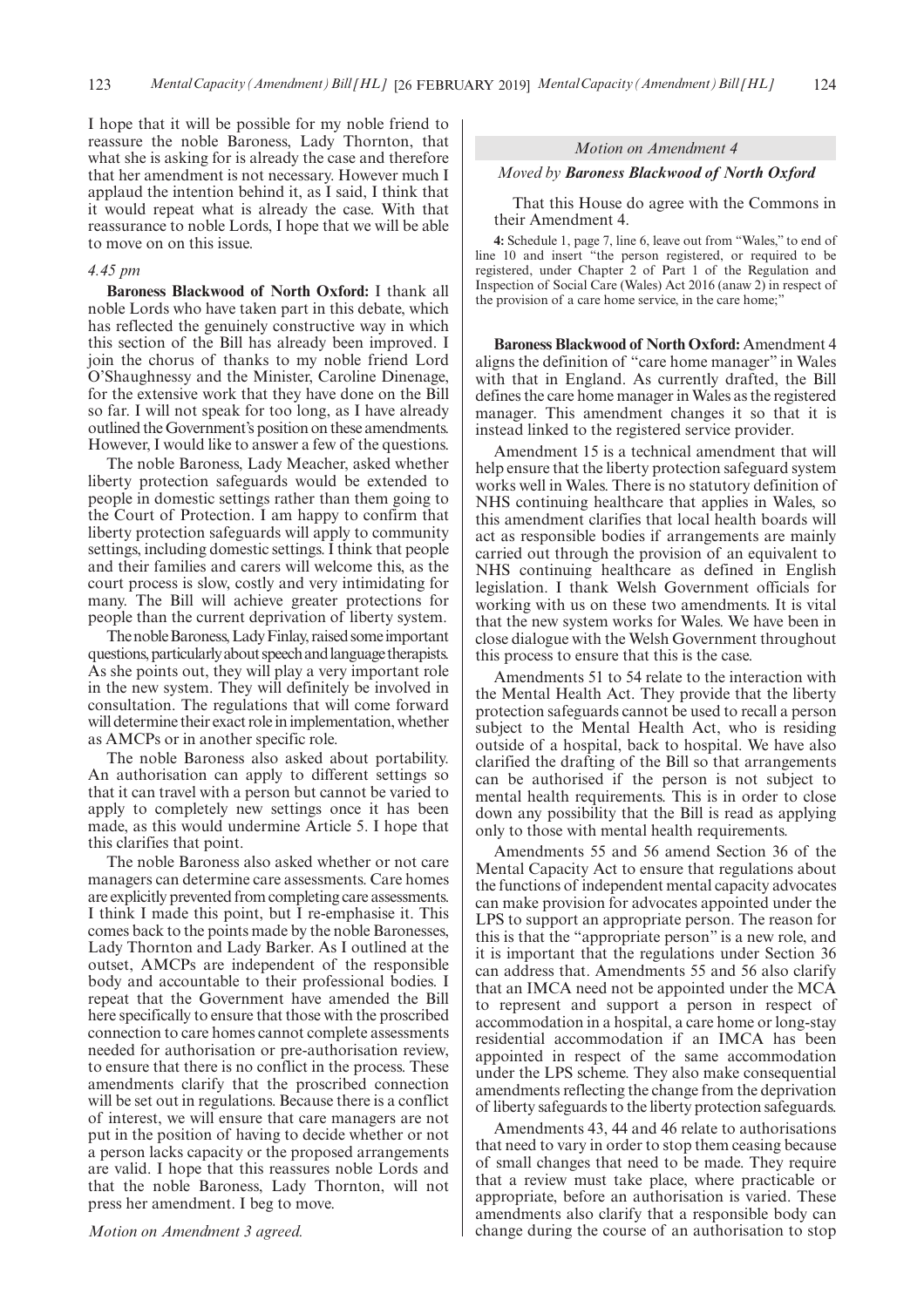I hope that it will be possible for my noble friend to reassure the noble Baroness, Lady Thornton, that what she is asking for is already the case and therefore that her amendment is not necessary. However much I applaud the intention behind it, as I said, I think that it would repeat what is already the case. With that reassurance to noble Lords, I hope that we will be able to move on on this issue.

*4.45 pm*

**Baroness Blackwood of North Oxford:** I thank all noble Lords who have taken part in this debate, which has reflected the genuinely constructive way in which this section of the Bill has already been improved. I join the chorus of thanks to my noble friend Lord O'Shaughnessy and the Minister, Caroline Dinenage, for the extensive work that they have done on the Bill so far. I will not speak for too long, as I have already outlined the Government's position on these amendments. However, I would like to answer a few of the questions.

The noble Baroness, Lady Meacher, asked whether liberty protection safeguards would be extended to people in domestic settings rather than them going to the Court of Protection. I am happy to confirm that liberty protection safeguards will apply to community settings, including domestic settings. I think that people and their families and carers will welcome this, as the court process is slow, costly and very intimidating for many. The Bill will achieve greater protections for people than the current deprivation of liberty system.

The noble Baroness, Lady Finlay, raised some important questions, particularly about speech and language therapists. As she points out, they will play a very important role in the new system. They will definitely be involved in consultation. The regulations that will come forward will determine their exact role in implementation, whether as AMCPs or in another specific role.

The noble Baroness also asked about portability. An authorisation can apply to different settings so that it can travel with a person but cannot be varied to apply to completely new settings once it has been made, as this would undermine Article 5. I hope that this clarifies that point.

The noble Baroness also asked whether or not care managers can determine care assessments. Care homes are explicitly prevented from completing care assessments. I think I made this point, but I re-emphasise it. This comes back to the points made by the noble Baronesses, Lady Thornton and Lady Barker. As I outlined at the outset, AMCPs are independent of the responsible body and accountable to their professional bodies. I repeat that the Government have amended the Bill here specifically to ensure that those with the proscribed connection to care homes cannot complete assessments needed for authorisation or pre-authorisation review, to ensure that there is no conflict in the process. These amendments clarify that the proscribed connection will be set out in regulations. Because there is a conflict of interest, we will ensure that care managers are not put in the position of having to decide whether or not a person lacks capacity or the proposed arrangements are valid. I hope that this reassures noble Lords and that the noble Baroness, Lady Thornton, will not press her amendment. I beg to move.

*Motion on Amendment 3 agreed.*

*Motion on Amendment 4*

*Moved by* ***Baroness Blackwood of North Oxford***

That this House do agree with the Commons in their Amendment 4.

**4:** Schedule 1, page 7, line 6, leave out from "Wales," to end of line 10 and insert "the person registered, or required to be registered, under Chapter 2 of Part 1 of the Regulation and Inspection of Social Care (Wales) Act 2016 (anaw 2) in respect of the provision of a care home service, in the care home;"

**Baroness Blackwood of North Oxford:** Amendment 4 aligns the definition of "care home manager" in Wales with that in England. As currently drafted, the Bill defines the care home manager in Wales as the registered manager. This amendment changes it so that it is instead linked to the registered service provider.

Amendment 15 is a technical amendment that will help ensure that the liberty protection safeguard system works well in Wales. There is no statutory definition of NHS continuing healthcare that applies in Wales, so this amendment clarifies that local health boards will act as responsible bodies if arrangements are mainly carried out through the provision of an equivalent to NHS continuing healthcare as defined in English legislation. I thank Welsh Government officials for working with us on these two amendments. It is vital that the new system works for Wales. We have been in close dialogue with the Welsh Government throughout this process to ensure that this is the case.

Amendments 51 to 54 relate to the interaction with the Mental Health Act. They provide that the liberty protection safeguards cannot be used to recall a person subject to the Mental Health Act, who is residing outside of a hospital, back to hospital. We have also clarified the drafting of the Bill so that arrangements can be authorised if the person is not subject to mental health requirements. This is in order to close down any possibility that the Bill is read as applying only to those with mental health requirements.

Amendments 55 and 56 amend Section 36 of the Mental Capacity Act to ensure that regulations about the functions of independent mental capacity advocates can make provision for advocates appointed under the LPS to support an appropriate person. The reason for this is that the "appropriate person" is a new role, and it is important that the regulations under Section 36 can address that. Amendments 55 and 56 also clarify that an IMCA need not be appointed under the MCA to represent and support a person in respect of accommodation in a hospital, a care home or long-stay residential accommodation if an IMCA has been appointed in respect of the same accommodation under the LPS scheme. They also make consequential amendments reflecting the change from the deprivation of liberty safeguards to the liberty protection safeguards.

Amendments 43, 44 and 46 relate to authorisations that need to vary in order to stop them ceasing because of small changes that need to be made. They require that a review must take place, where practicable or appropriate, before an authorisation is varied. These amendments also clarify that a responsible body can change during the course of an authorisation to stop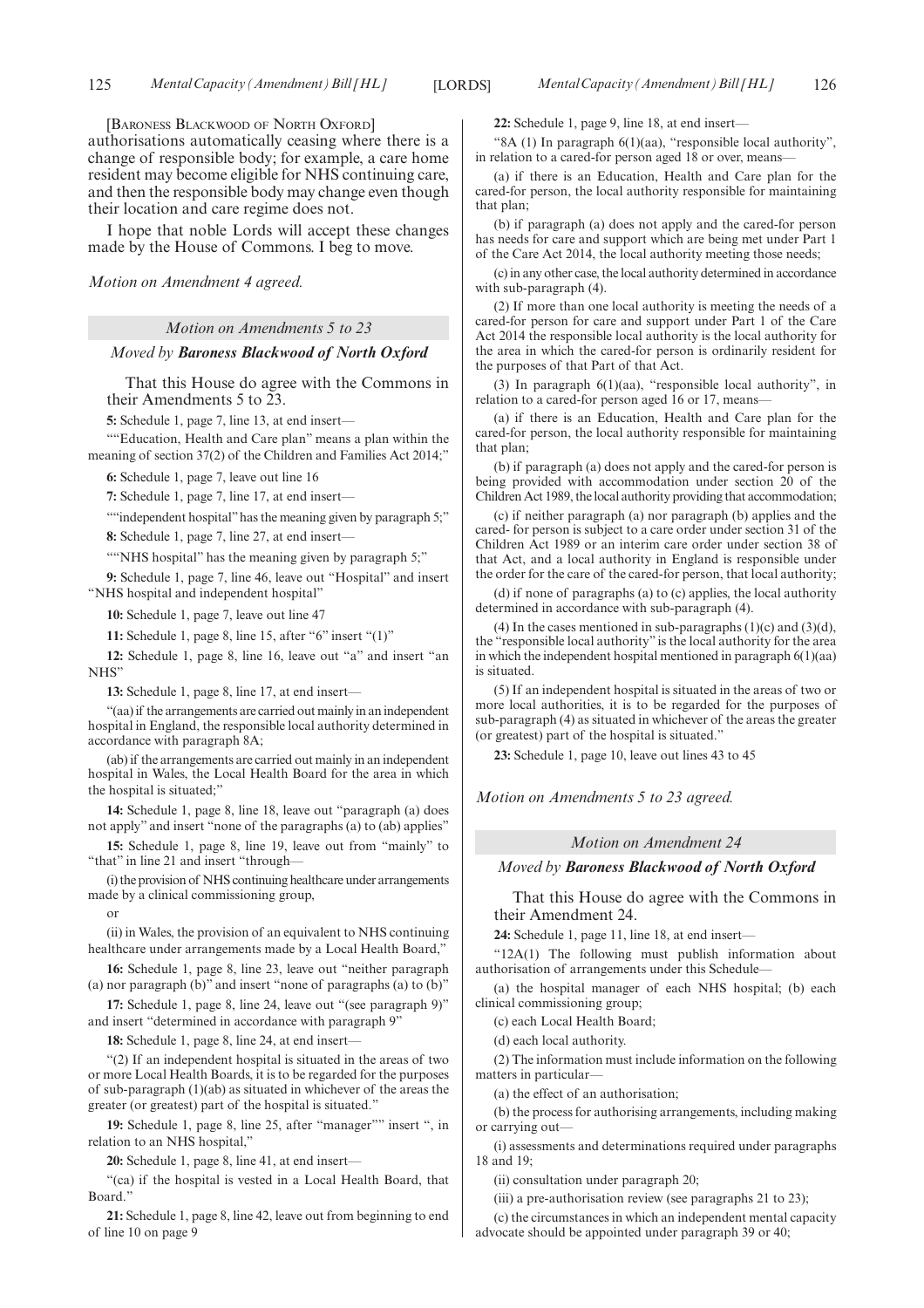[BARONESS BLACKWOOD OF NORTH OXFORD]

authorisations automatically ceasing where there is a change of responsible body; for example, a care home resident may become eligible for NHS continuing care, and then the responsible body may change even though their location and care regime does not.

I hope that noble Lords will accept these changes made by the House of Commons. I beg to move.

*Motion on Amendment 4 agreed.*

*Motion on Amendments 5 to 23*

*Moved by* ***Baroness Blackwood of North Oxford***

That this House do agree with the Commons in their Amendments 5 to 23.

**5:** Schedule 1, page 7, line 13, at end insert—

""Education, Health and Care plan" means a plan within the meaning of section 37(2) of the Children and Families Act 2014;"

**6:** Schedule 1, page 7, leave out line 16

**7:** Schedule 1, page 7, line 17, at end insert—

""independent hospital" has the meaning given by paragraph 5;"

**8:** Schedule 1, page 7, line 27, at end insert—

""NHS hospital" has the meaning given by paragraph 5;"

**9:** Schedule 1, page 7, line 46, leave out "Hospital" and insert "NHS hospital and independent hospital"

**10:** Schedule 1, page 7, leave out line 47

**11:** Schedule 1, page 8, line 15, after "6" insert "(1)"

**12:** Schedule 1, page 8, line 16, leave out "a" and insert "an NHS"

**13:** Schedule 1, page 8, line 17, at end insert—

"(aa) if the arrangements are carried out mainly in an independent hospital in England, the responsible local authority determined in accordance with paragraph 8A;

(ab) if the arrangements are carried out mainly in an independent hospital in Wales, the Local Health Board for the area in which the hospital is situated;"

**14:** Schedule 1, page 8, line 18, leave out "paragraph (a) does not apply" and insert "none of the paragraphs (a) to (ab) applies"

**15:** Schedule 1, page 8, line 19, leave out from "mainly" to "that" in line 21 and insert "through—

(i) the provision of NHS continuing healthcare under arrangements made by a clinical commissioning group,

or

(ii) in Wales, the provision of an equivalent to NHS continuing healthcare under arrangements made by a Local Health Board,"

**16:** Schedule 1, page 8, line 23, leave out "neither paragraph (a) nor paragraph (b)" and insert "none of paragraphs (a) to (b)"

**17:** Schedule 1, page 8, line 24, leave out "(see paragraph 9)" and insert "determined in accordance with paragraph 9"

**18:** Schedule 1, page 8, line 24, at end insert—

"(2) If an independent hospital is situated in the areas of two or more Local Health Boards, it is to be regarded for the purposes of sub-paragraph (1)(ab) as situated in whichever of the areas the greater (or greatest) part of the hospital is situated."

**19:** Schedule 1, page 8, line 25, after "manager"" insert ", in relation to an NHS hospital,"

**20:** Schedule 1, page 8, line 41, at end insert—

"(ca) if the hospital is vested in a Local Health Board, that Board."

**21:** Schedule 1, page 8, line 42, leave out from beginning to end of line 10 on page 9

**22:** Schedule 1, page 9, line 18, at end insert—

"8A (1) In paragraph 6(1)(aa), "responsible local authority", in relation to a cared-for person aged 18 or over, means—

(a) if there is an Education, Health and Care plan for the cared-for person, the local authority responsible for maintaining that plan;

(b) if paragraph (a) does not apply and the cared-for person has needs for care and support which are being met under Part 1 of the Care Act 2014, the local authority meeting those needs;

(c) in any other case, the local authority determined in accordance with sub-paragraph (4).

(2) If more than one local authority is meeting the needs of a cared-for person for care and support under Part 1 of the Care Act 2014 the responsible local authority is the local authority for the area in which the cared-for person is ordinarily resident for the purposes of that Part of that Act.

(3) In paragraph 6(1)(aa), "responsible local authority", in relation to a cared-for person aged 16 or 17, means—

(a) if there is an Education, Health and Care plan for the cared-for person, the local authority responsible for maintaining that plan;

(b) if paragraph (a) does not apply and the cared-for person is being provided with accommodation under section 20 of the Children Act 1989, the local authority providing that accommodation;

(c) if neither paragraph (a) nor paragraph (b) applies and the cared- for person is subject to a care order under section 31 of the Children Act 1989 or an interim care order under section 38 of that Act, and a local authority in England is responsible under the order for the care of the cared-for person, that local authority;

(d) if none of paragraphs (a) to (c) applies, the local authority determined in accordance with sub-paragraph (4).

(4) In the cases mentioned in sub-paragraphs (1)(c) and (3)(d), the "responsible local authority" is the local authority for the area in which the independent hospital mentioned in paragraph 6(1)(aa) is situated.

(5) If an independent hospital is situated in the areas of two or more local authorities, it is to be regarded for the purposes of sub-paragraph (4) as situated in whichever of the areas the greater (or greatest) part of the hospital is situated."

**23:** Schedule 1, page 10, leave out lines 43 to 45

*Motion on Amendments 5 to 23 agreed.*

*Motion on Amendment 24*

*Moved by* ***Baroness Blackwood of North Oxford***

That this House do agree with the Commons in their Amendment 24.

**24:** Schedule 1, page 11, line 18, at end insert—

"12A(1) The following must publish information about authorisation of arrangements under this Schedule—

(a) the hospital manager of each NHS hospital; (b) each clinical commissioning group;

(c) each Local Health Board;

(d) each local authority.

(2) The information must include information on the following matters in particular—

(a) the effect of an authorisation;

(b) the process for authorising arrangements, including making or carrying out—

(i) assessments and determinations required under paragraphs 18 and 19;

(ii) consultation under paragraph 20;

(iii) a pre-authorisation review (see paragraphs 21 to 23);

(c) the circumstances in which an independent mental capacity advocate should be appointed under paragraph 39 or 40;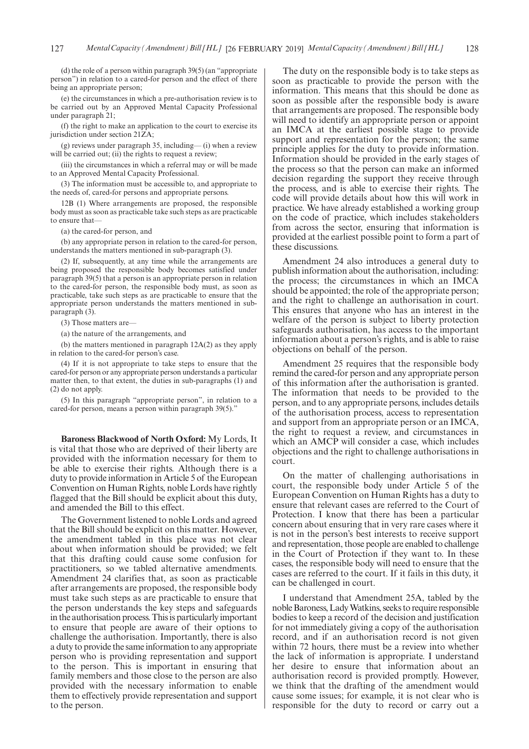(d) the role of a person within paragraph 39(5) (an "appropriate person") in relation to a cared-for person and the effect of there being an appropriate person;

(e) the circumstances in which a pre-authorisation review is to be carried out by an Approved Mental Capacity Professional under paragraph 21;

(f) the right to make an application to the court to exercise its jurisdiction under section 21ZA;

(g) reviews under paragraph 35, including— (i) when a review will be carried out; (ii) the rights to request a review;

(iii) the circumstances in which a referral may or will be made to an Approved Mental Capacity Professional.

(3) The information must be accessible to, and appropriate to the needs of, cared-for persons and appropriate persons.

12B (1) Where arrangements are proposed, the responsible body must as soon as practicable take such steps as are practicable to ensure that—

(a) the cared-for person, and

(b) any appropriate person in relation to the cared-for person, understands the matters mentioned in sub-paragraph (3).

(2) If, subsequently, at any time while the arrangements are being proposed the responsible body becomes satisfied under paragraph 39(5) that a person is an appropriate person in relation to the cared-for person, the responsible body must, as soon as practicable, take such steps as are practicable to ensure that the appropriate person understands the matters mentioned in sub-paragraph (3).

(3) Those matters are—

(a) the nature of the arrangements, and

(b) the matters mentioned in paragraph 12A(2) as they apply in relation to the cared-for person's case.

(4) If it is not appropriate to take steps to ensure that the cared-for person or any appropriate person understands a particular matter then, to that extent, the duties in sub-paragraphs (1) and (2) do not apply.

(5) In this paragraph "appropriate person", in relation to a cared-for person, means a person within paragraph 39(5)."

**Baroness Blackwood of North Oxford:** My Lords, It is vital that those who are deprived of their liberty are provided with the information necessary for them to be able to exercise their rights. Although there is a duty to provide information in Article 5 of the European Convention on Human Rights, noble Lords have rightly flagged that the Bill should be explicit about this duty, and amended the Bill to this effect.

The Government listened to noble Lords and agreed that the Bill should be explicit on this matter. However, the amendment tabled in this place was not clear about when information should be provided; we felt that this drafting could cause some confusion for practitioners, so we tabled alternative amendments. Amendment 24 clarifies that, as soon as practicable after arrangements are proposed, the responsible body must take such steps as are practicable to ensure that the person understands the key steps and safeguards in the authorisation process. This is particularly important to ensure that people are aware of their options to challenge the authorisation. Importantly, there is also a duty to provide the same information to any appropriate person who is providing representation and support to the person. This is important in ensuring that family members and those close to the person are also provided with the necessary information to enable them to effectively provide representation and support to the person.

The duty on the responsible body is to take steps as soon as practicable to provide the person with the information. This means that this should be done as soon as possible after the responsible body is aware that arrangements are proposed. The responsible body will need to identify an appropriate person or appoint an IMCA at the earliest possible stage to provide support and representation for the person; the same principle applies for the duty to provide information. Information should be provided in the early stages of the process so that the person can make an informed decision regarding the support they receive through the process, and is able to exercise their rights. The code will provide details about how this will work in practice. We have already established a working group on the code of practice, which includes stakeholders from across the sector, ensuring that information is provided at the earliest possible point to form a part of these discussions.

Amendment 24 also introduces a general duty to publish information about the authorisation, including: the process; the circumstances in which an IMCA should be appointed; the role of the appropriate person; and the right to challenge an authorisation in court. This ensures that anyone who has an interest in the welfare of the person is subject to liberty protection safeguards authorisation, has access to the important information about a person's rights, and is able to raise objections on behalf of the person.

Amendment 25 requires that the responsible body remind the cared-for person and any appropriate person of this information after the authorisation is granted. The information that needs to be provided to the person, and to any appropriate persons, includes details of the authorisation process, access to representation and support from an appropriate person or an IMCA, the right to request a review, and circumstances in which an AMCP will consider a case, which includes objections and the right to challenge authorisations in court.

On the matter of challenging authorisations in court, the responsible body under Article 5 of the European Convention on Human Rights has a duty to ensure that relevant cases are referred to the Court of Protection. I know that there has been a particular concern about ensuring that in very rare cases where it is not in the person's best interests to receive support and representation, those people are enabled to challenge in the Court of Protection if they want to. In these cases, the responsible body will need to ensure that the cases are referred to the court. If it fails in this duty, it can be challenged in court.

I understand that Amendment 25A, tabled by the noble Baroness, Lady Watkins, seeks to require responsible bodies to keep a record of the decision and justification for not immediately giving a copy of the authorisation record, and if an authorisation record is not given within 72 hours, there must be a review into whether the lack of information is appropriate. I understand her desire to ensure that information about an authorisation record is provided promptly. However, we think that the drafting of the amendment would cause some issues; for example, it is not clear who is responsible for the duty to record or carry out a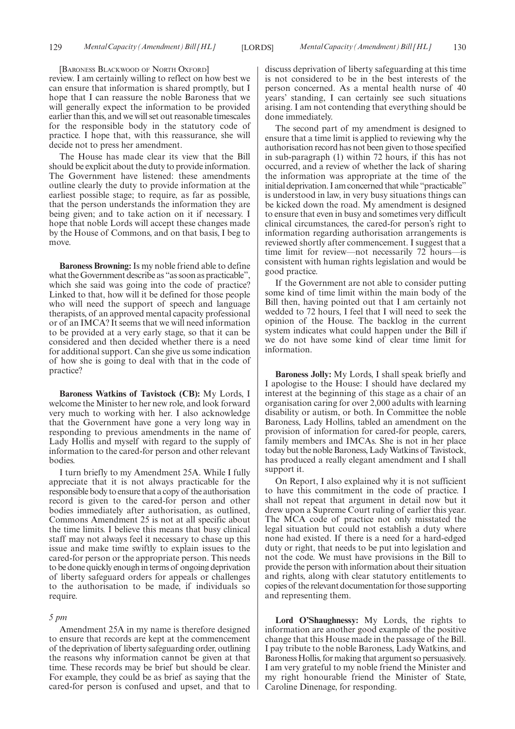[Baroness Blackwood of North Oxford]

review. I am certainly willing to reflect on how best we can ensure that information is shared promptly, but I hope that I can reassure the noble Baroness that we will generally expect the information to be provided earlier than this, and we will set out reasonable timescales for the responsible body in the statutory code of practice. I hope that, with this reassurance, she will decide not to press her amendment.

The House has made clear its view that the Bill should be explicit about the duty to provide information. The Government have listened: these amendments outline clearly the duty to provide information at the earliest possible stage; to require, as far as possible, that the person understands the information they are being given; and to take action on it if necessary. I hope that noble Lords will accept these changes made by the House of Commons, and on that basis, I beg to move.

**Baroness Browning:** Is my noble friend able to define what the Government describe as "as soon as practicable", which she said was going into the code of practice? Linked to that, how will it be defined for those people who will need the support of speech and language therapists, of an approved mental capacity professional or of an IMCA? It seems that we will need information to be provided at a very early stage, so that it can be considered and then decided whether there is a need for additional support. Can she give us some indication of how she is going to deal with that in the code of practice?

**Baroness Watkins of Tavistock (CB):** My Lords, I welcome the Minister to her new role, and look forward very much to working with her. I also acknowledge that the Government have gone a very long way in responding to previous amendments in the name of Lady Hollis and myself with regard to the supply of information to the cared-for person and other relevant bodies.

I turn briefly to my Amendment 25A. While I fully appreciate that it is not always practicable for the responsible body to ensure that a copy of the authorisation record is given to the cared-for person and other bodies immediately after authorisation, as outlined, Commons Amendment 25 is not at all specific about the time limits. I believe this means that busy clinical staff may not always feel it necessary to chase up this issue and make time swiftly to explain issues to the cared-for person or the appropriate person. This needs to be done quickly enough in terms of ongoing deprivation of liberty safeguard orders for appeals or challenges to the authorisation to be made, if individuals so require.

*5 pm*

Amendment 25A in my name is therefore designed to ensure that records are kept at the commencement of the deprivation of liberty safeguarding order, outlining the reasons why information cannot be given at that time. These records may be brief but should be clear. For example, they could be as brief as saying that the cared-for person is confused and upset, and that to discuss deprivation of liberty safeguarding at this time is not considered to be in the best interests of the person concerned. As a mental health nurse of 40 years' standing, I can certainly see such situations arising. I am not contending that everything should be done immediately.

The second part of my amendment is designed to ensure that a time limit is applied to reviewing why the authorisation record has not been given to those specified in sub-paragraph (1) within 72 hours, if this has not occurred, and a review of whether the lack of sharing the information was appropriate at the time of the initial deprivation. I am concerned that while "practicable" is understood in law, in very busy situations things can be kicked down the road. My amendment is designed to ensure that even in busy and sometimes very difficult clinical circumstances, the cared-for person's right to information regarding authorisation arrangements is reviewed shortly after commencement. I suggest that a time limit for review—not necessarily 72 hours—is consistent with human rights legislation and would be good practice.

If the Government are not able to consider putting some kind of time limit within the main body of the Bill then, having pointed out that I am certainly not wedded to 72 hours, I feel that I will need to seek the opinion of the House. The backlog in the current system indicates what could happen under the Bill if we do not have some kind of clear time limit for information.

**Baroness Jolly:** My Lords, I shall speak briefly and I apologise to the House: I should have declared my interest at the beginning of this stage as a chair of an organisation caring for over 2,000 adults with learning disability or autism, or both. In Committee the noble Baroness, Lady Hollins, tabled an amendment on the provision of information for cared-for people, carers, family members and IMCAs. She is not in her place today but the noble Baroness, Lady Watkins of Tavistock, has produced a really elegant amendment and I shall support it.

On Report, I also explained why it is not sufficient to have this commitment in the code of practice. I shall not repeat that argument in detail now but it drew upon a Supreme Court ruling of earlier this year. The MCA code of practice not only misstated the legal situation but could not establish a duty where none had existed. If there is a need for a hard-edged duty or right, that needs to be put into legislation and not the code. We must have provisions in the Bill to provide the person with information about their situation and rights, along with clear statutory entitlements to copies of the relevant documentation for those supporting and representing them.

**Lord O'Shaughnessy:** My Lords, the rights to information are another good example of the positive change that this House made in the passage of the Bill. I pay tribute to the noble Baroness, Lady Watkins, and Baroness Hollis, for making that argument so persuasively. I am very grateful to my noble friend the Minister and my right honourable friend the Minister of State, Caroline Dinenage, for responding.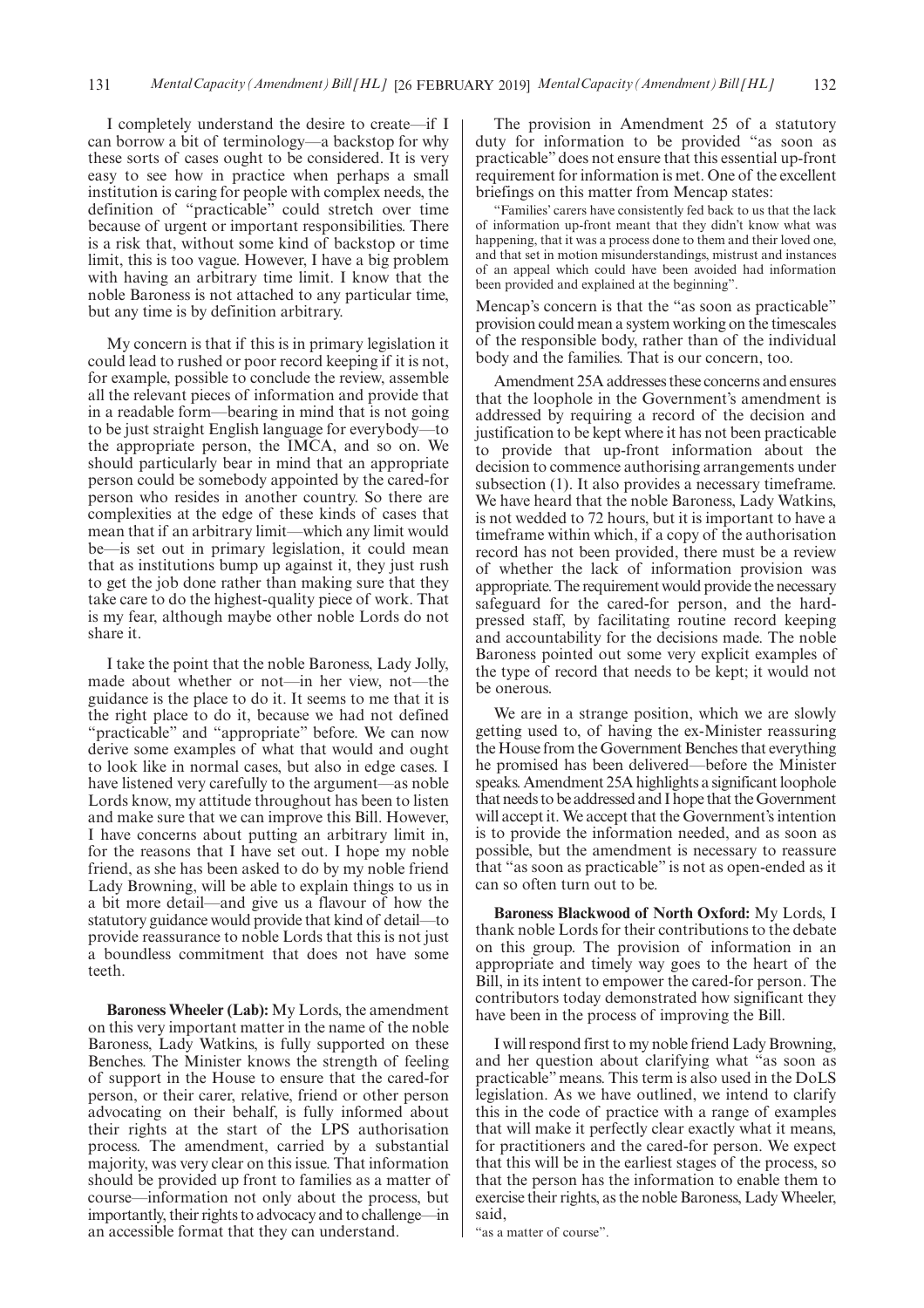I completely understand the desire to create—if I can borrow a bit of terminology—a backstop for why these sorts of cases ought to be considered. It is very easy to see how in practice when perhaps a small institution is caring for people with complex needs, the definition of "practicable" could stretch over time because of urgent or important responsibilities. There is a risk that, without some kind of backstop or time limit, this is too vague. However, I have a big problem with having an arbitrary time limit. I know that the noble Baroness is not attached to any particular time, but any time is by definition arbitrary.

My concern is that if this is in primary legislation it could lead to rushed or poor record keeping if it is not, for example, possible to conclude the review, assemble all the relevant pieces of information and provide that in a readable form—bearing in mind that is not going to be just straight English language for everybody—to the appropriate person, the IMCA, and so on. We should particularly bear in mind that an appropriate person could be somebody appointed by the cared-for person who resides in another country. So there are complexities at the edge of these kinds of cases that mean that if an arbitrary limit—which any limit would be—is set out in primary legislation, it could mean that as institutions bump up against it, they just rush to get the job done rather than making sure that they take care to do the highest-quality piece of work. That is my fear, although maybe other noble Lords do not share it.

I take the point that the noble Baroness, Lady Jolly, made about whether or not—in her view, not—the guidance is the place to do it. It seems to me that it is the right place to do it, because we had not defined "practicable" and "appropriate" before. We can now derive some examples of what that would and ought to look like in normal cases, but also in edge cases. I have listened very carefully to the argument—as noble Lords know, my attitude throughout has been to listen and make sure that we can improve this Bill. However, I have concerns about putting an arbitrary limit in, for the reasons that I have set out. I hope my noble friend, as she has been asked to do by my noble friend Lady Browning, will be able to explain things to us in a bit more detail—and give us a flavour of how the statutory guidance would provide that kind of detail—to provide reassurance to noble Lords that this is not just a boundless commitment that does not have some teeth.

**Baroness Wheeler (Lab):** My Lords, the amendment on this very important matter in the name of the noble Baroness, Lady Watkins, is fully supported on these Benches. The Minister knows the strength of feeling of support in the House to ensure that the cared-for person, or their carer, relative, friend or other person advocating on their behalf, is fully informed about their rights at the start of the LPS authorisation process. The amendment, carried by a substantial majority, was very clear on this issue. That information should be provided up front to families as a matter of course—information not only about the process, but importantly, their rights to advocacy and to challenge—in an accessible format that they can understand.

The provision in Amendment 25 of a statutory duty for information to be provided "as soon as practicable" does not ensure that this essential up-front requirement for information is met. One of the excellent briefings on this matter from Mencap states:

"Families' carers have consistently fed back to us that the lack of information up-front meant that they didn't know what was happening, that it was a process done to them and their loved one, and that set in motion misunderstandings, mistrust and instances of an appeal which could have been avoided had information been provided and explained at the beginning".

Mencap's concern is that the "as soon as practicable" provision could mean a system working on the timescales of the responsible body, rather than of the individual body and the families. That is our concern, too.

Amendment 25A addresses these concerns and ensures that the loophole in the Government's amendment is addressed by requiring a record of the decision and justification to be kept where it has not been practicable to provide that up-front information about the decision to commence authorising arrangements under subsection (1). It also provides a necessary timeframe. We have heard that the noble Baroness, Lady Watkins, is not wedded to 72 hours, but it is important to have a timeframe within which, if a copy of the authorisation record has not been provided, there must be a review of whether the lack of information provision was appropriate. The requirement would provide the necessary safeguard for the cared-for person, and the hard-pressed staff, by facilitating routine record keeping and accountability for the decisions made. The noble Baroness pointed out some very explicit examples of the type of record that needs to be kept; it would not be onerous.

We are in a strange position, which we are slowly getting used to, of having the ex-Minister reassuring the House from the Government Benches that everything he promised has been delivered—before the Minister speaks. Amendment 25A highlights a significant loophole that needs to be addressed and I hope that the Government will accept it. We accept that the Government's intention is to provide the information needed, and as soon as possible, but the amendment is necessary to reassure that "as soon as practicable" is not as open-ended as it can so often turn out to be.

**Baroness Blackwood of North Oxford:** My Lords, I thank noble Lords for their contributions to the debate on this group. The provision of information in an appropriate and timely way goes to the heart of the Bill, in its intent to empower the cared-for person. The contributors today demonstrated how significant they have been in the process of improving the Bill.

I will respond first to my noble friend Lady Browning, and her question about clarifying what "as soon as practicable" means. This term is also used in the DoLS legislation. As we have outlined, we intend to clarify this in the code of practice with a range of examples that will make it perfectly clear exactly what it means, for practitioners and the cared-for person. We expect that this will be in the earliest stages of the process, so that the person has the information to enable them to exercise their rights, as the noble Baroness, Lady Wheeler, said,

"as a matter of course".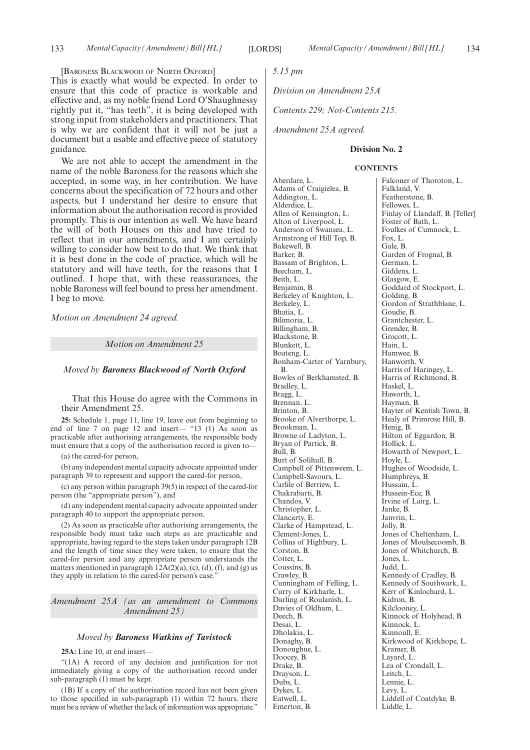[Baroness Blackwood of North Oxford]

This is exactly what would be expected. In order to ensure that this code of practice is workable and effective and, as my noble friend Lord O'Shaughnessy rightly put it, "has teeth", it is being developed with strong input from stakeholders and practitioners. That is why we are confident that it will not be just a document but a usable and effective piece of statutory guidance.

We are not able to accept the amendment in the name of the noble Baroness for the reasons which she accepted, in some way, in her contribution. We have concerns about the specification of 72 hours and other aspects, but I understand her desire to ensure that information about the authorisation record is provided promptly. This is our intention as well. We have heard the will of both Houses on this and have tried to reflect that in our amendments, and I am certainly willing to consider how best to do that. We think that it is best done in the code of practice, which will be statutory and will have teeth, for the reasons that I outlined. I hope that, with these reassurances, the noble Baroness will feel bound to press her amendment. I beg to move.

*Motion on Amendment 24 agreed.*

*Motion on Amendment 25*

*Moved by* ***Baroness Blackwood of North Oxford***

That this House do agree with the Commons in their Amendment 25.

**25:** Schedule 1, page 11, line 19, leave out from beginning to end of line 7 on page 12 and insert— "13 (1) As soon as practicable after authorising arrangements, the responsible body must ensure that a copy of the authorisation record is given to—

(a) the cared-for person,

(b) any independent mental capacity advocate appointed under paragraph 39 to represent and support the cared-for person,

(c) any person within paragraph 39(5) in respect of the cared-for person (the "appropriate person"), and

(d) any independent mental capacity advocate appointed under paragraph 40 to support the appropriate person.

(2) As soon as practicable after authorising arrangements, the responsible body must take such steps as are practicable and appropriate, having regard to the steps taken under paragraph 12B and the length of time since they were taken, to ensure that the cared-for person and any appropriate person understands the matters mentioned in paragraph 12A(2)(a), (c), (d), (f), and (g) as they apply in relation to the cared-for person's case."

*Amendment 25A (as an amendment to Commons Amendment 25)*

*Moved by* ***Baroness Watkins of Tavistock***

**25A:** Line 10, at end insert—

"(1A) A record of any decision and justification for not immediately giving a copy of the authorisation record under sub-paragraph (1) must be kept.

(1B) If a copy of the authorisation record has not been given to those specified in sub-paragraph (1) within 72 hours, there must be a review of whether the lack of information was appropriate."

*5.15 pm*

*Division on Amendment 25A*

*Contents 229; Not-Contents 215.*

*Amendment 25A agreed.*

**Division No. 2**

**CONTENTS**

Aberdare, L.
Adams of Craigielea, B.
Addington, L.
Alderdice, L.
Allen of Kensington, L.
Alton of Liverpool, L.
Anderson of Swansea, L.
Armstrong of Hill Top, B.
Bakewell, B.
Barker, B.
Bassam of Brighton, L.
Beecham, L.
Beith, L.
Benjamin, B.
Berkeley of Knighton, L.
Berkeley, L.
Bhatia, L.
Bilimoria, L.
Billingham, B.
Blackstone, B.
Blunkett, L.
Boateng, L.
Bonham-Carter of Yarnbury, B.
Bowles of Berkhamsted, B.
Bradley, L.
Bragg, L.
Brennan, L.
Brinton, B.
Brooke of Alverthorpe, L.
Brookman, L.
Browne of Ladyton, L.
Bryan of Partick, B.
Bull, B.
Burt of Solihull, B.
Campbell of Pittenweem, L.
Campbell-Savours, L.
Carlile of Berriew, L.
Chakrabarti, B.
Chandos, V.
Christopher, L.
Clancarty, E.
Clarke of Hampstead, L.
Clement-Jones, L.
Collins of Highbury, L.
Corston, B.
Cotter, L.
Coussins, B.
Crawley, B.
Cunningham of Felling, L.
Curry of Kirkharle, L.
Darling of Roulanish, L.
Davies of Oldham, L.
Deech, B.
Desai, L.
Dholakia, L.
Donaghy, B.
Donoughue, L.
Doocey, B.
Drake, B.
Drayson, L.
Dubs, L.
Dykes, L.
Eatwell, L.
Emerton, B.
Falconer of Thoroton, L.
Falkland, V.
Featherstone, B.
Fellowes, L.
Finlay of Llandaff, B. [Teller]
Foster of Bath, L.
Foulkes of Cumnock, L.
Fox, L.
Gale, B.
Garden of Frognal, B.
German, L.
Giddens, L.
Glasgow, E.
Goddard of Stockport, L.
Golding, B.
Gordon of Strathblane, L.
Goudie, B.
Grantchester, L.
Grender, B.
Grocott, L.
Hain, L.
Hamwee, B.
Hanworth, V.
Harris of Haringey, L.
Harris of Richmond, B.
Haskel, L.
Haworth, L.
Hayman, B.
Hayter of Kentish Town, B.
Healy of Primrose Hill, B.
Henig, B.
Hilton of Eggardon, B.
Hollick, L.
Howarth of Newport, L.
Hoyle, L.
Hughes of Woodside, L.
Humphreys, B.
Hussain, L.
Hussein-Ece, B.
Irvine of Lairg, L.
Janke, B.
Janvrin, L.
Jolly, B.
Jones of Cheltenham, L.
Jones of Moulsecoomb, B.
Jones of Whitchurch, B.
Jones, L.
Judd, L.
Kennedy of Cradley, B.
Kennedy of Southwark, L.
Kerr of Kinlochard, L.
Kidron, B.
Kilclooney, L.
Kinnock of Holyhead, B.
Kinnock, L.
Kinnoull, E.
Kirkwood of Kirkhope, L.
Kramer, B.
Layard, L.
Lea of Crondall, L.
Leitch, L.
Lennie, L.
Levy, L.
Liddell of Coatdyke, B.
Liddle, L.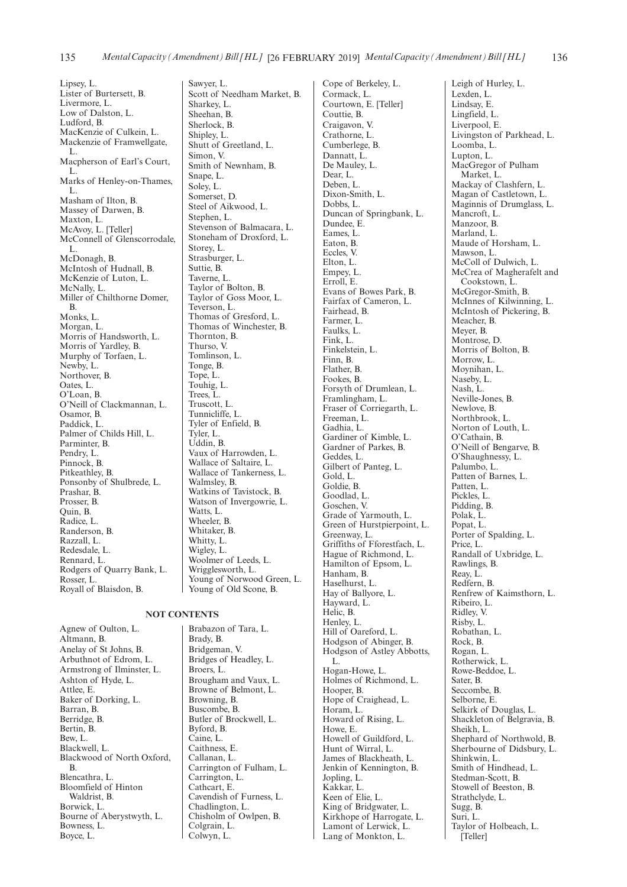Lipsey, L.
Lister of Burtersett, B.
Livermore, L.
Low of Dalston, L.
Ludford, B.
MacKenzie of Culkein, L.
Mackenzie of Framwellgate, L.
Macpherson of Earl's Court, L.
Marks of Henley-on-Thames, L.
Masham of Ilton, B.
Massey of Darwen, B.
Maxton, L.
McAvoy, L. [Teller]
McConnell of Glenscorrodale, L.
McDonagh, B.
McIntosh of Hudnall, B.
McKenzie of Luton, L.
McNally, L.
Miller of Chilthorne Domer, B.
Monks, L.
Morgan, L.
Morris of Handsworth, L.
Morris of Yardley, B.
Murphy of Torfaen, L.
Newby, L.
Northover, B.
Oates, L.
O'Loan, B.
O'Neill of Clackmannan, L.
Osamor, B.
Paddick, L.
Palmer of Childs Hill, L.
Parminter, B.
Pendry, L.
Pinnock, B.
Pitkeathley, B.
Ponsonby of Shulbrede, L.
Prashar, B.
Prosser, B.
Quin, B.
Radice, L.
Randerson, B.
Razzall, L.
Redesdale, L.
Rennard, L.
Rodgers of Quarry Bank, L.
Rosser, L.
Royall of Blaisdon, B.
Sawyer, L.
Scott of Needham Market, B.
Sharkey, L.
Sheehan, B.
Sherlock, B.
Shipley, L.
Shutt of Greetland, L.
Simon, V.
Smith of Newnham, B.
Snape, L.
Soley, L.
Somerset, D.
Steel of Aikwood, L.
Stephen, L.
Stevenson of Balmacara, L.
Stoneham of Droxford, L.
Storey, L.
Strasburger, L.
Suttie, B.
Taverne, L.
Taylor of Bolton, B.
Taylor of Goss Moor, L.
Teverson, L.
Thomas of Gresford, L.
Thomas of Winchester, B.
Thornton, B.
Thurso, V.
Tomlinson, L.
Tonge, B.
Tope, L.
Touhig, L.
Trees, L.
Truscott, L.
Tunnicliffe, L.
Tyler of Enfield, B.
Tyler, L.
Uddin, B.
Vaux of Harrowden, L.
Wallace of Saltaire, L.
Wallace of Tankerness, L.
Walmsley, B.
Watkins of Tavistock, B.
Watson of Invergowrie, L.
Watts, L.
Wheeler, B.
Whitaker, B.
Whitty, L.
Wigley, L.
Woolmer of Leeds, L.
Wrigglesworth, L.
Young of Norwood Green, L.
Young of Old Scone, B.

## NOT CONTENTS

Agnew of Oulton, L.
Altmann, B.
Anelay of St Johns, B.
Arbuthnot of Edrom, L.
Armstrong of Ilminster, L.
Ashton of Hyde, L.
Attlee, E.
Baker of Dorking, L.
Barran, B.
Berridge, B.
Bertin, B.
Bew, L.
Blackwell, L.
Blackwood of North Oxford, B.
Blencathra, L.
Bloomfield of Hinton Waldrist, B.
Borwick, L.
Bourne of Aberystwyth, L.
Bowness, L.
Boyce, L.
Brabazon of Tara, L.
Brady, B.
Bridgeman, V.
Bridges of Headley, L.
Broers, L.
Brougham and Vaux, L.
Browne of Belmont, L.
Browning, B.
Buscombe, B.
Butler of Brockwell, L.
Byford, B.
Caine, L.
Caithness, E.
Callanan, L.
Carrington of Fulham, L.
Carrington, L.
Cathcart, E.
Cavendish of Furness, L.
Chadlington, L.
Chisholm of Owlpen, B.
Colgrain, L.
Colwyn, L.
Cope of Berkeley, L.
Cormack, L.
Courtown, E. [Teller]
Couttie, B.
Craigavon, V.
Crathorne, L.
Cumberlege, B.
Dannatt, L.
De Mauley, L.
Dear, L.
Deben, L.
Dixon-Smith, L.
Dobbs, L.
Duncan of Springbank, L.
Dundee, E.
Eames, L.
Eaton, B.
Eccles, V.
Elton, L.
Empey, L.
Erroll, E.
Evans of Bowes Park, B.
Fairfax of Cameron, L.
Fairhead, B.
Farmer, L.
Faulks, L.
Fink, L.
Finkelstein, L.
Finn, B.
Flather, B.
Fookes, B.
Forsyth of Drumlean, L.
Framlingham, L.
Fraser of Corriegarth, L.
Freeman, L.
Gadhia, L.
Gardiner of Kimble, L.
Gardner of Parkes, B.
Geddes, L.
Gilbert of Panteg, L.
Gold, L.
Goldie, B.
Goodlad, L.
Goschen, V.
Grade of Yarmouth, L.
Green of Hurstpierpoint, L.
Greenway, L.
Griffiths of Fforestfach, L.
Hague of Richmond, L.
Hamilton of Epsom, L.
Hanham, B.
Haselhurst, L.
Hay of Ballyore, L.
Hayward, L.
Helic, B.
Henley, L.
Hill of Oareford, L.
Hodgson of Abinger, B.
Hodgson of Astley Abbotts, L.
Hogan-Howe, L.
Holmes of Richmond, L.
Hooper, B.
Hope of Craighead, L.
Horam, L.
Howard of Rising, L.
Howe, E.
Howell of Guildford, L.
Hunt of Wirral, L.
James of Blackheath, L.
Jenkin of Kennington, B.
Jopling, L.
Kakkar, L.
Keen of Elie, L.
King of Bridgwater, L.
Kirkhope of Harrogate, L.
Lamont of Lerwick, L.
Lang of Monkton, L.
Leigh of Hurley, L.
Lexden, L.
Lindsay, E.
Lingfield, L.
Liverpool, E.
Livingston of Parkhead, L.
Loomba, L.
Lupton, L.
MacGregor of Pulham Market, L.
Mackay of Clashfern, L.
Magan of Castletown, L.
Maginnis of Drumglass, L.
Mancroft, L.
Manzoor, B.
Marland, L.
Maude of Horsham, L.
Mawson, L.
McColl of Dulwich, L.
McCrea of Magherafelt and Cookstown, L.
McGregor-Smith, B.
McInnes of Kilwinning, L.
McIntosh of Pickering, B.
Meacher, B.
Meyer, B.
Montrose, D.
Morris of Bolton, B.
Morrow, L.
Moynihan, L.
Naseby, L.
Nash, L.
Neville-Jones, B.
Newlove, B.
Northbrook, L.
Norton of Louth, L.
O'Cathain, B.
O'Neill of Bengarve, B.
O'Shaughnessy, L.
Palumbo, L.
Patten of Barnes, L.
Patten, L.
Pickles, L.
Pidding, B.
Polak, L.
Popat, L.
Porter of Spalding, L.
Price, L.
Randall of Uxbridge, L.
Rawlings, B.
Reay, L.
Redfern, B.
Renfrew of Kaimsthorn, L.
Ribeiro, L.
Ridley, V.
Risby, L.
Robathan, L.
Rock, B.
Rogan, L.
Rotherwick, L.
Rowe-Beddoe, L.
Sater, B.
Seccombe, B.
Selborne, E.
Selkirk of Douglas, L.
Shackleton of Belgravia, B.
Sheikh, L.
Shephard of Northwold, B.
Sherbourne of Didsbury, L.
Shinkwin, L.
Smith of Hindhead, L.
Stedman-Scott, B.
Stowell of Beeston, B.
Strathclyde, L.
Sugg, B.
Suri, L.
Taylor of Holbeach, L. [Teller]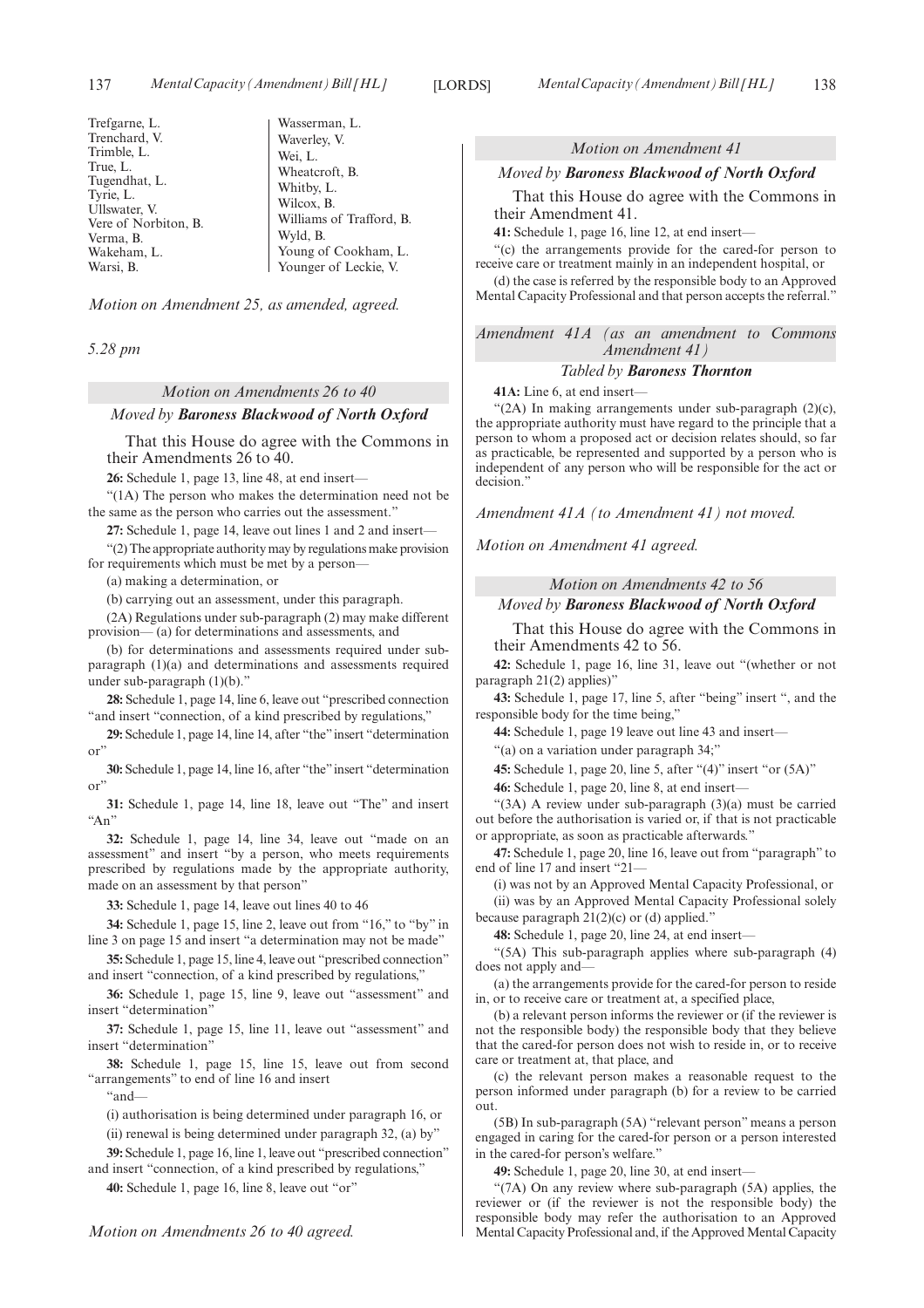Trefgarne, L.
Trenchard, V.
Trimble, L.
True, L.
Tugendhat, L.
Tyrie, L.
Ullswater, V.
Vere of Norbiton, B.
Verma, B.
Wakeham, L.
Warsi, B.
Wasserman, L.
Waverley, V.
Wei, L.
Wheatcroft, B.
Whitby, L.
Wilcox, B.
Williams of Trafford, B.
Wyld, B.
Young of Cookham, L.
Younger of Leckie, V.

*Motion on Amendment 25, as amended, agreed.*

*5.28 pm*

### *Motion on Amendments 26 to 40*

*Moved by* ***Baroness Blackwood of North Oxford***

That this House do agree with the Commons in their Amendments 26 to 40.

**26:** Schedule 1, page 13, line 48, at end insert—

"(1A) The person who makes the determination need not be the same as the person who carries out the assessment."

**27:** Schedule 1, page 14, leave out lines 1 and 2 and insert—

"(2) The appropriate authority may by regulations make provision for requirements which must be met by a person—

(a) making a determination, or

(b) carrying out an assessment, under this paragraph.

(2A) Regulations under sub-paragraph (2) may make different provision— (a) for determinations and assessments, and

(b) for determinations and assessments required under sub-paragraph (1)(a) and determinations and assessments required under sub-paragraph (1)(b)."

**28:** Schedule 1, page 14, line 6, leave out "prescribed connection "and insert "connection, of a kind prescribed by regulations,"

**29:** Schedule 1, page 14, line 14, after "the" insert "determination or"

**30:** Schedule 1, page 14, line 16, after "the" insert "determination or"

**31:** Schedule 1, page 14, line 18, leave out "The" and insert "An"

**32:** Schedule 1, page 14, line 34, leave out "made on an assessment" and insert "by a person, who meets requirements prescribed by regulations made by the appropriate authority, made on an assessment by that person"

**33:** Schedule 1, page 14, leave out lines 40 to 46

**34:** Schedule 1, page 15, line 2, leave out from "16," to "by" in line 3 on page 15 and insert "a determination may not be made"

**35:** Schedule 1, page 15, line 4, leave out "prescribed connection" and insert "connection, of a kind prescribed by regulations,"

**36:** Schedule 1, page 15, line 9, leave out "assessment" and insert "determination"

**37:** Schedule 1, page 15, line 11, leave out "assessment" and insert "determination"

**38:** Schedule 1, page 15, line 15, leave out from second "arrangements" to end of line 16 and insert

"and—

(i) authorisation is being determined under paragraph 16, or

(ii) renewal is being determined under paragraph 32, (a) by"

**39:** Schedule 1, page 16, line 1, leave out "prescribed connection" and insert "connection, of a kind prescribed by regulations,"

**40:** Schedule 1, page 16, line 8, leave out "or"

*Motion on Amendments 26 to 40 agreed.*

### *Motion on Amendment 41*

*Moved by* ***Baroness Blackwood of North Oxford***

That this House do agree with the Commons in their Amendment 41.

**41:** Schedule 1, page 16, line 12, at end insert—

"(c) the arrangements provide for the cared-for person to receive care or treatment mainly in an independent hospital, or

(d) the case is referred by the responsible body to an Approved Mental Capacity Professional and that person accepts the referral."

### *Amendment 41A (as an amendment to Commons Amendment 41)*

*Tabled by* ***Baroness Thornton***

**41A:** Line 6, at end insert—

"(2A) In making arrangements under sub-paragraph (2)(c), the appropriate authority must have regard to the principle that a person to whom a proposed act or decision relates should, so far as practicable, be represented and supported by a person who is independent of any person who will be responsible for the act or decision."

*Amendment 41A (to Amendment 41) not moved.*

*Motion on Amendment 41 agreed.*

### *Motion on Amendments 42 to 56*

*Moved by* ***Baroness Blackwood of North Oxford***

That this House do agree with the Commons in their Amendments 42 to 56.

**42:** Schedule 1, page 16, line 31, leave out "(whether or not paragraph 21(2) applies)"

**43:** Schedule 1, page 17, line 5, after "being" insert ", and the responsible body for the time being,"

**44:** Schedule 1, page 19 leave out line 43 and insert—

"(a) on a variation under paragraph 34;"

**45:** Schedule 1, page 20, line 5, after "(4)" insert "or (5A)"

**46:** Schedule 1, page 20, line 8, at end insert—

"(3A) A review under sub-paragraph (3)(a) must be carried out before the authorisation is varied or, if that is not practicable or appropriate, as soon as practicable afterwards."

**47:** Schedule 1, page 20, line 16, leave out from "paragraph" to end of line 17 and insert "21—

(i) was not by an Approved Mental Capacity Professional, or

(ii) was by an Approved Mental Capacity Professional solely because paragraph 21(2)(c) or (d) applied."

**48:** Schedule 1, page 20, line 24, at end insert—

"(5A) This sub-paragraph applies where sub-paragraph (4) does not apply and—

(a) the arrangements provide for the cared-for person to reside in, or to receive care or treatment at, a specified place,

(b) a relevant person informs the reviewer or (if the reviewer is not the responsible body) the responsible body that they believe that the cared-for person does not wish to reside in, or to receive care or treatment at, that place, and

(c) the relevant person makes a reasonable request to the person informed under paragraph (b) for a review to be carried out.

(5B) In sub-paragraph (5A) "relevant person" means a person engaged in caring for the cared-for person or a person interested in the cared-for person's welfare."

**49:** Schedule 1, page 20, line 30, at end insert—

"(7A) On any review where sub-paragraph (5A) applies, the reviewer or (if the reviewer is not the responsible body) the responsible body may refer the authorisation to an Approved Mental Capacity Professional and, if the Approved Mental Capacity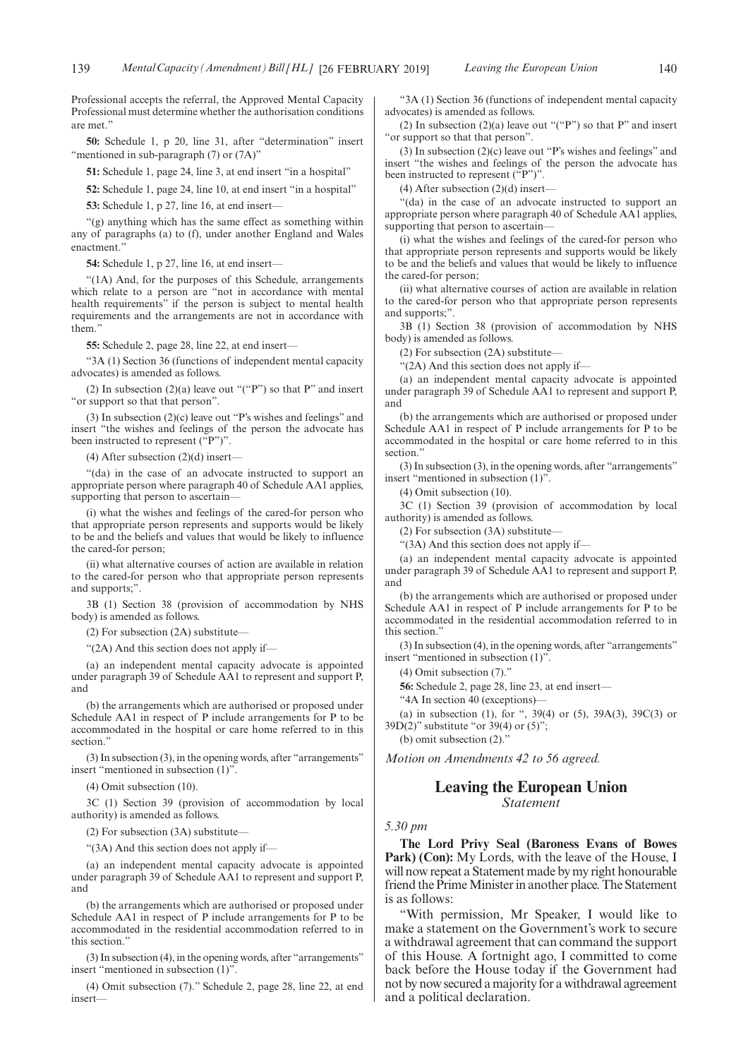Professional accepts the referral, the Approved Mental Capacity Professional must determine whether the authorisation conditions are met."

**50:** Schedule 1, p 20, line 31, after "determination" insert "mentioned in sub-paragraph (7) or (7A)"

**51:** Schedule 1, page 24, line 3, at end insert "in a hospital"

**52:** Schedule 1, page 24, line 10, at end insert "in a hospital"

**53:** Schedule 1, p 27, line 16, at end insert—

"(g) anything which has the same effect as something within any of paragraphs (a) to (f), under another England and Wales enactment."

**54:** Schedule 1, p 27, line 16, at end insert—

"(1A) And, for the purposes of this Schedule, arrangements which relate to a person are "not in accordance with mental health requirements" if the person is subject to mental health requirements and the arrangements are not in accordance with them."

**55:** Schedule 2, page 28, line 22, at end insert—

"3A (1) Section 36 (functions of independent mental capacity advocates) is amended as follows.

(2) In subsection (2)(a) leave out "("P") so that P" and insert "or support so that that person".

(3) In subsection (2)(c) leave out "P's wishes and feelings" and insert "the wishes and feelings of the person the advocate has been instructed to represent ("P")".

(4) After subsection (2)(d) insert—

"(da) in the case of an advocate instructed to support an appropriate person where paragraph 40 of Schedule AA1 applies, supporting that person to ascertain—

(i) what the wishes and feelings of the cared-for person who that appropriate person represents and supports would be likely to be and the beliefs and values that would be likely to influence the cared-for person;

(ii) what alternative courses of action are available in relation to the cared-for person who that appropriate person represents and supports;".

3B (1) Section 38 (provision of accommodation by NHS body) is amended as follows.

(2) For subsection (2A) substitute—

"(2A) And this section does not apply if—

(a) an independent mental capacity advocate is appointed under paragraph 39 of Schedule AA1 to represent and support P, and

(b) the arrangements which are authorised or proposed under Schedule AA1 in respect of P include arrangements for P to be accommodated in the hospital or care home referred to in this section."

(3) In subsection (3), in the opening words, after "arrangements" insert "mentioned in subsection (1)".

(4) Omit subsection (10).

3C (1) Section 39 (provision of accommodation by local authority) is amended as follows.

(2) For subsection (3A) substitute—

"(3A) And this section does not apply if—

(a) an independent mental capacity advocate is appointed under paragraph 39 of Schedule AA1 to represent and support P, and

(b) the arrangements which are authorised or proposed under Schedule AA1 in respect of P include arrangements for P to be accommodated in the residential accommodation referred to in this section."

(3) In subsection (4), in the opening words, after "arrangements" insert "mentioned in subsection (1)".

(4) Omit subsection (7)." Schedule 2, page 28, line 22, at end insert—

"3A (1) Section 36 (functions of independent mental capacity advocates) is amended as follows.

(2) In subsection (2)(a) leave out "("P") so that P" and insert "or support so that that person".

(3) In subsection (2)(c) leave out "P's wishes and feelings" and insert "the wishes and feelings of the person the advocate has been instructed to represent ("P")".

(4) After subsection (2)(d) insert—

"(da) in the case of an advocate instructed to support an appropriate person where paragraph 40 of Schedule AA1 applies, supporting that person to ascertain—

(i) what the wishes and feelings of the cared-for person who that appropriate person represents and supports would be likely to be and the beliefs and values that would be likely to influence the cared-for person;

(ii) what alternative courses of action are available in relation to the cared-for person who that appropriate person represents and supports;".

3B (1) Section 38 (provision of accommodation by NHS body) is amended as follows.

(2) For subsection (2A) substitute—

"(2A) And this section does not apply if—

(a) an independent mental capacity advocate is appointed under paragraph 39 of Schedule AA1 to represent and support P, and

(b) the arrangements which are authorised or proposed under Schedule AA1 in respect of P include arrangements for P to be accommodated in the hospital or care home referred to in this section."

(3) In subsection (3), in the opening words, after "arrangements" insert "mentioned in subsection (1)".

(4) Omit subsection (10).

3C (1) Section 39 (provision of accommodation by local authority) is amended as follows.

(2) For subsection (3A) substitute—

"(3A) And this section does not apply if—

(a) an independent mental capacity advocate is appointed under paragraph 39 of Schedule AA1 to represent and support P, and

(b) the arrangements which are authorised or proposed under Schedule AA1 in respect of P include arrangements for P to be accommodated in the residential accommodation referred to in this section."

(3) In subsection (4), in the opening words, after "arrangements" insert "mentioned in subsection (1)".

(4) Omit subsection (7)."

**56:** Schedule 2, page 28, line 23, at end insert—

"4A In section 40 (exceptions)—

(a) in subsection (1), for ", 39(4) or (5), 39A(3), 39C(3) or 39D(2)" substitute "or 39(4) or (5)";

(b) omit subsection (2)."

*Motion on Amendments 42 to 56 agreed.*

## Leaving the European Union

*Statement*

*5.30 pm*

**The Lord Privy Seal (Baroness Evans of Bowes Park) (Con):** My Lords, with the leave of the House, I will now repeat a Statement made by my right honourable friend the Prime Minister in another place. The Statement is as follows:

"With permission, Mr Speaker, I would like to make a statement on the Government's work to secure a withdrawal agreement that can command the support of this House. A fortnight ago, I committed to come back before the House today if the Government had not by now secured a majority for a withdrawal agreement and a political declaration.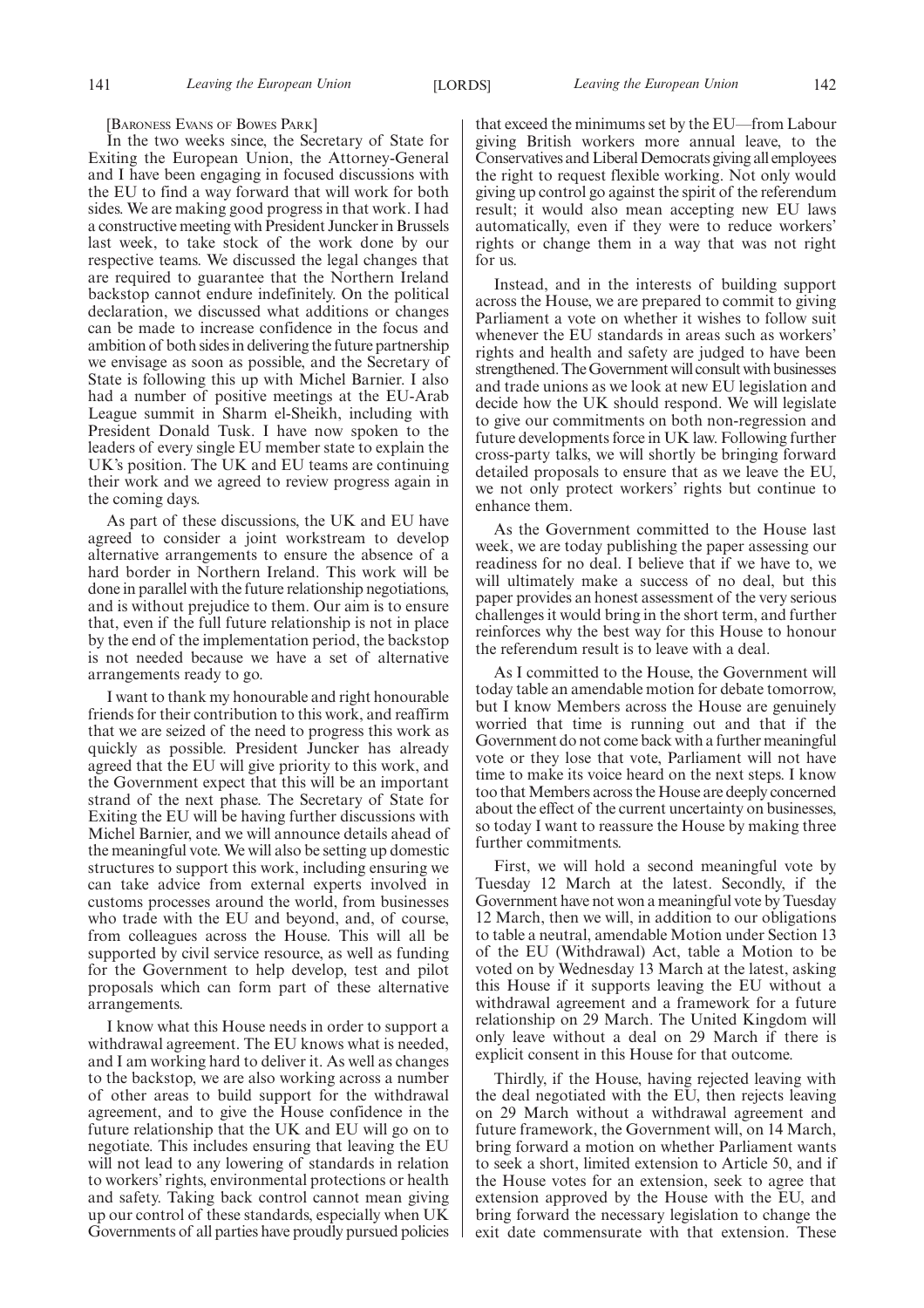[Baroness Evans of Bowes Park]

In the two weeks since, the Secretary of State for Exiting the European Union, the Attorney-General and I have been engaging in focused discussions with the EU to find a way forward that will work for both sides. We are making good progress in that work. I had a constructive meeting with President Juncker in Brussels last week, to take stock of the work done by our respective teams. We discussed the legal changes that are required to guarantee that the Northern Ireland backstop cannot endure indefinitely. On the political declaration, we discussed what additions or changes can be made to increase confidence in the focus and ambition of both sides in delivering the future partnership we envisage as soon as possible, and the Secretary of State is following this up with Michel Barnier. I also had a number of positive meetings at the EU-Arab League summit in Sharm el-Sheikh, including with President Donald Tusk. I have now spoken to the leaders of every single EU member state to explain the UK's position. The UK and EU teams are continuing their work and we agreed to review progress again in the coming days.

As part of these discussions, the UK and EU have agreed to consider a joint workstream to develop alternative arrangements to ensure the absence of a hard border in Northern Ireland. This work will be done in parallel with the future relationship negotiations, and is without prejudice to them. Our aim is to ensure that, even if the full future relationship is not in place by the end of the implementation period, the backstop is not needed because we have a set of alternative arrangements ready to go.

I want to thank my honourable and right honourable friends for their contribution to this work, and reaffirm that we are seized of the need to progress this work as quickly as possible. President Juncker has already agreed that the EU will give priority to this work, and the Government expect that this will be an important strand of the next phase. The Secretary of State for Exiting the EU will be having further discussions with Michel Barnier, and we will announce details ahead of the meaningful vote. We will also be setting up domestic structures to support this work, including ensuring we can take advice from external experts involved in customs processes around the world, from businesses who trade with the EU and beyond, and, of course, from colleagues across the House. This will all be supported by civil service resource, as well as funding for the Government to help develop, test and pilot proposals which can form part of these alternative arrangements.

I know what this House needs in order to support a withdrawal agreement. The EU knows what is needed, and I am working hard to deliver it. As well as changes to the backstop, we are also working across a number of other areas to build support for the withdrawal agreement, and to give the House confidence in the future relationship that the UK and EU will go on to negotiate. This includes ensuring that leaving the EU will not lead to any lowering of standards in relation to workers' rights, environmental protections or health and safety. Taking back control cannot mean giving up our control of these standards, especially when UK Governments of all parties have proudly pursued policies that exceed the minimums set by the EU—from Labour giving British workers more annual leave, to the Conservatives and Liberal Democrats giving all employees the right to request flexible working. Not only would giving up control go against the spirit of the referendum result; it would also mean accepting new EU laws automatically, even if they were to reduce workers' rights or change them in a way that was not right for us.

Instead, and in the interests of building support across the House, we are prepared to commit to giving Parliament a vote on whether it wishes to follow suit whenever the EU standards in areas such as workers' rights and health and safety are judged to have been strengthened. The Government will consult with businesses and trade unions as we look at new EU legislation and decide how the UK should respond. We will legislate to give our commitments on both non-regression and future developments force in UK law. Following further cross-party talks, we will shortly be bringing forward detailed proposals to ensure that as we leave the EU, we not only protect workers' rights but continue to enhance them.

As the Government committed to the House last week, we are today publishing the paper assessing our readiness for no deal. I believe that if we have to, we will ultimately make a success of no deal, but this paper provides an honest assessment of the very serious challenges it would bring in the short term, and further reinforces why the best way for this House to honour the referendum result is to leave with a deal.

As I committed to the House, the Government will today table an amendable motion for debate tomorrow, but I know Members across the House are genuinely worried that time is running out and that if the Government do not come back with a further meaningful vote or they lose that vote, Parliament will not have time to make its voice heard on the next steps. I know too that Members across the House are deeply concerned about the effect of the current uncertainty on businesses, so today I want to reassure the House by making three further commitments.

First, we will hold a second meaningful vote by Tuesday 12 March at the latest. Secondly, if the Government have not won a meaningful vote by Tuesday 12 March, then we will, in addition to our obligations to table a neutral, amendable Motion under Section 13 of the EU (Withdrawal) Act, table a Motion to be voted on by Wednesday 13 March at the latest, asking this House if it supports leaving the EU without a withdrawal agreement and a framework for a future relationship on 29 March. The United Kingdom will only leave without a deal on 29 March if there is explicit consent in this House for that outcome.

Thirdly, if the House, having rejected leaving with the deal negotiated with the EU, then rejects leaving on 29 March without a withdrawal agreement and future framework, the Government will, on 14 March, bring forward a motion on whether Parliament wants to seek a short, limited extension to Article 50, and if the House votes for an extension, seek to agree that extension approved by the House with the EU, and bring forward the necessary legislation to change the exit date commensurate with that extension. These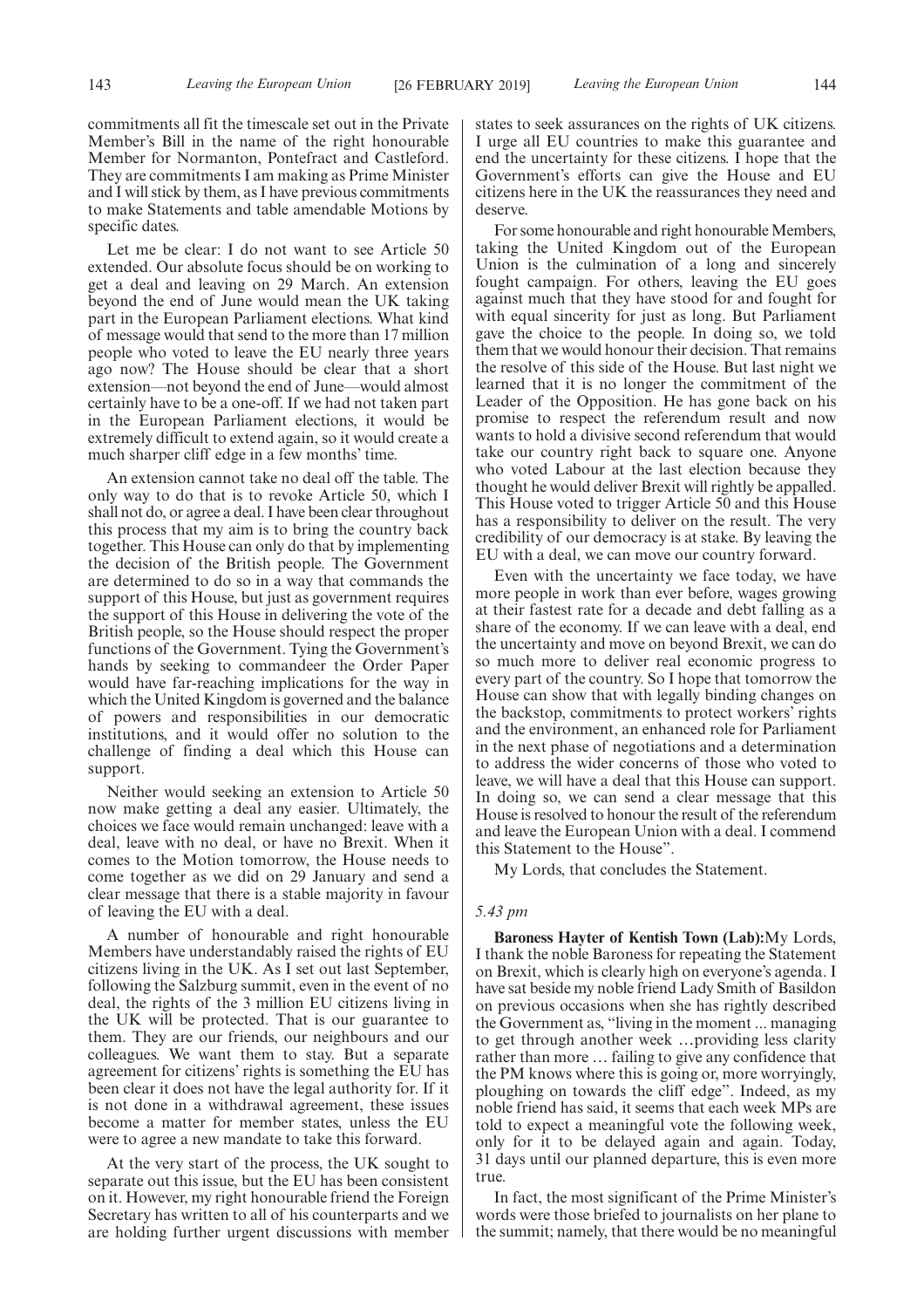commitments all fit the timescale set out in the Private Member's Bill in the name of the right honourable Member for Normanton, Pontefract and Castleford. They are commitments I am making as Prime Minister and I will stick by them, as I have previous commitments to make Statements and table amendable Motions by specific dates.

Let me be clear: I do not want to see Article 50 extended. Our absolute focus should be on working to get a deal and leaving on 29 March. An extension beyond the end of June would mean the UK taking part in the European Parliament elections. What kind of message would that send to the more than 17 million people who voted to leave the EU nearly three years ago now? The House should be clear that a short extension—not beyond the end of June—would almost certainly have to be a one-off. If we had not taken part in the European Parliament elections, it would be extremely difficult to extend again, so it would create a much sharper cliff edge in a few months' time.

An extension cannot take no deal off the table. The only way to do that is to revoke Article 50, which I shall not do, or agree a deal. I have been clear throughout this process that my aim is to bring the country back together. This House can only do that by implementing the decision of the British people. The Government are determined to do so in a way that commands the support of this House, but just as government requires the support of this House in delivering the vote of the British people, so the House should respect the proper functions of the Government. Tying the Government's hands by seeking to commandeer the Order Paper would have far-reaching implications for the way in which the United Kingdom is governed and the balance of powers and responsibilities in our democratic institutions, and it would offer no solution to the challenge of finding a deal which this House can support.

Neither would seeking an extension to Article 50 now make getting a deal any easier. Ultimately, the choices we face would remain unchanged: leave with a deal, leave with no deal, or have no Brexit. When it comes to the Motion tomorrow, the House needs to come together as we did on 29 January and send a clear message that there is a stable majority in favour of leaving the EU with a deal.

A number of honourable and right honourable Members have understandably raised the rights of EU citizens living in the UK. As I set out last September, following the Salzburg summit, even in the event of no deal, the rights of the 3 million EU citizens living in the UK will be protected. That is our guarantee to them. They are our friends, our neighbours and our colleagues. We want them to stay. But a separate agreement for citizens' rights is something the EU has been clear it does not have the legal authority for. If it is not done in a withdrawal agreement, these issues become a matter for member states, unless the EU were to agree a new mandate to take this forward.

At the very start of the process, the UK sought to separate out this issue, but the EU has been consistent on it. However, my right honourable friend the Foreign Secretary has written to all of his counterparts and we are holding further urgent discussions with member states to seek assurances on the rights of UK citizens. I urge all EU countries to make this guarantee and end the uncertainty for these citizens. I hope that the Government's efforts can give the House and EU citizens here in the UK the reassurances they need and deserve.

For some honourable and right honourable Members, taking the United Kingdom out of the European Union is the culmination of a long and sincerely fought campaign. For others, leaving the EU goes against much that they have stood for and fought for with equal sincerity for just as long. But Parliament gave the choice to the people. In doing so, we told them that we would honour their decision. That remains the resolve of this side of the House. But last night we learned that it is no longer the commitment of the Leader of the Opposition. He has gone back on his promise to respect the referendum result and now wants to hold a divisive second referendum that would take our country right back to square one. Anyone who voted Labour at the last election because they thought he would deliver Brexit will rightly be appalled. This House voted to trigger Article 50 and this House has a responsibility to deliver on the result. The very credibility of our democracy is at stake. By leaving the EU with a deal, we can move our country forward.

Even with the uncertainty we face today, we have more people in work than ever before, wages growing at their fastest rate for a decade and debt falling as a share of the economy. If we can leave with a deal, end the uncertainty and move on beyond Brexit, we can do so much more to deliver real economic progress to every part of the country. So I hope that tomorrow the House can show that with legally binding changes on the backstop, commitments to protect workers' rights and the environment, an enhanced role for Parliament in the next phase of negotiations and a determination to address the wider concerns of those who voted to leave, we will have a deal that this House can support. In doing so, we can send a clear message that this House is resolved to honour the result of the referendum and leave the European Union with a deal. I commend this Statement to the House".

My Lords, that concludes the Statement.

*5.43 pm*

**Baroness Hayter of Kentish Town (Lab):** My Lords, I thank the noble Baroness for repeating the Statement on Brexit, which is clearly high on everyone's agenda. I have sat beside my noble friend Lady Smith of Basildon on previous occasions when she has rightly described the Government as, "living in the moment ... managing to get through another week …providing less clarity rather than more … failing to give any confidence that the PM knows where this is going or, more worryingly, ploughing on towards the cliff edge". Indeed, as my noble friend has said, it seems that each week MPs are told to expect a meaningful vote the following week, only for it to be delayed again and again. Today, 31 days until our planned departure, this is even more true.

In fact, the most significant of the Prime Minister's words were those briefed to journalists on her plane to the summit; namely, that there would be no meaningful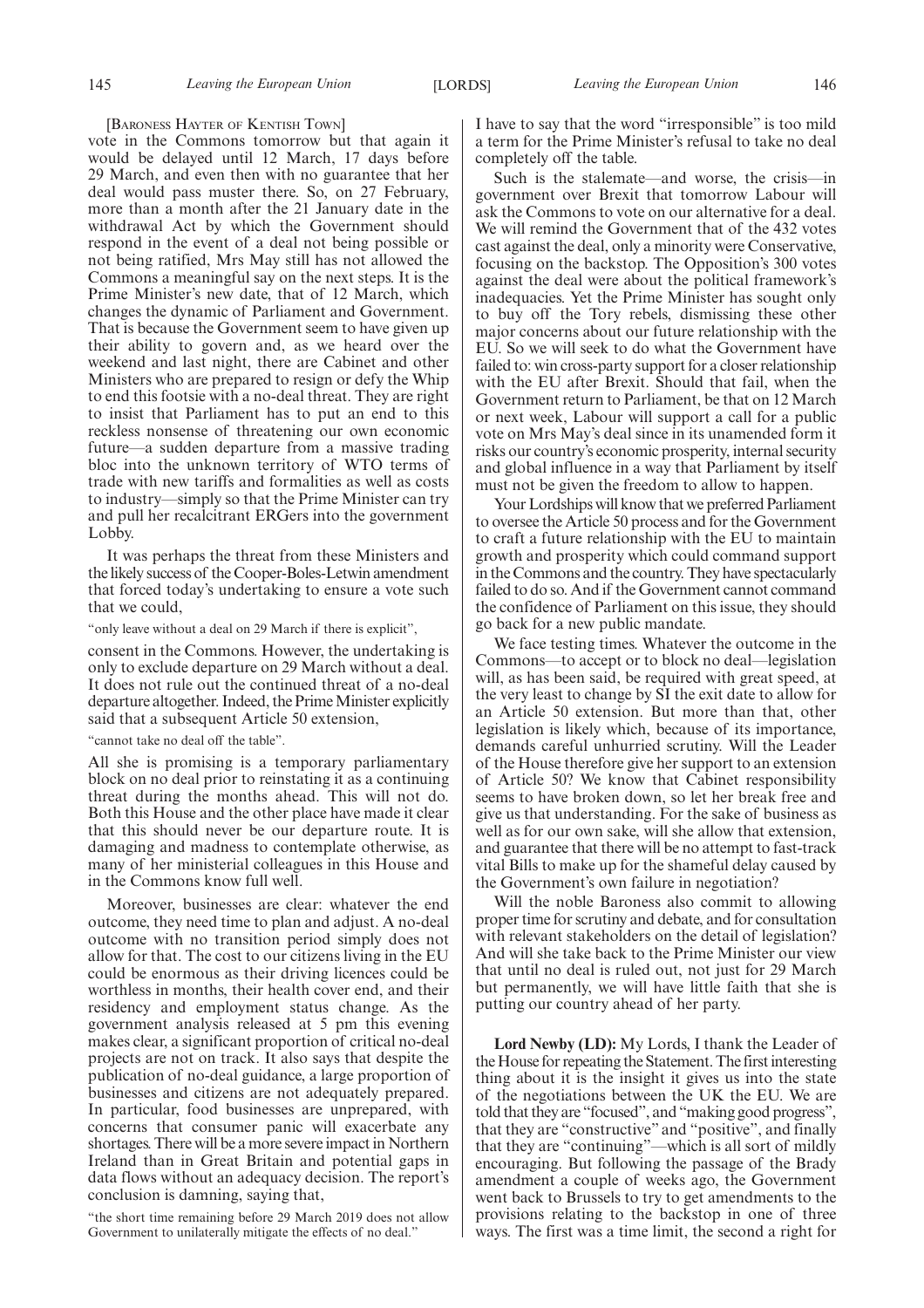[Baroness Hayter of Kentish Town]

vote in the Commons tomorrow but that again it would be delayed until 12 March, 17 days before 29 March, and even then with no guarantee that her deal would pass muster there. So, on 27 February, more than a month after the 21 January date in the withdrawal Act by which the Government should respond in the event of a deal not being possible or not being ratified, Mrs May still has not allowed the Commons a meaningful say on the next steps. It is the Prime Minister's new date, that of 12 March, which changes the dynamic of Parliament and Government. That is because the Government seem to have given up their ability to govern and, as we heard over the weekend and last night, there are Cabinet and other Ministers who are prepared to resign or defy the Whip to end this footsie with a no-deal threat. They are right to insist that Parliament has to put an end to this reckless nonsense of threatening our own economic future—a sudden departure from a massive trading bloc into the unknown territory of WTO terms of trade with new tariffs and formalities as well as costs to industry—simply so that the Prime Minister can try and pull her recalcitrant ERGers into the government Lobby.

It was perhaps the threat from these Ministers and the likely success of the Cooper-Boles-Letwin amendment that forced today's undertaking to ensure a vote such that we could,

"only leave without a deal on 29 March if there is explicit",

consent in the Commons. However, the undertaking is only to exclude departure on 29 March without a deal. It does not rule out the continued threat of a no-deal departure altogether. Indeed, the Prime Minister explicitly said that a subsequent Article 50 extension,

"cannot take no deal off the table".

All she is promising is a temporary parliamentary block on no deal prior to reinstating it as a continuing threat during the months ahead. This will not do. Both this House and the other place have made it clear that this should never be our departure route. It is damaging and madness to contemplate otherwise, as many of her ministerial colleagues in this House and in the Commons know full well.

Moreover, businesses are clear: whatever the end outcome, they need time to plan and adjust. A no-deal outcome with no transition period simply does not allow for that. The cost to our citizens living in the EU could be enormous as their driving licences could be worthless in months, their health cover end, and their residency and employment status change. As the government analysis released at 5 pm this evening makes clear, a significant proportion of critical no-deal projects are not on track. It also says that despite the publication of no-deal guidance, a large proportion of businesses and citizens are not adequately prepared. In particular, food businesses are unprepared, with concerns that consumer panic will exacerbate any shortages. There will be a more severe impact in Northern Ireland than in Great Britain and potential gaps in data flows without an adequacy decision. The report's conclusion is damning, saying that,

"the short time remaining before 29 March 2019 does not allow Government to unilaterally mitigate the effects of no deal."

I have to say that the word "irresponsible" is too mild a term for the Prime Minister's refusal to take no deal completely off the table.

Such is the stalemate—and worse, the crisis—in government over Brexit that tomorrow Labour will ask the Commons to vote on our alternative for a deal. We will remind the Government that of the 432 votes cast against the deal, only a minority were Conservative, focusing on the backstop. The Opposition's 300 votes against the deal were about the political framework's inadequacies. Yet the Prime Minister has sought only to buy off the Tory rebels, dismissing these other major concerns about our future relationship with the EU. So we will seek to do what the Government have failed to: win cross-party support for a closer relationship with the EU after Brexit. Should that fail, when the Government return to Parliament, be that on 12 March or next week, Labour will support a call for a public vote on Mrs May's deal since in its unamended form it risks our country's economic prosperity, internal security and global influence in a way that Parliament by itself must not be given the freedom to allow to happen.

Your Lordships will know that we preferred Parliament to oversee the Article 50 process and for the Government to craft a future relationship with the EU to maintain growth and prosperity which could command support in the Commons and the country. They have spectacularly failed to do so. And if the Government cannot command the confidence of Parliament on this issue, they should go back for a new public mandate.

We face testing times. Whatever the outcome in the Commons—to accept or to block no deal—legislation will, as has been said, be required with great speed, at the very least to change by SI the exit date to allow for an Article 50 extension. But more than that, other legislation is likely which, because of its importance, demands careful unhurried scrutiny. Will the Leader of the House therefore give her support to an extension of Article 50? We know that Cabinet responsibility seems to have broken down, so let her break free and give us that understanding. For the sake of business as well as for our own sake, will she allow that extension, and guarantee that there will be no attempt to fast-track vital Bills to make up for the shameful delay caused by the Government's own failure in negotiation?

Will the noble Baroness also commit to allowing proper time for scrutiny and debate, and for consultation with relevant stakeholders on the detail of legislation? And will she take back to the Prime Minister our view that until no deal is ruled out, not just for 29 March but permanently, we will have little faith that she is putting our country ahead of her party.

**Lord Newby (LD):** My Lords, I thank the Leader of the House for repeating the Statement. The first interesting thing about it is the insight it gives us into the state of the negotiations between the UK the EU. We are told that they are "focused", and "making good progress", that they are "constructive" and "positive", and finally that they are "continuing"—which is all sort of mildly encouraging. But following the passage of the Brady amendment a couple of weeks ago, the Government went back to Brussels to try to get amendments to the provisions relating to the backstop in one of three ways. The first was a time limit, the second a right for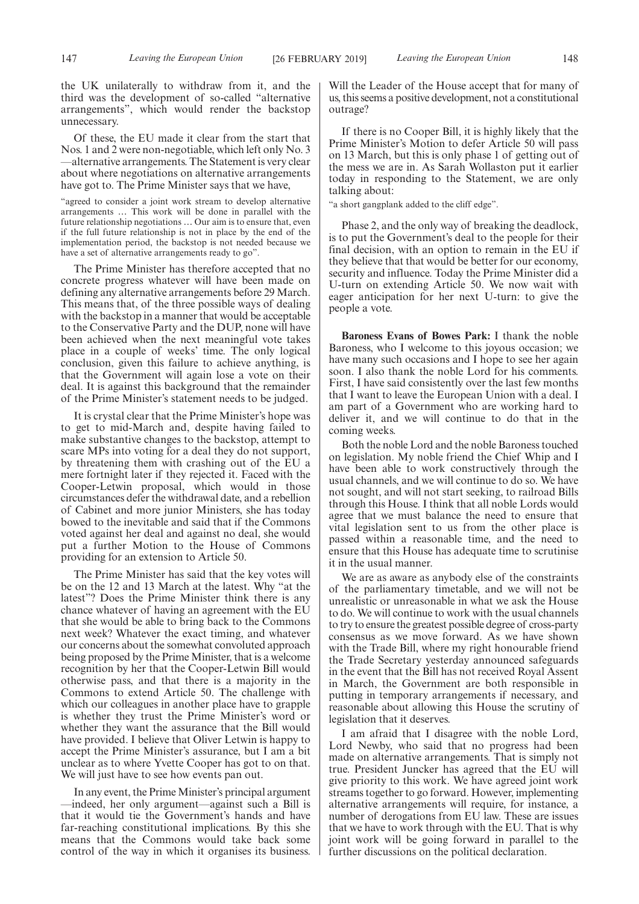the UK unilaterally to withdraw from it, and the third was the development of so-called "alternative arrangements", which would render the backstop unnecessary.

Of these, the EU made it clear from the start that Nos. 1 and 2 were non-negotiable, which left only No. 3—alternative arrangements. The Statement is very clear about where negotiations on alternative arrangements have got to. The Prime Minister says that we have,

"agreed to consider a joint work stream to develop alternative arrangements … This work will be done in parallel with the future relationship negotiations … Our aim is to ensure that, even if the full future relationship is not in place by the end of the implementation period, the backstop is not needed because we have a set of alternative arrangements ready to go".

The Prime Minister has therefore accepted that no concrete progress whatever will have been made on defining any alternative arrangements before 29 March. This means that, of the three possible ways of dealing with the backstop in a manner that would be acceptable to the Conservative Party and the DUP, none will have been achieved when the next meaningful vote takes place in a couple of weeks' time. The only logical conclusion, given this failure to achieve anything, is that the Government will again lose a vote on their deal. It is against this background that the remainder of the Prime Minister's statement needs to be judged.

It is crystal clear that the Prime Minister's hope was to get to mid-March and, despite having failed to make substantive changes to the backstop, attempt to scare MPs into voting for a deal they do not support, by threatening them with crashing out of the EU a mere fortnight later if they rejected it. Faced with the Cooper-Letwin proposal, which would in those circumstances defer the withdrawal date, and a rebellion of Cabinet and more junior Ministers, she has today bowed to the inevitable and said that if the Commons voted against her deal and against no deal, she would put a further Motion to the House of Commons providing for an extension to Article 50.

The Prime Minister has said that the key votes will be on the 12 and 13 March at the latest. Why "at the latest"? Does the Prime Minister think there is any chance whatever of having an agreement with the EU that she would be able to bring back to the Commons next week? Whatever the exact timing, and whatever our concerns about the somewhat convoluted approach being proposed by the Prime Minister, that is a welcome recognition by her that the Cooper-Letwin Bill would otherwise pass, and that there is a majority in the Commons to extend Article 50. The challenge with which our colleagues in another place have to grapple is whether they trust the Prime Minister's word or whether they want the assurance that the Bill would have provided. I believe that Oliver Letwin is happy to accept the Prime Minister's assurance, but I am a bit unclear as to where Yvette Cooper has got to on that. We will just have to see how events pan out.

In any event, the Prime Minister's principal argument—indeed, her only argument—against such a Bill is that it would tie the Government's hands and have far-reaching constitutional implications. By this she means that the Commons would take back some control of the way in which it organises its business. Will the Leader of the House accept that for many of us, this seems a positive development, not a constitutional outrage?

If there is no Cooper Bill, it is highly likely that the Prime Minister's Motion to defer Article 50 will pass on 13 March, but this is only phase 1 of getting out of the mess we are in. As Sarah Wollaston put it earlier today in responding to the Statement, we are only talking about:

"a short gangplank added to the cliff edge".

Phase 2, and the only way of breaking the deadlock, is to put the Government's deal to the people for their final decision, with an option to remain in the EU if they believe that that would be better for our economy, security and influence. Today the Prime Minister did a U-turn on extending Article 50. We now wait with eager anticipation for her next U-turn: to give the people a vote.

**Baroness Evans of Bowes Park:** I thank the noble Baroness, who I welcome to this joyous occasion; we have many such occasions and I hope to see her again soon. I also thank the noble Lord for his comments. First, I have said consistently over the last few months that I want to leave the European Union with a deal. I am part of a Government who are working hard to deliver it, and we will continue to do that in the coming weeks.

Both the noble Lord and the noble Baroness touched on legislation. My noble friend the Chief Whip and I have been able to work constructively through the usual channels, and we will continue to do so. We have not sought, and will not start seeking, to railroad Bills through this House. I think that all noble Lords would agree that we must balance the need to ensure that vital legislation sent to us from the other place is passed within a reasonable time, and the need to ensure that this House has adequate time to scrutinise it in the usual manner.

We are as aware as anybody else of the constraints of the parliamentary timetable, and we will not be unrealistic or unreasonable in what we ask the House to do. We will continue to work with the usual channels to try to ensure the greatest possible degree of cross-party consensus as we move forward. As we have shown with the Trade Bill, where my right honourable friend the Trade Secretary yesterday announced safeguards in the event that the Bill has not received Royal Assent in March, the Government are both responsible in putting in temporary arrangements if necessary, and reasonable about allowing this House the scrutiny of legislation that it deserves.

I am afraid that I disagree with the noble Lord, Lord Newby, who said that no progress had been made on alternative arrangements. That is simply not true. President Juncker has agreed that the EU will give priority to this work. We have agreed joint work streams together to go forward. However, implementing alternative arrangements will require, for instance, a number of derogations from EU law. These are issues that we have to work through with the EU. That is why joint work will be going forward in parallel to the further discussions on the political declaration.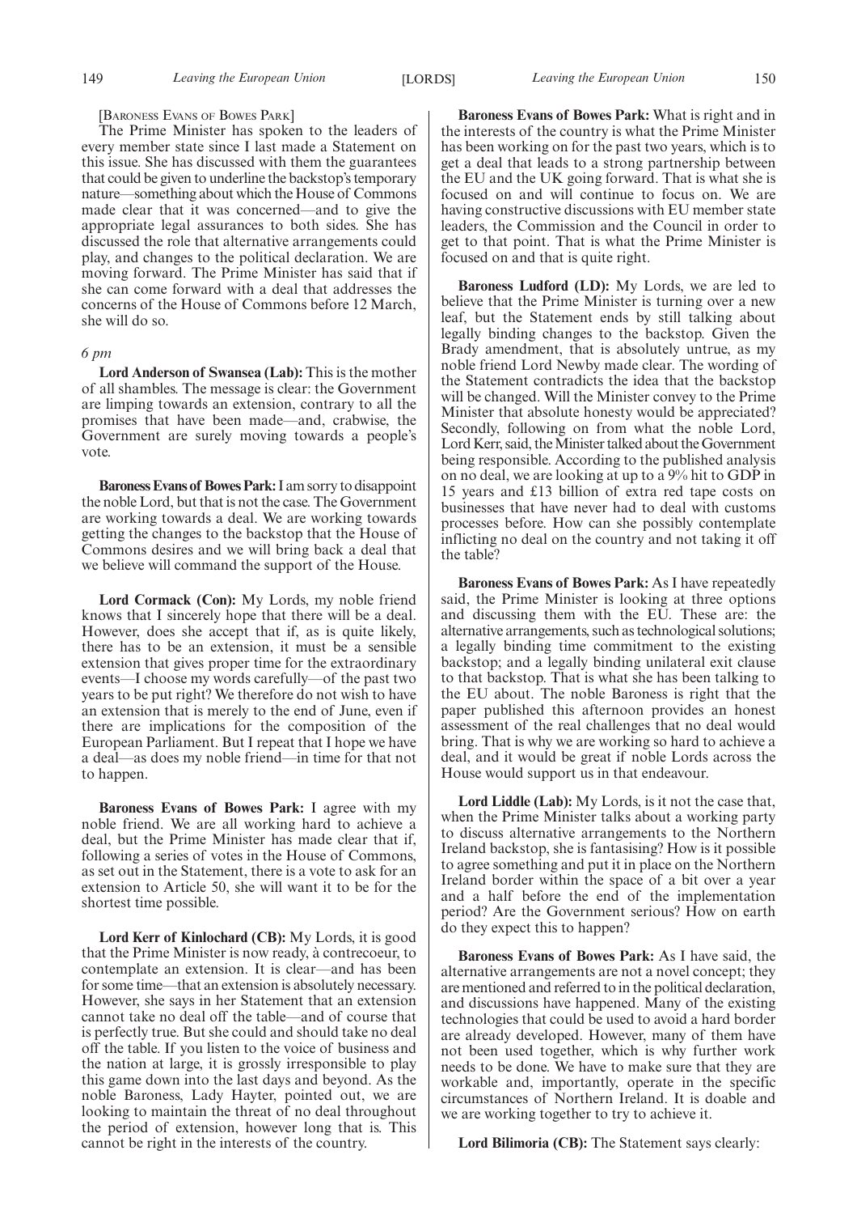[Baroness Evans of Bowes Park]

The Prime Minister has spoken to the leaders of every member state since I last made a Statement on this issue. She has discussed with them the guarantees that could be given to underline the backstop's temporary nature—something about which the House of Commons made clear that it was concerned—and to give the appropriate legal assurances to both sides. She has discussed the role that alternative arrangements could play, and changes to the political declaration. We are moving forward. The Prime Minister has said that if she can come forward with a deal that addresses the concerns of the House of Commons before 12 March, she will do so.

*6 pm*

**Lord Anderson of Swansea (Lab):** This is the mother of all shambles. The message is clear: the Government are limping towards an extension, contrary to all the promises that have been made—and, crabwise, the Government are surely moving towards a people's vote.

**Baroness Evans of Bowes Park:** I am sorry to disappoint the noble Lord, but that is not the case. The Government are working towards a deal. We are working towards getting the changes to the backstop that the House of Commons desires and we will bring back a deal that we believe will command the support of the House.

**Lord Cormack (Con):** My Lords, my noble friend knows that I sincerely hope that there will be a deal. However, does she accept that if, as is quite likely, there has to be an extension, it must be a sensible extension that gives proper time for the extraordinary events—I choose my words carefully—of the past two years to be put right? We therefore do not wish to have an extension that is merely to the end of June, even if there are implications for the composition of the European Parliament. But I repeat that I hope we have a deal—as does my noble friend—in time for that not to happen.

**Baroness Evans of Bowes Park:** I agree with my noble friend. We are all working hard to achieve a deal, but the Prime Minister has made clear that if, following a series of votes in the House of Commons, as set out in the Statement, there is a vote to ask for an extension to Article 50, she will want it to be for the shortest time possible.

**Lord Kerr of Kinlochard (CB):** My Lords, it is good that the Prime Minister is now ready, à contrecoeur, to contemplate an extension. It is clear—and has been for some time—that an extension is absolutely necessary. However, she says in her Statement that an extension cannot take no deal off the table—and of course that is perfectly true. But she could and should take no deal off the table. If you listen to the voice of business and the nation at large, it is grossly irresponsible to play this game down into the last days and beyond. As the noble Baroness, Lady Hayter, pointed out, we are looking to maintain the threat of no deal throughout the period of extension, however long that is. This cannot be right in the interests of the country.

**Baroness Evans of Bowes Park:** What is right and in the interests of the country is what the Prime Minister has been working on for the past two years, which is to get a deal that leads to a strong partnership between the EU and the UK going forward. That is what she is focused on and will continue to focus on. We are having constructive discussions with EU member state leaders, the Commission and the Council in order to get to that point. That is what the Prime Minister is focused on and that is quite right.

**Baroness Ludford (LD):** My Lords, we are led to believe that the Prime Minister is turning over a new leaf, but the Statement ends by still talking about legally binding changes to the backstop. Given the Brady amendment, that is absolutely untrue, as my noble friend Lord Newby made clear. The wording of the Statement contradicts the idea that the backstop will be changed. Will the Minister convey to the Prime Minister that absolute honesty would be appreciated? Secondly, following on from what the noble Lord, Lord Kerr, said, the Minister talked about the Government being responsible. According to the published analysis on no deal, we are looking at up to a 9% hit to GDP in 15 years and £13 billion of extra red tape costs on businesses that have never had to deal with customs processes before. How can she possibly contemplate inflicting no deal on the country and not taking it off the table?

**Baroness Evans of Bowes Park:** As I have repeatedly said, the Prime Minister is looking at three options and discussing them with the EU. These are: the alternative arrangements, such as technological solutions; a legally binding time commitment to the existing backstop; and a legally binding unilateral exit clause to that backstop. That is what she has been talking to the EU about. The noble Baroness is right that the paper published this afternoon provides an honest assessment of the real challenges that no deal would bring. That is why we are working so hard to achieve a deal, and it would be great if noble Lords across the House would support us in that endeavour.

**Lord Liddle (Lab):** My Lords, is it not the case that, when the Prime Minister talks about a working party to discuss alternative arrangements to the Northern Ireland backstop, she is fantasising? How is it possible to agree something and put it in place on the Northern Ireland border within the space of a bit over a year and a half before the end of the implementation period? Are the Government serious? How on earth do they expect this to happen?

**Baroness Evans of Bowes Park:** As I have said, the alternative arrangements are not a novel concept; they are mentioned and referred to in the political declaration, and discussions have happened. Many of the existing technologies that could be used to avoid a hard border are already developed. However, many of them have not been used together, which is why further work needs to be done. We have to make sure that they are workable and, importantly, operate in the specific circumstances of Northern Ireland. It is doable and we are working together to try to achieve it.

**Lord Bilimoria (CB):** The Statement says clearly: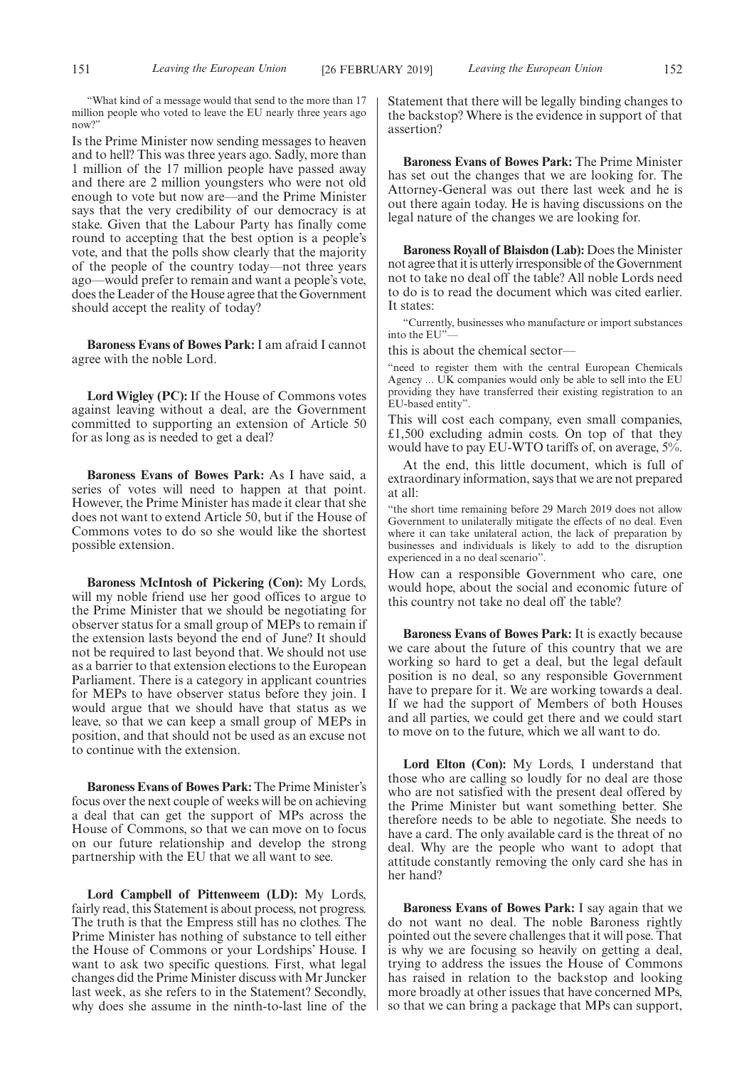"What kind of a message would that send to the more than 17 million people who voted to leave the EU nearly three years ago now?"

Is the Prime Minister now sending messages to heaven and to hell? This was three years ago. Sadly, more than 1 million of the 17 million people have passed away and there are 2 million youngsters who were not old enough to vote but now are—and the Prime Minister says that the very credibility of our democracy is at stake. Given that the Labour Party has finally come round to accepting that the best option is a people's vote, and that the polls show clearly that the majority of the people of the country today—not three years ago—would prefer to remain and want a people's vote, does the Leader of the House agree that the Government should accept the reality of today?

**Baroness Evans of Bowes Park:** I am afraid I cannot agree with the noble Lord.

**Lord Wigley (PC):** If the House of Commons votes against leaving without a deal, are the Government committed to supporting an extension of Article 50 for as long as is needed to get a deal?

**Baroness Evans of Bowes Park:** As I have said, a series of votes will need to happen at that point. However, the Prime Minister has made it clear that she does not want to extend Article 50, but if the House of Commons votes to do so she would like the shortest possible extension.

**Baroness McIntosh of Pickering (Con):** My Lords, will my noble friend use her good offices to argue to the Prime Minister that we should be negotiating for observer status for a small group of MEPs to remain if the extension lasts beyond the end of June? It should not be required to last beyond that. We should not use as a barrier to that extension elections to the European Parliament. There is a category in applicant countries for MEPs to have observer status before they join. I would argue that we should have that status as we leave, so that we can keep a small group of MEPs in position, and that should not be used as an excuse not to continue with the extension.

**Baroness Evans of Bowes Park:** The Prime Minister's focus over the next couple of weeks will be on achieving a deal that can get the support of MPs across the House of Commons, so that we can move on to focus on our future relationship and develop the strong partnership with the EU that we all want to see.

**Lord Campbell of Pittenweem (LD):** My Lords, fairly read, this Statement is about process, not progress. The truth is that the Empress still has no clothes. The Prime Minister has nothing of substance to tell either the House of Commons or your Lordships' House. I want to ask two specific questions. First, what legal changes did the Prime Minister discuss with Mr Juncker last week, as she refers to in the Statement? Secondly, why does she assume in the ninth-to-last line of the Statement that there will be legally binding changes to the backstop? Where is the evidence in support of that assertion?

**Baroness Evans of Bowes Park:** The Prime Minister has set out the changes that we are looking for. The Attorney-General was out there last week and he is out there again today. He is having discussions on the legal nature of the changes we are looking for.

**Baroness Royall of Blaisdon (Lab):** Does the Minister not agree that it is utterly irresponsible of the Government not to take no deal off the table? All noble Lords need to do is to read the document which was cited earlier. It states:

"Currently, businesses who manufacture or import substances into the EU"—

this is about the chemical sector—

"need to register them with the central European Chemicals Agency ... UK companies would only be able to sell into the EU providing they have transferred their existing registration to an EU-based entity".

This will cost each company, even small companies, £1,500 excluding admin costs. On top of that they would have to pay EU-WTO tariffs of, on average, 5%.

At the end, this little document, which is full of extraordinary information, says that we are not prepared at all:

"the short time remaining before 29 March 2019 does not allow Government to unilaterally mitigate the effects of no deal. Even where it can take unilateral action, the lack of preparation by businesses and individuals is likely to add to the disruption experienced in a no deal scenario".

How can a responsible Government who care, one would hope, about the social and economic future of this country not take no deal off the table?

**Baroness Evans of Bowes Park:** It is exactly because we care about the future of this country that we are working so hard to get a deal, but the legal default position is no deal, so any responsible Government have to prepare for it. We are working towards a deal. If we had the support of Members of both Houses and all parties, we could get there and we could start to move on to the future, which we all want to do.

**Lord Elton (Con):** My Lords, I understand that those who are calling so loudly for no deal are those who are not satisfied with the present deal offered by the Prime Minister but want something better. She therefore needs to be able to negotiate. She needs to have a card. The only available card is the threat of no deal. Why are the people who want to adopt that attitude constantly removing the only card she has in her hand?

**Baroness Evans of Bowes Park:** I say again that we do not want no deal. The noble Baroness rightly pointed out the severe challenges that it will pose. That is why we are focusing so heavily on getting a deal, trying to address the issues the House of Commons has raised in relation to the backstop and looking more broadly at other issues that have concerned MPs, so that we can bring a package that MPs can support,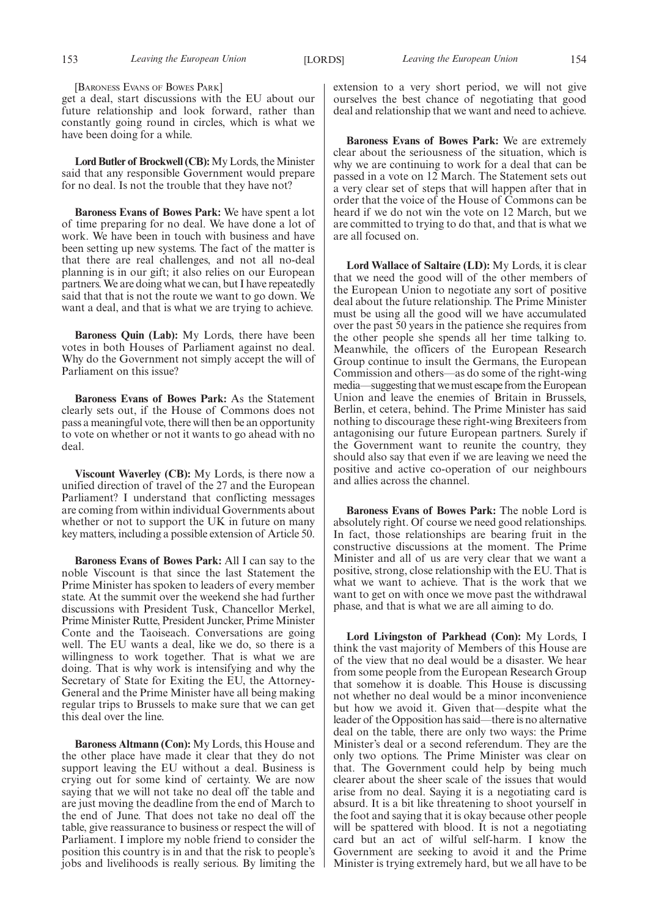[BARONESS EVANS OF BOWES PARK]

get a deal, start discussions with the EU about our future relationship and look forward, rather than constantly going round in circles, which is what we have been doing for a while.

**Lord Butler of Brockwell (CB):** My Lords, the Minister said that any responsible Government would prepare for no deal. Is not the trouble that they have not?

**Baroness Evans of Bowes Park:** We have spent a lot of time preparing for no deal. We have done a lot of work. We have been in touch with business and have been setting up new systems. The fact of the matter is that there are real challenges, and not all no-deal planning is in our gift; it also relies on our European partners. We are doing what we can, but I have repeatedly said that that is not the route we want to go down. We want a deal, and that is what we are trying to achieve.

**Baroness Quin (Lab):** My Lords, there have been votes in both Houses of Parliament against no deal. Why do the Government not simply accept the will of Parliament on this issue?

**Baroness Evans of Bowes Park:** As the Statement clearly sets out, if the House of Commons does not pass a meaningful vote, there will then be an opportunity to vote on whether or not it wants to go ahead with no deal.

**Viscount Waverley (CB):** My Lords, is there now a unified direction of travel of the 27 and the European Parliament? I understand that conflicting messages are coming from within individual Governments about whether or not to support the UK in future on many key matters, including a possible extension of Article 50.

**Baroness Evans of Bowes Park:** All I can say to the noble Viscount is that since the last Statement the Prime Minister has spoken to leaders of every member state. At the summit over the weekend she had further discussions with President Tusk, Chancellor Merkel, Prime Minister Rutte, President Juncker, Prime Minister Conte and the Taoiseach. Conversations are going well. The EU wants a deal, like we do, so there is a willingness to work together. That is what we are doing. That is why work is intensifying and why the Secretary of State for Exiting the EU, the Attorney-General and the Prime Minister have all being making regular trips to Brussels to make sure that we can get this deal over the line.

**Baroness Altmann (Con):** My Lords, this House and the other place have made it clear that they do not support leaving the EU without a deal. Business is crying out for some kind of certainty. We are now saying that we will not take no deal off the table and are just moving the deadline from the end of March to the end of June. That does not take no deal off the table, give reassurance to business or respect the will of Parliament. I implore my noble friend to consider the position this country is in and that the risk to people's jobs and livelihoods is really serious. By limiting the extension to a very short period, we will not give ourselves the best chance of negotiating that good deal and relationship that we want and need to achieve.

**Baroness Evans of Bowes Park:** We are extremely clear about the seriousness of the situation, which is why we are continuing to work for a deal that can be passed in a vote on 12 March. The Statement sets out a very clear set of steps that will happen after that in order that the voice of the House of Commons can be heard if we do not win the vote on 12 March, but we are committed to trying to do that, and that is what we are all focused on.

**Lord Wallace of Saltaire (LD):** My Lords, it is clear that we need the good will of the other members of the European Union to negotiate any sort of positive deal about the future relationship. The Prime Minister must be using all the good will we have accumulated over the past 50 years in the patience she requires from the other people she spends all her time talking to. Meanwhile, the officers of the European Research Group continue to insult the Germans, the European Commission and others—as do some of the right-wing media—suggesting that we must escape from the European Union and leave the enemies of Britain in Brussels, Berlin, et cetera, behind. The Prime Minister has said nothing to discourage these right-wing Brexiteers from antagonising our future European partners. Surely if the Government want to reunite the country, they should also say that even if we are leaving we need the positive and active co-operation of our neighbours and allies across the channel.

**Baroness Evans of Bowes Park:** The noble Lord is absolutely right. Of course we need good relationships. In fact, those relationships are bearing fruit in the constructive discussions at the moment. The Prime Minister and all of us are very clear that we want a positive, strong, close relationship with the EU. That is what we want to achieve. That is the work that we want to get on with once we move past the withdrawal phase, and that is what we are all aiming to do.

**Lord Livingston of Parkhead (Con):** My Lords, I think the vast majority of Members of this House are of the view that no deal would be a disaster. We hear from some people from the European Research Group that somehow it is doable. This House is discussing not whether no deal would be a minor inconvenience but how we avoid it. Given that—despite what the leader of the Opposition has said—there is no alternative deal on the table, there are only two ways: the Prime Minister's deal or a second referendum. They are the only two options. The Prime Minister was clear on that. The Government could help by being much clearer about the sheer scale of the issues that would arise from no deal. Saying it is a negotiating card is absurd. It is a bit like threatening to shoot yourself in the foot and saying that it is okay because other people will be spattered with blood. It is not a negotiating card but an act of wilful self-harm. I know the Government are seeking to avoid it and the Prime Minister is trying extremely hard, but we all have to be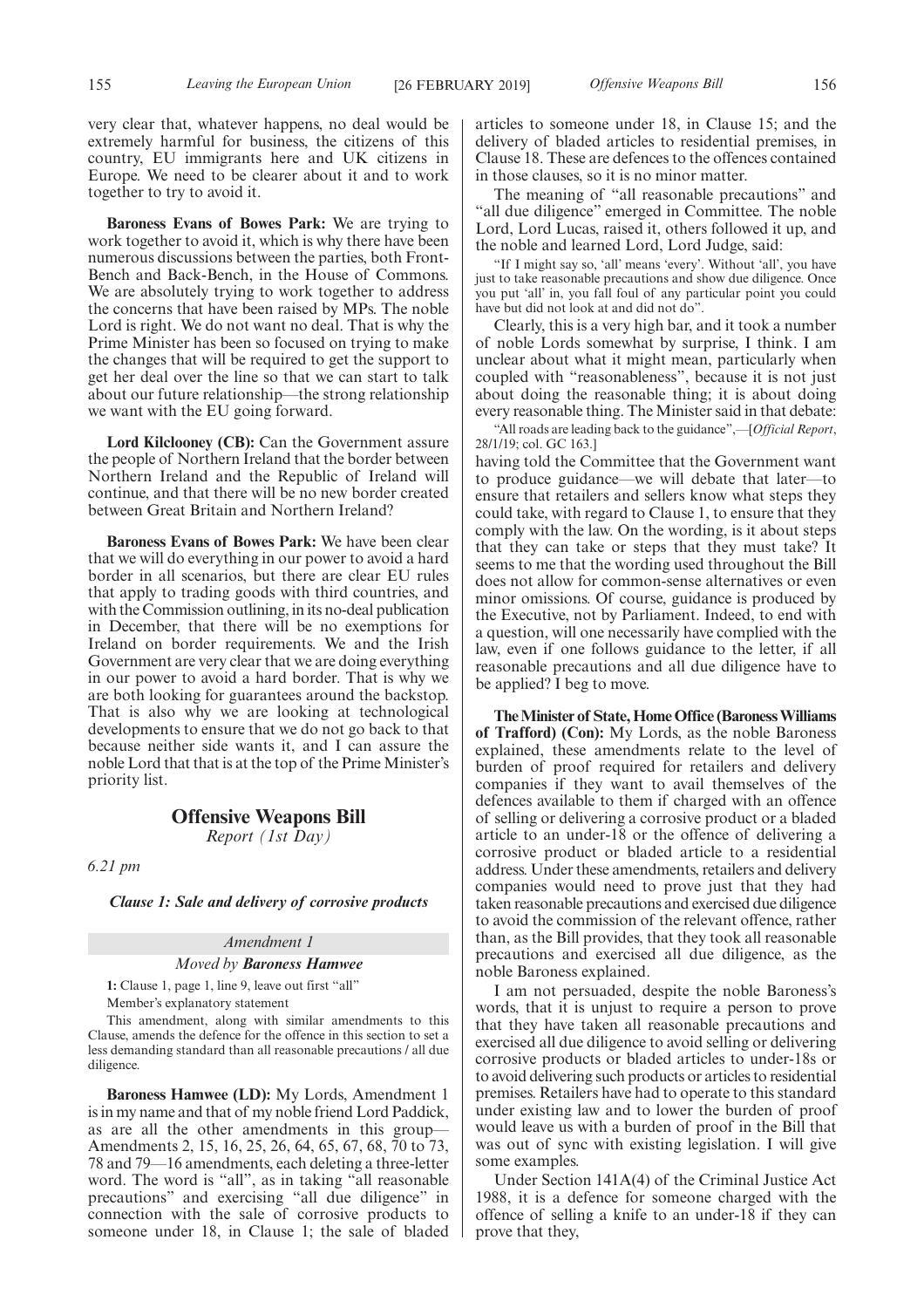very clear that, whatever happens, no deal would be extremely harmful for business, the citizens of this country, EU immigrants here and UK citizens in Europe. We need to be clearer about it and to work together to try to avoid it.

**Baroness Evans of Bowes Park:** We are trying to work together to avoid it, which is why there have been numerous discussions between the parties, both Front-Bench and Back-Bench, in the House of Commons. We are absolutely trying to work together to address the concerns that have been raised by MPs. The noble Lord is right. We do not want no deal. That is why the Prime Minister has been so focused on trying to make the changes that will be required to get the support to get her deal over the line so that we can start to talk about our future relationship—the strong relationship we want with the EU going forward.

**Lord Kilclooney (CB):** Can the Government assure the people of Northern Ireland that the border between Northern Ireland and the Republic of Ireland will continue, and that there will be no new border created between Great Britain and Northern Ireland?

**Baroness Evans of Bowes Park:** We have been clear that we will do everything in our power to avoid a hard border in all scenarios, but there are clear EU rules that apply to trading goods with third countries, and with the Commission outlining, in its no-deal publication in December, that there will be no exemptions for Ireland on border requirements. We and the Irish Government are very clear that we are doing everything in our power to avoid a hard border. That is why we are both looking for guarantees around the backstop. That is also why we are looking at technological developments to ensure that we do not go back to that because neither side wants it, and I can assure the noble Lord that that is at the top of the Prime Minister's priority list.

## Offensive Weapons Bill

*Report (1st Day)*

*6.21 pm*

***Clause 1: Sale and delivery of corrosive products***

*Amendment 1*

*Moved by **Baroness Hamwee***

**1:** Clause 1, page 1, line 9, leave out first "all"

Member's explanatory statement

This amendment, along with similar amendments to this Clause, amends the defence for the offence in this section to set a less demanding standard than all reasonable precautions / all due diligence.

**Baroness Hamwee (LD):** My Lords, Amendment 1 is in my name and that of my noble friend Lord Paddick, as are all the other amendments in this group—Amendments 2, 15, 16, 25, 26, 64, 65, 67, 68, 70 to 73, 78 and 79—16 amendments, each deleting a three-letter word. The word is "all", as in taking "all reasonable precautions" and exercising "all due diligence" in connection with the sale of corrosive products to someone under 18, in Clause 1; the sale of bladed articles to someone under 18, in Clause 15; and the delivery of bladed articles to residential premises, in Clause 18. These are defences to the offences contained in those clauses, so it is no minor matter.

The meaning of "all reasonable precautions" and "all due diligence" emerged in Committee. The noble Lord, Lord Lucas, raised it, others followed it up, and the noble and learned Lord, Lord Judge, said:

"If I might say so, 'all' means 'every'. Without 'all', you have just to take reasonable precautions and show due diligence. Once you put 'all' in, you fall foul of any particular point you could have but did not look at and did not do".

Clearly, this is a very high bar, and it took a number of noble Lords somewhat by surprise, I think. I am unclear about what it might mean, particularly when coupled with "reasonableness", because it is not just about doing the reasonable thing; it is about doing every reasonable thing. The Minister said in that debate:

"All roads are leading back to the guidance",—[*Official Report*, 28/1/19; col. GC 163.]

having told the Committee that the Government want to produce guidance—we will debate that later—to ensure that retailers and sellers know what steps they could take, with regard to Clause 1, to ensure that they comply with the law. On the wording, is it about steps that they can take or steps that they must take? It seems to me that the wording used throughout the Bill does not allow for common-sense alternatives or even minor omissions. Of course, guidance is produced by the Executive, not by Parliament. Indeed, to end with a question, will one necessarily have complied with the law, even if one follows guidance to the letter, if all reasonable precautions and all due diligence have to be applied? I beg to move.

**The Minister of State, Home Office (Baroness Williams of Trafford) (Con):** My Lords, as the noble Baroness explained, these amendments relate to the level of burden of proof required for retailers and delivery companies if they want to avail themselves of the defences available to them if charged with an offence of selling or delivering a corrosive product or a bladed article to an under-18 or the offence of delivering a corrosive product or bladed article to a residential address. Under these amendments, retailers and delivery companies would need to prove just that they had taken reasonable precautions and exercised due diligence to avoid the commission of the relevant offence, rather than, as the Bill provides, that they took all reasonable precautions and exercised all due diligence, as the noble Baroness explained.

I am not persuaded, despite the noble Baroness's words, that it is unjust to require a person to prove that they have taken all reasonable precautions and exercised all due diligence to avoid selling or delivering corrosive products or bladed articles to under-18s or to avoid delivering such products or articles to residential premises. Retailers have had to operate to this standard under existing law and to lower the burden of proof would leave us with a burden of proof in the Bill that was out of sync with existing legislation. I will give some examples.

Under Section 141A(4) of the Criminal Justice Act 1988, it is a defence for someone charged with the offence of selling a knife to an under-18 if they can prove that they,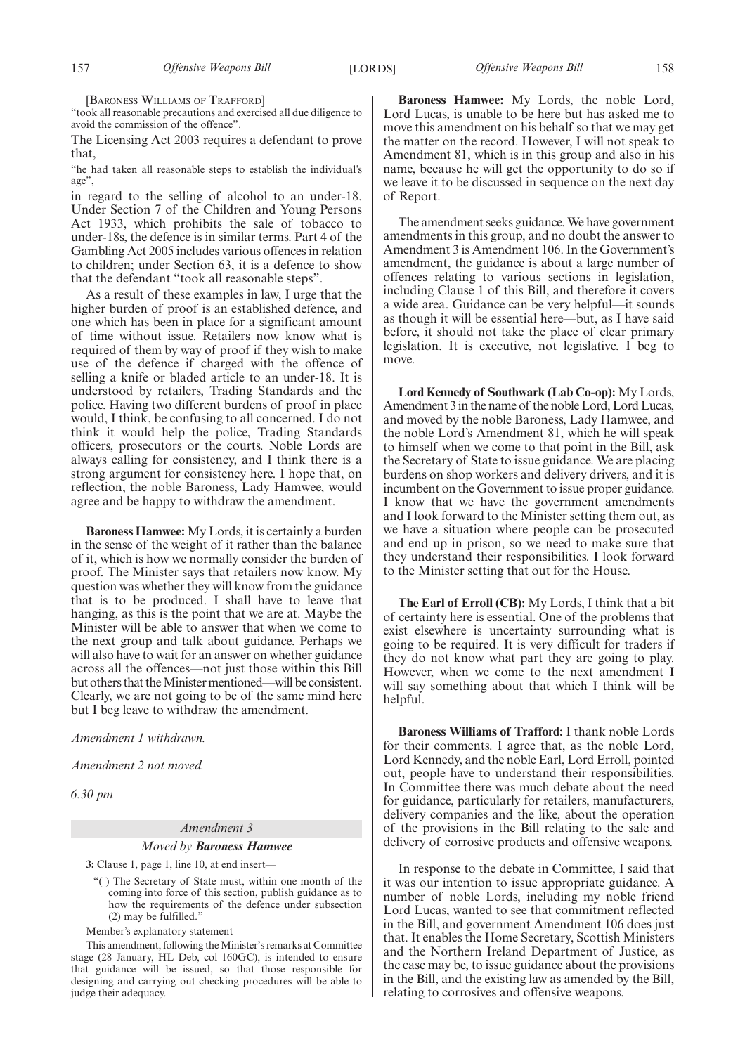[Baroness Williams of Trafford]

"took all reasonable precautions and exercised all due diligence to avoid the commission of the offence".

The Licensing Act 2003 requires a defendant to prove that,

"he had taken all reasonable steps to establish the individual's age",

in regard to the selling of alcohol to an under-18. Under Section 7 of the Children and Young Persons Act 1933, which prohibits the sale of tobacco to under-18s, the defence is in similar terms. Part 4 of the Gambling Act 2005 includes various offences in relation to children; under Section 63, it is a defence to show that the defendant "took all reasonable steps".

As a result of these examples in law, I urge that the higher burden of proof is an established defence, and one which has been in place for a significant amount of time without issue. Retailers now know what is required of them by way of proof if they wish to make use of the defence if charged with the offence of selling a knife or bladed article to an under-18. It is understood by retailers, Trading Standards and the police. Having two different burdens of proof in place would, I think, be confusing to all concerned. I do not think it would help the police, Trading Standards officers, prosecutors or the courts. Noble Lords are always calling for consistency, and I think there is a strong argument for consistency here. I hope that, on reflection, the noble Baroness, Lady Hamwee, would agree and be happy to withdraw the amendment.

**Baroness Hamwee:** My Lords, it is certainly a burden in the sense of the weight of it rather than the balance of it, which is how we normally consider the burden of proof. The Minister says that retailers now know. My question was whether they will know from the guidance that is to be produced. I shall have to leave that hanging, as this is the point that we are at. Maybe the Minister will be able to answer that when we come to the next group and talk about guidance. Perhaps we will also have to wait for an answer on whether guidance across all the offences—not just those within this Bill but others that the Minister mentioned—will be consistent. Clearly, we are not going to be of the same mind here but I beg leave to withdraw the amendment.

*Amendment 1 withdrawn.*

*Amendment 2 not moved.*

*6.30 pm*

*Amendment 3*

*Moved by **Baroness Hamwee***

**3:** Clause 1, page 1, line 10, at end insert—

"( ) The Secretary of State must, within one month of the coming into force of this section, publish guidance as to how the requirements of the defence under subsection (2) may be fulfilled."

Member's explanatory statement

This amendment, following the Minister's remarks at Committee stage (28 January, HL Deb, col 160GC), is intended to ensure that guidance will be issued, so that those responsible for designing and carrying out checking procedures will be able to judge their adequacy.

**Baroness Hamwee:** My Lords, the noble Lord, Lord Lucas, is unable to be here but has asked me to move this amendment on his behalf so that we may get the matter on the record. However, I will not speak to Amendment 81, which is in this group and also in his name, because he will get the opportunity to do so if we leave it to be discussed in sequence on the next day of Report.

The amendment seeks guidance. We have government amendments in this group, and no doubt the answer to Amendment 3 is Amendment 106. In the Government's amendment, the guidance is about a large number of offences relating to various sections in legislation, including Clause 1 of this Bill, and therefore it covers a wide area. Guidance can be very helpful—it sounds as though it will be essential here—but, as I have said before, it should not take the place of clear primary legislation. It is executive, not legislative. I beg to move.

**Lord Kennedy of Southwark (Lab Co-op):** My Lords, Amendment 3 in the name of the noble Lord, Lord Lucas, and moved by the noble Baroness, Lady Hamwee, and the noble Lord's Amendment 81, which he will speak to himself when we come to that point in the Bill, ask the Secretary of State to issue guidance. We are placing burdens on shop workers and delivery drivers, and it is incumbent on the Government to issue proper guidance. I know that we have the government amendments and I look forward to the Minister setting them out, as we have a situation where people can be prosecuted and end up in prison, so we need to make sure that they understand their responsibilities. I look forward to the Minister setting that out for the House.

**The Earl of Erroll (CB):** My Lords, I think that a bit of certainty here is essential. One of the problems that exist elsewhere is uncertainty surrounding what is going to be required. It is very difficult for traders if they do not know what part they are going to play. However, when we come to the next amendment I will say something about that which I think will be helpful.

**Baroness Williams of Trafford:** I thank noble Lords for their comments. I agree that, as the noble Lord, Lord Kennedy, and the noble Earl, Lord Erroll, pointed out, people have to understand their responsibilities. In Committee there was much debate about the need for guidance, particularly for retailers, manufacturers, delivery companies and the like, about the operation of the provisions in the Bill relating to the sale and delivery of corrosive products and offensive weapons.

In response to the debate in Committee, I said that it was our intention to issue appropriate guidance. A number of noble Lords, including my noble friend Lord Lucas, wanted to see that commitment reflected in the Bill, and government Amendment 106 does just that. It enables the Home Secretary, Scottish Ministers and the Northern Ireland Department of Justice, as the case may be, to issue guidance about the provisions in the Bill, and the existing law as amended by the Bill, relating to corrosives and offensive weapons.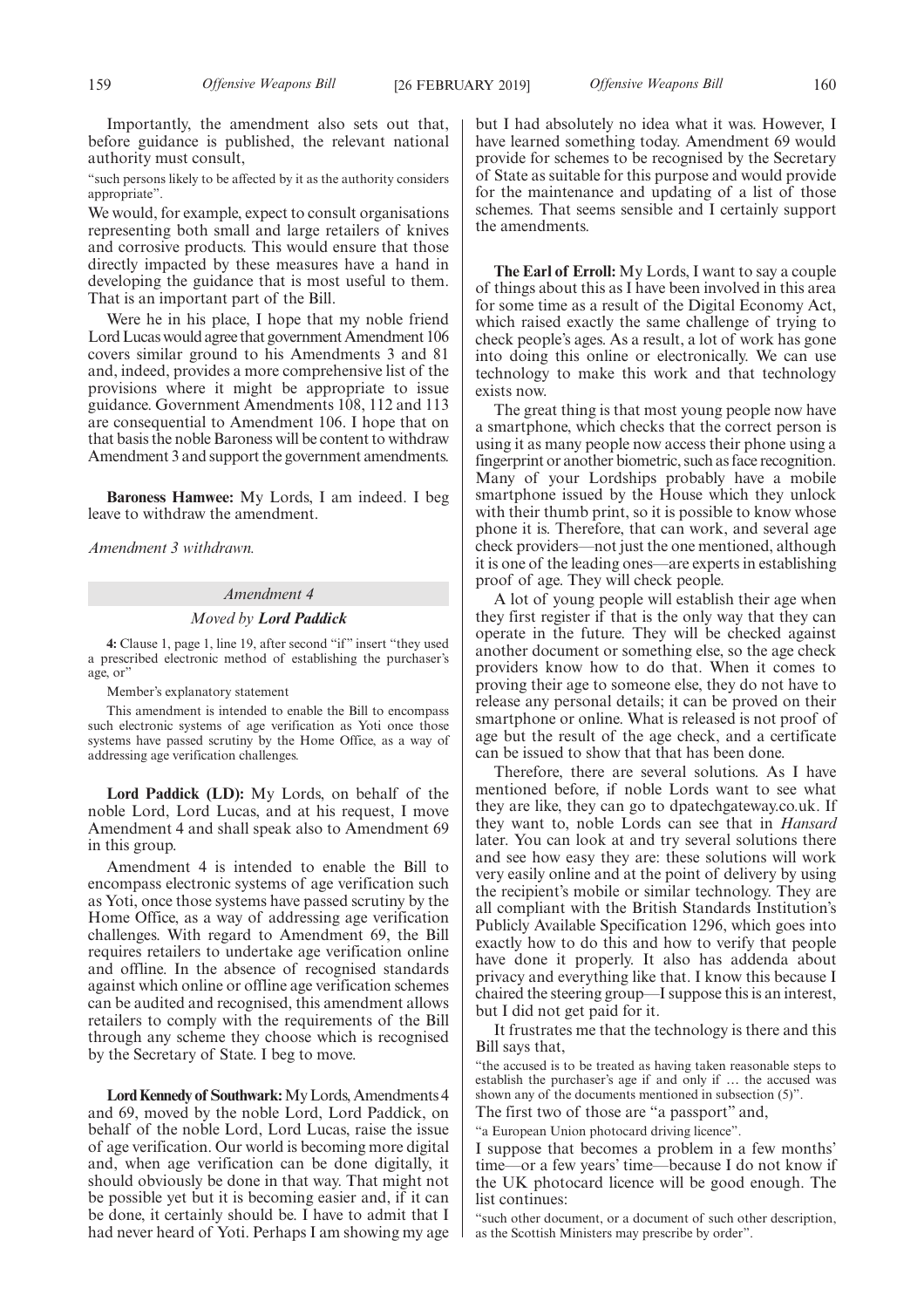Importantly, the amendment also sets out that, before guidance is published, the relevant national authority must consult,

"such persons likely to be affected by it as the authority considers appropriate".

We would, for example, expect to consult organisations representing both small and large retailers of knives and corrosive products. This would ensure that those directly impacted by these measures have a hand in developing the guidance that is most useful to them. That is an important part of the Bill.

Were he in his place, I hope that my noble friend Lord Lucas would agree that government Amendment 106 covers similar ground to his Amendments 3 and 81 and, indeed, provides a more comprehensive list of the provisions where it might be appropriate to issue guidance. Government Amendments 108, 112 and 113 are consequential to Amendment 106. I hope that on that basis the noble Baroness will be content to withdraw Amendment 3 and support the government amendments.

**Baroness Hamwee:** My Lords, I am indeed. I beg leave to withdraw the amendment.

*Amendment 3 withdrawn.*

## *Amendment 4*

### *Moved by* ***Lord Paddick***

**4:** Clause 1, page 1, line 19, after second "if" insert "they used a prescribed electronic method of establishing the purchaser's age, or"

Member's explanatory statement

This amendment is intended to enable the Bill to encompass such electronic systems of age verification as Yoti once those systems have passed scrutiny by the Home Office, as a way of addressing age verification challenges.

**Lord Paddick (LD):** My Lords, on behalf of the noble Lord, Lord Lucas, and at his request, I move Amendment 4 and shall speak also to Amendment 69 in this group.

Amendment 4 is intended to enable the Bill to encompass electronic systems of age verification such as Yoti, once those systems have passed scrutiny by the Home Office, as a way of addressing age verification challenges. With regard to Amendment 69, the Bill requires retailers to undertake age verification online and offline. In the absence of recognised standards against which online or offline age verification schemes can be audited and recognised, this amendment allows retailers to comply with the requirements of the Bill through any scheme they choose which is recognised by the Secretary of State. I beg to move.

**Lord Kennedy of Southwark:** My Lords, Amendments 4 and 69, moved by the noble Lord, Lord Paddick, on behalf of the noble Lord, Lord Lucas, raise the issue of age verification. Our world is becoming more digital and, when age verification can be done digitally, it should obviously be done in that way. That might not be possible yet but it is becoming easier and, if it can be done, it certainly should be. I have to admit that I had never heard of Yoti. Perhaps I am showing my age but I had absolutely no idea what it was. However, I have learned something today. Amendment 69 would provide for schemes to be recognised by the Secretary of State as suitable for this purpose and would provide for the maintenance and updating of a list of those schemes. That seems sensible and I certainly support the amendments.

**The Earl of Erroll:** My Lords, I want to say a couple of things about this as I have been involved in this area for some time as a result of the Digital Economy Act, which raised exactly the same challenge of trying to check people's ages. As a result, a lot of work has gone into doing this online or electronically. We can use technology to make this work and that technology exists now.

The great thing is that most young people now have a smartphone, which checks that the correct person is using it as many people now access their phone using a fingerprint or another biometric, such as face recognition. Many of your Lordships probably have a mobile smartphone issued by the House which they unlock with their thumb print, so it is possible to know whose phone it is. Therefore, that can work, and several age check providers—not just the one mentioned, although it is one of the leading ones—are experts in establishing proof of age. They will check people.

A lot of young people will establish their age when they first register if that is the only way that they can operate in the future. They will be checked against another document or something else, so the age check providers know how to do that. When it comes to proving their age to someone else, they do not have to release any personal details; it can be proved on their smartphone or online. What is released is not proof of age but the result of the age check, and a certificate can be issued to show that that has been done.

Therefore, there are several solutions. As I have mentioned before, if noble Lords want to see what they are like, they can go to dpatechgateway.co.uk. If they want to, noble Lords can see that in *Hansard* later. You can look at and try several solutions there and see how easy they are: these solutions will work very easily online and at the point of delivery by using the recipient's mobile or similar technology. They are all compliant with the British Standards Institution's Publicly Available Specification 1296, which goes into exactly how to do this and how to verify that people have done it properly. It also has addenda about privacy and everything like that. I know this because I chaired the steering group—I suppose this is an interest, but I did not get paid for it.

It frustrates me that the technology is there and this Bill says that,

"the accused is to be treated as having taken reasonable steps to establish the purchaser's age if and only if … the accused was shown any of the documents mentioned in subsection (5)".

The first two of those are "a passport" and,

"a European Union photocard driving licence".

I suppose that becomes a problem in a few months' time—or a few years' time—because I do not know if the UK photocard licence will be good enough. The list continues:

"such other document, or a document of such other description, as the Scottish Ministers may prescribe by order".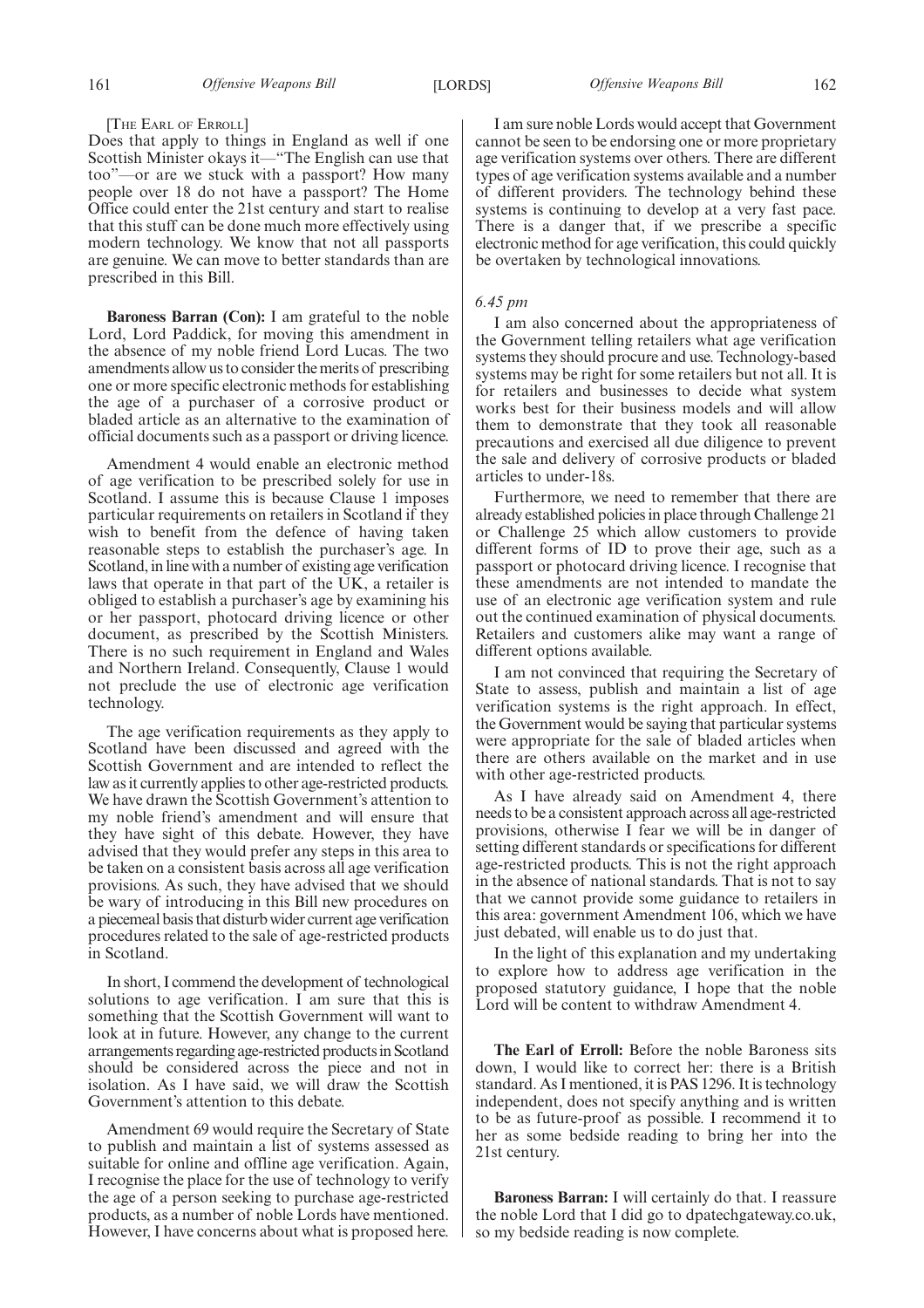[The Earl of Erroll]

Does that apply to things in England as well if one Scottish Minister okays it—"The English can use that too"—or are we stuck with a passport? How many people over 18 do not have a passport? The Home Office could enter the 21st century and start to realise that this stuff can be done much more effectively using modern technology. We know that not all passports are genuine. We can move to better standards than are prescribed in this Bill.

**Baroness Barran (Con):** I am grateful to the noble Lord, Lord Paddick, for moving this amendment in the absence of my noble friend Lord Lucas. The two amendments allow us to consider the merits of prescribing one or more specific electronic methods for establishing the age of a purchaser of a corrosive product or bladed article as an alternative to the examination of official documents such as a passport or driving licence.

Amendment 4 would enable an electronic method of age verification to be prescribed solely for use in Scotland. I assume this is because Clause 1 imposes particular requirements on retailers in Scotland if they wish to benefit from the defence of having taken reasonable steps to establish the purchaser's age. In Scotland, in line with a number of existing age verification laws that operate in that part of the UK, a retailer is obliged to establish a purchaser's age by examining his or her passport, photocard driving licence or other document, as prescribed by the Scottish Ministers. There is no such requirement in England and Wales and Northern Ireland. Consequently, Clause 1 would not preclude the use of electronic age verification technology.

The age verification requirements as they apply to Scotland have been discussed and agreed with the Scottish Government and are intended to reflect the law as it currently applies to other age-restricted products. We have drawn the Scottish Government's attention to my noble friend's amendment and will ensure that they have sight of this debate. However, they have advised that they would prefer any steps in this area to be taken on a consistent basis across all age verification provisions. As such, they have advised that we should be wary of introducing in this Bill new procedures on a piecemeal basis that disturb wider current age verification procedures related to the sale of age-restricted products in Scotland.

In short, I commend the development of technological solutions to age verification. I am sure that this is something that the Scottish Government will want to look at in future. However, any change to the current arrangements regarding age-restricted products in Scotland should be considered across the piece and not in isolation. As I have said, we will draw the Scottish Government's attention to this debate.

Amendment 69 would require the Secretary of State to publish and maintain a list of systems assessed as suitable for online and offline age verification. Again, I recognise the place for the use of technology to verify the age of a person seeking to purchase age-restricted products, as a number of noble Lords have mentioned. However, I have concerns about what is proposed here.

I am sure noble Lords would accept that Government cannot be seen to be endorsing one or more proprietary age verification systems over others. There are different types of age verification systems available and a number of different providers. The technology behind these systems is continuing to develop at a very fast pace. There is a danger that, if we prescribe a specific electronic method for age verification, this could quickly be overtaken by technological innovations.

*6.45 pm*

I am also concerned about the appropriateness of the Government telling retailers what age verification systems they should procure and use. Technology-based systems may be right for some retailers but not all. It is for retailers and businesses to decide what system works best for their business models and will allow them to demonstrate that they took all reasonable precautions and exercised all due diligence to prevent the sale and delivery of corrosive products or bladed articles to under-18s.

Furthermore, we need to remember that there are already established policies in place through Challenge 21 or Challenge 25 which allow customers to provide different forms of ID to prove their age, such as a passport or photocard driving licence. I recognise that these amendments are not intended to mandate the use of an electronic age verification system and rule out the continued examination of physical documents. Retailers and customers alike may want a range of different options available.

I am not convinced that requiring the Secretary of State to assess, publish and maintain a list of age verification systems is the right approach. In effect, the Government would be saying that particular systems were appropriate for the sale of bladed articles when there are others available on the market and in use with other age-restricted products.

As I have already said on Amendment 4, there needs to be a consistent approach across all age-restricted provisions, otherwise I fear we will be in danger of setting different standards or specifications for different age-restricted products. This is not the right approach in the absence of national standards. That is not to say that we cannot provide some guidance to retailers in this area: government Amendment 106, which we have just debated, will enable us to do just that.

In the light of this explanation and my undertaking to explore how to address age verification in the proposed statutory guidance, I hope that the noble Lord will be content to withdraw Amendment 4.

**The Earl of Erroll:** Before the noble Baroness sits down, I would like to correct her: there is a British standard. As I mentioned, it is PAS 1296. It is technology independent, does not specify anything and is written to be as future-proof as possible. I recommend it to her as some bedside reading to bring her into the 21st century.

**Baroness Barran:** I will certainly do that. I reassure the noble Lord that I did go to dpatechgateway.co.uk, so my bedside reading is now complete.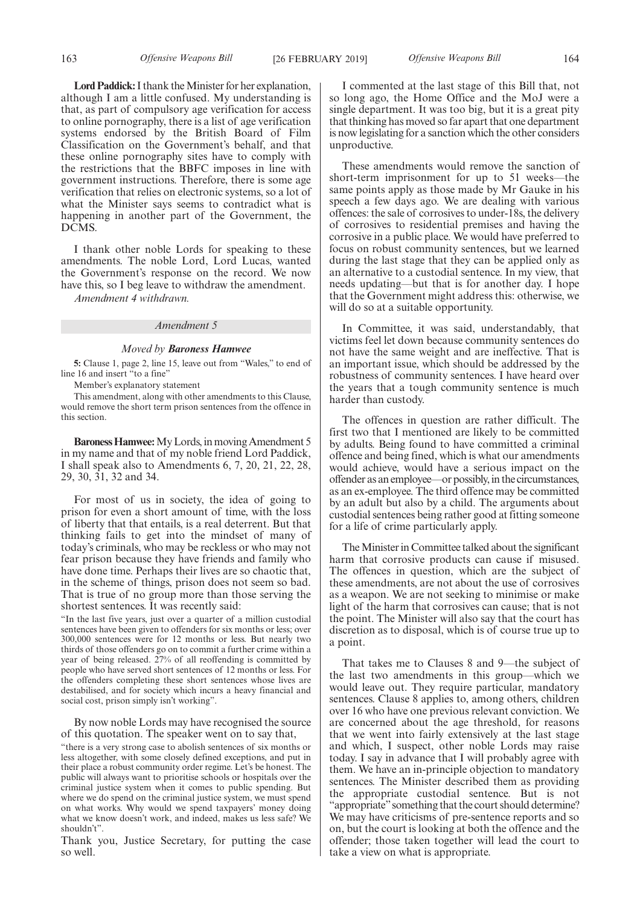**Lord Paddick:** I thank the Minister for her explanation, although I am a little confused. My understanding is that, as part of compulsory age verification for access to online pornography, there is a list of age verification systems endorsed by the British Board of Film Classification on the Government's behalf, and that these online pornography sites have to comply with the restrictions that the BBFC imposes in line with government instructions. Therefore, there is some age verification that relies on electronic systems, so a lot of what the Minister says seems to contradict what is happening in another part of the Government, the DCMS.

I thank other noble Lords for speaking to these amendments. The noble Lord, Lord Lucas, wanted the Government's response on the record. We now have this, so I beg leave to withdraw the amendment.

*Amendment 4 withdrawn.*

## *Amendment 5*

*Moved by* ***Baroness Hamwee***

**5:** Clause 1, page 2, line 15, leave out from "Wales," to end of line 16 and insert "to a fine"

Member's explanatory statement

This amendment, along with other amendments to this Clause, would remove the short term prison sentences from the offence in this section.

**Baroness Hamwee:** My Lords, in moving Amendment 5 in my name and that of my noble friend Lord Paddick, I shall speak also to Amendments 6, 7, 20, 21, 22, 28, 29, 30, 31, 32 and 34.

For most of us in society, the idea of going to prison for even a short amount of time, with the loss of liberty that that entails, is a real deterrent. But that thinking fails to get into the mindset of many of today's criminals, who may be reckless or who may not fear prison because they have friends and family who have done time. Perhaps their lives are so chaotic that, in the scheme of things, prison does not seem so bad. That is true of no group more than those serving the shortest sentences. It was recently said:

"In the last five years, just over a quarter of a million custodial sentences have been given to offenders for six months or less; over 300,000 sentences were for 12 months or less. But nearly two thirds of those offenders go on to commit a further crime within a year of being released. 27% of all reoffending is committed by people who have served short sentences of 12 months or less. For the offenders completing these short sentences whose lives are destabilised, and for society which incurs a heavy financial and social cost, prison simply isn't working".

By now noble Lords may have recognised the source of this quotation. The speaker went on to say that,

"there is a very strong case to abolish sentences of six months or less altogether, with some closely defined exceptions, and put in their place a robust community order regime. Let's be honest. The public will always want to prioritise schools or hospitals over the criminal justice system when it comes to public spending. But where we do spend on the criminal justice system, we must spend on what works. Why would we spend taxpayers' money doing what we know doesn't work, and indeed, makes us less safe? We shouldn't".

Thank you, Justice Secretary, for putting the case so well.

I commented at the last stage of this Bill that, not so long ago, the Home Office and the MoJ were a single department. It was too big, but it is a great pity that thinking has moved so far apart that one department is now legislating for a sanction which the other considers unproductive.

These amendments would remove the sanction of short-term imprisonment for up to 51 weeks—the same points apply as those made by Mr Gauke in his speech a few days ago. We are dealing with various offences: the sale of corrosives to under-18s, the delivery of corrosives to residential premises and having the corrosive in a public place. We would have preferred to focus on robust community sentences, but we learned during the last stage that they can be applied only as an alternative to a custodial sentence. In my view, that needs updating—but that is for another day. I hope that the Government might address this: otherwise, we will do so at a suitable opportunity.

In Committee, it was said, understandably, that victims feel let down because community sentences do not have the same weight and are ineffective. That is an important issue, which should be addressed by the robustness of community sentences. I have heard over the years that a tough community sentence is much harder than custody.

The offences in question are rather difficult. The first two that I mentioned are likely to be committed by adults. Being found to have committed a criminal offence and being fined, which is what our amendments would achieve, would have a serious impact on the offender as an employee—or possibly, in the circumstances, as an ex-employee. The third offence may be committed by an adult but also by a child. The arguments about custodial sentences being rather good at fitting someone for a life of crime particularly apply.

The Minister in Committee talked about the significant harm that corrosive products can cause if misused. The offences in question, which are the subject of these amendments, are not about the use of corrosives as a weapon. We are not seeking to minimise or make light of the harm that corrosives can cause; that is not the point. The Minister will also say that the court has discretion as to disposal, which is of course true up to a point.

That takes me to Clauses 8 and 9—the subject of the last two amendments in this group—which we would leave out. They require particular, mandatory sentences. Clause 8 applies to, among others, children over 16 who have one previous relevant conviction. We are concerned about the age threshold, for reasons that we went into fairly extensively at the last stage and which, I suspect, other noble Lords may raise today. I say in advance that I will probably agree with them. We have an in-principle objection to mandatory sentences. The Minister described them as providing the appropriate custodial sentence. But is not "appropriate" something that the court should determine? We may have criticisms of pre-sentence reports and so on, but the court is looking at both the offence and the offender; those taken together will lead the court to take a view on what is appropriate.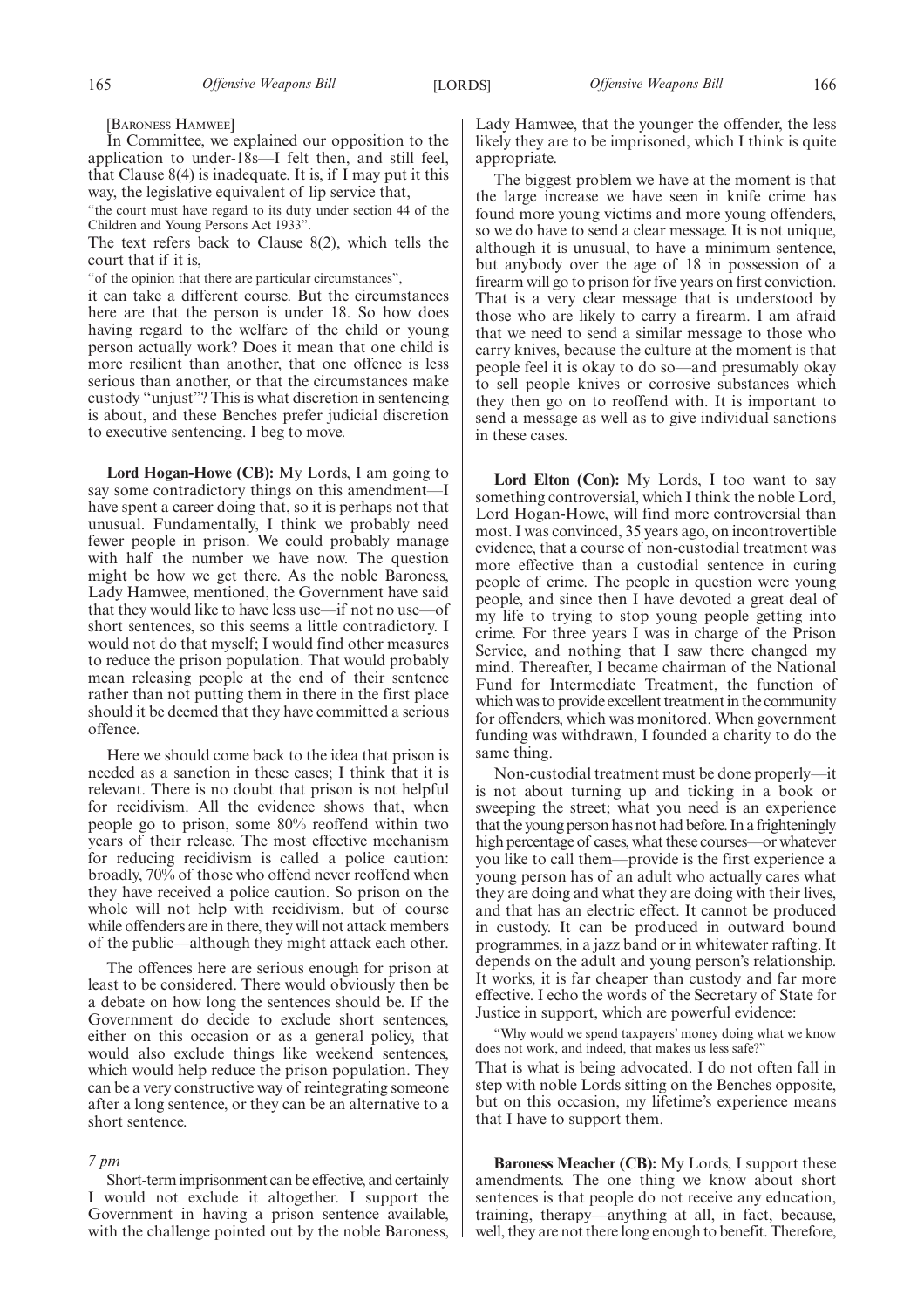[BARONESS HAMWEE]

In Committee, we explained our opposition to the application to under-18s—I felt then, and still feel, that Clause 8(4) is inadequate. It is, if I may put it this way, the legislative equivalent of lip service that,

"the court must have regard to its duty under section 44 of the Children and Young Persons Act 1933".

The text refers back to Clause 8(2), which tells the court that if it is,

"of the opinion that there are particular circumstances",

it can take a different course. But the circumstances here are that the person is under 18. So how does having regard to the welfare of the child or young person actually work? Does it mean that one child is more resilient than another, that one offence is less serious than another, or that the circumstances make custody "unjust"? This is what discretion in sentencing is about, and these Benches prefer judicial discretion to executive sentencing. I beg to move.

**Lord Hogan-Howe (CB):** My Lords, I am going to say some contradictory things on this amendment—I have spent a career doing that, so it is perhaps not that unusual. Fundamentally, I think we probably need fewer people in prison. We could probably manage with half the number we have now. The question might be how we get there. As the noble Baroness, Lady Hamwee, mentioned, the Government have said that they would like to have less use—if not no use—of short sentences, so this seems a little contradictory. I would not do that myself; I would find other measures to reduce the prison population. That would probably mean releasing people at the end of their sentence rather than not putting them in there in the first place should it be deemed that they have committed a serious offence.

Here we should come back to the idea that prison is needed as a sanction in these cases; I think that it is relevant. There is no doubt that prison is not helpful for recidivism. All the evidence shows that, when people go to prison, some 80% reoffend within two years of their release. The most effective mechanism for reducing recidivism is called a police caution: broadly, 70% of those who offend never reoffend when they have received a police caution. So prison on the whole will not help with recidivism, but of course while offenders are in there, they will not attack members of the public—although they might attack each other.

The offences here are serious enough for prison at least to be considered. There would obviously then be a debate on how long the sentences should be. If the Government do decide to exclude short sentences, either on this occasion or as a general policy, that would also exclude things like weekend sentences, which would help reduce the prison population. They can be a very constructive way of reintegrating someone after a long sentence, or they can be an alternative to a short sentence.

*7 pm*

Short-term imprisonment can be effective, and certainly I would not exclude it altogether. I support the Government in having a prison sentence available, with the challenge pointed out by the noble Baroness, Lady Hamwee, that the younger the offender, the less likely they are to be imprisoned, which I think is quite appropriate.

The biggest problem we have at the moment is that the large increase we have seen in knife crime has found more young victims and more young offenders, so we do have to send a clear message. It is not unique, although it is unusual, to have a minimum sentence, but anybody over the age of 18 in possession of a firearm will go to prison for five years on first conviction. That is a very clear message that is understood by those who are likely to carry a firearm. I am afraid that we need to send a similar message to those who carry knives, because the culture at the moment is that people feel it is okay to do so—and presumably okay to sell people knives or corrosive substances which they then go on to reoffend with. It is important to send a message as well as to give individual sanctions in these cases.

**Lord Elton (Con):** My Lords, I too want to say something controversial, which I think the noble Lord, Lord Hogan-Howe, will find more controversial than most. I was convinced, 35 years ago, on incontrovertible evidence, that a course of non-custodial treatment was more effective than a custodial sentence in curing people of crime. The people in question were young people, and since then I have devoted a great deal of my life to trying to stop young people getting into crime. For three years I was in charge of the Prison Service, and nothing that I saw there changed my mind. Thereafter, I became chairman of the National Fund for Intermediate Treatment, the function of which was to provide excellent treatment in the community for offenders, which was monitored. When government funding was withdrawn, I founded a charity to do the same thing.

Non-custodial treatment must be done properly—it is not about turning up and ticking in a book or sweeping the street; what you need is an experience that the young person has not had before. In a frighteningly high percentage of cases, what these courses—or whatever you like to call them—provide is the first experience a young person has of an adult who actually cares what they are doing and what they are doing with their lives, and that has an electric effect. It cannot be produced in custody. It can be produced in outward bound programmes, in a jazz band or in whitewater rafting. It depends on the adult and young person's relationship. It works, it is far cheaper than custody and far more effective. I echo the words of the Secretary of State for Justice in support, which are powerful evidence:

"Why would we spend taxpayers' money doing what we know does not work, and indeed, that makes us less safe?"

That is what is being advocated. I do not often fall in step with noble Lords sitting on the Benches opposite, but on this occasion, my lifetime's experience means that I have to support them.

**Baroness Meacher (CB):** My Lords, I support these amendments. The one thing we know about short sentences is that people do not receive any education, training, therapy—anything at all, in fact, because, well, they are not there long enough to benefit. Therefore,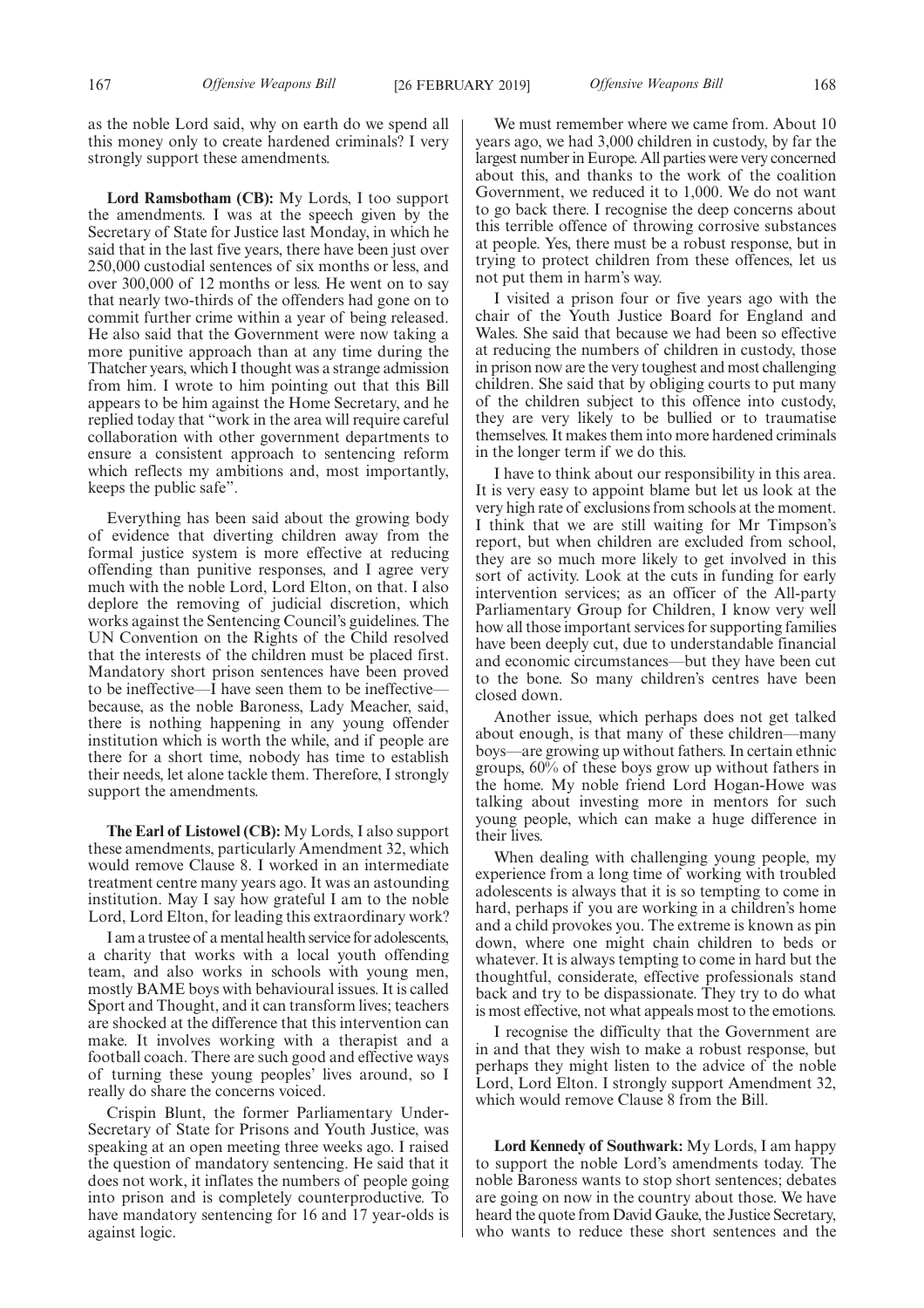as the noble Lord said, why on earth do we spend all this money only to create hardened criminals? I very strongly support these amendments.

**Lord Ramsbotham (CB):** My Lords, I too support the amendments. I was at the speech given by the Secretary of State for Justice last Monday, in which he said that in the last five years, there have been just over 250,000 custodial sentences of six months or less, and over 300,000 of 12 months or less. He went on to say that nearly two-thirds of the offenders had gone on to commit further crime within a year of being released. He also said that the Government were now taking a more punitive approach than at any time during the Thatcher years, which I thought was a strange admission from him. I wrote to him pointing out that this Bill appears to be him against the Home Secretary, and he replied today that "work in the area will require careful collaboration with other government departments to ensure a consistent approach to sentencing reform which reflects my ambitions and, most importantly, keeps the public safe".

Everything has been said about the growing body of evidence that diverting children away from the formal justice system is more effective at reducing offending than punitive responses, and I agree very much with the noble Lord, Lord Elton, on that. I also deplore the removing of judicial discretion, which works against the Sentencing Council's guidelines. The UN Convention on the Rights of the Child resolved that the interests of the children must be placed first. Mandatory short prison sentences have been proved to be ineffective—I have seen them to be ineffective—because, as the noble Baroness, Lady Meacher, said, there is nothing happening in any young offender institution which is worth the while, and if people are there for a short time, nobody has time to establish their needs, let alone tackle them. Therefore, I strongly support the amendments.

**The Earl of Listowel (CB):** My Lords, I also support these amendments, particularly Amendment 32, which would remove Clause 8. I worked in an intermediate treatment centre many years ago. It was an astounding institution. May I say how grateful I am to the noble Lord, Lord Elton, for leading this extraordinary work?

I am a trustee of a mental health service for adolescents, a charity that works with a local youth offending team, and also works in schools with young men, mostly BAME boys with behavioural issues. It is called Sport and Thought, and it can transform lives; teachers are shocked at the difference that this intervention can make. It involves working with a therapist and a football coach. There are such good and effective ways of turning these young peoples' lives around, so I really do share the concerns voiced.

Crispin Blunt, the former Parliamentary Under-Secretary of State for Prisons and Youth Justice, was speaking at an open meeting three weeks ago. I raised the question of mandatory sentencing. He said that it does not work, it inflates the numbers of people going into prison and is completely counterproductive. To have mandatory sentencing for 16 and 17 year-olds is against logic.

We must remember where we came from. About 10 years ago, we had 3,000 children in custody, by far the largest number in Europe. All parties were very concerned about this, and thanks to the work of the coalition Government, we reduced it to 1,000. We do not want to go back there. I recognise the deep concerns about this terrible offence of throwing corrosive substances at people. Yes, there must be a robust response, but in trying to protect children from these offences, let us not put them in harm's way.

I visited a prison four or five years ago with the chair of the Youth Justice Board for England and Wales. She said that because we had been so effective at reducing the numbers of children in custody, those in prison now are the very toughest and most challenging children. She said that by obliging courts to put many of the children subject to this offence into custody, they are very likely to be bullied or to traumatise themselves. It makes them into more hardened criminals in the longer term if we do this.

I have to think about our responsibility in this area. It is very easy to appoint blame but let us look at the very high rate of exclusions from schools at the moment. I think that we are still waiting for Mr Timpson's report, but when children are excluded from school, they are so much more likely to get involved in this sort of activity. Look at the cuts in funding for early intervention services; as an officer of the All-party Parliamentary Group for Children, I know very well how all those important services for supporting families have been deeply cut, due to understandable financial and economic circumstances—but they have been cut to the bone. So many children's centres have been closed down.

Another issue, which perhaps does not get talked about enough, is that many of these children—many boys—are growing up without fathers. In certain ethnic groups, 60% of these boys grow up without fathers in the home. My noble friend Lord Hogan-Howe was talking about investing more in mentors for such young people, which can make a huge difference in their lives.

When dealing with challenging young people, my experience from a long time of working with troubled adolescents is always that it is so tempting to come in hard, perhaps if you are working in a children's home and a child provokes you. The extreme is known as pin down, where one might chain children to beds or whatever. It is always tempting to come in hard but the thoughtful, considerate, effective professionals stand back and try to be dispassionate. They try to do what is most effective, not what appeals most to the emotions.

I recognise the difficulty that the Government are in and that they wish to make a robust response, but perhaps they might listen to the advice of the noble Lord, Lord Elton. I strongly support Amendment 32, which would remove Clause 8 from the Bill.

**Lord Kennedy of Southwark:** My Lords, I am happy to support the noble Lord's amendments today. The noble Baroness wants to stop short sentences; debates are going on now in the country about those. We have heard the quote from David Gauke, the Justice Secretary, who wants to reduce these short sentences and the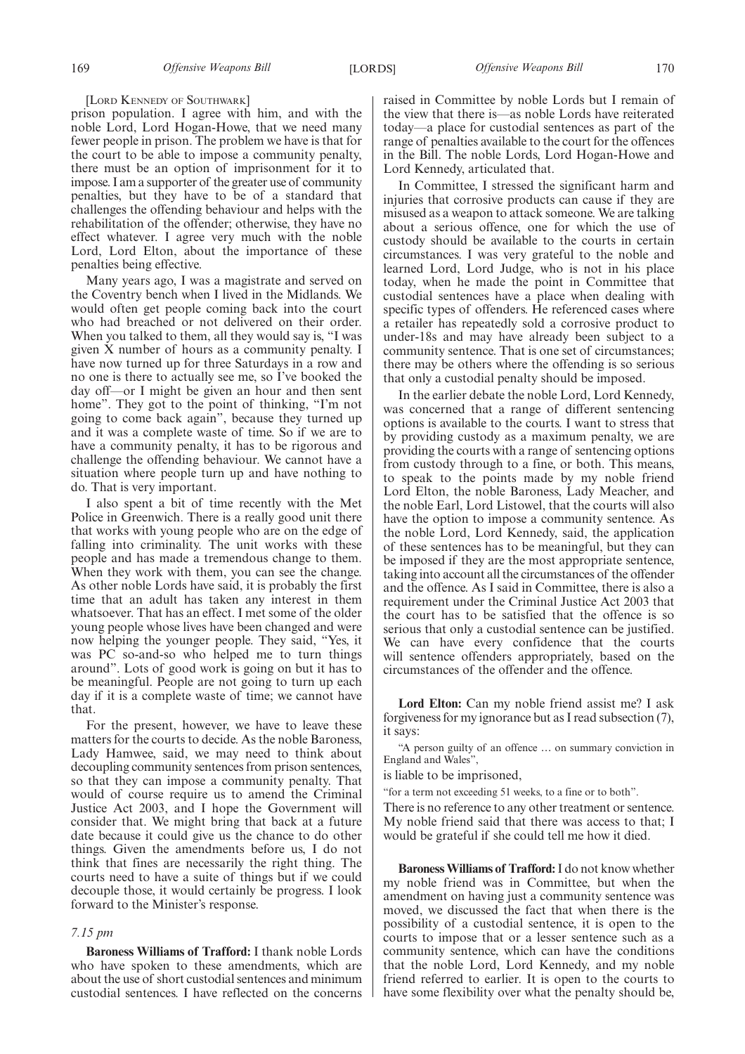[LORD KENNEDY OF SOUTHWARK]

prison population. I agree with him, and with the noble Lord, Lord Hogan-Howe, that we need many fewer people in prison. The problem we have is that for the court to be able to impose a community penalty, there must be an option of imprisonment for it to impose. I am a supporter of the greater use of community penalties, but they have to be of a standard that challenges the offending behaviour and helps with the rehabilitation of the offender; otherwise, they have no effect whatever. I agree very much with the noble Lord, Lord Elton, about the importance of these penalties being effective.

Many years ago, I was a magistrate and served on the Coventry bench when I lived in the Midlands. We would often get people coming back into the court who had breached or not delivered on their order. When you talked to them, all they would say is, "I was given X number of hours as a community penalty. I have now turned up for three Saturdays in a row and no one is there to actually see me, so I've booked the day off—or I might be given an hour and then sent home". They got to the point of thinking, "I'm not going to come back again", because they turned up and it was a complete waste of time. So if we are to have a community penalty, it has to be rigorous and challenge the offending behaviour. We cannot have a situation where people turn up and have nothing to do. That is very important.

I also spent a bit of time recently with the Met Police in Greenwich. There is a really good unit there that works with young people who are on the edge of falling into criminality. The unit works with these people and has made a tremendous change to them. When they work with them, you can see the change. As other noble Lords have said, it is probably the first time that an adult has taken any interest in them whatsoever. That has an effect. I met some of the older young people whose lives have been changed and were now helping the younger people. They said, "Yes, it was PC so-and-so who helped me to turn things around". Lots of good work is going on but it has to be meaningful. People are not going to turn up each day if it is a complete waste of time; we cannot have that.

For the present, however, we have to leave these matters for the courts to decide. As the noble Baroness, Lady Hamwee, said, we may need to think about decoupling community sentences from prison sentences, so that they can impose a community penalty. That would of course require us to amend the Criminal Justice Act 2003, and I hope the Government will consider that. We might bring that back at a future date because it could give us the chance to do other things. Given the amendments before us, I do not think that fines are necessarily the right thing. The courts need to have a suite of things but if we could decouple those, it would certainly be progress. I look forward to the Minister's response.

*7.15 pm*

**Baroness Williams of Trafford:** I thank noble Lords who have spoken to these amendments, which are about the use of short custodial sentences and minimum custodial sentences. I have reflected on the concerns raised in Committee by noble Lords but I remain of the view that there is—as noble Lords have reiterated today—a place for custodial sentences as part of the range of penalties available to the court for the offences in the Bill. The noble Lords, Lord Hogan-Howe and Lord Kennedy, articulated that.

In Committee, I stressed the significant harm and injuries that corrosive products can cause if they are misused as a weapon to attack someone. We are talking about a serious offence, one for which the use of custody should be available to the courts in certain circumstances. I was very grateful to the noble and learned Lord, Lord Judge, who is not in his place today, when he made the point in Committee that custodial sentences have a place when dealing with specific types of offenders. He referenced cases where a retailer has repeatedly sold a corrosive product to under-18s and may have already been subject to a community sentence. That is one set of circumstances; there may be others where the offending is so serious that only a custodial penalty should be imposed.

In the earlier debate the noble Lord, Lord Kennedy, was concerned that a range of different sentencing options is available to the courts. I want to stress that by providing custody as a maximum penalty, we are providing the courts with a range of sentencing options from custody through to a fine, or both. This means, to speak to the points made by my noble friend Lord Elton, the noble Baroness, Lady Meacher, and the noble Earl, Lord Listowel, that the courts will also have the option to impose a community sentence. As the noble Lord, Lord Kennedy, said, the application of these sentences has to be meaningful, but they can be imposed if they are the most appropriate sentence, taking into account all the circumstances of the offender and the offence. As I said in Committee, there is also a requirement under the Criminal Justice Act 2003 that the court has to be satisfied that the offence is so serious that only a custodial sentence can be justified. We can have every confidence that the courts will sentence offenders appropriately, based on the circumstances of the offender and the offence.

**Lord Elton:** Can my noble friend assist me? I ask forgiveness for my ignorance but as I read subsection (7), it says:

"A person guilty of an offence … on summary conviction in England and Wales",

is liable to be imprisoned,

"for a term not exceeding 51 weeks, to a fine or to both".

There is no reference to any other treatment or sentence. My noble friend said that there was access to that; I would be grateful if she could tell me how it died.

**Baroness Williams of Trafford:** I do not know whether my noble friend was in Committee, but when the amendment on having just a community sentence was moved, we discussed the fact that when there is the possibility of a custodial sentence, it is open to the courts to impose that or a lesser sentence such as a community sentence, which can have the conditions that the noble Lord, Lord Kennedy, and my noble friend referred to earlier. It is open to the courts to have some flexibility over what the penalty should be,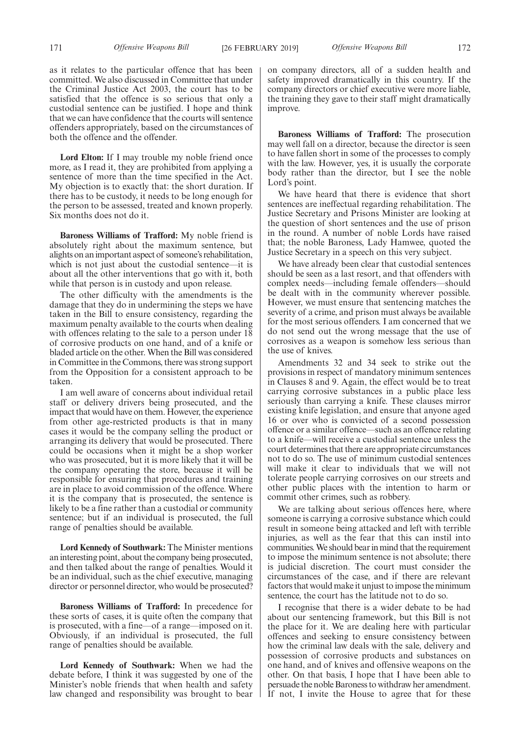as it relates to the particular offence that has been committed. We also discussed in Committee that under the Criminal Justice Act 2003, the court has to be satisfied that the offence is so serious that only a custodial sentence can be justified. I hope and think that we can have confidence that the courts will sentence offenders appropriately, based on the circumstances of both the offence and the offender.

**Lord Elton:** If I may trouble my noble friend once more, as I read it, they are prohibited from applying a sentence of more than the time specified in the Act. My objection is to exactly that: the short duration. If there has to be custody, it needs to be long enough for the person to be assessed, treated and known properly. Six months does not do it.

**Baroness Williams of Trafford:** My noble friend is absolutely right about the maximum sentence, but alights on an important aspect of someone's rehabilitation, which is not just about the custodial sentence—it is about all the other interventions that go with it, both while that person is in custody and upon release.

The other difficulty with the amendments is the damage that they do in undermining the steps we have taken in the Bill to ensure consistency, regarding the maximum penalty available to the courts when dealing with offences relating to the sale to a person under 18 of corrosive products on one hand, and of a knife or bladed article on the other. When the Bill was considered in Committee in the Commons, there was strong support from the Opposition for a consistent approach to be taken.

I am well aware of concerns about individual retail staff or delivery drivers being prosecuted, and the impact that would have on them. However, the experience from other age-restricted products is that in many cases it would be the company selling the product or arranging its delivery that would be prosecuted. There could be occasions when it might be a shop worker who was prosecuted, but it is more likely that it will be the company operating the store, because it will be responsible for ensuring that procedures and training are in place to avoid commission of the offence. Where it is the company that is prosecuted, the sentence is likely to be a fine rather than a custodial or community sentence; but if an individual is prosecuted, the full range of penalties should be available.

**Lord Kennedy of Southwark:** The Minister mentions an interesting point, about the company being prosecuted, and then talked about the range of penalties. Would it be an individual, such as the chief executive, managing director or personnel director, who would be prosecuted?

**Baroness Williams of Trafford:** In precedence for these sorts of cases, it is quite often the company that is prosecuted, with a fine—of a range—imposed on it. Obviously, if an individual is prosecuted, the full range of penalties should be available.

**Lord Kennedy of Southwark:** When we had the debate before, I think it was suggested by one of the Minister's noble friends that when health and safety law changed and responsibility was brought to bear on company directors, all of a sudden health and safety improved dramatically in this country. If the company directors or chief executive were more liable, the training they gave to their staff might dramatically improve.

**Baroness Williams of Trafford:** The prosecution may well fall on a director, because the director is seen to have fallen short in some of the processes to comply with the law. However, yes, it is usually the corporate body rather than the director, but I see the noble Lord's point.

We have heard that there is evidence that short sentences are ineffectual regarding rehabilitation. The Justice Secretary and Prisons Minister are looking at the question of short sentences and the use of prison in the round. A number of noble Lords have raised that; the noble Baroness, Lady Hamwee, quoted the Justice Secretary in a speech on this very subject.

We have already been clear that custodial sentences should be seen as a last resort, and that offenders with complex needs—including female offenders—should be dealt with in the community wherever possible. However, we must ensure that sentencing matches the severity of a crime, and prison must always be available for the most serious offenders. I am concerned that we do not send out the wrong message that the use of corrosives as a weapon is somehow less serious than the use of knives.

Amendments 32 and 34 seek to strike out the provisions in respect of mandatory minimum sentences in Clauses 8 and 9. Again, the effect would be to treat carrying corrosive substances in a public place less seriously than carrying a knife. These clauses mirror existing knife legislation, and ensure that anyone aged 16 or over who is convicted of a second possession offence or a similar offence—such as an offence relating to a knife—will receive a custodial sentence unless the court determines that there are appropriate circumstances not to do so. The use of minimum custodial sentences will make it clear to individuals that we will not tolerate people carrying corrosives on our streets and other public places with the intention to harm or commit other crimes, such as robbery.

We are talking about serious offences here, where someone is carrying a corrosive substance which could result in someone being attacked and left with terrible injuries, as well as the fear that this can instil into communities. We should bear in mind that the requirement to impose the minimum sentence is not absolute; there is judicial discretion. The court must consider the circumstances of the case, and if there are relevant factors that would make it unjust to impose the minimum sentence, the court has the latitude not to do so.

I recognise that there is a wider debate to be had about our sentencing framework, but this Bill is not the place for it. We are dealing here with particular offences and seeking to ensure consistency between how the criminal law deals with the sale, delivery and possession of corrosive products and substances on one hand, and of knives and offensive weapons on the other. On that basis, I hope that I have been able to persuade the noble Baroness to withdraw her amendment. If not, I invite the House to agree that for these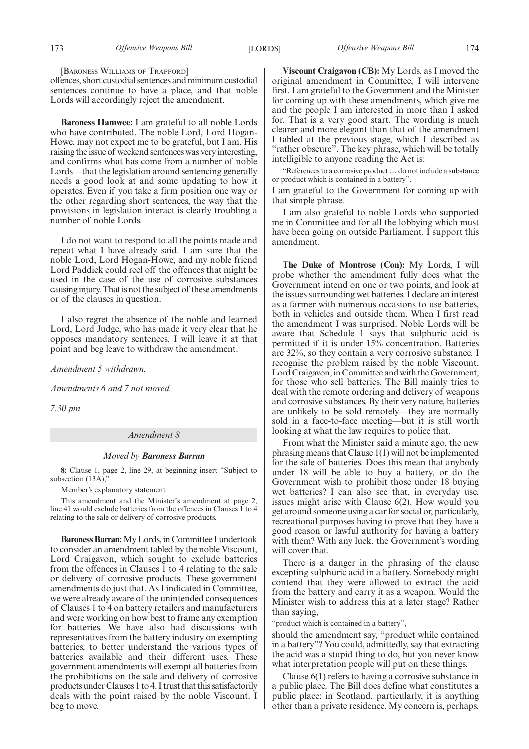[Baroness Williams of Trafford]

offences, short custodial sentences and minimum custodial sentences continue to have a place, and that noble Lords will accordingly reject the amendment.

**Baroness Hamwee:** I am grateful to all noble Lords who have contributed. The noble Lord, Lord Hogan-Howe, may not expect me to be grateful, but I am. His raising the issue of weekend sentences was very interesting, and confirms what has come from a number of noble Lords—that the legislation around sentencing generally needs a good look at and some updating to how it operates. Even if you take a firm position one way or the other regarding short sentences, the way that the provisions in legislation interact is clearly troubling a number of noble Lords.

I do not want to respond to all the points made and repeat what I have already said. I am sure that the noble Lord, Lord Hogan-Howe, and my noble friend Lord Paddick could reel off the offences that might be used in the case of the use of corrosive substances causing injury. That is not the subject of these amendments or of the clauses in question.

I also regret the absence of the noble and learned Lord, Lord Judge, who has made it very clear that he opposes mandatory sentences. I will leave it at that point and beg leave to withdraw the amendment.

*Amendment 5 withdrawn.*

*Amendments 6 and 7 not moved.*

*7.30 pm*

*Amendment 8*

*Moved by* ***Baroness Barran***

**8:** Clause 1, page 2, line 29, at beginning insert "Subject to subsection (13A),"

Member's explanatory statement

This amendment and the Minister's amendment at page 2, line 41 would exclude batteries from the offences in Clauses 1 to 4 relating to the sale or delivery of corrosive products.

**Baroness Barran:** My Lords, in Committee I undertook to consider an amendment tabled by the noble Viscount, Lord Craigavon, which sought to exclude batteries from the offences in Clauses 1 to 4 relating to the sale or delivery of corrosive products. These government amendments do just that. As I indicated in Committee, we were already aware of the unintended consequences of Clauses 1 to 4 on battery retailers and manufacturers and were working on how best to frame any exemption for batteries. We have also had discussions with representatives from the battery industry on exempting batteries, to better understand the various types of batteries available and their different uses. These government amendments will exempt all batteries from the prohibitions on the sale and delivery of corrosive products under Clauses 1 to 4. I trust that this satisfactorily deals with the point raised by the noble Viscount. I beg to move.

**Viscount Craigavon (CB):** My Lords, as I moved the original amendment in Committee, I will intervene first. I am grateful to the Government and the Minister for coming up with these amendments, which give me and the people I am interested in more than I asked for. That is a very good start. The wording is much clearer and more elegant than that of the amendment I tabled at the previous stage, which I described as "rather obscure". The key phrase, which will be totally intelligible to anyone reading the Act is:

"References to a corrosive product … do not include a substance or product which is contained in a battery".

I am grateful to the Government for coming up with that simple phrase.

I am also grateful to noble Lords who supported me in Committee and for all the lobbying which must have been going on outside Parliament. I support this amendment.

**The Duke of Montrose (Con):** My Lords, I will probe whether the amendment fully does what the Government intend on one or two points, and look at the issues surrounding wet batteries. I declare an interest as a farmer with numerous occasions to use batteries, both in vehicles and outside them. When I first read the amendment I was surprised. Noble Lords will be aware that Schedule 1 says that sulphuric acid is permitted if it is under 15% concentration. Batteries are 32%, so they contain a very corrosive substance. I recognise the problem raised by the noble Viscount, Lord Craigavon, in Committee and with the Government, for those who sell batteries. The Bill mainly tries to deal with the remote ordering and delivery of weapons and corrosive substances. By their very nature, batteries are unlikely to be sold remotely—they are normally sold in a face-to-face meeting—but it is still worth looking at what the law requires to police that.

From what the Minister said a minute ago, the new phrasing means that Clause 1(1) will not be implemented for the sale of batteries. Does this mean that anybody under 18 will be able to buy a battery, or do the Government wish to prohibit those under 18 buying wet batteries? I can also see that, in everyday use, issues might arise with Clause 6(2). How would you get around someone using a car for social or, particularly, recreational purposes having to prove that they have a good reason or lawful authority for having a battery with them? With any luck, the Government's wording will cover that.

There is a danger in the phrasing of the clause excepting sulphuric acid in a battery. Somebody might contend that they were allowed to extract the acid from the battery and carry it as a weapon. Would the Minister wish to address this at a later stage? Rather than saying,

"product which is contained in a battery",

should the amendment say, "product while contained in a battery"? You could, admittedly, say that extracting the acid was a stupid thing to do, but you never know what interpretation people will put on these things.

Clause 6(1) refers to having a corrosive substance in a public place. The Bill does define what constitutes a public place: in Scotland, particularly, it is anything other than a private residence. My concern is, perhaps,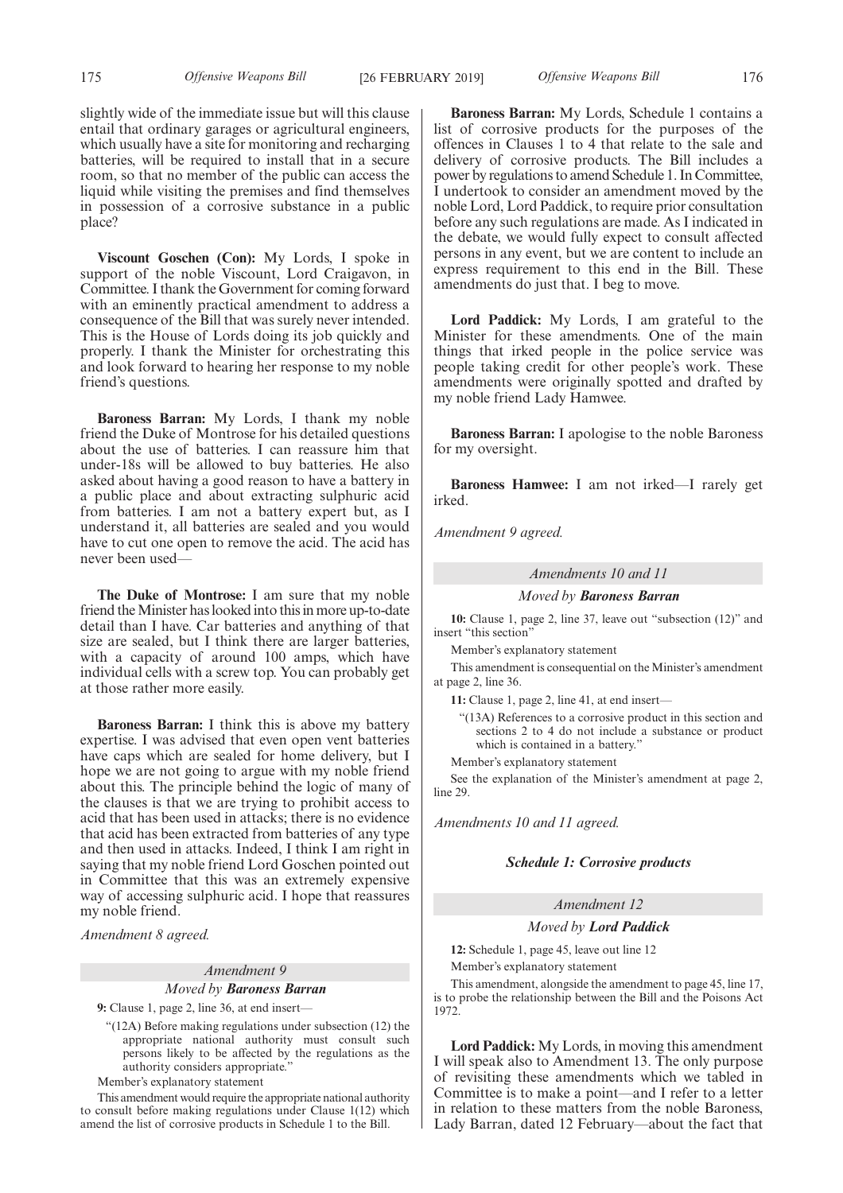slightly wide of the immediate issue but will this clause entail that ordinary garages or agricultural engineers, which usually have a site for monitoring and recharging batteries, will be required to install that in a secure room, so that no member of the public can access the liquid while visiting the premises and find themselves in possession of a corrosive substance in a public place?

**Viscount Goschen (Con):** My Lords, I spoke in support of the noble Viscount, Lord Craigavon, in Committee. I thank the Government for coming forward with an eminently practical amendment to address a consequence of the Bill that was surely never intended. This is the House of Lords doing its job quickly and properly. I thank the Minister for orchestrating this and look forward to hearing her response to my noble friend's questions.

**Baroness Barran:** My Lords, I thank my noble friend the Duke of Montrose for his detailed questions about the use of batteries. I can reassure him that under-18s will be allowed to buy batteries. He also asked about having a good reason to have a battery in a public place and about extracting sulphuric acid from batteries. I am not a battery expert but, as I understand it, all batteries are sealed and you would have to cut one open to remove the acid. The acid has never been used—

**The Duke of Montrose:** I am sure that my noble friend the Minister has looked into this in more up-to-date detail than I have. Car batteries and anything of that size are sealed, but I think there are larger batteries, with a capacity of around 100 amps, which have individual cells with a screw top. You can probably get at those rather more easily.

**Baroness Barran:** I think this is above my battery expertise. I was advised that even open vent batteries have caps which are sealed for home delivery, but I hope we are not going to argue with my noble friend about this. The principle behind the logic of many of the clauses is that we are trying to prohibit access to acid that has been used in attacks; there is no evidence that acid has been extracted from batteries of any type and then used in attacks. Indeed, I think I am right in saying that my noble friend Lord Goschen pointed out in Committee that this was an extremely expensive way of accessing sulphuric acid. I hope that reassures my noble friend.

*Amendment 8 agreed.*

*Amendment 9*

*Moved by* ***Baroness Barran***

**9:** Clause 1, page 2, line 36, at end insert—

"(12A) Before making regulations under subsection (12) the appropriate national authority must consult such persons likely to be affected by the regulations as the authority considers appropriate."

Member's explanatory statement

This amendment would require the appropriate national authority to consult before making regulations under Clause 1(12) which amend the list of corrosive products in Schedule 1 to the Bill.

**Baroness Barran:** My Lords, Schedule 1 contains a list of corrosive products for the purposes of the offences in Clauses 1 to 4 that relate to the sale and delivery of corrosive products. The Bill includes a power by regulations to amend Schedule 1. In Committee, I undertook to consider an amendment moved by the noble Lord, Lord Paddick, to require prior consultation before any such regulations are made. As I indicated in the debate, we would fully expect to consult affected persons in any event, but we are content to include an express requirement to this end in the Bill. These amendments do just that. I beg to move.

**Lord Paddick:** My Lords, I am grateful to the Minister for these amendments. One of the main things that irked people in the police service was people taking credit for other people's work. These amendments were originally spotted and drafted by my noble friend Lady Hamwee.

**Baroness Barran:** I apologise to the noble Baroness for my oversight.

**Baroness Hamwee:** I am not irked—I rarely get irked.

*Amendment 9 agreed.*

*Amendments 10 and 11*

*Moved by* ***Baroness Barran***

**10:** Clause 1, page 2, line 37, leave out "subsection (12)" and insert "this section"

Member's explanatory statement

This amendment is consequential on the Minister's amendment at page 2, line 36.

**11:** Clause 1, page 2, line 41, at end insert—

"(13A) References to a corrosive product in this section and sections 2 to 4 do not include a substance or product which is contained in a battery."

Member's explanatory statement

See the explanation of the Minister's amendment at page 2, line 29.

*Amendments 10 and 11 agreed.*

***Schedule 1: Corrosive products***

*Amendment 12*

*Moved by* ***Lord Paddick***

**12:** Schedule 1, page 45, leave out line 12

Member's explanatory statement

This amendment, alongside the amendment to page 45, line 17, is to probe the relationship between the Bill and the Poisons Act 1972.

**Lord Paddick:** My Lords, in moving this amendment I will speak also to Amendment 13. The only purpose of revisiting these amendments which we tabled in Committee is to make a point—and I refer to a letter in relation to these matters from the noble Baroness, Lady Barran, dated 12 February—about the fact that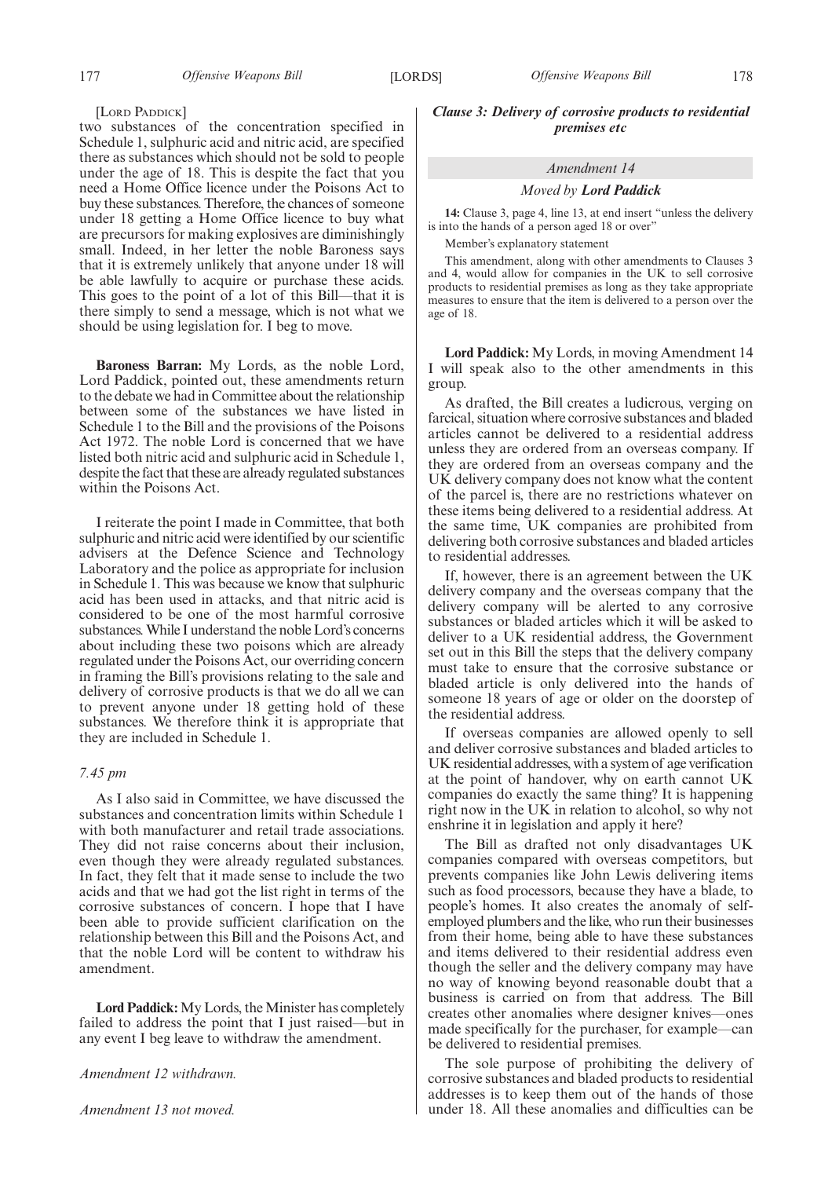[Lord Paddick]

two substances of the concentration specified in Schedule 1, sulphuric acid and nitric acid, are specified there as substances which should not be sold to people under the age of 18. This is despite the fact that you need a Home Office licence under the Poisons Act to buy these substances. Therefore, the chances of someone under 18 getting a Home Office licence to buy what are precursors for making explosives are diminishingly small. Indeed, in her letter the noble Baroness says that it is extremely unlikely that anyone under 18 will be able lawfully to acquire or purchase these acids. This goes to the point of a lot of this Bill—that it is there simply to send a message, which is not what we should be using legislation for. I beg to move.

**Baroness Barran:** My Lords, as the noble Lord, Lord Paddick, pointed out, these amendments return to the debate we had in Committee about the relationship between some of the substances we have listed in Schedule 1 to the Bill and the provisions of the Poisons Act 1972. The noble Lord is concerned that we have listed both nitric acid and sulphuric acid in Schedule 1, despite the fact that these are already regulated substances within the Poisons Act.

I reiterate the point I made in Committee, that both sulphuric and nitric acid were identified by our scientific advisers at the Defence Science and Technology Laboratory and the police as appropriate for inclusion in Schedule 1. This was because we know that sulphuric acid has been used in attacks, and that nitric acid is considered to be one of the most harmful corrosive substances. While I understand the noble Lord's concerns about including these two poisons which are already regulated under the Poisons Act, our overriding concern in framing the Bill's provisions relating to the sale and delivery of corrosive products is that we do all we can to prevent anyone under 18 getting hold of these substances. We therefore think it is appropriate that they are included in Schedule 1.

*7.45 pm*

As I also said in Committee, we have discussed the substances and concentration limits within Schedule 1 with both manufacturer and retail trade associations. They did not raise concerns about their inclusion, even though they were already regulated substances. In fact, they felt that it made sense to include the two acids and that we had got the list right in terms of the corrosive substances of concern. I hope that I have been able to provide sufficient clarification on the relationship between this Bill and the Poisons Act, and that the noble Lord will be content to withdraw his amendment.

**Lord Paddick:** My Lords, the Minister has completely failed to address the point that I just raised—but in any event I beg leave to withdraw the amendment.

*Amendment 12 withdrawn.*

*Amendment 13 not moved.*

### *Clause 3: Delivery of corrosive products to residential premises etc*

#### *Amendment 14*

*Moved by* ***Lord Paddick***

**14:** Clause 3, page 4, line 13, at end insert "unless the delivery is into the hands of a person aged 18 or over"

Member's explanatory statement

This amendment, along with other amendments to Clauses 3 and 4, would allow for companies in the UK to sell corrosive products to residential premises as long as they take appropriate measures to ensure that the item is delivered to a person over the age of 18.

**Lord Paddick:** My Lords, in moving Amendment 14 I will speak also to the other amendments in this group.

As drafted, the Bill creates a ludicrous, verging on farcical, situation where corrosive substances and bladed articles cannot be delivered to a residential address unless they are ordered from an overseas company. If they are ordered from an overseas company and the UK delivery company does not know what the content of the parcel is, there are no restrictions whatever on these items being delivered to a residential address. At the same time, UK companies are prohibited from delivering both corrosive substances and bladed articles to residential addresses.

If, however, there is an agreement between the UK delivery company and the overseas company that the delivery company will be alerted to any corrosive substances or bladed articles which it will be asked to deliver to a UK residential address, the Government set out in this Bill the steps that the delivery company must take to ensure that the corrosive substance or bladed article is only delivered into the hands of someone 18 years of age or older on the doorstep of the residential address.

If overseas companies are allowed openly to sell and deliver corrosive substances and bladed articles to UK residential addresses, with a system of age verification at the point of handover, why on earth cannot UK companies do exactly the same thing? It is happening right now in the UK in relation to alcohol, so why not enshrine it in legislation and apply it here?

The Bill as drafted not only disadvantages UK companies compared with overseas competitors, but prevents companies like John Lewis delivering items such as food processors, because they have a blade, to people's homes. It also creates the anomaly of self-employed plumbers and the like, who run their businesses from their home, being able to have these substances and items delivered to their residential address even though the seller and the delivery company may have no way of knowing beyond reasonable doubt that a business is carried on from that address. The Bill creates other anomalies where designer knives—ones made specifically for the purchaser, for example—can be delivered to residential premises.

The sole purpose of prohibiting the delivery of corrosive substances and bladed products to residential addresses is to keep them out of the hands of those under 18. All these anomalies and difficulties can be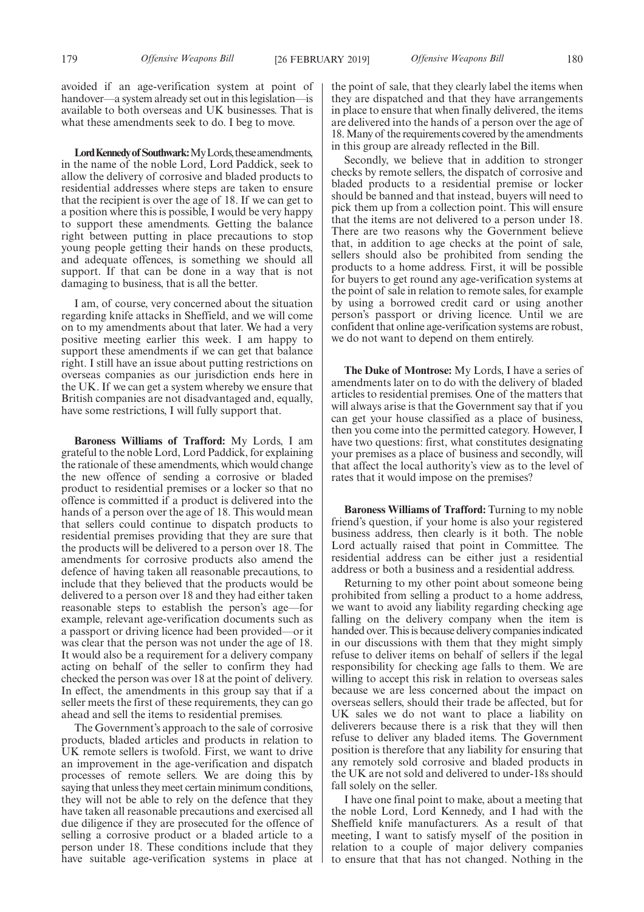avoided if an age-verification system at point of handover—a system already set out in this legislation—is available to both overseas and UK businesses. That is what these amendments seek to do. I beg to move.

**Lord Kennedy of Southwark:** My Lords, these amendments, in the name of the noble Lord, Lord Paddick, seek to allow the delivery of corrosive and bladed products to residential addresses where steps are taken to ensure that the recipient is over the age of 18. If we can get to a position where this is possible, I would be very happy to support these amendments. Getting the balance right between putting in place precautions to stop young people getting their hands on these products, and adequate offences, is something we should all support. If that can be done in a way that is not damaging to business, that is all the better.

I am, of course, very concerned about the situation regarding knife attacks in Sheffield, and we will come on to my amendments about that later. We had a very positive meeting earlier this week. I am happy to support these amendments if we can get that balance right. I still have an issue about putting restrictions on overseas companies as our jurisdiction ends here in the UK. If we can get a system whereby we ensure that British companies are not disadvantaged and, equally, have some restrictions, I will fully support that.

**Baroness Williams of Trafford:** My Lords, I am grateful to the noble Lord, Lord Paddick, for explaining the rationale of these amendments, which would change the new offence of sending a corrosive or bladed product to residential premises or a locker so that no offence is committed if a product is delivered into the hands of a person over the age of 18. This would mean that sellers could continue to dispatch products to residential premises providing that they are sure that the products will be delivered to a person over 18. The amendments for corrosive products also amend the defence of having taken all reasonable precautions, to include that they believed that the products would be delivered to a person over 18 and they had either taken reasonable steps to establish the person's age—for example, relevant age-verification documents such as a passport or driving licence had been provided—or it was clear that the person was not under the age of 18. It would also be a requirement for a delivery company acting on behalf of the seller to confirm they had checked the person was over 18 at the point of delivery. In effect, the amendments in this group say that if a seller meets the first of these requirements, they can go ahead and sell the items to residential premises.

The Government's approach to the sale of corrosive products, bladed articles and products in relation to UK remote sellers is twofold. First, we want to drive an improvement in the age-verification and dispatch processes of remote sellers. We are doing this by saying that unless they meet certain minimum conditions, they will not be able to rely on the defence that they have taken all reasonable precautions and exercised all due diligence if they are prosecuted for the offence of selling a corrosive product or a bladed article to a person under 18. These conditions include that they have suitable age-verification systems in place at the point of sale, that they clearly label the items when they are dispatched and that they have arrangements in place to ensure that when finally delivered, the items are delivered into the hands of a person over the age of 18. Many of the requirements covered by the amendments in this group are already reflected in the Bill.

Secondly, we believe that in addition to stronger checks by remote sellers, the dispatch of corrosive and bladed products to a residential premise or locker should be banned and that instead, buyers will need to pick them up from a collection point. This will ensure that the items are not delivered to a person under 18. There are two reasons why the Government believe that, in addition to age checks at the point of sale, sellers should also be prohibited from sending the products to a home address. First, it will be possible for buyers to get round any age-verification systems at the point of sale in relation to remote sales, for example by using a borrowed credit card or using another person's passport or driving licence. Until we are confident that online age-verification systems are robust, we do not want to depend on them entirely.

**The Duke of Montrose:** My Lords, I have a series of amendments later on to do with the delivery of bladed articles to residential premises. One of the matters that will always arise is that the Government say that if you can get your house classified as a place of business, then you come into the permitted category. However, I have two questions: first, what constitutes designating your premises as a place of business and secondly, will that affect the local authority's view as to the level of rates that it would impose on the premises?

**Baroness Williams of Trafford:** Turning to my noble friend's question, if your home is also your registered business address, then clearly is it both. The noble Lord actually raised that point in Committee. The residential address can be either just a residential address or both a business and a residential address.

Returning to my other point about someone being prohibited from selling a product to a home address, we want to avoid any liability regarding checking age falling on the delivery company when the item is handed over. This is because delivery companies indicated in our discussions with them that they might simply refuse to deliver items on behalf of sellers if the legal responsibility for checking age falls to them. We are willing to accept this risk in relation to overseas sales because we are less concerned about the impact on overseas sellers, should their trade be affected, but for UK sales we do not want to place a liability on deliverers because there is a risk that they will then refuse to deliver any bladed items. The Government position is therefore that any liability for ensuring that any remotely sold corrosive and bladed products in the UK are not sold and delivered to under-18s should fall solely on the seller.

I have one final point to make, about a meeting that the noble Lord, Lord Kennedy, and I had with the Sheffield knife manufacturers. As a result of that meeting, I want to satisfy myself of the position in relation to a couple of major delivery companies to ensure that that has not changed. Nothing in the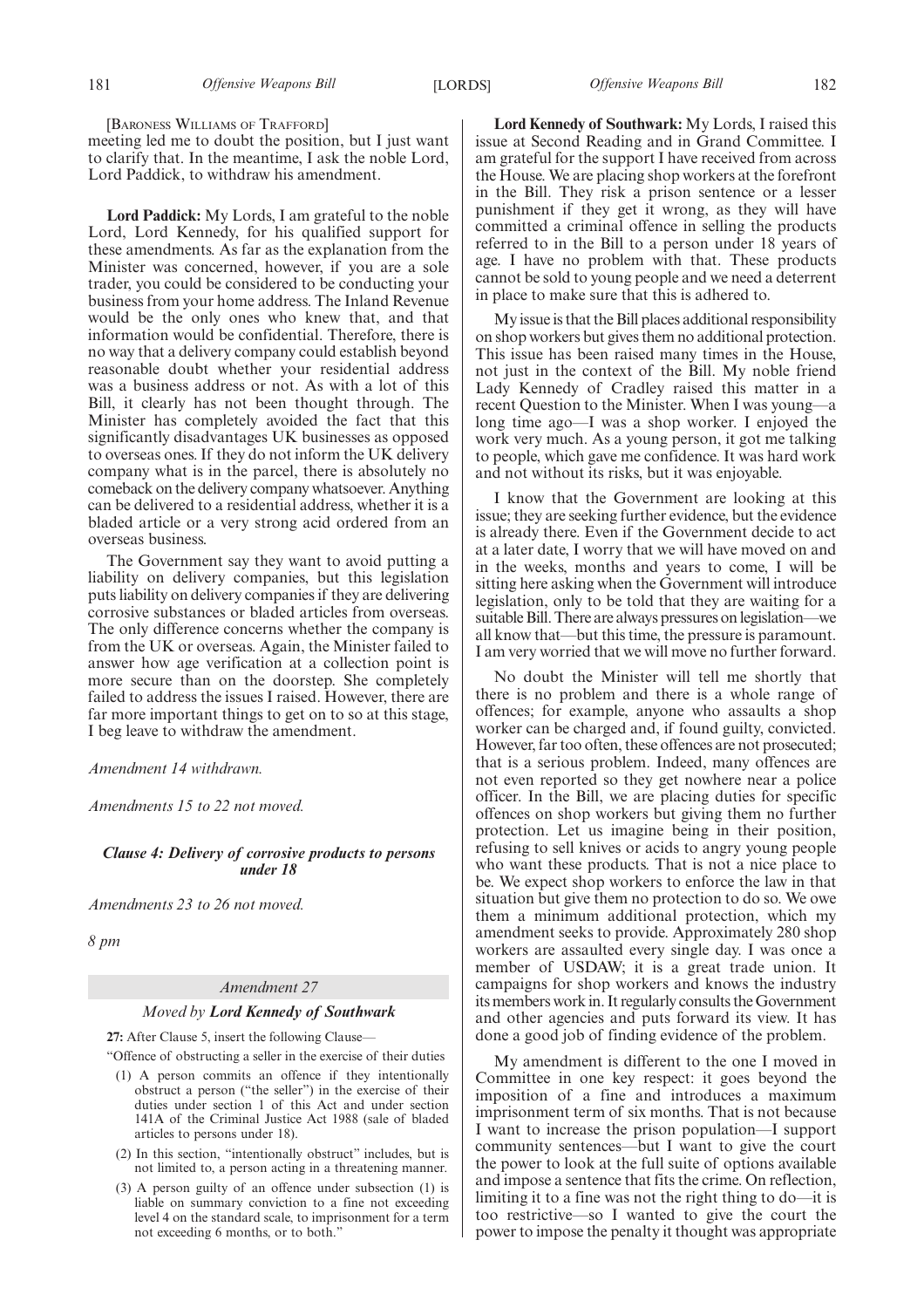[BARONESS WILLIAMS OF TRAFFORD]

meeting led me to doubt the position, but I just want to clarify that. In the meantime, I ask the noble Lord, Lord Paddick, to withdraw his amendment.

**Lord Paddick:** My Lords, I am grateful to the noble Lord, Lord Kennedy, for his qualified support for these amendments. As far as the explanation from the Minister was concerned, however, if you are a sole trader, you could be considered to be conducting your business from your home address. The Inland Revenue would be the only ones who knew that, and that information would be confidential. Therefore, there is no way that a delivery company could establish beyond reasonable doubt whether your residential address was a business address or not. As with a lot of this Bill, it clearly has not been thought through. The Minister has completely avoided the fact that this significantly disadvantages UK businesses as opposed to overseas ones. If they do not inform the UK delivery company what is in the parcel, there is absolutely no comeback on the delivery company whatsoever. Anything can be delivered to a residential address, whether it is a bladed article or a very strong acid ordered from an overseas business.

The Government say they want to avoid putting a liability on delivery companies, but this legislation puts liability on delivery companies if they are delivering corrosive substances or bladed articles from overseas. The only difference concerns whether the company is from the UK or overseas. Again, the Minister failed to answer how age verification at a collection point is more secure than on the doorstep. She completely failed to address the issues I raised. However, there are far more important things to get on to so at this stage, I beg leave to withdraw the amendment.

*Amendment 14 withdrawn.*

*Amendments 15 to 22 not moved.*

***Clause 4: Delivery of corrosive products to persons under 18***

*Amendments 23 to 26 not moved.*

*8 pm*

*Amendment 27*

*Moved by* ***Lord Kennedy of Southwark***

**27:** After Clause 5, insert the following Clause—

"Offence of obstructing a seller in the exercise of their duties

(1) A person commits an offence if they intentionally obstruct a person ("the seller") in the exercise of their duties under section 1 of this Act and under section 141A of the Criminal Justice Act 1988 (sale of bladed articles to persons under 18).

(2) In this section, "intentionally obstruct" includes, but is not limited to, a person acting in a threatening manner.

(3) A person guilty of an offence under subsection (1) is liable on summary conviction to a fine not exceeding level 4 on the standard scale, to imprisonment for a term not exceeding 6 months, or to both."

**Lord Kennedy of Southwark:** My Lords, I raised this issue at Second Reading and in Grand Committee. I am grateful for the support I have received from across the House. We are placing shop workers at the forefront in the Bill. They risk a prison sentence or a lesser punishment if they get it wrong, as they will have committed a criminal offence in selling the products referred to in the Bill to a person under 18 years of age. I have no problem with that. These products cannot be sold to young people and we need a deterrent in place to make sure that this is adhered to.

My issue is that the Bill places additional responsibility on shop workers but gives them no additional protection. This issue has been raised many times in the House, not just in the context of the Bill. My noble friend Lady Kennedy of Cradley raised this matter in a recent Question to the Minister. When I was young—a long time ago—I was a shop worker. I enjoyed the work very much. As a young person, it got me talking to people, which gave me confidence. It was hard work and not without its risks, but it was enjoyable.

I know that the Government are looking at this issue; they are seeking further evidence, but the evidence is already there. Even if the Government decide to act at a later date, I worry that we will have moved on and in the weeks, months and years to come, I will be sitting here asking when the Government will introduce legislation, only to be told that they are waiting for a suitable Bill. There are always pressures on legislation—we all know that—but this time, the pressure is paramount. I am very worried that we will move no further forward.

No doubt the Minister will tell me shortly that there is no problem and there is a whole range of offences; for example, anyone who assaults a shop worker can be charged and, if found guilty, convicted. However, far too often, these offences are not prosecuted; that is a serious problem. Indeed, many offences are not even reported so they get nowhere near a police officer. In the Bill, we are placing duties for specific offences on shop workers but giving them no further protection. Let us imagine being in their position, refusing to sell knives or acids to angry young people who want these products. That is not a nice place to be. We expect shop workers to enforce the law in that situation but give them no protection to do so. We owe them a minimum additional protection, which my amendment seeks to provide. Approximately 280 shop workers are assaulted every single day. I was once a member of USDAW; it is a great trade union. It campaigns for shop workers and knows the industry its members work in. It regularly consults the Government and other agencies and puts forward its view. It has done a good job of finding evidence of the problem.

My amendment is different to the one I moved in Committee in one key respect: it goes beyond the imposition of a fine and introduces a maximum imprisonment term of six months. That is not because I want to increase the prison population—I support community sentences—but I want to give the court the power to look at the full suite of options available and impose a sentence that fits the crime. On reflection, limiting it to a fine was not the right thing to do—it is too restrictive—so I wanted to give the court the power to impose the penalty it thought was appropriate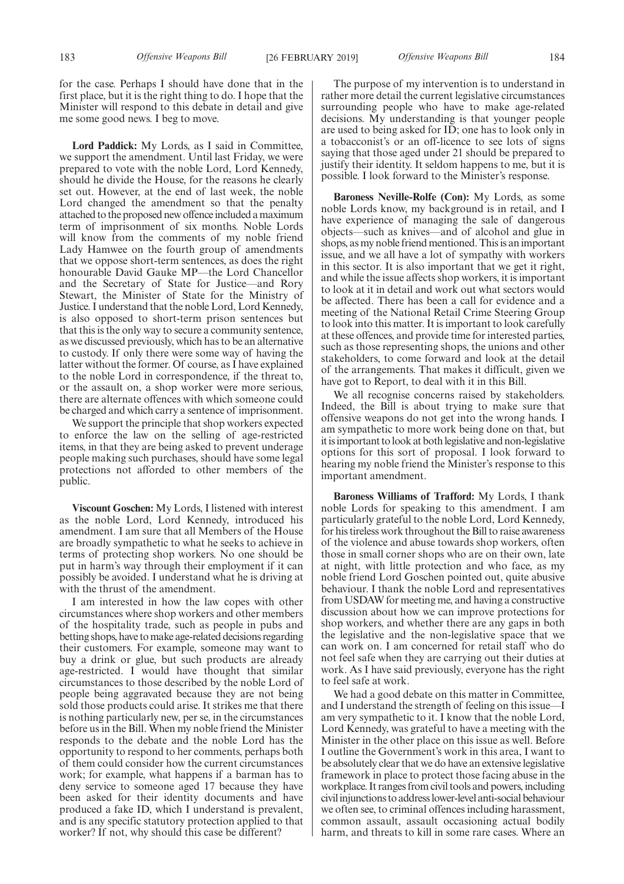for the case. Perhaps I should have done that in the first place, but it is the right thing to do. I hope that the Minister will respond to this debate in detail and give me some good news. I beg to move.

**Lord Paddick:** My Lords, as I said in Committee, we support the amendment. Until last Friday, we were prepared to vote with the noble Lord, Lord Kennedy, should he divide the House, for the reasons he clearly set out. However, at the end of last week, the noble Lord changed the amendment so that the penalty attached to the proposed new offence included a maximum term of imprisonment of six months. Noble Lords will know from the comments of my noble friend Lady Hamwee on the fourth group of amendments that we oppose short-term sentences, as does the right honourable David Gauke MP—the Lord Chancellor and the Secretary of State for Justice—and Rory Stewart, the Minister of State for the Ministry of Justice. I understand that the noble Lord, Lord Kennedy, is also opposed to short-term prison sentences but that this is the only way to secure a community sentence, as we discussed previously, which has to be an alternative to custody. If only there were some way of having the latter without the former. Of course, as I have explained to the noble Lord in correspondence, if the threat to, or the assault on, a shop worker were more serious, there are alternate offences with which someone could be charged and which carry a sentence of imprisonment.

We support the principle that shop workers expected to enforce the law on the selling of age-restricted items, in that they are being asked to prevent underage people making such purchases, should have some legal protections not afforded to other members of the public.

**Viscount Goschen:** My Lords, I listened with interest as the noble Lord, Lord Kennedy, introduced his amendment. I am sure that all Members of the House are broadly sympathetic to what he seeks to achieve in terms of protecting shop workers. No one should be put in harm's way through their employment if it can possibly be avoided. I understand what he is driving at with the thrust of the amendment.

I am interested in how the law copes with other circumstances where shop workers and other members of the hospitality trade, such as people in pubs and betting shops, have to make age-related decisions regarding their customers. For example, someone may want to buy a drink or glue, but such products are already age-restricted. I would have thought that similar circumstances to those described by the noble Lord of people being aggravated because they are not being sold those products could arise. It strikes me that there is nothing particularly new, per se, in the circumstances before us in the Bill. When my noble friend the Minister responds to the debate and the noble Lord has the opportunity to respond to her comments, perhaps both of them could consider how the current circumstances work; for example, what happens if a barman has to deny service to someone aged 17 because they have been asked for their identity documents and have produced a fake ID, which I understand is prevalent, and is any specific statutory protection applied to that worker? If not, why should this case be different?

The purpose of my intervention is to understand in rather more detail the current legislative circumstances surrounding people who have to make age-related decisions. My understanding is that younger people are used to being asked for ID; one has to look only in a tobacconist's or an off-licence to see lots of signs saying that those aged under 21 should be prepared to justify their identity. It seldom happens to me, but it is possible. I look forward to the Minister's response.

**Baroness Neville-Rolfe (Con):** My Lords, as some noble Lords know, my background is in retail, and I have experience of managing the sale of dangerous objects—such as knives—and of alcohol and glue in shops, as my noble friend mentioned. This is an important issue, and we all have a lot of sympathy with workers in this sector. It is also important that we get it right, and while the issue affects shop workers, it is important to look at it in detail and work out what sectors would be affected. There has been a call for evidence and a meeting of the National Retail Crime Steering Group to look into this matter. It is important to look carefully at these offences, and provide time for interested parties, such as those representing shops, the unions and other stakeholders, to come forward and look at the detail of the arrangements. That makes it difficult, given we have got to Report, to deal with it in this Bill.

We all recognise concerns raised by stakeholders. Indeed, the Bill is about trying to make sure that offensive weapons do not get into the wrong hands. I am sympathetic to more work being done on that, but it is important to look at both legislative and non-legislative options for this sort of proposal. I look forward to hearing my noble friend the Minister's response to this important amendment.

**Baroness Williams of Trafford:** My Lords, I thank noble Lords for speaking to this amendment. I am particularly grateful to the noble Lord, Lord Kennedy, for his tireless work throughout the Bill to raise awareness of the violence and abuse towards shop workers, often those in small corner shops who are on their own, late at night, with little protection and who face, as my noble friend Lord Goschen pointed out, quite abusive behaviour. I thank the noble Lord and representatives from USDAW for meeting me, and having a constructive discussion about how we can improve protections for shop workers, and whether there are any gaps in both the legislative and the non-legislative space that we can work on. I am concerned for retail staff who do not feel safe when they are carrying out their duties at work. As I have said previously, everyone has the right to feel safe at work.

We had a good debate on this matter in Committee, and I understand the strength of feeling on this issue—I am very sympathetic to it. I know that the noble Lord, Lord Kennedy, was grateful to have a meeting with the Minister in the other place on this issue as well. Before I outline the Government's work in this area, I want to be absolutely clear that we do have an extensive legislative framework in place to protect those facing abuse in the workplace. It ranges from civil tools and powers, including civil injunctions to address lower-level anti-social behaviour we often see, to criminal offences including harassment, common assault, assault occasioning actual bodily harm, and threats to kill in some rare cases. Where an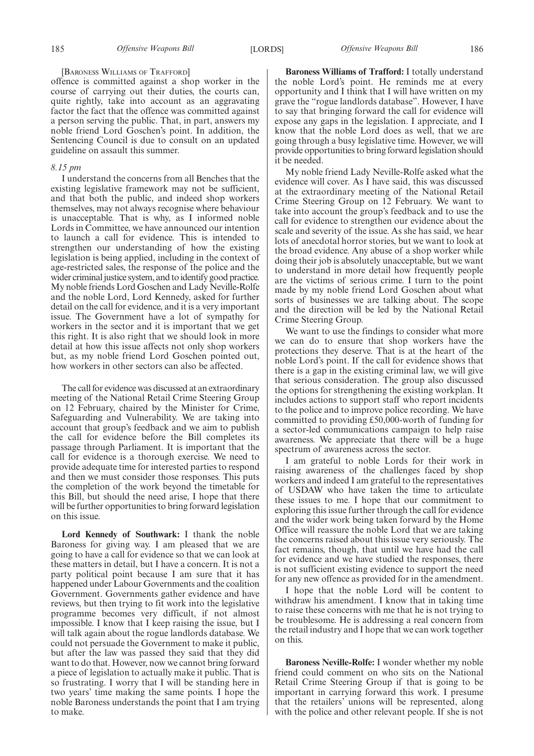[BARONESS WILLIAMS OF TRAFFORD]

offence is committed against a shop worker in the course of carrying out their duties, the courts can, quite rightly, take into account as an aggravating factor the fact that the offence was committed against a person serving the public. That, in part, answers my noble friend Lord Goschen's point. In addition, the Sentencing Council is due to consult on an updated guideline on assault this summer.

*8.15 pm*

I understand the concerns from all Benches that the existing legislative framework may not be sufficient, and that both the public, and indeed shop workers themselves, may not always recognise where behaviour is unacceptable. That is why, as I informed noble Lords in Committee, we have announced our intention to launch a call for evidence. This is intended to strengthen our understanding of how the existing legislation is being applied, including in the context of age-restricted sales, the response of the police and the wider criminal justice system, and to identify good practice. My noble friends Lord Goschen and Lady Neville-Rolfe and the noble Lord, Lord Kennedy, asked for further detail on the call for evidence, and it is a very important issue. The Government have a lot of sympathy for workers in the sector and it is important that we get this right. It is also right that we should look in more detail at how this issue affects not only shop workers but, as my noble friend Lord Goschen pointed out, how workers in other sectors can also be affected.

The call for evidence was discussed at an extraordinary meeting of the National Retail Crime Steering Group on 12 February, chaired by the Minister for Crime, Safeguarding and Vulnerability. We are taking into account that group's feedback and we aim to publish the call for evidence before the Bill completes its passage through Parliament. It is important that the call for evidence is a thorough exercise. We need to provide adequate time for interested parties to respond and then we must consider those responses. This puts the completion of the work beyond the timetable for this Bill, but should the need arise, I hope that there will be further opportunities to bring forward legislation on this issue.

**Lord Kennedy of Southwark:** I thank the noble Baroness for giving way. I am pleased that we are going to have a call for evidence so that we can look at these matters in detail, but I have a concern. It is not a party political point because I am sure that it has happened under Labour Governments and the coalition Government. Governments gather evidence and have reviews, but then trying to fit work into the legislative programme becomes very difficult, if not almost impossible. I know that I keep raising the issue, but I will talk again about the rogue landlords database. We could not persuade the Government to make it public, but after the law was passed they said that they did want to do that. However, now we cannot bring forward a piece of legislation to actually make it public. That is so frustrating. I worry that I will be standing here in two years' time making the same points. I hope the noble Baroness understands the point that I am trying to make.

**Baroness Williams of Trafford:** I totally understand the noble Lord's point. He reminds me at every opportunity and I think that I will have written on my grave the "rogue landlords database". However, I have to say that bringing forward the call for evidence will expose any gaps in the legislation. I appreciate, and I know that the noble Lord does as well, that we are going through a busy legislative time. However, we will provide opportunities to bring forward legislation should it be needed.

My noble friend Lady Neville-Rolfe asked what the evidence will cover. As I have said, this was discussed at the extraordinary meeting of the National Retail Crime Steering Group on 12 February. We want to take into account the group's feedback and to use the call for evidence to strengthen our evidence about the scale and severity of the issue. As she has said, we hear lots of anecdotal horror stories, but we want to look at the broad evidence. Any abuse of a shop worker while doing their job is absolutely unacceptable, but we want to understand in more detail how frequently people are the victims of serious crime. I turn to the point made by my noble friend Lord Goschen about what sorts of businesses we are talking about. The scope and the direction will be led by the National Retail Crime Steering Group.

We want to use the findings to consider what more we can do to ensure that shop workers have the protections they deserve. That is at the heart of the noble Lord's point. If the call for evidence shows that there is a gap in the existing criminal law, we will give that serious consideration. The group also discussed the options for strengthening the existing workplan. It includes actions to support staff who report incidents to the police and to improve police recording. We have committed to providing £50,000-worth of funding for a sector-led communications campaign to help raise awareness. We appreciate that there will be a huge spectrum of awareness across the sector.

I am grateful to noble Lords for their work in raising awareness of the challenges faced by shop workers and indeed I am grateful to the representatives of USDAW who have taken the time to articulate these issues to me. I hope that our commitment to exploring this issue further through the call for evidence and the wider work being taken forward by the Home Office will reassure the noble Lord that we are taking the concerns raised about this issue very seriously. The fact remains, though, that until we have had the call for evidence and we have studied the responses, there is not sufficient existing evidence to support the need for any new offence as provided for in the amendment.

I hope that the noble Lord will be content to withdraw his amendment. I know that in taking time to raise these concerns with me that he is not trying to be troublesome. He is addressing a real concern from the retail industry and I hope that we can work together on this.

**Baroness Neville-Rolfe:** I wonder whether my noble friend could comment on who sits on the National Retail Crime Steering Group if that is going to be important in carrying forward this work. I presume that the retailers' unions will be represented, along with the police and other relevant people. If she is not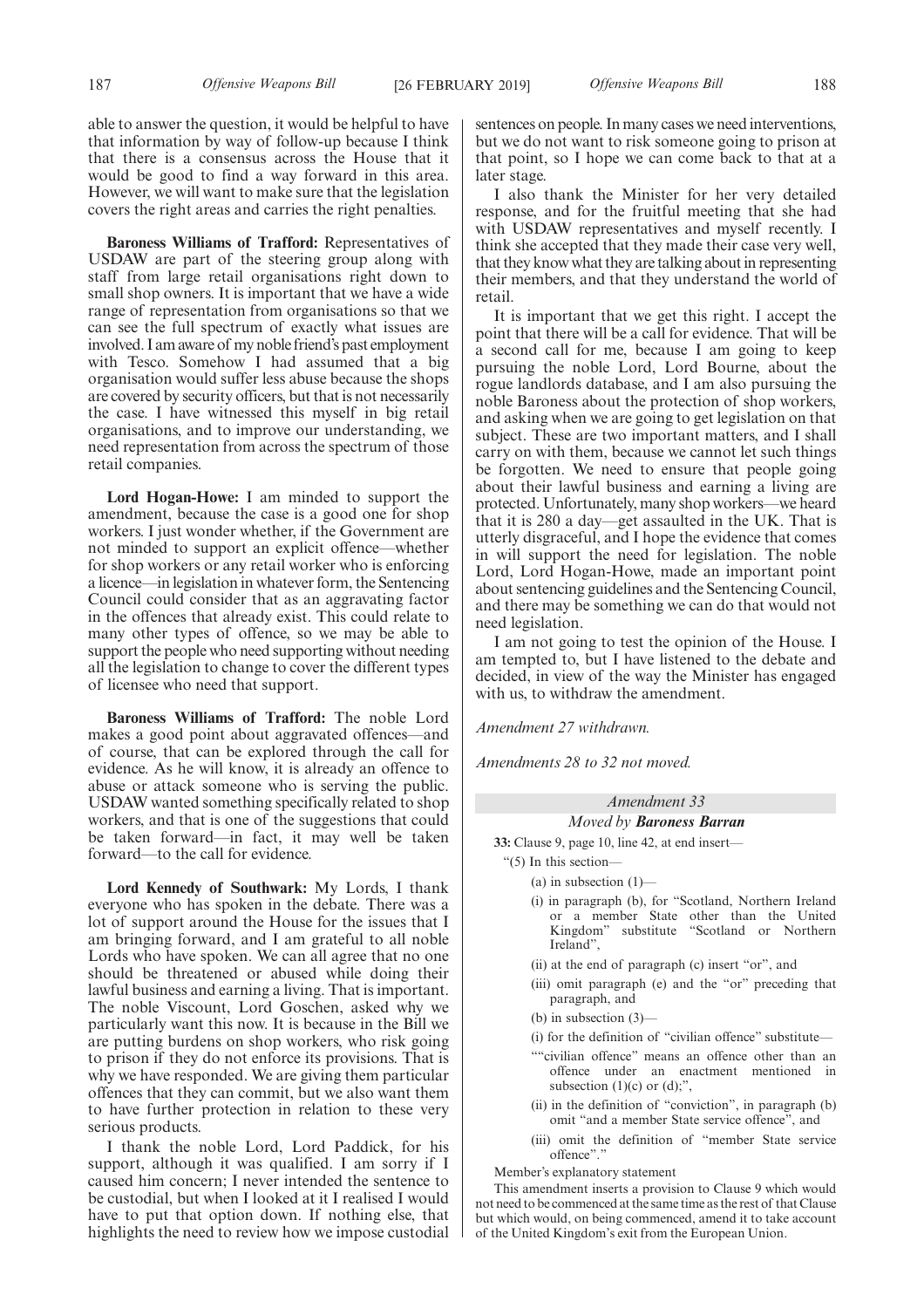able to answer the question, it would be helpful to have that information by way of follow-up because I think that there is a consensus across the House that it would be good to find a way forward in this area. However, we will want to make sure that the legislation covers the right areas and carries the right penalties.

**Baroness Williams of Trafford:** Representatives of USDAW are part of the steering group along with staff from large retail organisations right down to small shop owners. It is important that we have a wide range of representation from organisations so that we can see the full spectrum of exactly what issues are involved. I am aware of my noble friend's past employment with Tesco. Somehow I had assumed that a big organisation would suffer less abuse because the shops are covered by security officers, but that is not necessarily the case. I have witnessed this myself in big retail organisations, and to improve our understanding, we need representation from across the spectrum of those retail companies.

**Lord Hogan-Howe:** I am minded to support the amendment, because the case is a good one for shop workers. I just wonder whether, if the Government are not minded to support an explicit offence—whether for shop workers or any retail worker who is enforcing a licence—in legislation in whatever form, the Sentencing Council could consider that as an aggravating factor in the offences that already exist. This could relate to many other types of offence, so we may be able to support the people who need supporting without needing all the legislation to change to cover the different types of licensee who need that support.

**Baroness Williams of Trafford:** The noble Lord makes a good point about aggravated offences—and of course, that can be explored through the call for evidence. As he will know, it is already an offence to abuse or attack someone who is serving the public. USDAW wanted something specifically related to shop workers, and that is one of the suggestions that could be taken forward—in fact, it may well be taken forward—to the call for evidence.

**Lord Kennedy of Southwark:** My Lords, I thank everyone who has spoken in the debate. There was a lot of support around the House for the issues that I am bringing forward, and I am grateful to all noble Lords who have spoken. We can all agree that no one should be threatened or abused while doing their lawful business and earning a living. That is important. The noble Viscount, Lord Goschen, asked why we particularly want this now. It is because in the Bill we are putting burdens on shop workers, who risk going to prison if they do not enforce its provisions. That is why we have responded. We are giving them particular offences that they can commit, but we also want them to have further protection in relation to these very serious products.

I thank the noble Lord, Lord Paddick, for his support, although it was qualified. I am sorry if I caused him concern; I never intended the sentence to be custodial, but when I looked at it I realised I would have to put that option down. If nothing else, that highlights the need to review how we impose custodial sentences on people. In many cases we need interventions, but we do not want to risk someone going to prison at that point, so I hope we can come back to that at a later stage.

I also thank the Minister for her very detailed response, and for the fruitful meeting that she had with USDAW representatives and myself recently. I think she accepted that they made their case very well, that they know what they are talking about in representing their members, and that they understand the world of retail.

It is important that we get this right. I accept the point that there will be a call for evidence. That will be a second call for me, because I am going to keep pursuing the noble Lord, Lord Bourne, about the rogue landlords database, and I am also pursuing the noble Baroness about the protection of shop workers, and asking when we are going to get legislation on that subject. These are two important matters, and I shall carry on with them, because we cannot let such things be forgotten. We need to ensure that people going about their lawful business and earning a living are protected. Unfortunately, many shop workers—we heard that it is 280 a day—get assaulted in the UK. That is utterly disgraceful, and I hope the evidence that comes in will support the need for legislation. The noble Lord, Lord Hogan-Howe, made an important point about sentencing guidelines and the Sentencing Council, and there may be something we can do that would not need legislation.

I am not going to test the opinion of the House. I am tempted to, but I have listened to the debate and decided, in view of the way the Minister has engaged with us, to withdraw the amendment.

*Amendment 27 withdrawn.*

*Amendments 28 to 32 not moved.*

### *Amendment 33*

#### *Moved by* ***Baroness Barran***

**33:** Clause 9, page 10, line 42, at end insert—

"(5) In this section—

(a) in subsection (1)—

(i) in paragraph (b), for "Scotland, Northern Ireland or a member State other than the United Kingdom" substitute "Scotland or Northern Ireland",

(ii) at the end of paragraph (c) insert "or", and

(iii) omit paragraph (e) and the "or" preceding that paragraph, and

(b) in subsection (3)—

(i) for the definition of "civilian offence" substitute—

""civilian offence" means an offence other than an offence under an enactment mentioned in subsection (1)(c) or (d);",

(ii) in the definition of "conviction", in paragraph (b) omit "and a member State service offence", and

(iii) omit the definition of "member State service offence"."

Member's explanatory statement

This amendment inserts a provision to Clause 9 which would not need to be commenced at the same time as the rest of that Clause but which would, on being commenced, amend it to take account of the United Kingdom's exit from the European Union.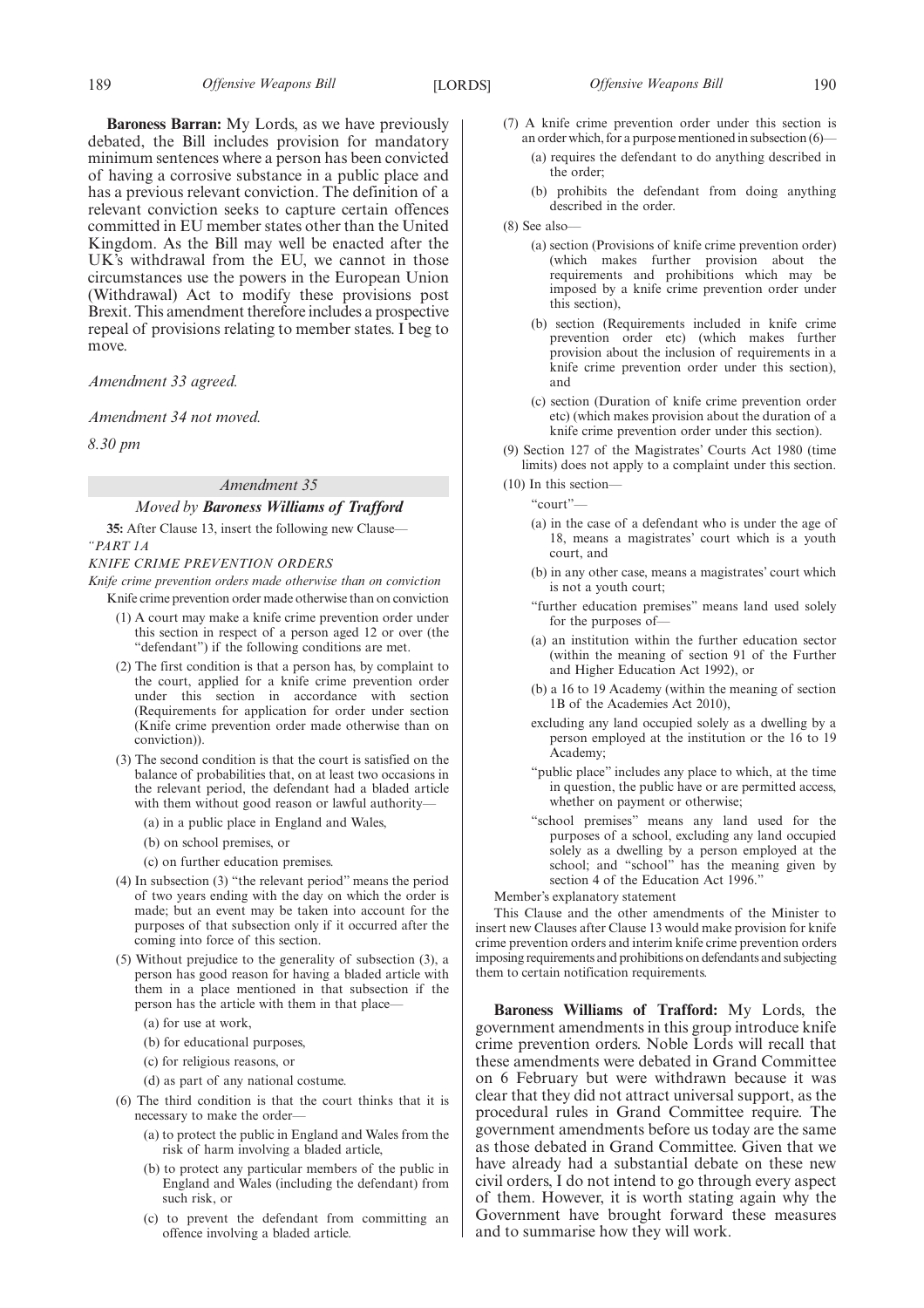**Baroness Barran:** My Lords, as we have previously debated, the Bill includes provision for mandatory minimum sentences where a person has been convicted of having a corrosive substance in a public place and has a previous relevant conviction. The definition of a relevant conviction seeks to capture certain offences committed in EU member states other than the United Kingdom. As the Bill may well be enacted after the UK's withdrawal from the EU, we cannot in those circumstances use the powers in the European Union (Withdrawal) Act to modify these provisions post Brexit. This amendment therefore includes a prospective repeal of provisions relating to member states. I beg to move.

*Amendment 33 agreed.*

*Amendment 34 not moved.*

*8.30 pm*

## *Amendment 35*

*Moved by **Baroness Williams of Trafford***

**35:** After Clause 13, insert the following new Clause—

*"PART 1A*

*KNIFE CRIME PREVENTION ORDERS*

*Knife crime prevention orders made otherwise than on conviction*

Knife crime prevention order made otherwise than on conviction

(1) A court may make a knife crime prevention order under this section in respect of a person aged 12 or over (the "defendant") if the following conditions are met.

(2) The first condition is that a person has, by complaint to the court, applied for a knife crime prevention order under this section in accordance with section (Requirements for application for order under section (Knife crime prevention order made otherwise than on conviction)).

(3) The second condition is that the court is satisfied on the balance of probabilities that, on at least two occasions in the relevant period, the defendant had a bladed article with them without good reason or lawful authority—

(a) in a public place in England and Wales,

(b) on school premises, or

(c) on further education premises.

(4) In subsection (3) "the relevant period" means the period of two years ending with the day on which the order is made; but an event may be taken into account for the purposes of that subsection only if it occurred after the coming into force of this section.

(5) Without prejudice to the generality of subsection (3), a person has good reason for having a bladed article with them in a place mentioned in that subsection if the person has the article with them in that place—

(a) for use at work,

(b) for educational purposes,

(c) for religious reasons, or

(d) as part of any national costume.

(6) The third condition is that the court thinks that it is necessary to make the order—

(a) to protect the public in England and Wales from the risk of harm involving a bladed article,

(b) to protect any particular members of the public in England and Wales (including the defendant) from such risk, or

(c) to prevent the defendant from committing an offence involving a bladed article.

(7) A knife crime prevention order under this section is an order which, for a purpose mentioned in subsection (6)—

(a) requires the defendant to do anything described in the order;

(b) prohibits the defendant from doing anything described in the order.

(8) See also—

(a) section (Provisions of knife crime prevention order) (which makes further provision about the requirements and prohibitions which may be imposed by a knife crime prevention order under this section),

(b) section (Requirements included in knife crime prevention order etc) (which makes further provision about the inclusion of requirements in a knife crime prevention order under this section), and

(c) section (Duration of knife crime prevention order etc) (which makes provision about the duration of a knife crime prevention order under this section).

(9) Section 127 of the Magistrates' Courts Act 1980 (time limits) does not apply to a complaint under this section.

(10) In this section—

"court"—

(a) in the case of a defendant who is under the age of 18, means a magistrates' court which is a youth court, and

(b) in any other case, means a magistrates' court which is not a youth court;

"further education premises" means land used solely for the purposes of—

(a) an institution within the further education sector (within the meaning of section 91 of the Further and Higher Education Act 1992), or

(b) a 16 to 19 Academy (within the meaning of section 1B of the Academies Act 2010),

excluding any land occupied solely as a dwelling by a person employed at the institution or the 16 to 19 Academy;

"public place" includes any place to which, at the time in question, the public have or are permitted access, whether on payment or otherwise;

"school premises" means any land used for the purposes of a school, excluding any land occupied solely as a dwelling by a person employed at the school; and "school" has the meaning given by section 4 of the Education Act 1996."

Member's explanatory statement

This Clause and the other amendments of the Minister to insert new Clauses after Clause 13 would make provision for knife crime prevention orders and interim knife crime prevention orders imposing requirements and prohibitions on defendants and subjecting them to certain notification requirements.

**Baroness Williams of Trafford:** My Lords, the government amendments in this group introduce knife crime prevention orders. Noble Lords will recall that these amendments were debated in Grand Committee on 6 February but were withdrawn because it was clear that they did not attract universal support, as the procedural rules in Grand Committee require. The government amendments before us today are the same as those debated in Grand Committee. Given that we have already had a substantial debate on these new civil orders, I do not intend to go through every aspect of them. However, it is worth stating again why the Government have brought forward these measures and to summarise how they will work.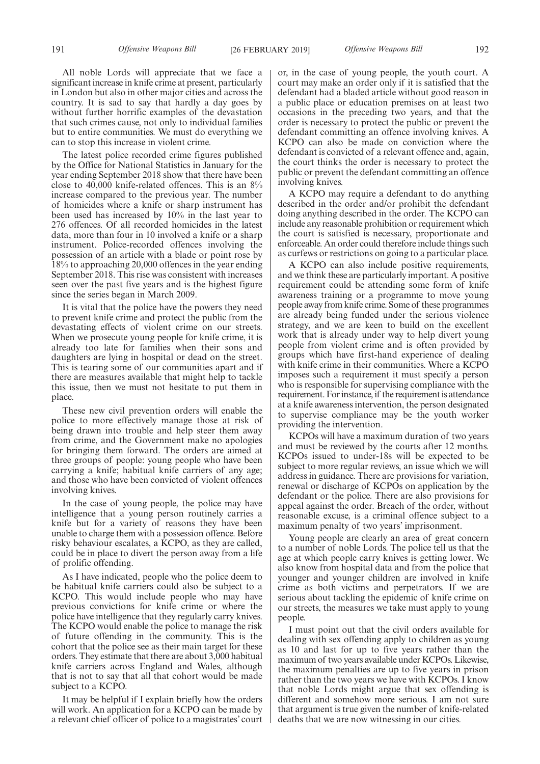All noble Lords will appreciate that we face a significant increase in knife crime at present, particularly in London but also in other major cities and across the country. It is sad to say that hardly a day goes by without further horrific examples of the devastation that such crimes cause, not only to individual families but to entire communities. We must do everything we can to stop this increase in violent crime.

The latest police recorded crime figures published by the Office for National Statistics in January for the year ending September 2018 show that there have been close to 40,000 knife-related offences. This is an 8% increase compared to the previous year. The number of homicides where a knife or sharp instrument has been used has increased by 10% in the last year to 276 offences. Of all recorded homicides in the latest data, more than four in 10 involved a knife or a sharp instrument. Police-recorded offences involving the possession of an article with a blade or point rose by 18% to approaching 20,000 offences in the year ending September 2018. This rise was consistent with increases seen over the past five years and is the highest figure since the series began in March 2009.

It is vital that the police have the powers they need to prevent knife crime and protect the public from the devastating effects of violent crime on our streets. When we prosecute young people for knife crime, it is already too late for families when their sons and daughters are lying in hospital or dead on the street. This is tearing some of our communities apart and if there are measures available that might help to tackle this issue, then we must not hesitate to put them in place.

These new civil prevention orders will enable the police to more effectively manage those at risk of being drawn into trouble and help steer them away from crime, and the Government make no apologies for bringing them forward. The orders are aimed at three groups of people: young people who have been carrying a knife; habitual knife carriers of any age; and those who have been convicted of violent offences involving knives.

In the case of young people, the police may have intelligence that a young person routinely carries a knife but for a variety of reasons they have been unable to charge them with a possession offence. Before risky behaviour escalates, a KCPO, as they are called, could be in place to divert the person away from a life of prolific offending.

As I have indicated, people who the police deem to be habitual knife carriers could also be subject to a KCPO. This would include people who may have previous convictions for knife crime or where the police have intelligence that they regularly carry knives. The KCPO would enable the police to manage the risk of future offending in the community. This is the cohort that the police see as their main target for these orders. They estimate that there are about 3,000 habitual knife carriers across England and Wales, although that is not to say that all that cohort would be made subject to a KCPO.

It may be helpful if I explain briefly how the orders will work. An application for a KCPO can be made by a relevant chief officer of police to a magistrates' court or, in the case of young people, the youth court. A court may make an order only if it is satisfied that the defendant had a bladed article without good reason in a public place or education premises on at least two occasions in the preceding two years, and that the order is necessary to protect the public or prevent the defendant committing an offence involving knives. A KCPO can also be made on conviction where the defendant is convicted of a relevant offence and, again, the court thinks the order is necessary to protect the public or prevent the defendant committing an offence involving knives.

A KCPO may require a defendant to do anything described in the order and/or prohibit the defendant doing anything described in the order. The KCPO can include any reasonable prohibition or requirement which the court is satisfied is necessary, proportionate and enforceable. An order could therefore include things such as curfews or restrictions on going to a particular place.

A KCPO can also include positive requirements, and we think these are particularly important. A positive requirement could be attending some form of knife awareness training or a programme to move young people away from knife crime. Some of these programmes are already being funded under the serious violence strategy, and we are keen to build on the excellent work that is already under way to help divert young people from violent crime and is often provided by groups which have first-hand experience of dealing with knife crime in their communities. Where a KCPO imposes such a requirement it must specify a person who is responsible for supervising compliance with the requirement. For instance, if the requirement is attendance at a knife awareness intervention, the person designated to supervise compliance may be the youth worker providing the intervention.

KCPOs will have a maximum duration of two years and must be reviewed by the courts after 12 months. KCPOs issued to under-18s will be expected to be subject to more regular reviews, an issue which we will address in guidance. There are provisions for variation, renewal or discharge of KCPOs on application by the defendant or the police. There are also provisions for appeal against the order. Breach of the order, without reasonable excuse, is a criminal offence subject to a maximum penalty of two years' imprisonment.

Young people are clearly an area of great concern to a number of noble Lords. The police tell us that the age at which people carry knives is getting lower. We also know from hospital data and from the police that younger and younger children are involved in knife crime as both victims and perpetrators. If we are serious about tackling the epidemic of knife crime on our streets, the measures we take must apply to young people.

I must point out that the civil orders available for dealing with sex offending apply to children as young as 10 and last for up to five years rather than the maximum of two years available under KCPOs. Likewise, the maximum penalties are up to five years in prison rather than the two years we have with KCPOs. I know that noble Lords might argue that sex offending is different and somehow more serious. I am not sure that argument is true given the number of knife-related deaths that we are now witnessing in our cities.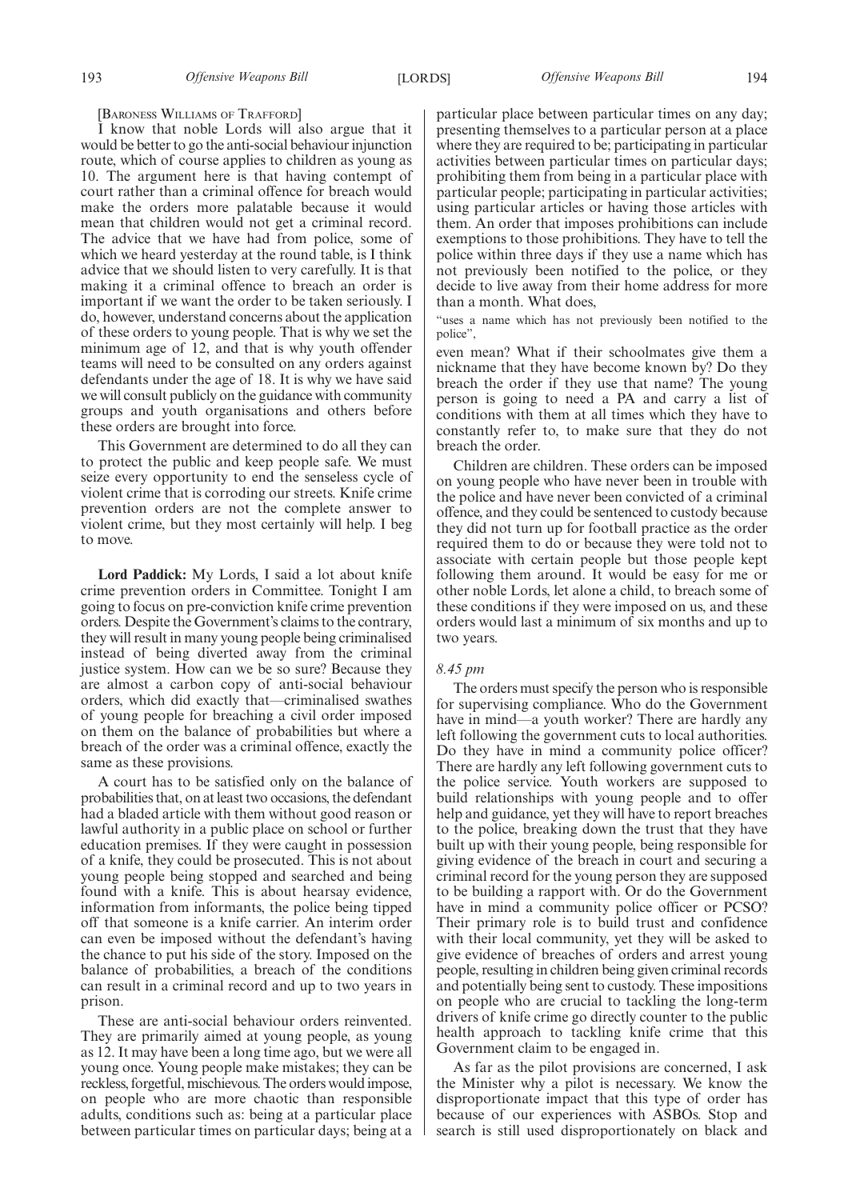[Baroness Williams of Trafford]

I know that noble Lords will also argue that it would be better to go the anti-social behaviour injunction route, which of course applies to children as young as 10. The argument here is that having contempt of court rather than a criminal offence for breach would make the orders more palatable because it would mean that children would not get a criminal record. The advice that we have had from police, some of which we heard yesterday at the round table, is I think advice that we should listen to very carefully. It is that making it a criminal offence to breach an order is important if we want the order to be taken seriously. I do, however, understand concerns about the application of these orders to young people. That is why we set the minimum age of 12, and that is why youth offender teams will need to be consulted on any orders against defendants under the age of 18. It is why we have said we will consult publicly on the guidance with community groups and youth organisations and others before these orders are brought into force.

This Government are determined to do all they can to protect the public and keep people safe. We must seize every opportunity to end the senseless cycle of violent crime that is corroding our streets. Knife crime prevention orders are not the complete answer to violent crime, but they most certainly will help. I beg to move.

**Lord Paddick:** My Lords, I said a lot about knife crime prevention orders in Committee. Tonight I am going to focus on pre-conviction knife crime prevention orders. Despite the Government's claims to the contrary, they will result in many young people being criminalised instead of being diverted away from the criminal justice system. How can we be so sure? Because they are almost a carbon copy of anti-social behaviour orders, which did exactly that—criminalised swathes of young people for breaching a civil order imposed on them on the balance of probabilities but where a breach of the order was a criminal offence, exactly the same as these provisions.

A court has to be satisfied only on the balance of probabilities that, on at least two occasions, the defendant had a bladed article with them without good reason or lawful authority in a public place on school or further education premises. If they were caught in possession of a knife, they could be prosecuted. This is not about young people being stopped and searched and being found with a knife. This is about hearsay evidence, information from informants, the police being tipped off that someone is a knife carrier. An interim order can even be imposed without the defendant's having the chance to put his side of the story. Imposed on the balance of probabilities, a breach of the conditions can result in a criminal record and up to two years in prison.

These are anti-social behaviour orders reinvented. They are primarily aimed at young people, as young as 12. It may have been a long time ago, but we were all young once. Young people make mistakes; they can be reckless, forgetful, mischievous. The orders would impose, on people who are more chaotic than responsible adults, conditions such as: being at a particular place between particular times on particular days; being at a particular place between particular times on any day; presenting themselves to a particular person at a place where they are required to be; participating in particular activities between particular times on particular days; prohibiting them from being in a particular place with particular people; participating in particular activities; using particular articles or having those articles with them. An order that imposes prohibitions can include exemptions to those prohibitions. They have to tell the police within three days if they use a name which has not previously been notified to the police, or they decide to live away from their home address for more than a month. What does,

"uses a name which has not previously been notified to the police",

even mean? What if their schoolmates give them a nickname that they have become known by? Do they breach the order if they use that name? The young person is going to need a PA and carry a list of conditions with them at all times which they have to constantly refer to, to make sure that they do not breach the order.

Children are children. These orders can be imposed on young people who have never been in trouble with the police and have never been convicted of a criminal offence, and they could be sentenced to custody because they did not turn up for football practice as the order required them to do or because they were told not to associate with certain people but those people kept following them around. It would be easy for me or other noble Lords, let alone a child, to breach some of these conditions if they were imposed on us, and these orders would last a minimum of six months and up to two years.

*8.45 pm*

The orders must specify the person who is responsible for supervising compliance. Who do the Government have in mind—a youth worker? There are hardly any left following the government cuts to local authorities. Do they have in mind a community police officer? There are hardly any left following government cuts to the police service. Youth workers are supposed to build relationships with young people and to offer help and guidance, yet they will have to report breaches to the police, breaking down the trust that they have built up with their young people, being responsible for giving evidence of the breach in court and securing a criminal record for the young person they are supposed to be building a rapport with. Or do the Government have in mind a community police officer or PCSO? Their primary role is to build trust and confidence with their local community, yet they will be asked to give evidence of breaches of orders and arrest young people, resulting in children being given criminal records and potentially being sent to custody. These impositions on people who are crucial to tackling the long-term drivers of knife crime go directly counter to the public health approach to tackling knife crime that this Government claim to be engaged in.

As far as the pilot provisions are concerned, I ask the Minister why a pilot is necessary. We know the disproportionate impact that this type of order has because of our experiences with ASBOs. Stop and search is still used disproportionately on black and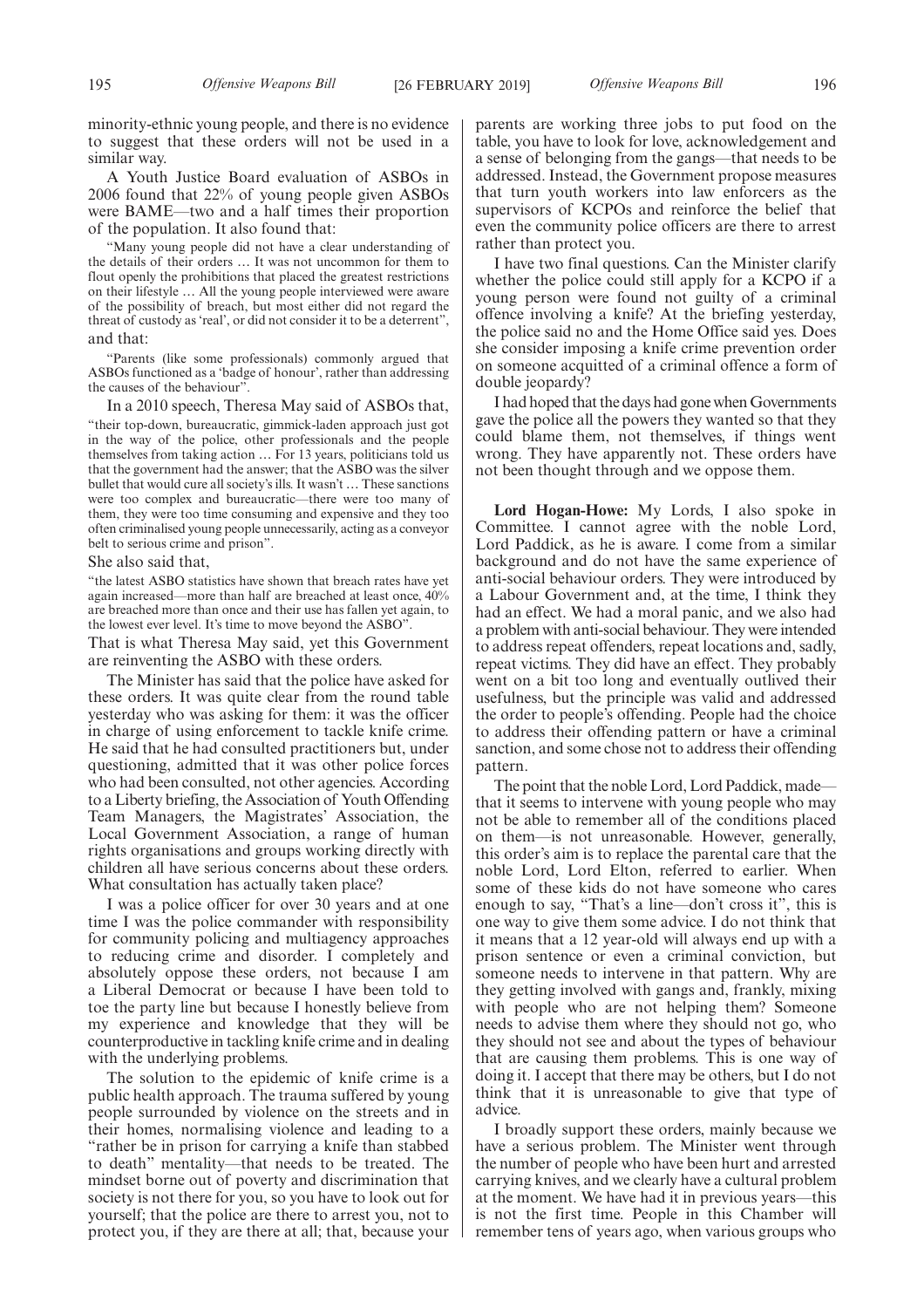minority-ethnic young people, and there is no evidence to suggest that these orders will not be used in a similar way.

A Youth Justice Board evaluation of ASBOs in 2006 found that 22% of young people given ASBOs were BAME—two and a half times their proportion of the population. It also found that:

> "Many young people did not have a clear understanding of the details of their orders … It was not uncommon for them to flout openly the prohibitions that placed the greatest restrictions on their lifestyle … All the young people interviewed were aware of the possibility of breach, but most either did not regard the threat of custody as 'real', or did not consider it to be a deterrent",

and that:

> "Parents (like some professionals) commonly argued that ASBOs functioned as a 'badge of honour', rather than addressing the causes of the behaviour".

In a 2010 speech, Theresa May said of ASBOs that,

> "their top-down, bureaucratic, gimmick-laden approach just got in the way of the police, other professionals and the people themselves from taking action … For 13 years, politicians told us that the government had the answer; that the ASBO was the silver bullet that would cure all society's ills. It wasn't … These sanctions were too complex and bureaucratic—there were too many of them, they were too time consuming and expensive and they too often criminalised young people unnecessarily, acting as a conveyor belt to serious crime and prison".

She also said that,

> "the latest ASBO statistics have shown that breach rates have yet again increased—more than half are breached at least once, 40% are breached more than once and their use has fallen yet again, to the lowest ever level. It's time to move beyond the ASBO".

That is what Theresa May said, yet this Government are reinventing the ASBO with these orders.

The Minister has said that the police have asked for these orders. It was quite clear from the round table yesterday who was asking for them: it was the officer in charge of using enforcement to tackle knife crime. He said that he had consulted practitioners but, under questioning, admitted that it was other police forces who had been consulted, not other agencies. According to a Liberty briefing, the Association of Youth Offending Team Managers, the Magistrates' Association, the Local Government Association, a range of human rights organisations and groups working directly with children all have serious concerns about these orders. What consultation has actually taken place?

I was a police officer for over 30 years and at one time I was the police commander with responsibility for community policing and multiagency approaches to reducing crime and disorder. I completely and absolutely oppose these orders, not because I am a Liberal Democrat or because I have been told to toe the party line but because I honestly believe from my experience and knowledge that they will be counterproductive in tackling knife crime and in dealing with the underlying problems.

The solution to the epidemic of knife crime is a public health approach. The trauma suffered by young people surrounded by violence on the streets and in their homes, normalising violence and leading to a "rather be in prison for carrying a knife than stabbed to death" mentality—that needs to be treated. The mindset borne out of poverty and discrimination that society is not there for you, so you have to look out for yourself; that the police are there to arrest you, not to protect you, if they are there at all; that, because your parents are working three jobs to put food on the table, you have to look for love, acknowledgement and a sense of belonging from the gangs—that needs to be addressed. Instead, the Government propose measures that turn youth workers into law enforcers as the supervisors of KCPOs and reinforce the belief that even the community police officers are there to arrest rather than protect you.

I have two final questions. Can the Minister clarify whether the police could still apply for a KCPO if a young person were found not guilty of a criminal offence involving a knife? At the briefing yesterday, the police said no and the Home Office said yes. Does she consider imposing a knife crime prevention order on someone acquitted of a criminal offence a form of double jeopardy?

I had hoped that the days had gone when Governments gave the police all the powers they wanted so that they could blame them, not themselves, if things went wrong. They have apparently not. These orders have not been thought through and we oppose them.

**Lord Hogan-Howe:** My Lords, I also spoke in Committee. I cannot agree with the noble Lord, Lord Paddick, as he is aware. I come from a similar background and do not have the same experience of anti-social behaviour orders. They were introduced by a Labour Government and, at the time, I think they had an effect. We had a moral panic, and we also had a problem with anti-social behaviour. They were intended to address repeat offenders, repeat locations and, sadly, repeat victims. They did have an effect. They probably went on a bit too long and eventually outlived their usefulness, but the principle was valid and addressed the order to people's offending. People had the choice to address their offending pattern or have a criminal sanction, and some chose not to address their offending pattern.

The point that the noble Lord, Lord Paddick, made—that it seems to intervene with young people who may not be able to remember all of the conditions placed on them—is not unreasonable. However, generally, this order's aim is to replace the parental care that the noble Lord, Lord Elton, referred to earlier. When some of these kids do not have someone who cares enough to say, "That's a line—don't cross it", this is one way to give them some advice. I do not think that it means that a 12 year-old will always end up with a prison sentence or even a criminal conviction, but someone needs to intervene in that pattern. Why are they getting involved with gangs and, frankly, mixing with people who are not helping them? Someone needs to advise them where they should not go, who they should not see and about the types of behaviour that are causing them problems. This is one way of doing it. I accept that there may be others, but I do not think that it is unreasonable to give that type of advice.

I broadly support these orders, mainly because we have a serious problem. The Minister went through the number of people who have been hurt and arrested carrying knives, and we clearly have a cultural problem at the moment. We have had it in previous years—this is not the first time. People in this Chamber will remember tens of years ago, when various groups who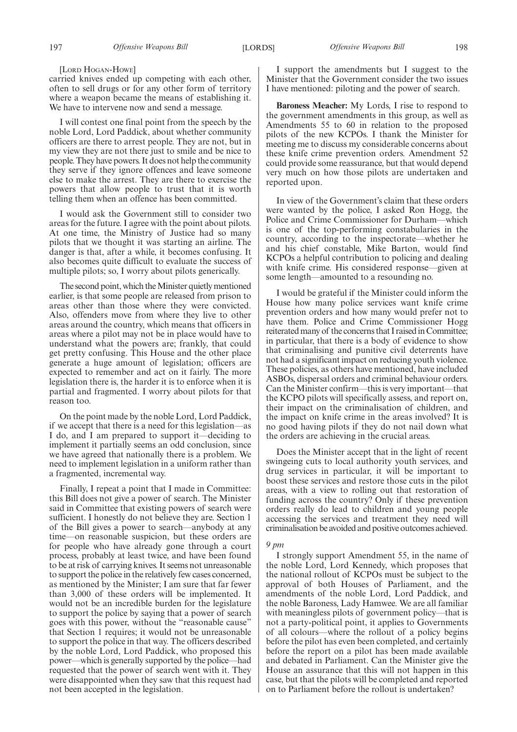[Lord Hogan-Howe]

carried knives ended up competing with each other, often to sell drugs or for any other form of territory where a weapon became the means of establishing it. We have to intervene now and send a message.

I will contest one final point from the speech by the noble Lord, Lord Paddick, about whether community officers are there to arrest people. They are not, but in my view they are not there just to smile and be nice to people. They have powers. It does not help the community they serve if they ignore offences and leave someone else to make the arrest. They are there to exercise the powers that allow people to trust that it is worth telling them when an offence has been committed.

I would ask the Government still to consider two areas for the future. I agree with the point about pilots. At one time, the Ministry of Justice had so many pilots that we thought it was starting an airline. The danger is that, after a while, it becomes confusing. It also becomes quite difficult to evaluate the success of multiple pilots; so, I worry about pilots generically.

The second point, which the Minister quietly mentioned earlier, is that some people are released from prison to areas other than those where they were convicted. Also, offenders move from where they live to other areas around the country, which means that officers in areas where a pilot may not be in place would have to understand what the powers are; frankly, that could get pretty confusing. This House and the other place generate a huge amount of legislation; officers are expected to remember and act on it fairly. The more legislation there is, the harder it is to enforce when it is partial and fragmented. I worry about pilots for that reason too.

On the point made by the noble Lord, Lord Paddick, if we accept that there is a need for this legislation—as I do, and I am prepared to support it—deciding to implement it partially seems an odd conclusion, since we have agreed that nationally there is a problem. We need to implement legislation in a uniform rather than a fragmented, incremental way.

Finally, I repeat a point that I made in Committee: this Bill does not give a power of search. The Minister said in Committee that existing powers of search were sufficient. I honestly do not believe they are. Section 1 of the Bill gives a power to search—anybody at any time—on reasonable suspicion, but these orders are for people who have already gone through a court process, probably at least twice, and have been found to be at risk of carrying knives. It seems not unreasonable to support the police in the relatively few cases concerned, as mentioned by the Minister; I am sure that far fewer than 3,000 of these orders will be implemented. It would not be an incredible burden for the legislature to support the police by saying that a power of search goes with this power, without the "reasonable cause" that Section 1 requires; it would not be unreasonable to support the police in that way. The officers described by the noble Lord, Lord Paddick, who proposed this power—which is generally supported by the police—had requested that the power of search went with it. They were disappointed when they saw that this request had not been accepted in the legislation.

I support the amendments but I suggest to the Minister that the Government consider the two issues I have mentioned: piloting and the power of search.

**Baroness Meacher:** My Lords, I rise to respond to the government amendments in this group, as well as Amendments 55 to 60 in relation to the proposed pilots of the new KCPOs. I thank the Minister for meeting me to discuss my considerable concerns about these knife crime prevention orders. Amendment 52 could provide some reassurance, but that would depend very much on how those pilots are undertaken and reported upon.

In view of the Government's claim that these orders were wanted by the police, I asked Ron Hogg, the Police and Crime Commissioner for Durham—which is one of the top-performing constabularies in the country, according to the inspectorate—whether he and his chief constable, Mike Barton, would find KCPOs a helpful contribution to policing and dealing with knife crime. His considered response—given at some length—amounted to a resounding no.

I would be grateful if the Minister could inform the House how many police services want knife crime prevention orders and how many would prefer not to have them. Police and Crime Commissioner Hogg reiterated many of the concerns that I raised in Committee; in particular, that there is a body of evidence to show that criminalising and punitive civil deterrents have not had a significant impact on reducing youth violence. These policies, as others have mentioned, have included ASBOs, dispersal orders and criminal behaviour orders. Can the Minister confirm—this is very important—that the KCPO pilots will specifically assess, and report on, their impact on the criminalisation of children, and the impact on knife crime in the areas involved? It is no good having pilots if they do not nail down what the orders are achieving in the crucial areas.

Does the Minister accept that in the light of recent swingeing cuts to local authority youth services, and drug services in particular, it will be important to boost these services and restore those cuts in the pilot areas, with a view to rolling out that restoration of funding across the country? Only if these prevention orders really do lead to children and young people accessing the services and treatment they need will criminalisation be avoided and positive outcomes achieved.

*9 pm*

I strongly support Amendment 55, in the name of the noble Lord, Lord Kennedy, which proposes that the national rollout of KCPOs must be subject to the approval of both Houses of Parliament, and the amendments of the noble Lord, Lord Paddick, and the noble Baroness, Lady Hamwee. We are all familiar with meaningless pilots of government policy—that is not a party-political point, it applies to Governments of all colours—where the rollout of a policy begins before the pilot has even been completed, and certainly before the report on a pilot has been made available and debated in Parliament. Can the Minister give the House an assurance that this will not happen in this case, but that the pilots will be completed and reported on to Parliament before the rollout is undertaken?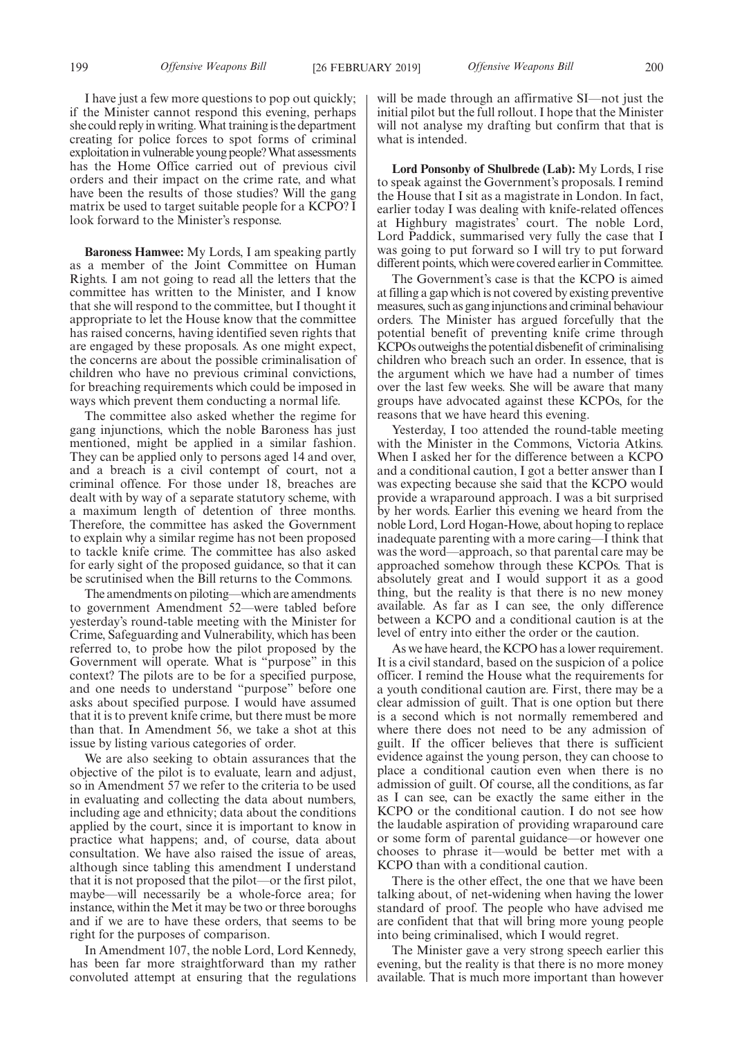I have just a few more questions to pop out quickly; if the Minister cannot respond this evening, perhaps she could reply in writing. What training is the department creating for police forces to spot forms of criminal exploitation in vulnerable young people? What assessments has the Home Office carried out of previous civil orders and their impact on the crime rate, and what have been the results of those studies? Will the gang matrix be used to target suitable people for a KCPO? I look forward to the Minister's response.

**Baroness Hamwee:** My Lords, I am speaking partly as a member of the Joint Committee on Human Rights. I am not going to read all the letters that the committee has written to the Minister, and I know that she will respond to the committee, but I thought it appropriate to let the House know that the committee has raised concerns, having identified seven rights that are engaged by these proposals. As one might expect, the concerns are about the possible criminalisation of children who have no previous criminal convictions, for breaching requirements which could be imposed in ways which prevent them conducting a normal life.

The committee also asked whether the regime for gang injunctions, which the noble Baroness has just mentioned, might be applied in a similar fashion. They can be applied only to persons aged 14 and over, and a breach is a civil contempt of court, not a criminal offence. For those under 18, breaches are dealt with by way of a separate statutory scheme, with a maximum length of detention of three months. Therefore, the committee has asked the Government to explain why a similar regime has not been proposed to tackle knife crime. The committee has also asked for early sight of the proposed guidance, so that it can be scrutinised when the Bill returns to the Commons.

The amendments on piloting—which are amendments to government Amendment 52—were tabled before yesterday's round-table meeting with the Minister for Crime, Safeguarding and Vulnerability, which has been referred to, to probe how the pilot proposed by the Government will operate. What is "purpose" in this context? The pilots are to be for a specified purpose, and one needs to understand "purpose" before one asks about specified purpose. I would have assumed that it is to prevent knife crime, but there must be more than that. In Amendment 56, we take a shot at this issue by listing various categories of order.

We are also seeking to obtain assurances that the objective of the pilot is to evaluate, learn and adjust, so in Amendment 57 we refer to the criteria to be used in evaluating and collecting the data about numbers, including age and ethnicity; data about the conditions applied by the court, since it is important to know in practice what happens; and, of course, data about consultation. We have also raised the issue of areas, although since tabling this amendment I understand that it is not proposed that the pilot—or the first pilot, maybe—will necessarily be a whole-force area; for instance, within the Met it may be two or three boroughs and if we are to have these orders, that seems to be right for the purposes of comparison.

In Amendment 107, the noble Lord, Lord Kennedy, has been far more straightforward than my rather convoluted attempt at ensuring that the regulations will be made through an affirmative SI—not just the initial pilot but the full rollout. I hope that the Minister will not analyse my drafting but confirm that that is what is intended.

**Lord Ponsonby of Shulbrede (Lab):** My Lords, I rise to speak against the Government's proposals. I remind the House that I sit as a magistrate in London. In fact, earlier today I was dealing with knife-related offences at Highbury magistrates' court. The noble Lord, Lord Paddick, summarised very fully the case that I was going to put forward so I will try to put forward different points, which were covered earlier in Committee.

The Government's case is that the KCPO is aimed at filling a gap which is not covered by existing preventive measures, such as gang injunctions and criminal behaviour orders. The Minister has argued forcefully that the potential benefit of preventing knife crime through KCPOs outweighs the potential disbenefit of criminalising children who breach such an order. In essence, that is the argument which we have had a number of times over the last few weeks. She will be aware that many groups have advocated against these KCPOs, for the reasons that we have heard this evening.

Yesterday, I too attended the round-table meeting with the Minister in the Commons, Victoria Atkins. When I asked her for the difference between a KCPO and a conditional caution, I got a better answer than I was expecting because she said that the KCPO would provide a wraparound approach. I was a bit surprised by her words. Earlier this evening we heard from the noble Lord, Lord Hogan-Howe, about hoping to replace inadequate parenting with a more caring—I think that was the word—approach, so that parental care may be approached somehow through these KCPOs. That is absolutely great and I would support it as a good thing, but the reality is that there is no new money available. As far as I can see, the only difference between a KCPO and a conditional caution is at the level of entry into either the order or the caution.

As we have heard, the KCPO has a lower requirement. It is a civil standard, based on the suspicion of a police officer. I remind the House what the requirements for a youth conditional caution are. First, there may be a clear admission of guilt. That is one option but there is a second which is not normally remembered and where there does not need to be any admission of guilt. If the officer believes that there is sufficient evidence against the young person, they can choose to place a conditional caution even when there is no admission of guilt. Of course, all the conditions, as far as I can see, can be exactly the same either in the KCPO or the conditional caution. I do not see how the laudable aspiration of providing wraparound care or some form of parental guidance—or however one chooses to phrase it—would be better met with a KCPO than with a conditional caution.

There is the other effect, the one that we have been talking about, of net-widening when having the lower standard of proof. The people who have advised me are confident that that will bring more young people into being criminalised, which I would regret.

The Minister gave a very strong speech earlier this evening, but the reality is that there is no more money available. That is much more important than however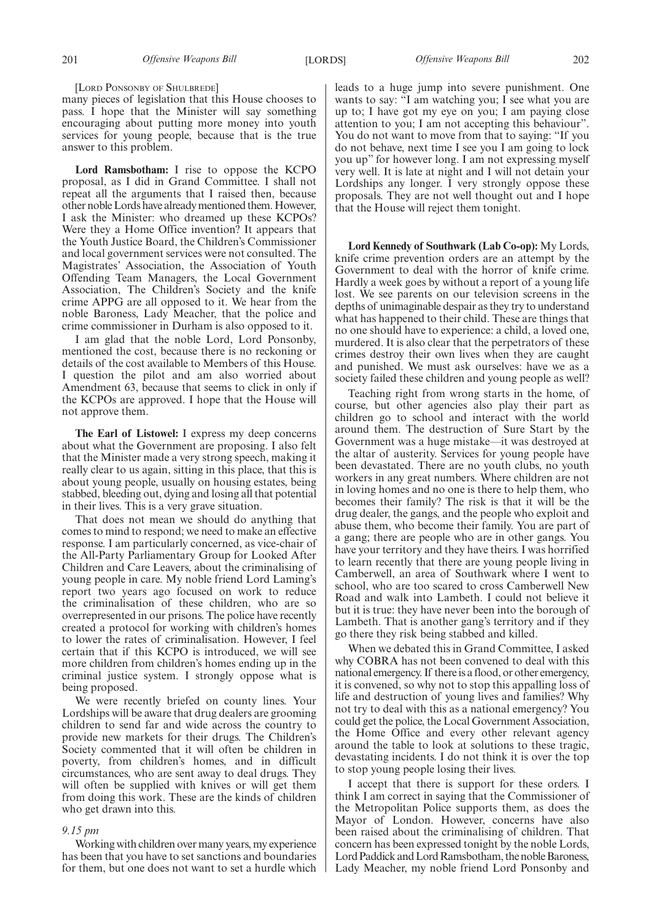[Lord Ponsonby of Shulbrede]

many pieces of legislation that this House chooses to pass. I hope that the Minister will say something encouraging about putting more money into youth services for young people, because that is the true answer to this problem.

**Lord Ramsbotham:** I rise to oppose the KCPO proposal, as I did in Grand Committee. I shall not repeat all the arguments that I raised then, because other noble Lords have already mentioned them. However, I ask the Minister: who dreamed up these KCPOs? Were they a Home Office invention? It appears that the Youth Justice Board, the Children's Commissioner and local government services were not consulted. The Magistrates' Association, the Association of Youth Offending Team Managers, the Local Government Association, The Children's Society and the knife crime APPG are all opposed to it. We hear from the noble Baroness, Lady Meacher, that the police and crime commissioner in Durham is also opposed to it.

I am glad that the noble Lord, Lord Ponsonby, mentioned the cost, because there is no reckoning or details of the cost available to Members of this House. I question the pilot and am also worried about Amendment 63, because that seems to click in only if the KCPOs are approved. I hope that the House will not approve them.

**The Earl of Listowel:** I express my deep concerns about what the Government are proposing. I also felt that the Minister made a very strong speech, making it really clear to us again, sitting in this place, that this is about young people, usually on housing estates, being stabbed, bleeding out, dying and losing all that potential in their lives. This is a very grave situation.

That does not mean we should do anything that comes to mind to respond; we need to make an effective response. I am particularly concerned, as vice-chair of the All-Party Parliamentary Group for Looked After Children and Care Leavers, about the criminalising of young people in care. My noble friend Lord Laming's report two years ago focused on work to reduce the criminalisation of these children, who are so overrepresented in our prisons. The police have recently created a protocol for working with children's homes to lower the rates of criminalisation. However, I feel certain that if this KCPO is introduced, we will see more children from children's homes ending up in the criminal justice system. I strongly oppose what is being proposed.

We were recently briefed on county lines. Your Lordships will be aware that drug dealers are grooming children to send far and wide across the country to provide new markets for their drugs. The Children's Society commented that it will often be children in poverty, from children's homes, and in difficult circumstances, who are sent away to deal drugs. They will often be supplied with knives or will get them from doing this work. These are the kinds of children who get drawn into this.

*9.15 pm*

Working with children over many years, my experience has been that you have to set sanctions and boundaries for them, but one does not want to set a hurdle which leads to a huge jump into severe punishment. One wants to say: "I am watching you; I see what you are up to; I have got my eye on you; I am paying close attention to you; I am not accepting this behaviour". You do not want to move from that to saying: "If you do not behave, next time I see you I am going to lock you up" for however long. I am not expressing myself very well. It is late at night and I will not detain your Lordships any longer. I very strongly oppose these proposals. They are not well thought out and I hope that the House will reject them tonight.

**Lord Kennedy of Southwark (Lab Co-op):** My Lords, knife crime prevention orders are an attempt by the Government to deal with the horror of knife crime. Hardly a week goes by without a report of a young life lost. We see parents on our television screens in the depths of unimaginable despair as they try to understand what has happened to their child. These are things that no one should have to experience: a child, a loved one, murdered. It is also clear that the perpetrators of these crimes destroy their own lives when they are caught and punished. We must ask ourselves: have we as a society failed these children and young people as well?

Teaching right from wrong starts in the home, of course, but other agencies also play their part as children go to school and interact with the world around them. The destruction of Sure Start by the Government was a huge mistake—it was destroyed at the altar of austerity. Services for young people have been devastated. There are no youth clubs, no youth workers in any great numbers. Where children are not in loving homes and no one is there to help them, who becomes their family? The risk is that it will be the drug dealer, the gangs, and the people who exploit and abuse them, who become their family. You are part of a gang; there are people who are in other gangs. You have your territory and they have theirs. I was horrified to learn recently that there are young people living in Camberwell, an area of Southwark where I went to school, who are too scared to cross Camberwell New Road and walk into Lambeth. I could not believe it but it is true: they have never been into the borough of Lambeth. That is another gang's territory and if they go there they risk being stabbed and killed.

When we debated this in Grand Committee, I asked why COBRA has not been convened to deal with this national emergency. If there is a flood, or other emergency, it is convened, so why not to stop this appalling loss of life and destruction of young lives and families? Why not try to deal with this as a national emergency? You could get the police, the Local Government Association, the Home Office and every other relevant agency around the table to look at solutions to these tragic, devastating incidents. I do not think it is over the top to stop young people losing their lives.

I accept that there is support for these orders. I think I am correct in saying that the Commissioner of the Metropolitan Police supports them, as does the Mayor of London. However, concerns have also been raised about the criminalising of children. That concern has been expressed tonight by the noble Lords, Lord Paddick and Lord Ramsbotham, the noble Baroness, Lady Meacher, my noble friend Lord Ponsonby and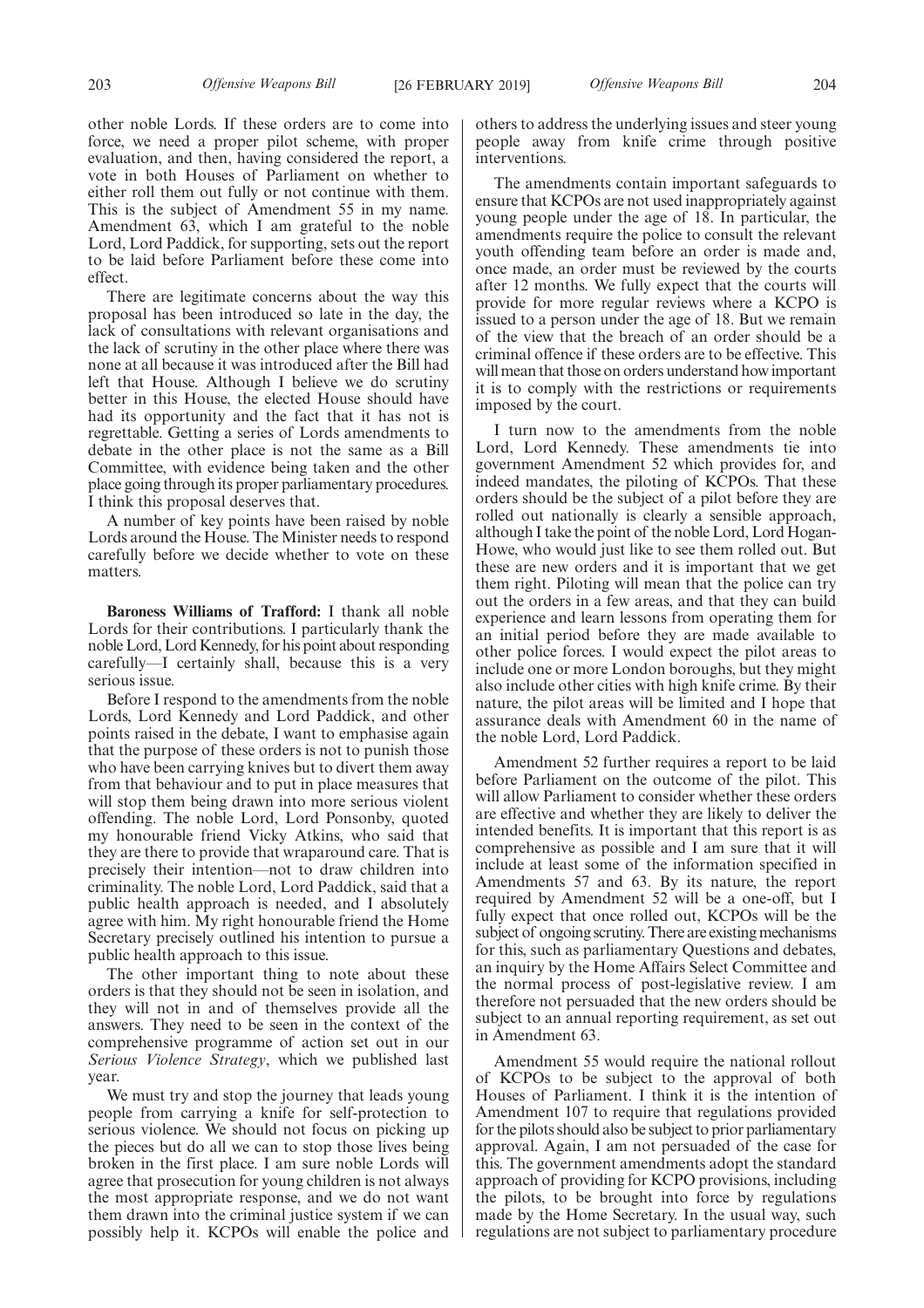other noble Lords. If these orders are to come into force, we need a proper pilot scheme, with proper evaluation, and then, having considered the report, a vote in both Houses of Parliament on whether to either roll them out fully or not continue with them. This is the subject of Amendment 55 in my name. Amendment 63, which I am grateful to the noble Lord, Lord Paddick, for supporting, sets out the report to be laid before Parliament before these come into effect.

There are legitimate concerns about the way this proposal has been introduced so late in the day, the lack of consultations with relevant organisations and the lack of scrutiny in the other place where there was none at all because it was introduced after the Bill had left that House. Although I believe we do scrutiny better in this House, the elected House should have had its opportunity and the fact that it has not is regrettable. Getting a series of Lords amendments to debate in the other place is not the same as a Bill Committee, with evidence being taken and the other place going through its proper parliamentary procedures. I think this proposal deserves that.

A number of key points have been raised by noble Lords around the House. The Minister needs to respond carefully before we decide whether to vote on these matters.

**Baroness Williams of Trafford:** I thank all noble Lords for their contributions. I particularly thank the noble Lord, Lord Kennedy, for his point about responding carefully—I certainly shall, because this is a very serious issue.

Before I respond to the amendments from the noble Lords, Lord Kennedy and Lord Paddick, and other points raised in the debate, I want to emphasise again that the purpose of these orders is not to punish those who have been carrying knives but to divert them away from that behaviour and to put in place measures that will stop them being drawn into more serious violent offending. The noble Lord, Lord Ponsonby, quoted my honourable friend Vicky Atkins, who said that they are there to provide that wraparound care. That is precisely their intention—not to draw children into criminality. The noble Lord, Lord Paddick, said that a public health approach is needed, and I absolutely agree with him. My right honourable friend the Home Secretary precisely outlined his intention to pursue a public health approach to this issue.

The other important thing to note about these orders is that they should not be seen in isolation, and they will not in and of themselves provide all the answers. They need to be seen in the context of the comprehensive programme of action set out in our *Serious Violence Strategy*, which we published last year.

We must try and stop the journey that leads young people from carrying a knife for self-protection to serious violence. We should not focus on picking up the pieces but do all we can to stop those lives being broken in the first place. I am sure noble Lords will agree that prosecution for young children is not always the most appropriate response, and we do not want them drawn into the criminal justice system if we can possibly help it. KCPOs will enable the police and others to address the underlying issues and steer young people away from knife crime through positive interventions.

The amendments contain important safeguards to ensure that KCPOs are not used inappropriately against young people under the age of 18. In particular, the amendments require the police to consult the relevant youth offending team before an order is made and, once made, an order must be reviewed by the courts after 12 months. We fully expect that the courts will provide for more regular reviews where a KCPO is issued to a person under the age of 18. But we remain of the view that the breach of an order should be a criminal offence if these orders are to be effective. This will mean that those on orders understand how important it is to comply with the restrictions or requirements imposed by the court.

I turn now to the amendments from the noble Lord, Lord Kennedy. These amendments tie into government Amendment 52 which provides for, and indeed mandates, the piloting of KCPOs. That these orders should be the subject of a pilot before they are rolled out nationally is clearly a sensible approach, although I take the point of the noble Lord, Lord Hogan-Howe, who would just like to see them rolled out. But these are new orders and it is important that we get them right. Piloting will mean that the police can try out the orders in a few areas, and that they can build experience and learn lessons from operating them for an initial period before they are made available to other police forces. I would expect the pilot areas to include one or more London boroughs, but they might also include other cities with high knife crime. By their nature, the pilot areas will be limited and I hope that assurance deals with Amendment 60 in the name of the noble Lord, Lord Paddick.

Amendment 52 further requires a report to be laid before Parliament on the outcome of the pilot. This will allow Parliament to consider whether these orders are effective and whether they are likely to deliver the intended benefits. It is important that this report is as comprehensive as possible and I am sure that it will include at least some of the information specified in Amendments 57 and 63. By its nature, the report required by Amendment 52 will be a one-off, but I fully expect that once rolled out, KCPOs will be the subject of ongoing scrutiny. There are existing mechanisms for this, such as parliamentary Questions and debates, an inquiry by the Home Affairs Select Committee and the normal process of post-legislative review. I am therefore not persuaded that the new orders should be subject to an annual reporting requirement, as set out in Amendment 63.

Amendment 55 would require the national rollout of KCPOs to be subject to the approval of both Houses of Parliament. I think it is the intention of Amendment 107 to require that regulations provided for the pilots should also be subject to prior parliamentary approval. Again, I am not persuaded of the case for this. The government amendments adopt the standard approach of providing for KCPO provisions, including the pilots, to be brought into force by regulations made by the Home Secretary. In the usual way, such regulations are not subject to parliamentary procedure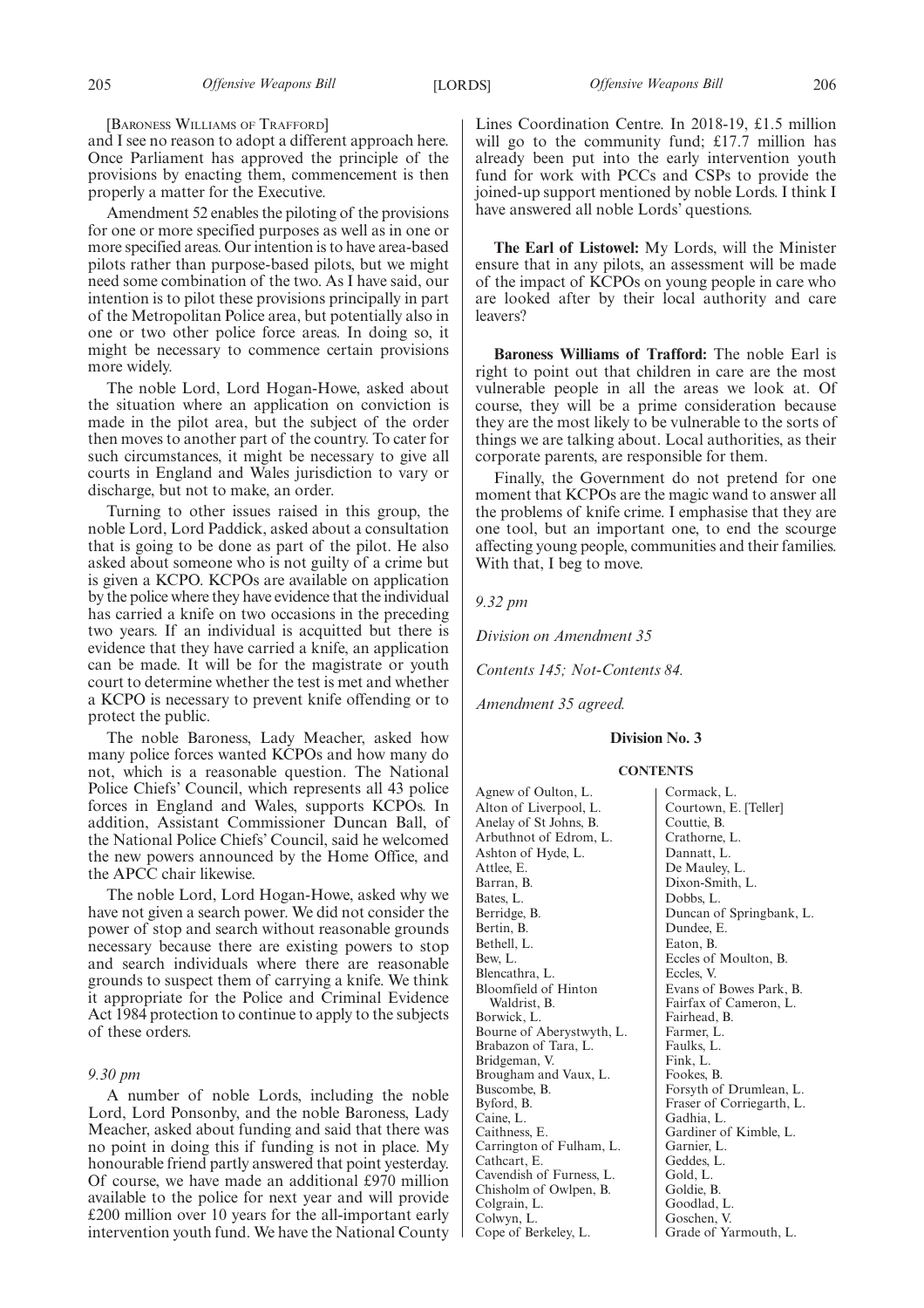[Baroness Williams of Trafford]

and I see no reason to adopt a different approach here. Once Parliament has approved the principle of the provisions by enacting them, commencement is then properly a matter for the Executive.

Amendment 52 enables the piloting of the provisions for one or more specified purposes as well as in one or more specified areas. Our intention is to have area-based pilots rather than purpose-based pilots, but we might need some combination of the two. As I have said, our intention is to pilot these provisions principally in part of the Metropolitan Police area, but potentially also in one or two other police force areas. In doing so, it might be necessary to commence certain provisions more widely.

The noble Lord, Lord Hogan-Howe, asked about the situation where an application on conviction is made in the pilot area, but the subject of the order then moves to another part of the country. To cater for such circumstances, it might be necessary to give all courts in England and Wales jurisdiction to vary or discharge, but not to make, an order.

Turning to other issues raised in this group, the noble Lord, Lord Paddick, asked about a consultation that is going to be done as part of the pilot. He also asked about someone who is not guilty of a crime but is given a KCPO. KCPOs are available on application by the police where they have evidence that the individual has carried a knife on two occasions in the preceding two years. If an individual is acquitted but there is evidence that they have carried a knife, an application can be made. It will be for the magistrate or youth court to determine whether the test is met and whether a KCPO is necessary to prevent knife offending or to protect the public.

The noble Baroness, Lady Meacher, asked how many police forces wanted KCPOs and how many do not, which is a reasonable question. The National Police Chiefs' Council, which represents all 43 police forces in England and Wales, supports KCPOs. In addition, Assistant Commissioner Duncan Ball, of the National Police Chiefs' Council, said he welcomed the new powers announced by the Home Office, and the APCC chair likewise.

The noble Lord, Lord Hogan-Howe, asked why we have not given a search power. We did not consider the power of stop and search without reasonable grounds necessary because there are existing powers to stop and search individuals where there are reasonable grounds to suspect them of carrying a knife. We think it appropriate for the Police and Criminal Evidence Act 1984 protection to continue to apply to the subjects of these orders.

*9.30 pm*

A number of noble Lords, including the noble Lord, Lord Ponsonby, and the noble Baroness, Lady Meacher, asked about funding and said that there was no point in doing this if funding is not in place. My honourable friend partly answered that point yesterday. Of course, we have made an additional £970 million available to the police for next year and will provide £200 million over 10 years for the all-important early intervention youth fund. We have the National County Lines Coordination Centre. In 2018-19, £1.5 million will go to the community fund; £17.7 million has already been put into the early intervention youth fund for work with PCCs and CSPs to provide the joined-up support mentioned by noble Lords. I think I have answered all noble Lords' questions.

**The Earl of Listowel:** My Lords, will the Minister ensure that in any pilots, an assessment will be made of the impact of KCPOs on young people in care who are looked after by their local authority and care leavers?

**Baroness Williams of Trafford:** The noble Earl is right to point out that children in care are the most vulnerable people in all the areas we look at. Of course, they will be a prime consideration because they are the most likely to be vulnerable to the sorts of things we are talking about. Local authorities, as their corporate parents, are responsible for them.

Finally, the Government do not pretend for one moment that KCPOs are the magic wand to answer all the problems of knife crime. I emphasise that they are one tool, but an important one, to end the scourge affecting young people, communities and their families. With that, I beg to move.

*9.32 pm*

*Division on Amendment 35*

*Contents 145; Not-Contents 84.*

*Amendment 35 agreed.*

**Division No. 3**

**CONTENTS**

Agnew of Oulton, L.
Alton of Liverpool, L.
Anelay of St Johns, B.
Arbuthnot of Edrom, L.
Ashton of Hyde, L.
Attlee, E.
Barran, B.
Bates, L.
Berridge, B.
Bertin, B.
Bethell, L.
Bew, L.
Blencathra, L.
Bloomfield of Hinton Waldrist, B.
Borwick, L.
Bourne of Aberystwyth, L.
Brabazon of Tara, L.
Bridgeman, V.
Brougham and Vaux, L.
Buscombe, B.
Byford, B.
Caine, L.
Caithness, E.
Carrington of Fulham, L.
Cathcart, E.
Cavendish of Furness, L.
Chisholm of Owlpen, B.
Colgrain, L.
Colwyn, L.
Cope of Berkeley, L.
Cormack, L.
Courtown, E. [Teller]
Couttie, B.
Crathorne, L.
Dannatt, L.
De Mauley, L.
Dixon-Smith, L.
Dobbs, L.
Duncan of Springbank, L.
Dundee, E.
Eaton, B.
Eccles of Moulton, B.
Eccles, V.
Evans of Bowes Park, B.
Fairfax of Cameron, L.
Fairhead, B.
Farmer, L.
Faulks, L.
Fink, L.
Fookes, B.
Forsyth of Drumlean, L.
Fraser of Corriegarth, L.
Gadhia, L.
Gardiner of Kimble, L.
Garnier, L.
Geddes, L.
Gold, L.
Goldie, B.
Goodlad, L.
Goschen, V.
Grade of Yarmouth, L.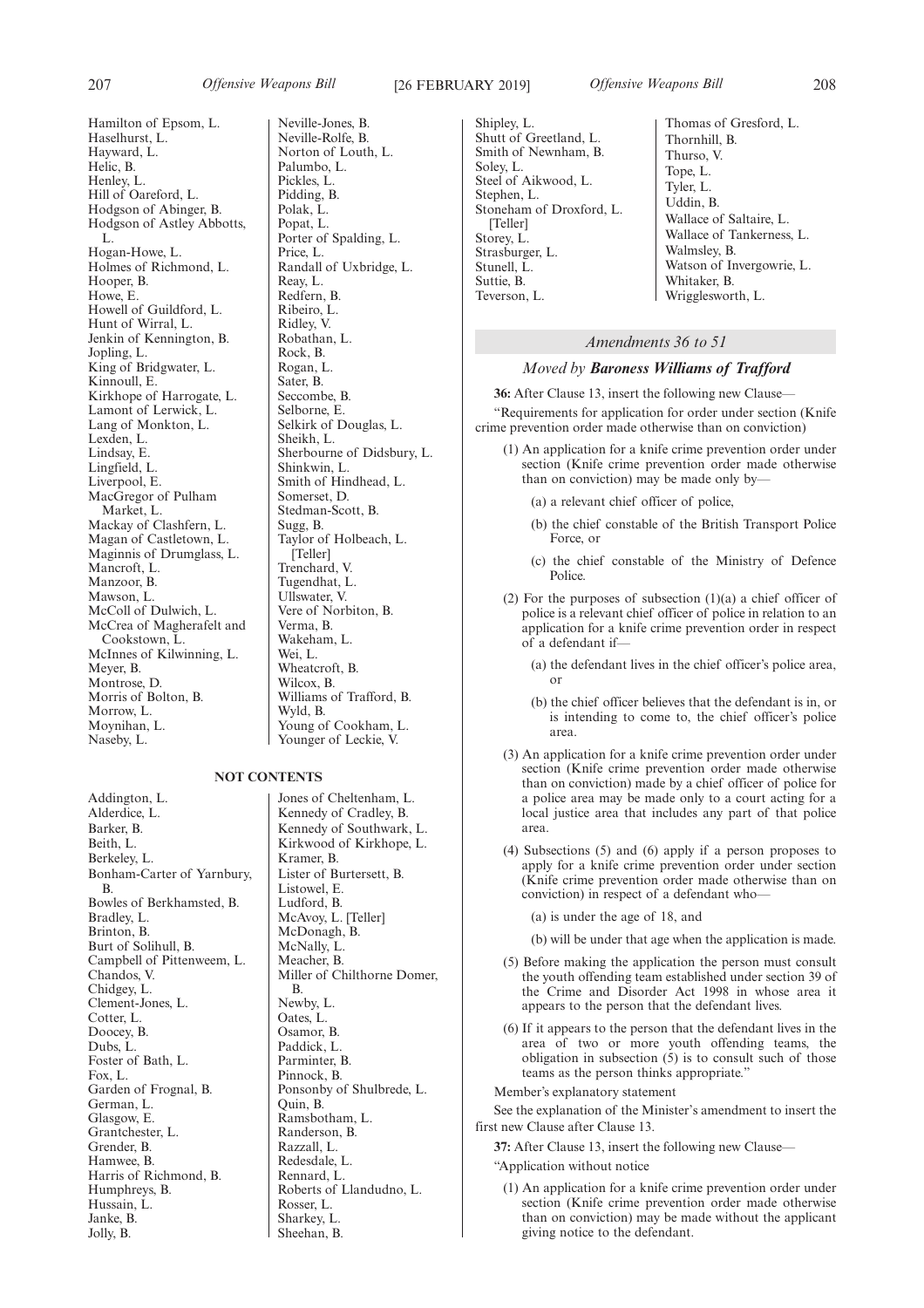Hamilton of Epsom, L.
Haselhurst, L.
Hayward, L.
Helic, B.
Henley, L.
Hill of Oareford, L.
Hodgson of Abinger, B.
Hodgson of Astley Abbotts, L.
Hogan-Howe, L.
Holmes of Richmond, L.
Hooper, B.
Howe, E.
Howell of Guildford, L.
Hunt of Wirral, L.
Jenkin of Kennington, B.
Jopling, L.
King of Bridgwater, L.
Kinnoull, E.
Kirkhope of Harrogate, L.
Lamont of Lerwick, L.
Lang of Monkton, L.
Lexden, L.
Lindsay, E.
Lingfield, L.
Liverpool, E.
MacGregor of Pulham Market, L.
Mackay of Clashfern, L.
Magan of Castletown, L.
Maginnis of Drumglass, L.
Mancroft, L.
Manzoor, B.
Mawson, L.
McColl of Dulwich, L.
McCrea of Magherafelt and Cookstown, L.
McInnes of Kilwinning, L.
Meyer, B.
Montrose, D.
Morris of Bolton, B.
Morrow, L.
Moynihan, L.
Naseby, L.
Neville-Jones, B.
Neville-Rolfe, B.
Norton of Louth, L.
Palumbo, L.
Pickles, L.
Pidding, B.
Polak, L.
Popat, L.
Porter of Spalding, L.
Price, L.
Randall of Uxbridge, L.
Reay, L.
Redfern, B.
Ribeiro, L.
Ridley, V.
Robathan, L.
Rock, B.
Rogan, L.
Sater, B.
Seccombe, B.
Selborne, E.
Selkirk of Douglas, L.
Sheikh, L.
Sherbourne of Didsbury, L.
Shinkwin, L.
Smith of Hindhead, L.
Somerset, D.
Stedman-Scott, B.
Sugg, B.
Taylor of Holbeach, L. [Teller]
Trenchard, V.
Tugendhat, L.
Ullswater, V.
Vere of Norbiton, B.
Verma, B.
Wakeham, L.
Wei, L.
Wheatcroft, B.
Wilcox, B.
Williams of Trafford, B.
Wyld, B.
Young of Cookham, L.
Younger of Leckie, V.

**NOT CONTENTS**

Addington, L.
Alderdice, L.
Barker, B.
Beith, L.
Berkeley, L.
Bonham-Carter of Yarnbury, B.
Bowles of Berkhamsted, B.
Bradley, L.
Brinton, B.
Burt of Solihull, B.
Campbell of Pittenweem, L.
Chandos, V.
Chidgey, L.
Clement-Jones, L.
Cotter, L.
Doocey, B.
Dubs, L.
Foster of Bath, L.
Fox, L.
Garden of Frognal, B.
German, L.
Glasgow, E.
Grantchester, L.
Grender, B.
Hamwee, B.
Harris of Richmond, B.
Humphreys, B.
Hussain, L.
Janke, B.
Jolly, B.
Jones of Cheltenham, L.
Kennedy of Cradley, B.
Kennedy of Southwark, L.
Kirkwood of Kirkhope, L.
Kramer, B.
Lister of Burtersett, B.
Listowel, E.
Ludford, B.
McAvoy, L. [Teller]
McDonagh, B.
McNally, L.
Meacher, B.
Miller of Chilthorne Domer, B.
Newby, L.
Oates, L.
Osamor, B.
Paddick, L.
Parminter, B.
Pinnock, B.
Ponsonby of Shulbrede, L.
Quin, B.
Ramsbotham, L.
Randerson, B.
Razzall, L.
Redesdale, L.
Rennard, L.
Roberts of Llandudno, L.
Rosser, L.
Sharkey, L.
Sheehan, B.
Shipley, L.
Shutt of Greetland, L.
Smith of Newnham, B.
Soley, L.
Steel of Aikwood, L.
Stephen, L.
Stoneham of Droxford, L. [Teller]
Storey, L.
Strasburger, L.
Stunell, L.
Suttie, B.
Teverson, L.
Thomas of Gresford, L.
Thornhill, B.
Thurso, V.
Tope, L.
Tyler, L.
Uddin, B.
Wallace of Saltaire, L.
Wallace of Tankerness, L.
Walmsley, B.
Watson of Invergowrie, L.
Whitaker, B.
Wrigglesworth, L.

*Amendments 36 to 51*

*Moved by* ***Baroness Williams of Trafford***

**36:** After Clause 13, insert the following new Clause—

"Requirements for application for order under section (Knife crime prevention order made otherwise than on conviction)

(1) An application for a knife crime prevention order under section (Knife crime prevention order made otherwise than on conviction) may be made only by—

(a) a relevant chief officer of police,

(b) the chief constable of the British Transport Police Force, or

(c) the chief constable of the Ministry of Defence Police.

(2) For the purposes of subsection (1)(a) a chief officer of police is a relevant chief officer of police in relation to an application for a knife crime prevention order in respect of a defendant if—

(a) the defendant lives in the chief officer's police area, or

(b) the chief officer believes that the defendant is in, or is intending to come to, the chief officer's police area.

(3) An application for a knife crime prevention order under section (Knife crime prevention order made otherwise than on conviction) made by a chief officer of police for a police area may be made only to a court acting for a local justice area that includes any part of that police area.

(4) Subsections (5) and (6) apply if a person proposes to apply for a knife crime prevention order under section (Knife crime prevention order made otherwise than on conviction) in respect of a defendant who—

(a) is under the age of 18, and

(b) will be under that age when the application is made.

(5) Before making the application the person must consult the youth offending team established under section 39 of the Crime and Disorder Act 1998 in whose area it appears to the person that the defendant lives.

(6) If it appears to the person that the defendant lives in the area of two or more youth offending teams, the obligation in subsection (5) is to consult such of those teams as the person thinks appropriate."

Member's explanatory statement

See the explanation of the Minister's amendment to insert the first new Clause after Clause 13.

**37:** After Clause 13, insert the following new Clause—

"Application without notice

(1) An application for a knife crime prevention order under section (Knife crime prevention order made otherwise than on conviction) may be made without the applicant giving notice to the defendant.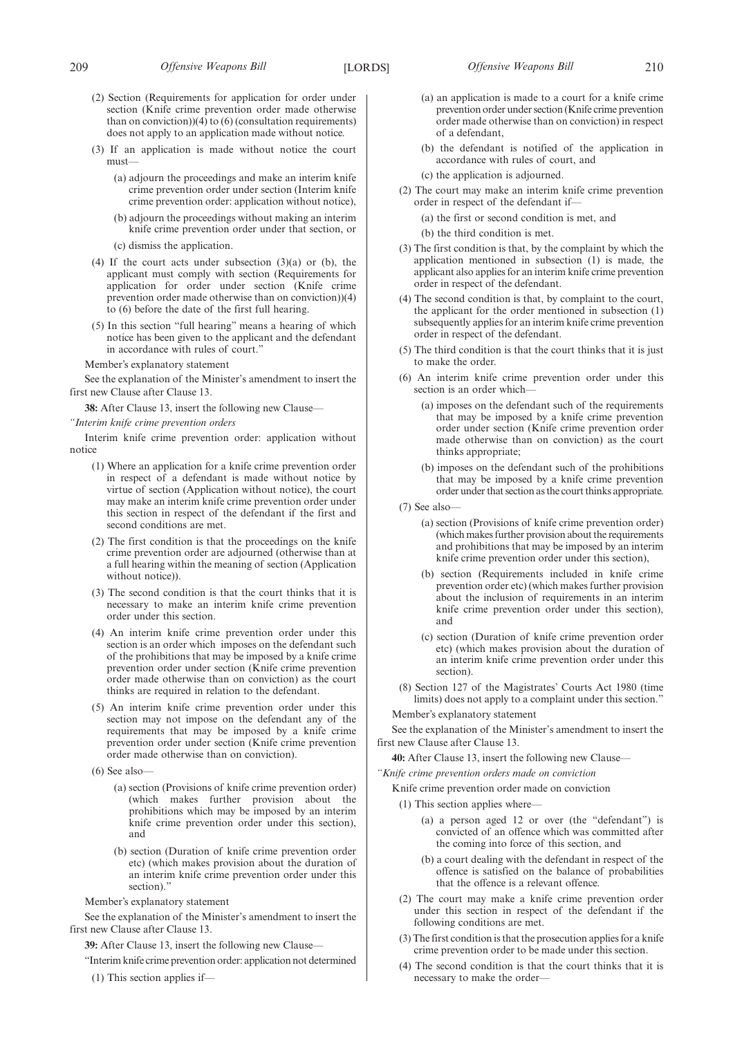(2) Section (Requirements for application for order under section (Knife crime prevention order made otherwise than on conviction))(4) to (6) (consultation requirements) does not apply to an application made without notice.

(3) If an application is made without notice the court must—

(a) adjourn the proceedings and make an interim knife crime prevention order under section (Interim knife crime prevention order: application without notice),

(b) adjourn the proceedings without making an interim knife crime prevention order under that section, or

(c) dismiss the application.

(4) If the court acts under subsection (3)(a) or (b), the applicant must comply with section (Requirements for application for order under section (Knife crime prevention order made otherwise than on conviction))(4) to (6) before the date of the first full hearing.

(5) In this section "full hearing" means a hearing of which notice has been given to the applicant and the defendant in accordance with rules of court."

Member's explanatory statement

See the explanation of the Minister's amendment to insert the first new Clause after Clause 13.

**38:** After Clause 13, insert the following new Clause—

*"Interim knife crime prevention orders*

Interim knife crime prevention order: application without notice

(1) Where an application for a knife crime prevention order in respect of a defendant is made without notice by virtue of section (Application without notice), the court may make an interim knife crime prevention order under this section in respect of the defendant if the first and second conditions are met.

(2) The first condition is that the proceedings on the knife crime prevention order are adjourned (otherwise than at a full hearing within the meaning of section (Application without notice)).

(3) The second condition is that the court thinks that it is necessary to make an interim knife crime prevention order under this section.

(4) An interim knife crime prevention order under this section is an order which imposes on the defendant such of the prohibitions that may be imposed by a knife crime prevention order under section (Knife crime prevention order made otherwise than on conviction) as the court thinks are required in relation to the defendant.

(5) An interim knife crime prevention order under this section may not impose on the defendant any of the requirements that may be imposed by a knife crime prevention order under section (Knife crime prevention order made otherwise than on conviction).

(6) See also—

(a) section (Provisions of knife crime prevention order) (which makes further provision about the prohibitions which may be imposed by an interim knife crime prevention order under this section), and

(b) section (Duration of knife crime prevention order etc) (which makes provision about the duration of an interim knife crime prevention order under this section)."

Member's explanatory statement

See the explanation of the Minister's amendment to insert the first new Clause after Clause 13.

**39:** After Clause 13, insert the following new Clause—

"Interim knife crime prevention order: application not determined

(1) This section applies if—

(a) an application is made to a court for a knife crime prevention order under section (Knife crime prevention order made otherwise than on conviction) in respect of a defendant,

(b) the defendant is notified of the application in accordance with rules of court, and

(c) the application is adjourned.

(2) The court may make an interim knife crime prevention order in respect of the defendant if—

(a) the first or second condition is met, and

(b) the third condition is met.

(3) The first condition is that, by the complaint by which the application mentioned in subsection (1) is made, the applicant also applies for an interim knife crime prevention order in respect of the defendant.

(4) The second condition is that, by complaint to the court, the applicant for the order mentioned in subsection (1) subsequently applies for an interim knife crime prevention order in respect of the defendant.

(5) The third condition is that the court thinks that it is just to make the order.

(6) An interim knife crime prevention order under this section is an order which—

(a) imposes on the defendant such of the requirements that may be imposed by a knife crime prevention order under section (Knife crime prevention order made otherwise than on conviction) as the court thinks appropriate;

(b) imposes on the defendant such of the prohibitions that may be imposed by a knife crime prevention order under that section as the court thinks appropriate.

(7) See also—

(a) section (Provisions of knife crime prevention order) (which makes further provision about the requirements and prohibitions that may be imposed by an interim knife crime prevention order under this section),

(b) section (Requirements included in knife crime prevention order etc) (which makes further provision about the inclusion of requirements in an interim knife crime prevention order under this section), and

(c) section (Duration of knife crime prevention order etc) (which makes provision about the duration of an interim knife crime prevention order under this section).

(8) Section 127 of the Magistrates' Courts Act 1980 (time limits) does not apply to a complaint under this section."

Member's explanatory statement

See the explanation of the Minister's amendment to insert the first new Clause after Clause 13.

**40:** After Clause 13, insert the following new Clause—

*"Knife crime prevention orders made on conviction*

Knife crime prevention order made on conviction

(1) This section applies where—

(a) a person aged 12 or over (the "defendant") is convicted of an offence which was committed after the coming into force of this section, and

(b) a court dealing with the defendant in respect of the offence is satisfied on the balance of probabilities that the offence is a relevant offence.

(2) The court may make a knife crime prevention order under this section in respect of the defendant if the following conditions are met.

(3) The first condition is that the prosecution applies for a knife crime prevention order to be made under this section.

(4) The second condition is that the court thinks that it is necessary to make the order—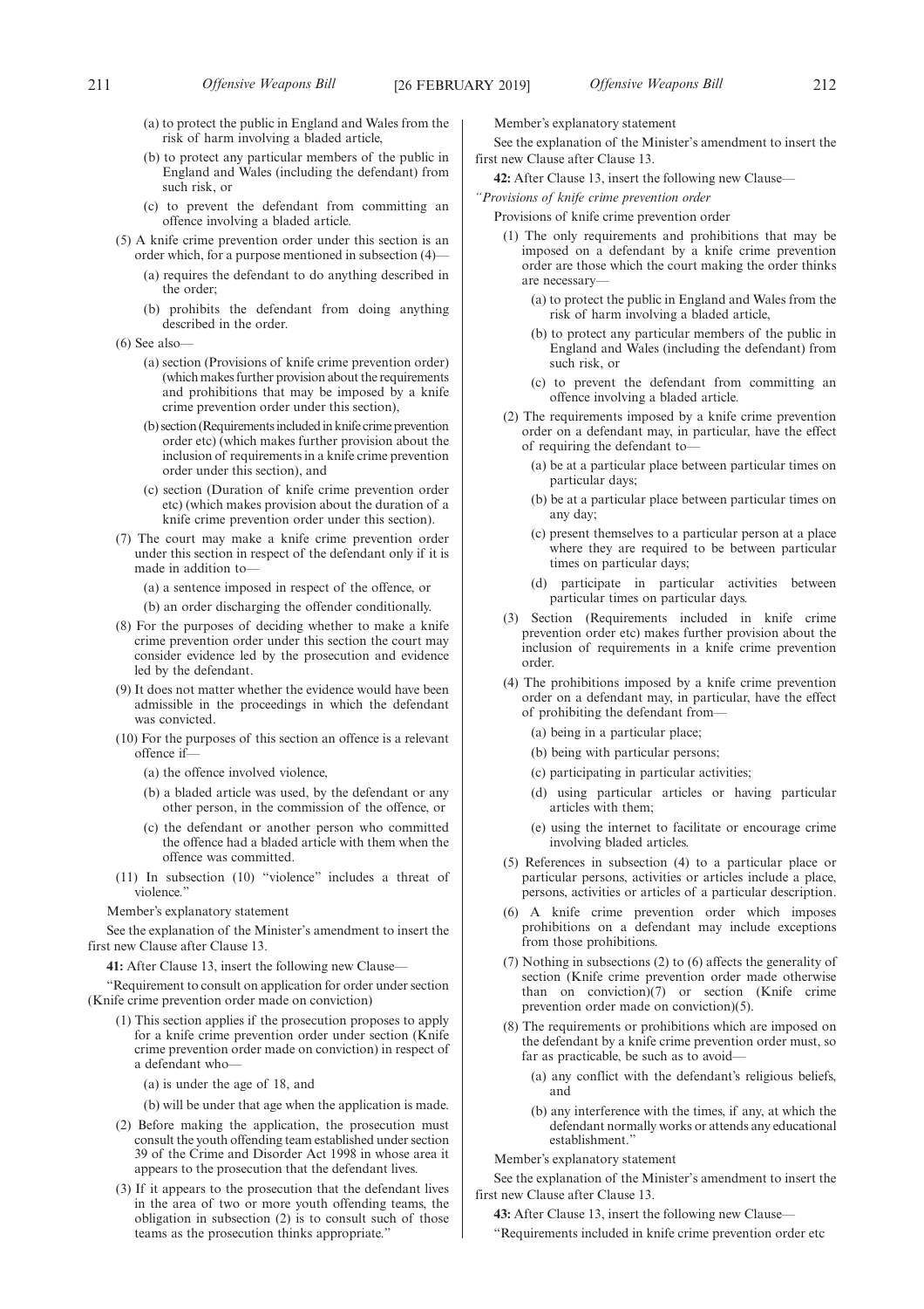(a) to protect the public in England and Wales from the risk of harm involving a bladed article,

(b) to protect any particular members of the public in England and Wales (including the defendant) from such risk, or

(c) to prevent the defendant from committing an offence involving a bladed article.

(5) A knife crime prevention order under this section is an order which, for a purpose mentioned in subsection (4)—

(a) requires the defendant to do anything described in the order;

(b) prohibits the defendant from doing anything described in the order.

(6) See also—

(a) section (Provisions of knife crime prevention order) (which makes further provision about the requirements and prohibitions that may be imposed by a knife crime prevention order under this section),

(b) section (Requirements included in knife crime prevention order etc) (which makes further provision about the inclusion of requirements in a knife crime prevention order under this section), and

(c) section (Duration of knife crime prevention order etc) (which makes provision about the duration of a knife crime prevention order under this section).

(7) The court may make a knife crime prevention order under this section in respect of the defendant only if it is made in addition to—

(a) a sentence imposed in respect of the offence, or

(b) an order discharging the offender conditionally.

(8) For the purposes of deciding whether to make a knife crime prevention order under this section the court may consider evidence led by the prosecution and evidence led by the defendant.

(9) It does not matter whether the evidence would have been admissible in the proceedings in which the defendant was convicted.

(10) For the purposes of this section an offence is a relevant offence if—

(a) the offence involved violence,

(b) a bladed article was used, by the defendant or any other person, in the commission of the offence, or

(c) the defendant or another person who committed the offence had a bladed article with them when the offence was committed.

(11) In subsection (10) "violence" includes a threat of violence."

Member's explanatory statement

See the explanation of the Minister's amendment to insert the first new Clause after Clause 13.

**41:** After Clause 13, insert the following new Clause—

"Requirement to consult on application for order under section (Knife crime prevention order made on conviction)

(1) This section applies if the prosecution proposes to apply for a knife crime prevention order under section (Knife crime prevention order made on conviction) in respect of a defendant who—

(a) is under the age of 18, and

(b) will be under that age when the application is made.

(2) Before making the application, the prosecution must consult the youth offending team established under section 39 of the Crime and Disorder Act 1998 in whose area it appears to the prosecution that the defendant lives.

(3) If it appears to the prosecution that the defendant lives in the area of two or more youth offending teams, the obligation in subsection (2) is to consult such of those teams as the prosecution thinks appropriate."

Member's explanatory statement

See the explanation of the Minister's amendment to insert the first new Clause after Clause 13.

**42:** After Clause 13, insert the following new Clause—

*"Provisions of knife crime prevention order*

Provisions of knife crime prevention order

(1) The only requirements and prohibitions that may be imposed on a defendant by a knife crime prevention order are those which the court making the order thinks are necessary—

(a) to protect the public in England and Wales from the risk of harm involving a bladed article,

(b) to protect any particular members of the public in England and Wales (including the defendant) from such risk, or

(c) to prevent the defendant from committing an offence involving a bladed article.

(2) The requirements imposed by a knife crime prevention order on a defendant may, in particular, have the effect of requiring the defendant to—

(a) be at a particular place between particular times on particular days;

(b) be at a particular place between particular times on any day;

(c) present themselves to a particular person at a place where they are required to be between particular times on particular days;

(d) participate in particular activities between particular times on particular days.

(3) Section (Requirements included in knife crime prevention order etc) makes further provision about the inclusion of requirements in a knife crime prevention order.

(4) The prohibitions imposed by a knife crime prevention order on a defendant may, in particular, have the effect of prohibiting the defendant from—

(a) being in a particular place;

(b) being with particular persons;

(c) participating in particular activities;

(d) using particular articles or having particular articles with them;

(e) using the internet to facilitate or encourage crime involving bladed articles.

(5) References in subsection (4) to a particular place or particular persons, activities or articles include a place, persons, activities or articles of a particular description.

(6) A knife crime prevention order which imposes prohibitions on a defendant may include exceptions from those prohibitions.

(7) Nothing in subsections (2) to (6) affects the generality of section (Knife crime prevention order made otherwise than on conviction)(7) or section (Knife crime prevention order made on conviction)(5).

(8) The requirements or prohibitions which are imposed on the defendant by a knife crime prevention order must, so far as practicable, be such as to avoid—

(a) any conflict with the defendant's religious beliefs, and

(b) any interference with the times, if any, at which the defendant normally works or attends any educational establishment."

Member's explanatory statement

See the explanation of the Minister's amendment to insert the first new Clause after Clause 13.

**43:** After Clause 13, insert the following new Clause—

"Requirements included in knife crime prevention order etc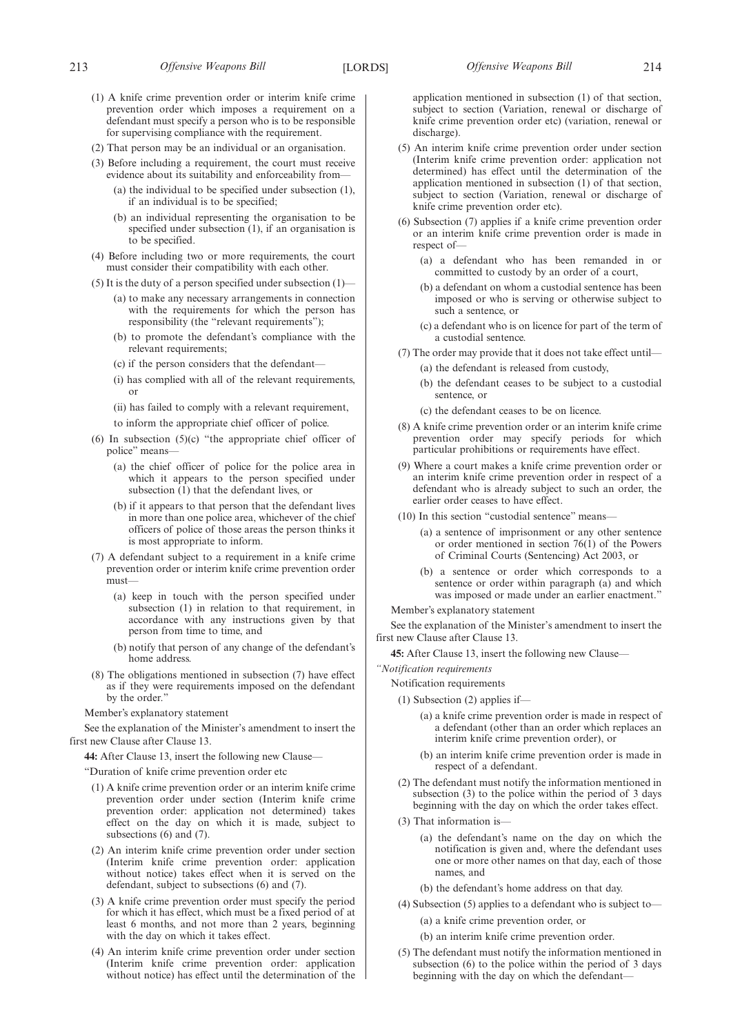(1) A knife crime prevention order or interim knife crime prevention order which imposes a requirement on a defendant must specify a person who is to be responsible for supervising compliance with the requirement.

(2) That person may be an individual or an organisation.

(3) Before including a requirement, the court must receive evidence about its suitability and enforceability from—

(a) the individual to be specified under subsection (1), if an individual is to be specified;

(b) an individual representing the organisation to be specified under subsection (1), if an organisation is to be specified.

(4) Before including two or more requirements, the court must consider their compatibility with each other.

(5) It is the duty of a person specified under subsection (1)—

(a) to make any necessary arrangements in connection with the requirements for which the person has responsibility (the "relevant requirements");

(b) to promote the defendant's compliance with the relevant requirements;

(c) if the person considers that the defendant—

(i) has complied with all of the relevant requirements, or

(ii) has failed to comply with a relevant requirement,

to inform the appropriate chief officer of police.

(6) In subsection (5)(c) "the appropriate chief officer of police" means—

(a) the chief officer of police for the police area in which it appears to the person specified under subsection (1) that the defendant lives, or

(b) if it appears to that person that the defendant lives in more than one police area, whichever of the chief officers of police of those areas the person thinks it is most appropriate to inform.

(7) A defendant subject to a requirement in a knife crime prevention order or interim knife crime prevention order must—

(a) keep in touch with the person specified under subsection (1) in relation to that requirement, in accordance with any instructions given by that person from time to time, and

(b) notify that person of any change of the defendant's home address.

(8) The obligations mentioned in subsection (7) have effect as if they were requirements imposed on the defendant by the order."

Member's explanatory statement

See the explanation of the Minister's amendment to insert the first new Clause after Clause 13.

**44:** After Clause 13, insert the following new Clause—

"Duration of knife crime prevention order etc

(1) A knife crime prevention order or an interim knife crime prevention order under section (Interim knife crime prevention order: application not determined) takes effect on the day on which it is made, subject to subsections (6) and (7).

(2) An interim knife crime prevention order under section (Interim knife crime prevention order: application without notice) takes effect when it is served on the defendant, subject to subsections (6) and (7).

(3) A knife crime prevention order must specify the period for which it has effect, which must be a fixed period of at least 6 months, and not more than 2 years, beginning with the day on which it takes effect.

(4) An interim knife crime prevention order under section (Interim knife crime prevention order: application without notice) has effect until the determination of the application mentioned in subsection (1) of that section, subject to section (Variation, renewal or discharge of knife crime prevention order etc) (variation, renewal or discharge).

(5) An interim knife crime prevention order under section (Interim knife crime prevention order: application not determined) has effect until the determination of the application mentioned in subsection (1) of that section, subject to section (Variation, renewal or discharge of knife crime prevention order etc).

(6) Subsection (7) applies if a knife crime prevention order or an interim knife crime prevention order is made in respect of—

(a) a defendant who has been remanded in or committed to custody by an order of a court,

(b) a defendant on whom a custodial sentence has been imposed or who is serving or otherwise subject to such a sentence, or

(c) a defendant who is on licence for part of the term of a custodial sentence.

(7) The order may provide that it does not take effect until—

(a) the defendant is released from custody,

(b) the defendant ceases to be subject to a custodial sentence, or

(c) the defendant ceases to be on licence.

(8) A knife crime prevention order or an interim knife crime prevention order may specify periods for which particular prohibitions or requirements have effect.

(9) Where a court makes a knife crime prevention order or an interim knife crime prevention order in respect of a defendant who is already subject to such an order, the earlier order ceases to have effect.

(10) In this section "custodial sentence" means—

(a) a sentence of imprisonment or any other sentence or order mentioned in section 76(1) of the Powers of Criminal Courts (Sentencing) Act 2003, or

(b) a sentence or order which corresponds to a sentence or order within paragraph (a) and which was imposed or made under an earlier enactment."

Member's explanatory statement

See the explanation of the Minister's amendment to insert the first new Clause after Clause 13.

**45:** After Clause 13, insert the following new Clause—

*"Notification requirements*

Notification requirements

(1) Subsection (2) applies if—

(a) a knife crime prevention order is made in respect of a defendant (other than an order which replaces an interim knife crime prevention order), or

(b) an interim knife crime prevention order is made in respect of a defendant.

(2) The defendant must notify the information mentioned in subsection (3) to the police within the period of 3 days beginning with the day on which the order takes effect.

(3) That information is—

(a) the defendant's name on the day on which the notification is given and, where the defendant uses one or more other names on that day, each of those names, and

(b) the defendant's home address on that day.

(4) Subsection (5) applies to a defendant who is subject to—

(a) a knife crime prevention order, or

(b) an interim knife crime prevention order.

(5) The defendant must notify the information mentioned in subsection (6) to the police within the period of 3 days beginning with the day on which the defendant—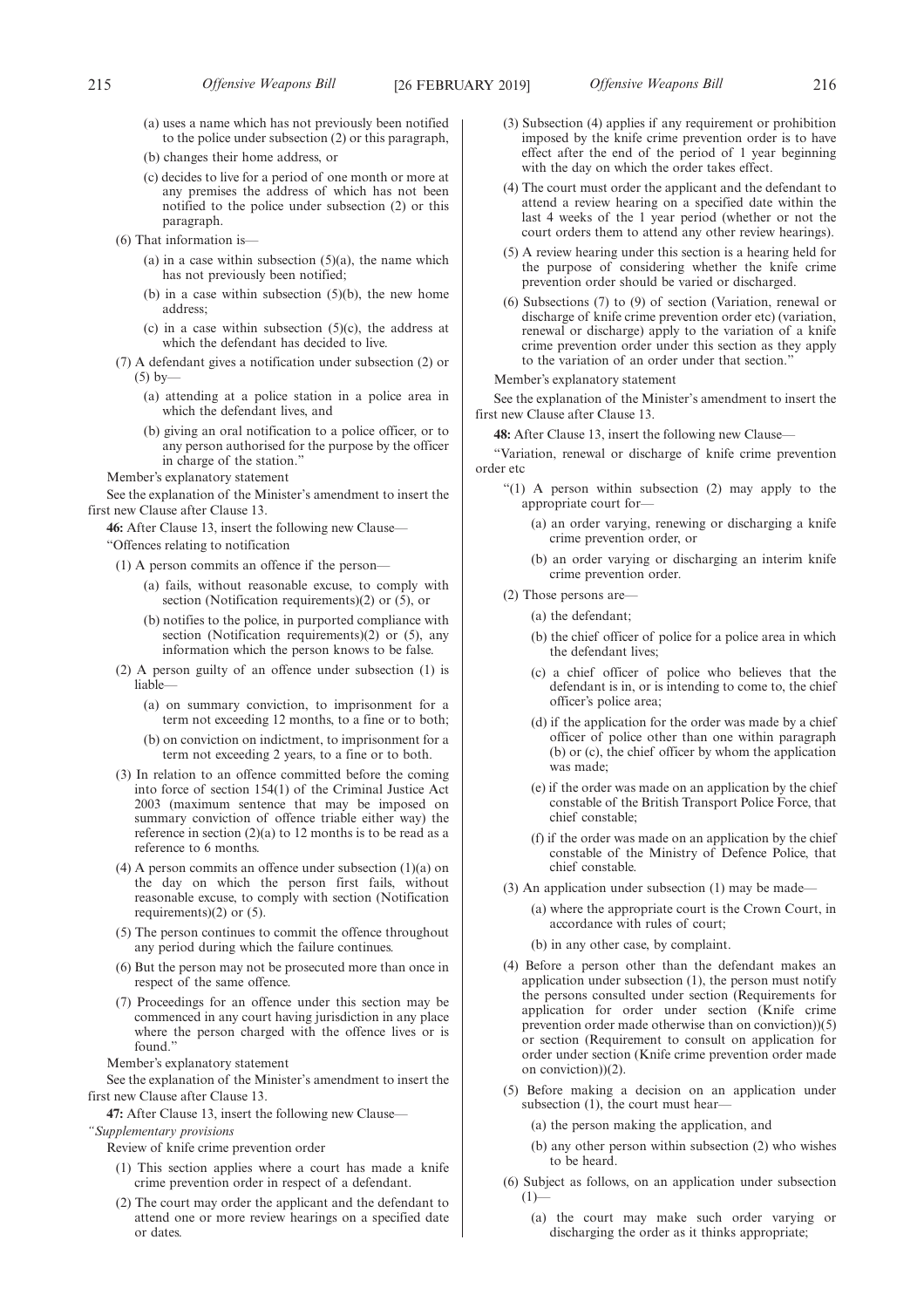(a) uses a name which has not previously been notified to the police under subsection (2) or this paragraph,

(b) changes their home address, or

(c) decides to live for a period of one month or more at any premises the address of which has not been notified to the police under subsection (2) or this paragraph.

(6) That information is—

(a) in a case within subsection (5)(a), the name which has not previously been notified;

(b) in a case within subsection (5)(b), the new home address;

(c) in a case within subsection (5)(c), the address at which the defendant has decided to live.

(7) A defendant gives a notification under subsection (2) or (5) by—

(a) attending at a police station in a police area in which the defendant lives, and

(b) giving an oral notification to a police officer, or to any person authorised for the purpose by the officer in charge of the station."

Member's explanatory statement

See the explanation of the Minister's amendment to insert the first new Clause after Clause 13.

**46:** After Clause 13, insert the following new Clause—

"Offences relating to notification

(1) A person commits an offence if the person—

(a) fails, without reasonable excuse, to comply with section (Notification requirements)(2) or (5), or

(b) notifies to the police, in purported compliance with section (Notification requirements)(2) or (5), any information which the person knows to be false.

(2) A person guilty of an offence under subsection (1) is liable—

(a) on summary conviction, to imprisonment for a term not exceeding 12 months, to a fine or to both;

(b) on conviction on indictment, to imprisonment for a term not exceeding 2 years, to a fine or to both.

(3) In relation to an offence committed before the coming into force of section 154(1) of the Criminal Justice Act 2003 (maximum sentence that may be imposed on summary conviction of offence triable either way) the reference in section (2)(a) to 12 months is to be read as a reference to 6 months.

(4) A person commits an offence under subsection (1)(a) on the day on which the person first fails, without reasonable excuse, to comply with section (Notification requirements)(2) or (5).

(5) The person continues to commit the offence throughout any period during which the failure continues.

(6) But the person may not be prosecuted more than once in respect of the same offence.

(7) Proceedings for an offence under this section may be commenced in any court having jurisdiction in any place where the person charged with the offence lives or is found."

Member's explanatory statement

See the explanation of the Minister's amendment to insert the first new Clause after Clause 13.

**47:** After Clause 13, insert the following new Clause—

*"Supplementary provisions*

Review of knife crime prevention order

(1) This section applies where a court has made a knife crime prevention order in respect of a defendant.

(2) The court may order the applicant and the defendant to attend one or more review hearings on a specified date or dates.

(3) Subsection (4) applies if any requirement or prohibition imposed by the knife crime prevention order is to have effect after the end of the period of 1 year beginning with the day on which the order takes effect.

(4) The court must order the applicant and the defendant to attend a review hearing on a specified date within the last 4 weeks of the 1 year period (whether or not the court orders them to attend any other review hearings).

(5) A review hearing under this section is a hearing held for the purpose of considering whether the knife crime prevention order should be varied or discharged.

(6) Subsections (7) to (9) of section (Variation, renewal or discharge of knife crime prevention order etc) (variation, renewal or discharge) apply to the variation of a knife crime prevention order under this section as they apply to the variation of an order under that section."

Member's explanatory statement

See the explanation of the Minister's amendment to insert the first new Clause after Clause 13.

**48:** After Clause 13, insert the following new Clause—

"Variation, renewal or discharge of knife crime prevention order etc

"(1) A person within subsection (2) may apply to the appropriate court for—

(a) an order varying, renewing or discharging a knife crime prevention order, or

(b) an order varying or discharging an interim knife crime prevention order.

(2) Those persons are—

(a) the defendant;

(b) the chief officer of police for a police area in which the defendant lives;

(c) a chief officer of police who believes that the defendant is in, or is intending to come to, the chief officer's police area;

(d) if the application for the order was made by a chief officer of police other than one within paragraph (b) or (c), the chief officer by whom the application was made;

(e) if the order was made on an application by the chief constable of the British Transport Police Force, that chief constable;

(f) if the order was made on an application by the chief constable of the Ministry of Defence Police, that chief constable.

(3) An application under subsection (1) may be made—

(a) where the appropriate court is the Crown Court, in accordance with rules of court;

(b) in any other case, by complaint.

(4) Before a person other than the defendant makes an application under subsection (1), the person must notify the persons consulted under section (Requirements for application for order under section (Knife crime prevention order made otherwise than on conviction))(5) or section (Requirement to consult on application for order under section (Knife crime prevention order made on conviction))(2).

(5) Before making a decision on an application under subsection (1), the court must hear—

(a) the person making the application, and

(b) any other person within subsection (2) who wishes to be heard.

(6) Subject as follows, on an application under subsection (1)—

(a) the court may make such order varying or discharging the order as it thinks appropriate;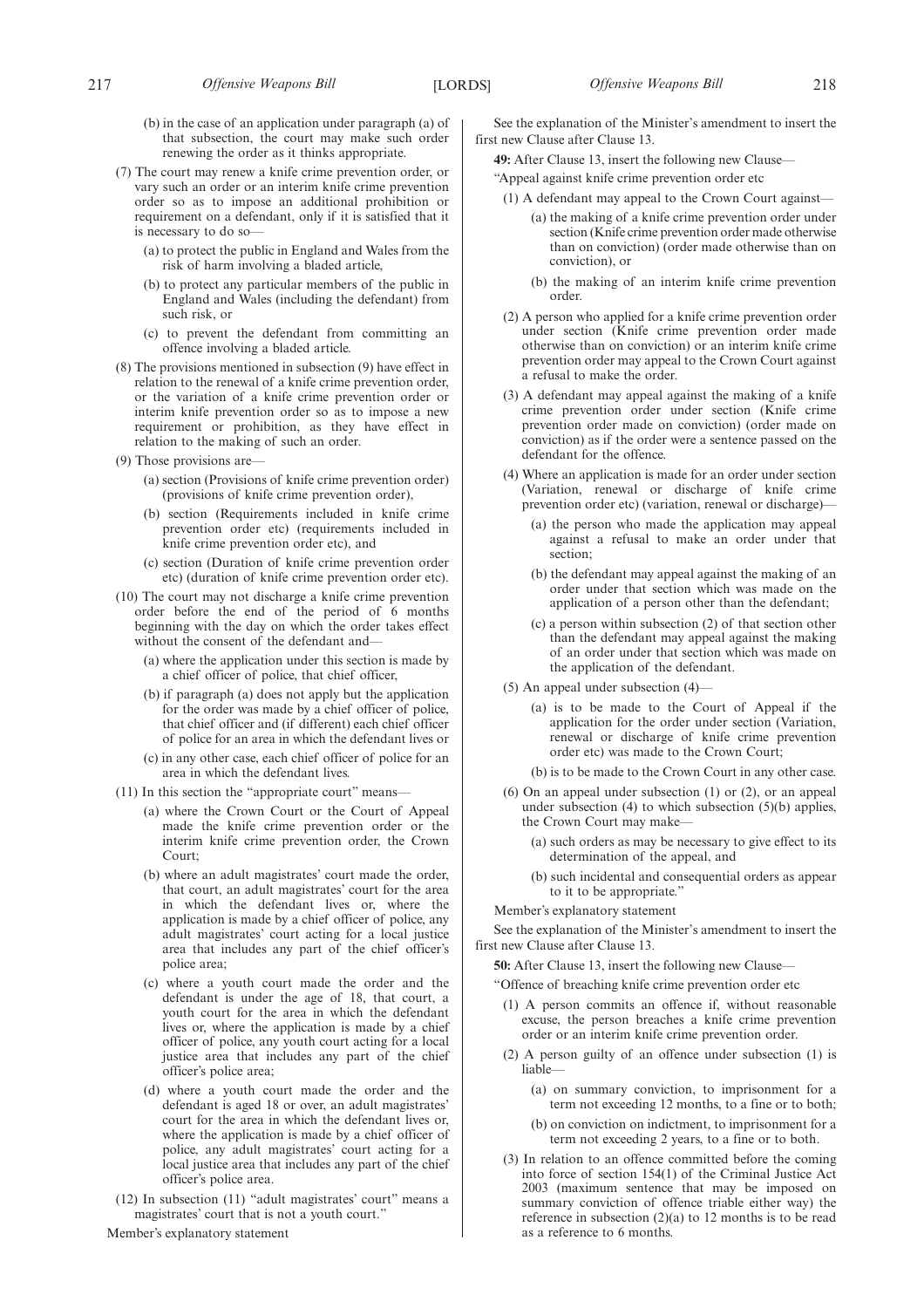(b) in the case of an application under paragraph (a) of that subsection, the court may make such order renewing the order as it thinks appropriate.

(7) The court may renew a knife crime prevention order, or vary such an order or an interim knife crime prevention order so as to impose an additional prohibition or requirement on a defendant, only if it is satisfied that it is necessary to do so—

(a) to protect the public in England and Wales from the risk of harm involving a bladed article,

(b) to protect any particular members of the public in England and Wales (including the defendant) from such risk, or

(c) to prevent the defendant from committing an offence involving a bladed article.

(8) The provisions mentioned in subsection (9) have effect in relation to the renewal of a knife crime prevention order, or the variation of a knife crime prevention order or interim knife prevention order so as to impose a new requirement or prohibition, as they have effect in relation to the making of such an order.

(9) Those provisions are—

(a) section (Provisions of knife crime prevention order) (provisions of knife crime prevention order),

(b) section (Requirements included in knife crime prevention order etc) (requirements included in knife crime prevention order etc), and

(c) section (Duration of knife crime prevention order etc) (duration of knife crime prevention order etc).

(10) The court may not discharge a knife crime prevention order before the end of the period of 6 months beginning with the day on which the order takes effect without the consent of the defendant and—

(a) where the application under this section is made by a chief officer of police, that chief officer,

(b) if paragraph (a) does not apply but the application for the order was made by a chief officer of police, that chief officer and (if different) each chief officer of police for an area in which the defendant lives or

(c) in any other case, each chief officer of police for an area in which the defendant lives.

(11) In this section the "appropriate court" means—

(a) where the Crown Court or the Court of Appeal made the knife crime prevention order or the interim knife crime prevention order, the Crown Court;

(b) where an adult magistrates' court made the order, that court, an adult magistrates' court for the area in which the defendant lives or, where the application is made by a chief officer of police, any adult magistrates' court acting for a local justice area that includes any part of the chief officer's police area;

(c) where a youth court made the order and the defendant is under the age of 18, that court, a youth court for the area in which the defendant lives or, where the application is made by a chief officer of police, any youth court acting for a local justice area that includes any part of the chief officer's police area;

(d) where a youth court made the order and the defendant is aged 18 or over, an adult magistrates' court for the area in which the defendant lives or, where the application is made by a chief officer of police, any adult magistrates' court acting for a local justice area that includes any part of the chief officer's police area.

(12) In subsection (11) "adult magistrates' court" means a magistrates' court that is not a youth court."

Member's explanatory statement

See the explanation of the Minister's amendment to insert the first new Clause after Clause 13.

**49:** After Clause 13, insert the following new Clause—

"Appeal against knife crime prevention order etc

(1) A defendant may appeal to the Crown Court against—

(a) the making of a knife crime prevention order under section (Knife crime prevention order made otherwise than on conviction) (order made otherwise than on conviction), or

(b) the making of an interim knife crime prevention order.

(2) A person who applied for a knife crime prevention order under section (Knife crime prevention order made otherwise than on conviction) or an interim knife crime prevention order may appeal to the Crown Court against a refusal to make the order.

(3) A defendant may appeal against the making of a knife crime prevention order under section (Knife crime prevention order made on conviction) (order made on conviction) as if the order were a sentence passed on the defendant for the offence.

(4) Where an application is made for an order under section (Variation, renewal or discharge of knife crime prevention order etc) (variation, renewal or discharge)—

(a) the person who made the application may appeal against a refusal to make an order under that section;

(b) the defendant may appeal against the making of an order under that section which was made on the application of a person other than the defendant;

(c) a person within subsection (2) of that section other than the defendant may appeal against the making of an order under that section which was made on the application of the defendant.

(5) An appeal under subsection (4)—

(a) is to be made to the Court of Appeal if the application for the order under section (Variation, renewal or discharge of knife crime prevention order etc) was made to the Crown Court;

(b) is to be made to the Crown Court in any other case.

(6) On an appeal under subsection (1) or (2), or an appeal under subsection (4) to which subsection (5)(b) applies, the Crown Court may make—

(a) such orders as may be necessary to give effect to its determination of the appeal, and

(b) such incidental and consequential orders as appear to it to be appropriate."

Member's explanatory statement

See the explanation of the Minister's amendment to insert the first new Clause after Clause 13.

**50:** After Clause 13, insert the following new Clause—

"Offence of breaching knife crime prevention order etc

(1) A person commits an offence if, without reasonable excuse, the person breaches a knife crime prevention order or an interim knife crime prevention order.

(2) A person guilty of an offence under subsection (1) is liable—

(a) on summary conviction, to imprisonment for a term not exceeding 12 months, to a fine or to both;

(b) on conviction on indictment, to imprisonment for a term not exceeding 2 years, to a fine or to both.

(3) In relation to an offence committed before the coming into force of section 154(1) of the Criminal Justice Act 2003 (maximum sentence that may be imposed on summary conviction of offence triable either way) the reference in subsection (2)(a) to 12 months is to be read as a reference to 6 months.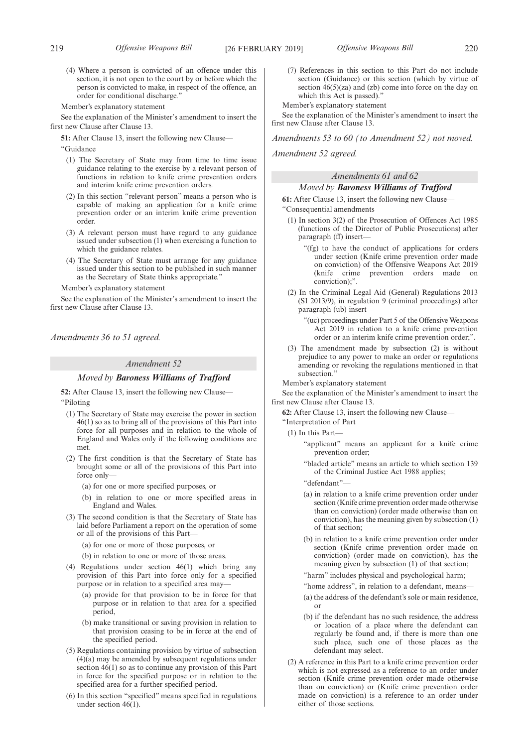(4) Where a person is convicted of an offence under this section, it is not open to the court by or before which the person is convicted to make, in respect of the offence, an order for conditional discharge."

Member's explanatory statement

See the explanation of the Minister's amendment to insert the first new Clause after Clause 13.

**51:** After Clause 13, insert the following new Clause—

"Guidance

(1) The Secretary of State may from time to time issue guidance relating to the exercise by a relevant person of functions in relation to knife crime prevention orders and interim knife crime prevention orders.

(2) In this section "relevant person" means a person who is capable of making an application for a knife crime prevention order or an interim knife crime prevention order.

(3) A relevant person must have regard to any guidance issued under subsection (1) when exercising a function to which the guidance relates.

(4) The Secretary of State must arrange for any guidance issued under this section to be published in such manner as the Secretary of State thinks appropriate."

Member's explanatory statement

See the explanation of the Minister's amendment to insert the first new Clause after Clause 13.

*Amendments 36 to 51 agreed.*

### *Amendment 52*

#### *Moved by* ***Baroness Williams of Trafford***

**52:** After Clause 13, insert the following new Clause—

"Piloting

(1) The Secretary of State may exercise the power in section 46(1) so as to bring all of the provisions of this Part into force for all purposes and in relation to the whole of England and Wales only if the following conditions are met.

(2) The first condition is that the Secretary of State has brought some or all of the provisions of this Part into force only—

(a) for one or more specified purposes, or

(b) in relation to one or more specified areas in England and Wales.

(3) The second condition is that the Secretary of State has laid before Parliament a report on the operation of some or all of the provisions of this Part—

(a) for one or more of those purposes, or

(b) in relation to one or more of those areas.

(4) Regulations under section 46(1) which bring any provision of this Part into force only for a specified purpose or in relation to a specified area may—

(a) provide for that provision to be in force for that purpose or in relation to that area for a specified period,

(b) make transitional or saving provision in relation to that provision ceasing to be in force at the end of the specified period.

(5) Regulations containing provision by virtue of subsection (4)(a) may be amended by subsequent regulations under section 46(1) so as to continue any provision of this Part in force for the specified purpose or in relation to the specified area for a further specified period.

(6) In this section "specified" means specified in regulations under section 46(1).

(7) References in this section to this Part do not include section (Guidance) or this section (which by virtue of section 46(5)(za) and (zb) come into force on the day on which this Act is passed)."

Member's explanatory statement

See the explanation of the Minister's amendment to insert the first new Clause after Clause 13.

*Amendments 53 to 60 (to Amendment 52) not moved.*

*Amendment 52 agreed.*

### *Amendments 61 and 62*

#### *Moved by* ***Baroness Williams of Trafford***

**61:** After Clause 13, insert the following new Clause—

"Consequential amendments

(1) In section 3(2) of the Prosecution of Offences Act 1985 (functions of the Director of Public Prosecutions) after paragraph (ff) insert—

"(fg) to have the conduct of applications for orders under section (Knife crime prevention order made on conviction) of the Offensive Weapons Act 2019 (knife crime prevention orders made on conviction);".

(2) In the Criminal Legal Aid (General) Regulations 2013 (SI 2013/9), in regulation 9 (criminal proceedings) after paragraph (ub) insert—

"(uc) proceedings under Part 5 of the Offensive Weapons Act 2019 in relation to a knife crime prevention order or an interim knife crime prevention order;".

(3) The amendment made by subsection (2) is without prejudice to any power to make an order or regulations amending or revoking the regulations mentioned in that subsection."

Member's explanatory statement

See the explanation of the Minister's amendment to insert the first new Clause after Clause 13.

**62:** After Clause 13, insert the following new Clause—

"Interpretation of Part

(1) In this Part—

"applicant" means an applicant for a knife crime prevention order;

"bladed article" means an article to which section 139 of the Criminal Justice Act 1988 applies;

"defendant"—

(a) in relation to a knife crime prevention order under section (Knife crime prevention order made otherwise than on conviction) (order made otherwise than on conviction), has the meaning given by subsection (1) of that section;

(b) in relation to a knife crime prevention order under section (Knife crime prevention order made on conviction) (order made on conviction), has the meaning given by subsection (1) of that section;

"harm" includes physical and psychological harm;

"home address", in relation to a defendant, means—

(a) the address of the defendant's sole or main residence, or

(b) if the defendant has no such residence, the address or location of a place where the defendant can regularly be found and, if there is more than one such place, such one of those places as the defendant may select.

(2) A reference in this Part to a knife crime prevention order which is not expressed as a reference to an order under section (Knife crime prevention order made otherwise than on conviction) or (Knife crime prevention order made on conviction) is a reference to an order under either of those sections.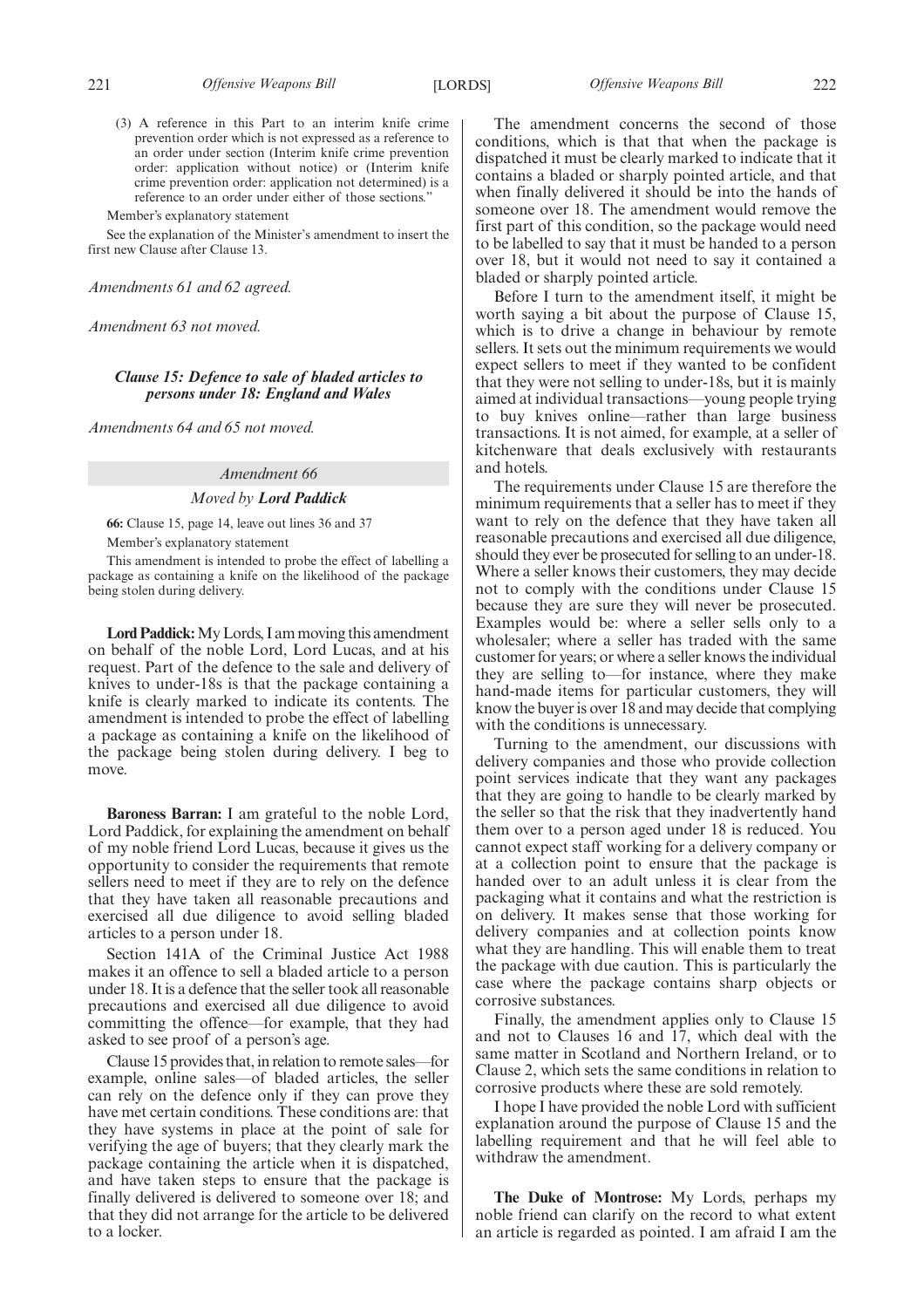(3) A reference in this Part to an interim knife crime prevention order which is not expressed as a reference to an order under section (Interim knife crime prevention order: application without notice) or (Interim knife crime prevention order: application not determined) is a reference to an order under either of those sections."

Member's explanatory statement

See the explanation of the Minister's amendment to insert the first new Clause after Clause 13.

*Amendments 61 and 62 agreed.*

*Amendment 63 not moved.*

### *Clause 15: Defence to sale of bladed articles to persons under 18: England and Wales*

*Amendments 64 and 65 not moved.*

*Amendment 66*

*Moved by* ***Lord Paddick***

**66:** Clause 15, page 14, leave out lines 36 and 37

Member's explanatory statement

This amendment is intended to probe the effect of labelling a package as containing a knife on the likelihood of the package being stolen during delivery.

**Lord Paddick:** My Lords, I am moving this amendment on behalf of the noble Lord, Lord Lucas, and at his request. Part of the defence to the sale and delivery of knives to under-18s is that the package containing a knife is clearly marked to indicate its contents. The amendment is intended to probe the effect of labelling a package as containing a knife on the likelihood of the package being stolen during delivery. I beg to move.

**Baroness Barran:** I am grateful to the noble Lord, Lord Paddick, for explaining the amendment on behalf of my noble friend Lord Lucas, because it gives us the opportunity to consider the requirements that remote sellers need to meet if they are to rely on the defence that they have taken all reasonable precautions and exercised all due diligence to avoid selling bladed articles to a person under 18.

Section 141A of the Criminal Justice Act 1988 makes it an offence to sell a bladed article to a person under 18. It is a defence that the seller took all reasonable precautions and exercised all due diligence to avoid committing the offence—for example, that they had asked to see proof of a person's age.

Clause 15 provides that, in relation to remote sales—for example, online sales—of bladed articles, the seller can rely on the defence only if they can prove they have met certain conditions. These conditions are: that they have systems in place at the point of sale for verifying the age of buyers; that they clearly mark the package containing the article when it is dispatched, and have taken steps to ensure that the package is finally delivered is delivered to someone over 18; and that they did not arrange for the article to be delivered to a locker.

The amendment concerns the second of those conditions, which is that that when the package is dispatched it must be clearly marked to indicate that it contains a bladed or sharply pointed article, and that when finally delivered it should be into the hands of someone over 18. The amendment would remove the first part of this condition, so the package would need to be labelled to say that it must be handed to a person over 18, but it would not need to say it contained a bladed or sharply pointed article.

Before I turn to the amendment itself, it might be worth saying a bit about the purpose of Clause 15, which is to drive a change in behaviour by remote sellers. It sets out the minimum requirements we would expect sellers to meet if they wanted to be confident that they were not selling to under-18s, but it is mainly aimed at individual transactions—young people trying to buy knives online—rather than large business transactions. It is not aimed, for example, at a seller of kitchenware that deals exclusively with restaurants and hotels.

The requirements under Clause 15 are therefore the minimum requirements that a seller has to meet if they want to rely on the defence that they have taken all reasonable precautions and exercised all due diligence, should they ever be prosecuted for selling to an under-18. Where a seller knows their customers, they may decide not to comply with the conditions under Clause 15 because they are sure they will never be prosecuted. Examples would be: where a seller sells only to a wholesaler; where a seller has traded with the same customer for years; or where a seller knows the individual they are selling to—for instance, where they make hand-made items for particular customers, they will know the buyer is over 18 and may decide that complying with the conditions is unnecessary.

Turning to the amendment, our discussions with delivery companies and those who provide collection point services indicate that they want any packages that they are going to handle to be clearly marked by the seller so that the risk that they inadvertently hand them over to a person aged under 18 is reduced. You cannot expect staff working for a delivery company or at a collection point to ensure that the package is handed over to an adult unless it is clear from the packaging what it contains and what the restriction is on delivery. It makes sense that those working for delivery companies and at collection points know what they are handling. This will enable them to treat the package with due caution. This is particularly the case where the package contains sharp objects or corrosive substances.

Finally, the amendment applies only to Clause 15 and not to Clauses 16 and 17, which deal with the same matter in Scotland and Northern Ireland, or to Clause 2, which sets the same conditions in relation to corrosive products where these are sold remotely.

I hope I have provided the noble Lord with sufficient explanation around the purpose of Clause 15 and the labelling requirement and that he will feel able to withdraw the amendment.

**The Duke of Montrose:** My Lords, perhaps my noble friend can clarify on the record to what extent an article is regarded as pointed. I am afraid I am the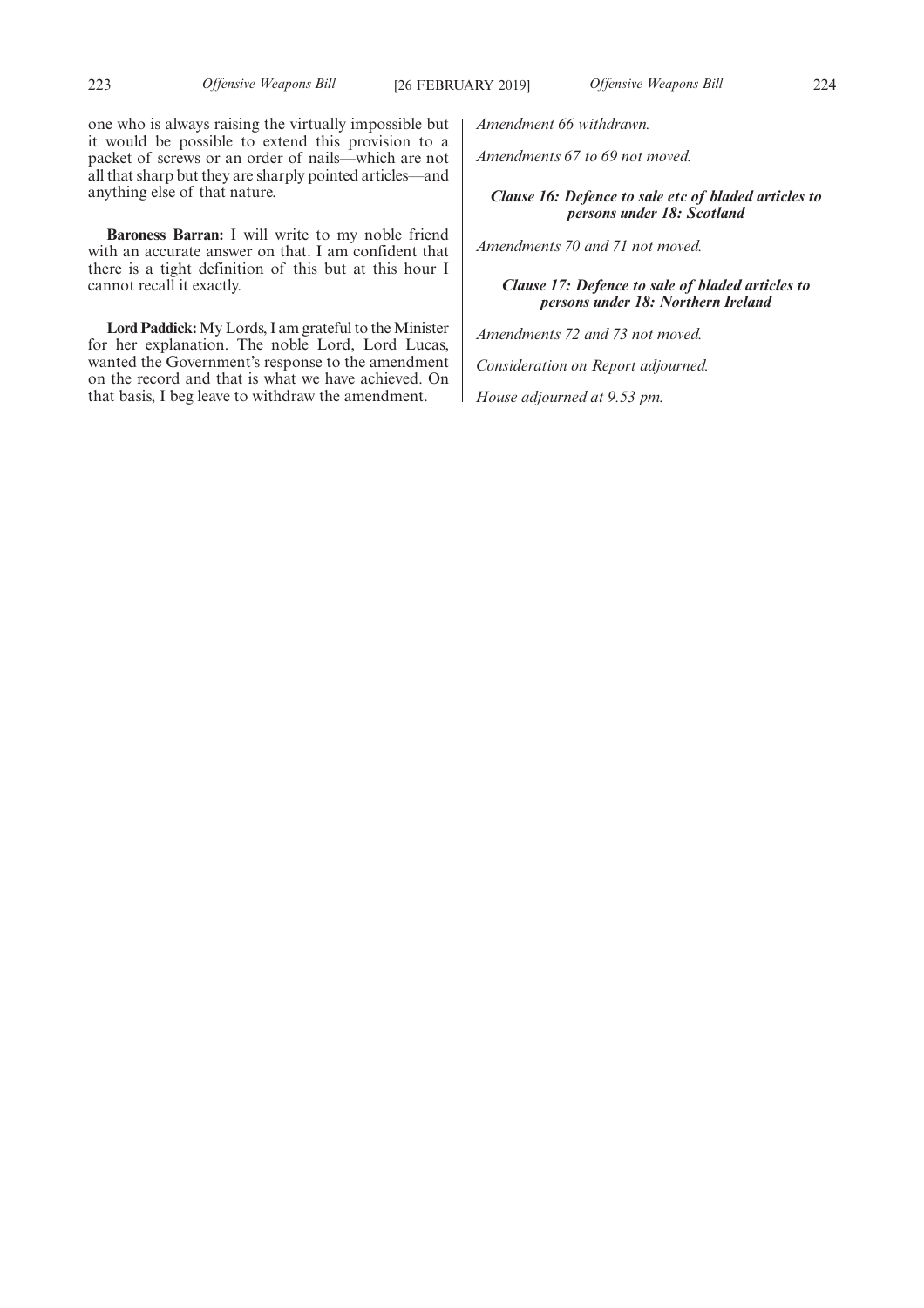one who is always raising the virtually impossible but it would be possible to extend this provision to a packet of screws or an order of nails—which are not all that sharp but they are sharply pointed articles—and anything else of that nature.

**Baroness Barran:** I will write to my noble friend with an accurate answer on that. I am confident that there is a tight definition of this but at this hour I cannot recall it exactly.

**Lord Paddick:** My Lords, I am grateful to the Minister for her explanation. The noble Lord, Lord Lucas, wanted the Government's response to the amendment on the record and that is what we have achieved. On that basis, I beg leave to withdraw the amendment.

*Amendment 66 withdrawn.*

*Amendments 67 to 69 not moved.*

***Clause 16: Defence to sale etc of bladed articles to persons under 18: Scotland***

*Amendments 70 and 71 not moved.*

***Clause 17: Defence to sale of bladed articles to persons under 18: Northern Ireland***

*Amendments 72 and 73 not moved.*

*Consideration on Report adjourned.*

*House adjourned at 9.53 pm.*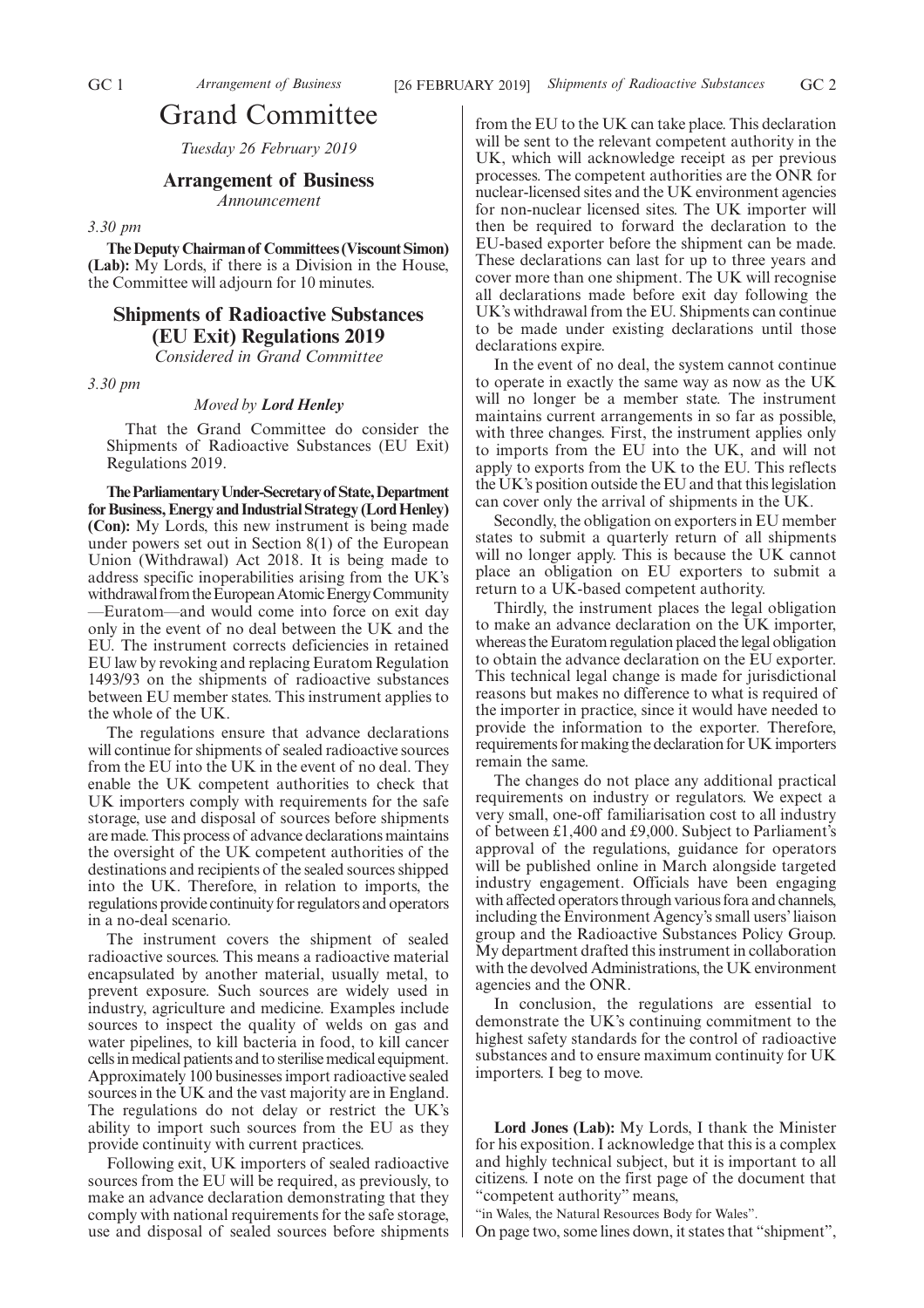# Grand Committee

*Tuesday 26 February 2019*

## Arrangement of Business

*Announcement*

*3.30 pm*

**The Deputy Chairman of Committees (Viscount Simon) (Lab):** My Lords, if there is a Division in the House, the Committee will adjourn for 10 minutes.

## Shipments of Radioactive Substances (EU Exit) Regulations 2019

*Considered in Grand Committee*

*3.30 pm*

*Moved by* ***Lord Henley***

That the Grand Committee do consider the Shipments of Radioactive Substances (EU Exit) Regulations 2019.

**The Parliamentary Under-Secretary of State, Department for Business, Energy and Industrial Strategy (Lord Henley) (Con):** My Lords, this new instrument is being made under powers set out in Section 8(1) of the European Union (Withdrawal) Act 2018. It is being made to address specific inoperabilities arising from the UK's withdrawal from the European Atomic Energy Community—Euratom—and would come into force on exit day only in the event of no deal between the UK and the EU. The instrument corrects deficiencies in retained EU law by revoking and replacing Euratom Regulation 1493/93 on the shipments of radioactive substances between EU member states. This instrument applies to the whole of the UK.

The regulations ensure that advance declarations will continue for shipments of sealed radioactive sources from the EU into the UK in the event of no deal. They enable the UK competent authorities to check that UK importers comply with requirements for the safe storage, use and disposal of sources before shipments are made. This process of advance declarations maintains the oversight of the UK competent authorities of the destinations and recipients of the sealed sources shipped into the UK. Therefore, in relation to imports, the regulations provide continuity for regulators and operators in a no-deal scenario.

The instrument covers the shipment of sealed radioactive sources. This means a radioactive material encapsulated by another material, usually metal, to prevent exposure. Such sources are widely used in industry, agriculture and medicine. Examples include sources to inspect the quality of welds on gas and water pipelines, to kill bacteria in food, to kill cancer cells in medical patients and to sterilise medical equipment. Approximately 100 businesses import radioactive sealed sources in the UK and the vast majority are in England. The regulations do not delay or restrict the UK's ability to import such sources from the EU as they provide continuity with current practices.

Following exit, UK importers of sealed radioactive sources from the EU will be required, as previously, to make an advance declaration demonstrating that they comply with national requirements for the safe storage, use and disposal of sealed sources before shipments from the EU to the UK can take place. This declaration will be sent to the relevant competent authority in the UK, which will acknowledge receipt as per previous processes. The competent authorities are the ONR for nuclear-licensed sites and the UK environment agencies for non-nuclear licensed sites. The UK importer will then be required to forward the declaration to the EU-based exporter before the shipment can be made. These declarations can last for up to three years and cover more than one shipment. The UK will recognise all declarations made before exit day following the UK's withdrawal from the EU. Shipments can continue to be made under existing declarations until those declarations expire.

In the event of no deal, the system cannot continue to operate in exactly the same way as now as the UK will no longer be a member state. The instrument maintains current arrangements in so far as possible, with three changes. First, the instrument applies only to imports from the EU into the UK, and will not apply to exports from the UK to the EU. This reflects the UK's position outside the EU and that this legislation can cover only the arrival of shipments in the UK.

Secondly, the obligation on exporters in EU member states to submit a quarterly return of all shipments will no longer apply. This is because the UK cannot place an obligation on EU exporters to submit a return to a UK-based competent authority.

Thirdly, the instrument places the legal obligation to make an advance declaration on the UK importer, whereas the Euratom regulation placed the legal obligation to obtain the advance declaration on the EU exporter. This technical legal change is made for jurisdictional reasons but makes no difference to what is required of the importer in practice, since it would have needed to provide the information to the exporter. Therefore, requirements for making the declaration for UK importers remain the same.

The changes do not place any additional practical requirements on industry or regulators. We expect a very small, one-off familiarisation cost to all industry of between £1,400 and £9,000. Subject to Parliament's approval of the regulations, guidance for operators will be published online in March alongside targeted industry engagement. Officials have been engaging with affected operators through various fora and channels, including the Environment Agency's small users' liaison group and the Radioactive Substances Policy Group. My department drafted this instrument in collaboration with the devolved Administrations, the UK environment agencies and the ONR.

In conclusion, the regulations are essential to demonstrate the UK's continuing commitment to the highest safety standards for the control of radioactive substances and to ensure maximum continuity for UK importers. I beg to move.

**Lord Jones (Lab):** My Lords, I thank the Minister for his exposition. I acknowledge that this is a complex and highly technical subject, but it is important to all citizens. I note on the first page of the document that "competent authority" means,

"in Wales, the Natural Resources Body for Wales".

On page two, some lines down, it states that "shipment",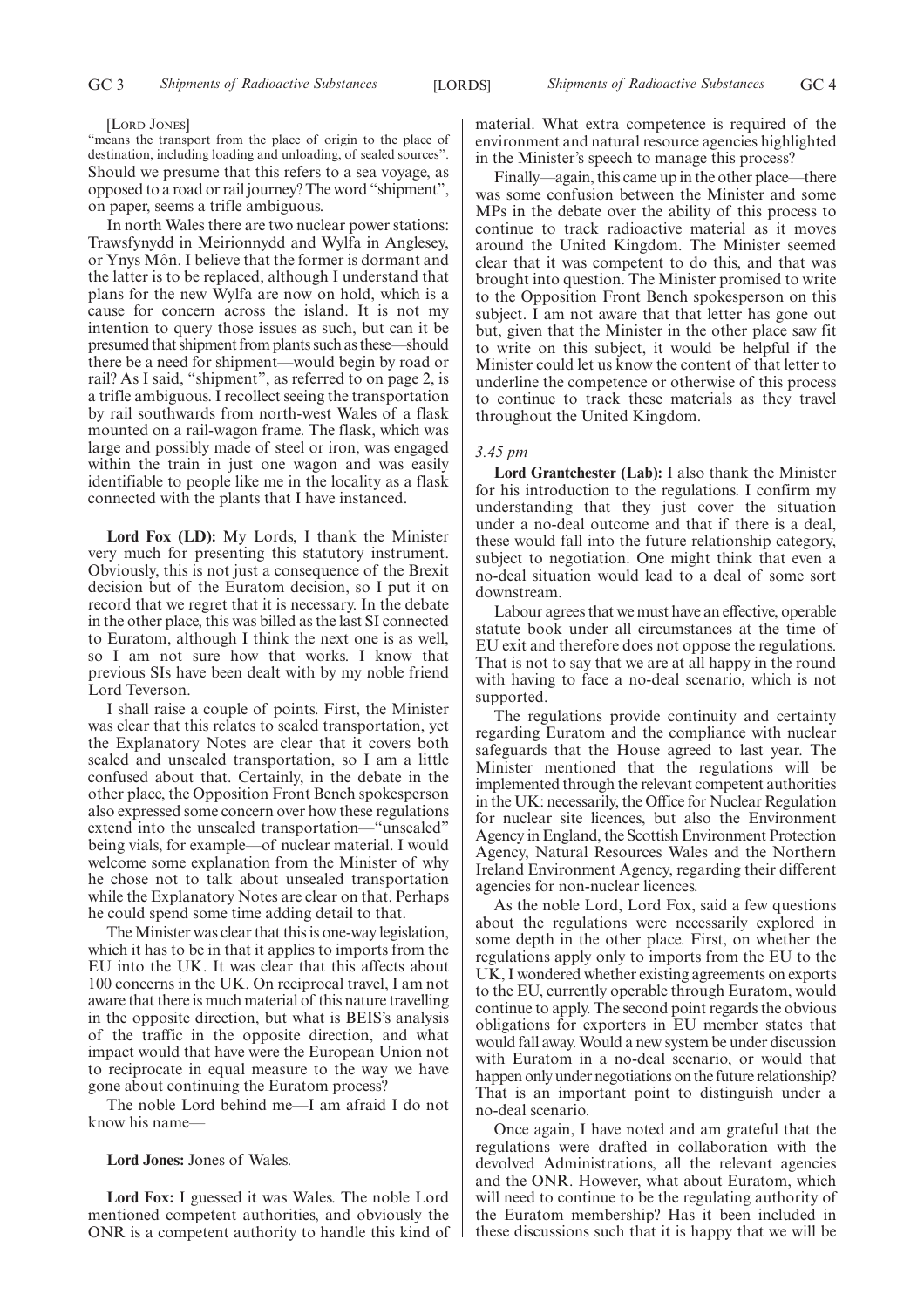[Lord Jones]

"means the transport from the place of origin to the place of destination, including loading and unloading, of sealed sources".

Should we presume that this refers to a sea voyage, as opposed to a road or rail journey? The word "shipment", on paper, seems a trifle ambiguous.

In north Wales there are two nuclear power stations: Trawsfynydd in Meirionnydd and Wylfa in Anglesey, or Ynys Môn. I believe that the former is dormant and the latter is to be replaced, although I understand that plans for the new Wylfa are now on hold, which is a cause for concern across the island. It is not my intention to query those issues as such, but can it be presumed that shipment from plants such as these—should there be a need for shipment—would begin by road or rail? As I said, "shipment", as referred to on page 2, is a trifle ambiguous. I recollect seeing the transportation by rail southwards from north-west Wales of a flask mounted on a rail-wagon frame. The flask, which was large and possibly made of steel or iron, was engaged within the train in just one wagon and was easily identifiable to people like me in the locality as a flask connected with the plants that I have instanced.

**Lord Fox (LD):** My Lords, I thank the Minister very much for presenting this statutory instrument. Obviously, this is not just a consequence of the Brexit decision but of the Euratom decision, so I put it on record that we regret that it is necessary. In the debate in the other place, this was billed as the last SI connected to Euratom, although I think the next one is as well, so I am not sure how that works. I know that previous SIs have been dealt with by my noble friend Lord Teverson.

I shall raise a couple of points. First, the Minister was clear that this relates to sealed transportation, yet the Explanatory Notes are clear that it covers both sealed and unsealed transportation, so I am a little confused about that. Certainly, in the debate in the other place, the Opposition Front Bench spokesperson also expressed some concern over how these regulations extend into the unsealed transportation—"unsealed" being vials, for example—of nuclear material. I would welcome some explanation from the Minister of why he chose not to talk about unsealed transportation while the Explanatory Notes are clear on that. Perhaps he could spend some time adding detail to that.

The Minister was clear that this is one-way legislation, which it has to be in that it applies to imports from the EU into the UK. It was clear that this affects about 100 concerns in the UK. On reciprocal travel, I am not aware that there is much material of this nature travelling in the opposite direction, but what is BEIS's analysis of the traffic in the opposite direction, and what impact would that have were the European Union not to reciprocate in equal measure to the way we have gone about continuing the Euratom process?

The noble Lord behind me—I am afraid I do not know his name—

**Lord Jones:** Jones of Wales.

**Lord Fox:** I guessed it was Wales. The noble Lord mentioned competent authorities, and obviously the ONR is a competent authority to handle this kind of material. What extra competence is required of the environment and natural resource agencies highlighted in the Minister's speech to manage this process?

Finally—again, this came up in the other place—there was some confusion between the Minister and some MPs in the debate over the ability of this process to continue to track radioactive material as it moves around the United Kingdom. The Minister seemed clear that it was competent to do this, and that was brought into question. The Minister promised to write to the Opposition Front Bench spokesperson on this subject. I am not aware that that letter has gone out but, given that the Minister in the other place saw fit to write on this subject, it would be helpful if the Minister could let us know the content of that letter to underline the competence or otherwise of this process to continue to track these materials as they travel throughout the United Kingdom.

*3.45 pm*

**Lord Grantchester (Lab):** I also thank the Minister for his introduction to the regulations. I confirm my understanding that they just cover the situation under a no-deal outcome and that if there is a deal, these would fall into the future relationship category, subject to negotiation. One might think that even a no-deal situation would lead to a deal of some sort downstream.

Labour agrees that we must have an effective, operable statute book under all circumstances at the time of EU exit and therefore does not oppose the regulations. That is not to say that we are at all happy in the round with having to face a no-deal scenario, which is not supported.

The regulations provide continuity and certainty regarding Euratom and the compliance with nuclear safeguards that the House agreed to last year. The Minister mentioned that the regulations will be implemented through the relevant competent authorities in the UK: necessarily, the Office for Nuclear Regulation for nuclear site licences, but also the Environment Agency in England, the Scottish Environment Protection Agency, Natural Resources Wales and the Northern Ireland Environment Agency, regarding their different agencies for non-nuclear licences.

As the noble Lord, Lord Fox, said a few questions about the regulations were necessarily explored in some depth in the other place. First, on whether the regulations apply only to imports from the EU to the UK, I wondered whether existing agreements on exports to the EU, currently operable through Euratom, would continue to apply. The second point regards the obvious obligations for exporters in EU member states that would fall away. Would a new system be under discussion with Euratom in a no-deal scenario, or would that happen only under negotiations on the future relationship? That is an important point to distinguish under a no-deal scenario.

Once again, I have noted and am grateful that the regulations were drafted in collaboration with the devolved Administrations, all the relevant agencies and the ONR. However, what about Euratom, which will need to continue to be the regulating authority of the Euratom membership? Has it been included in these discussions such that it is happy that we will be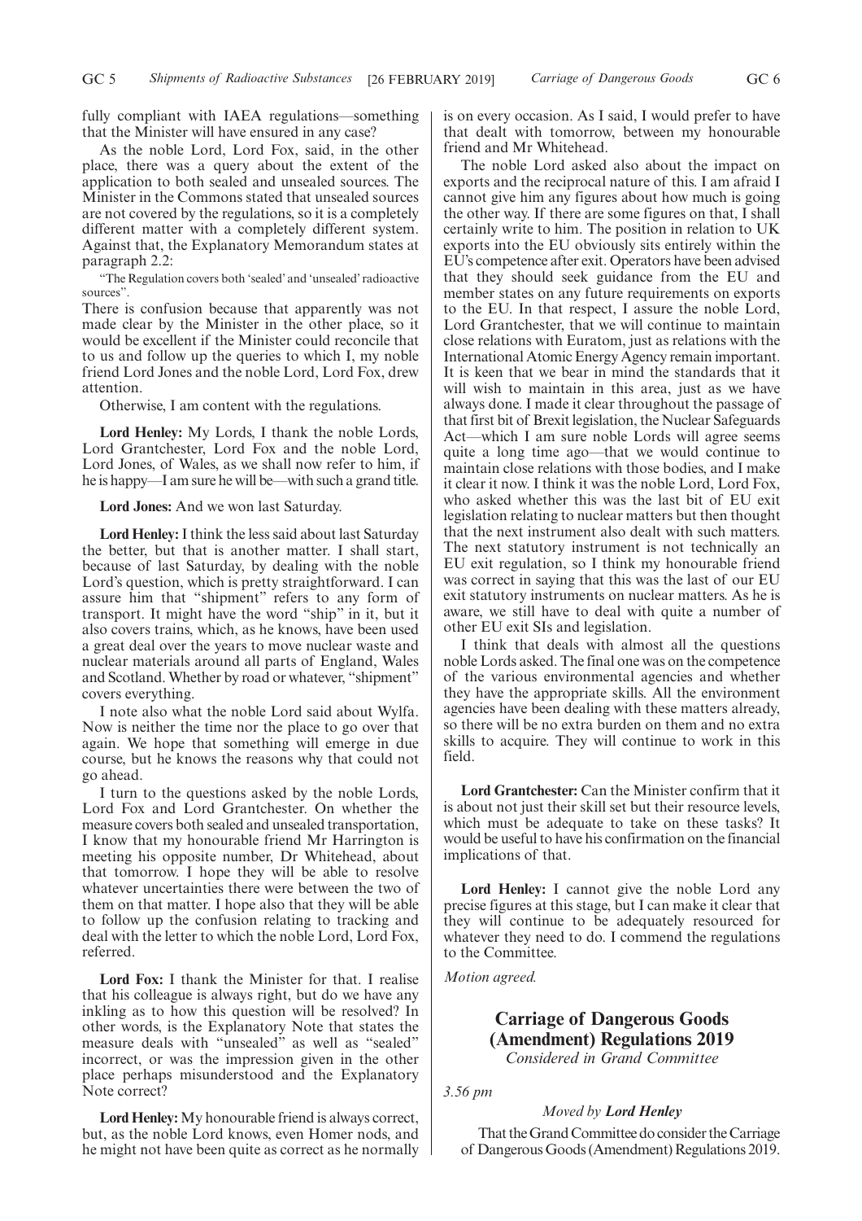fully compliant with IAEA regulations—something that the Minister will have ensured in any case?

As the noble Lord, Lord Fox, said, in the other place, there was a query about the extent of the application to both sealed and unsealed sources. The Minister in the Commons stated that unsealed sources are not covered by the regulations, so it is a completely different matter with a completely different system. Against that, the Explanatory Memorandum states at paragraph 2.2:

"The Regulation covers both 'sealed' and 'unsealed' radioactive sources".

There is confusion because that apparently was not made clear by the Minister in the other place, so it would be excellent if the Minister could reconcile that to us and follow up the queries to which I, my noble friend Lord Jones and the noble Lord, Lord Fox, drew attention.

Otherwise, I am content with the regulations.

**Lord Henley:** My Lords, I thank the noble Lords, Lord Grantchester, Lord Fox and the noble Lord, Lord Jones, of Wales, as we shall now refer to him, if he is happy—I am sure he will be—with such a grand title.

**Lord Jones:** And we won last Saturday.

**Lord Henley:** I think the less said about last Saturday the better, but that is another matter. I shall start, because of last Saturday, by dealing with the noble Lord's question, which is pretty straightforward. I can assure him that "shipment" refers to any form of transport. It might have the word "ship" in it, but it also covers trains, which, as he knows, have been used a great deal over the years to move nuclear waste and nuclear materials around all parts of England, Wales and Scotland. Whether by road or whatever, "shipment" covers everything.

I note also what the noble Lord said about Wylfa. Now is neither the time nor the place to go over that again. We hope that something will emerge in due course, but he knows the reasons why that could not go ahead.

I turn to the questions asked by the noble Lords, Lord Fox and Lord Grantchester. On whether the measure covers both sealed and unsealed transportation, I know that my honourable friend Mr Harrington is meeting his opposite number, Dr Whitehead, about that tomorrow. I hope they will be able to resolve whatever uncertainties there were between the two of them on that matter. I hope also that they will be able to follow up the confusion relating to tracking and deal with the letter to which the noble Lord, Lord Fox, referred.

**Lord Fox:** I thank the Minister for that. I realise that his colleague is always right, but do we have any inkling as to how this question will be resolved? In other words, is the Explanatory Note that states the measure deals with "unsealed" as well as "sealed" incorrect, or was the impression given in the other place perhaps misunderstood and the Explanatory Note correct?

**Lord Henley:** My honourable friend is always correct, but, as the noble Lord knows, even Homer nods, and he might not have been quite as correct as he normally is on every occasion. As I said, I would prefer to have that dealt with tomorrow, between my honourable friend and Mr Whitehead.

The noble Lord asked also about the impact on exports and the reciprocal nature of this. I am afraid I cannot give him any figures about how much is going the other way. If there are some figures on that, I shall certainly write to him. The position in relation to UK exports into the EU obviously sits entirely within the EU's competence after exit. Operators have been advised that they should seek guidance from the EU and member states on any future requirements on exports to the EU. In that respect, I assure the noble Lord, Lord Grantchester, that we will continue to maintain close relations with Euratom, just as relations with the International Atomic Energy Agency remain important. It is keen that we bear in mind the standards that it will wish to maintain in this area, just as we have always done. I made it clear throughout the passage of that first bit of Brexit legislation, the Nuclear Safeguards Act—which I am sure noble Lords will agree seems quite a long time ago—that we would continue to maintain close relations with those bodies, and I make it clear it now. I think it was the noble Lord, Lord Fox, who asked whether this was the last bit of EU exit legislation relating to nuclear matters but then thought that the next instrument also dealt with such matters. The next statutory instrument is not technically an EU exit regulation, so I think my honourable friend was correct in saying that this was the last of our EU exit statutory instruments on nuclear matters. As he is aware, we still have to deal with quite a number of other EU exit SIs and legislation.

I think that deals with almost all the questions noble Lords asked. The final one was on the competence of the various environmental agencies and whether they have the appropriate skills. All the environment agencies have been dealing with these matters already, so there will be no extra burden on them and no extra skills to acquire. They will continue to work in this field.

**Lord Grantchester:** Can the Minister confirm that it is about not just their skill set but their resource levels, which must be adequate to take on these tasks? It would be useful to have his confirmation on the financial implications of that.

**Lord Henley:** I cannot give the noble Lord any precise figures at this stage, but I can make it clear that they will continue to be adequately resourced for whatever they need to do. I commend the regulations to the Committee.

*Motion agreed.*

## Carriage of Dangerous Goods (Amendment) Regulations 2019

*Considered in Grand Committee*

*3.56 pm*

*Moved by **Lord Henley***

That the Grand Committee do consider the Carriage of Dangerous Goods (Amendment) Regulations 2019.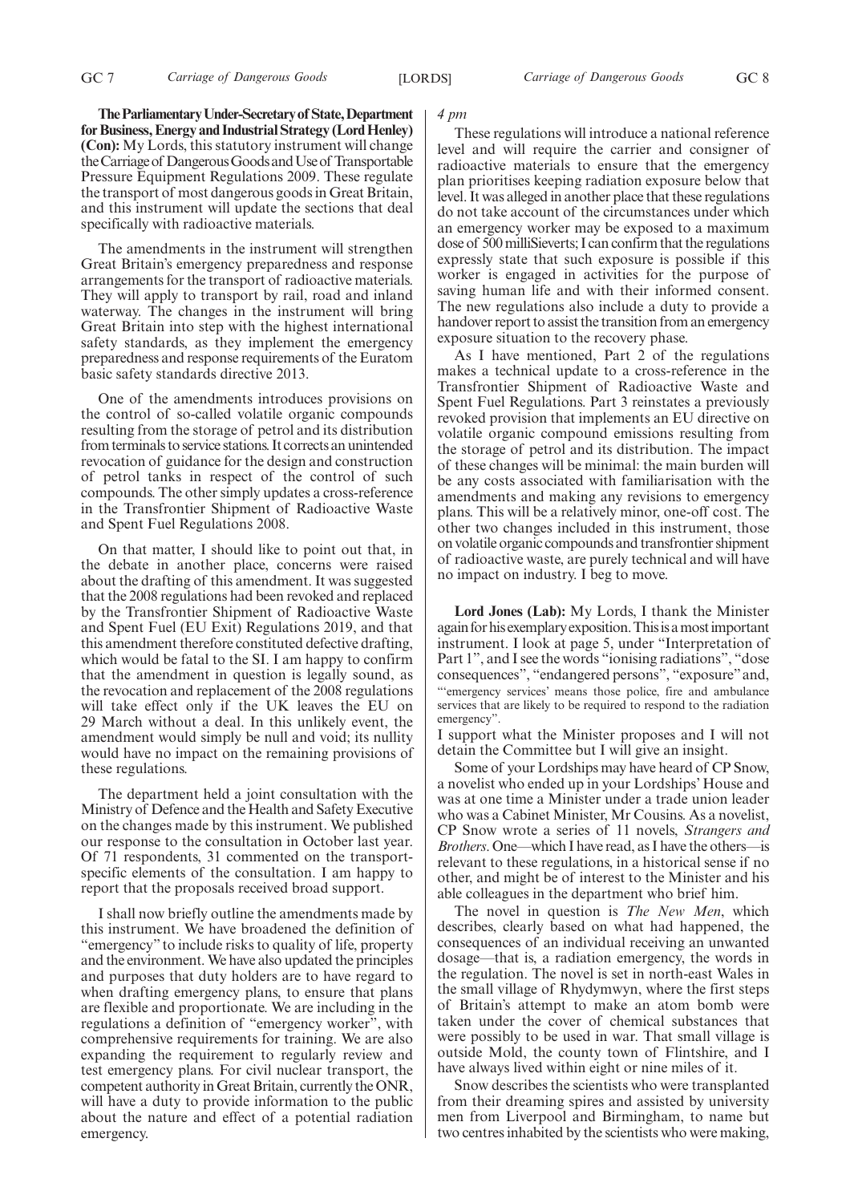**The Parliamentary Under-Secretary of State, Department for Business, Energy and Industrial Strategy (Lord Henley) (Con):** My Lords, this statutory instrument will change the Carriage of Dangerous Goods and Use of Transportable Pressure Equipment Regulations 2009. These regulate the transport of most dangerous goods in Great Britain, and this instrument will update the sections that deal specifically with radioactive materials.

The amendments in the instrument will strengthen Great Britain's emergency preparedness and response arrangements for the transport of radioactive materials. They will apply to transport by rail, road and inland waterway. The changes in the instrument will bring Great Britain into step with the highest international safety standards, as they implement the emergency preparedness and response requirements of the Euratom basic safety standards directive 2013.

One of the amendments introduces provisions on the control of so-called volatile organic compounds resulting from the storage of petrol and its distribution from terminals to service stations. It corrects an unintended revocation of guidance for the design and construction of petrol tanks in respect of the control of such compounds. The other simply updates a cross-reference in the Transfrontier Shipment of Radioactive Waste and Spent Fuel Regulations 2008.

On that matter, I should like to point out that, in the debate in another place, concerns were raised about the drafting of this amendment. It was suggested that the 2008 regulations had been revoked and replaced by the Transfrontier Shipment of Radioactive Waste and Spent Fuel (EU Exit) Regulations 2019, and that this amendment therefore constituted defective drafting, which would be fatal to the SI. I am happy to confirm that the amendment in question is legally sound, as the revocation and replacement of the 2008 regulations will take effect only if the UK leaves the EU on 29 March without a deal. In this unlikely event, the amendment would simply be null and void; its nullity would have no impact on the remaining provisions of these regulations.

The department held a joint consultation with the Ministry of Defence and the Health and Safety Executive on the changes made by this instrument. We published our response to the consultation in October last year. Of 71 respondents, 31 commented on the transport-specific elements of the consultation. I am happy to report that the proposals received broad support.

I shall now briefly outline the amendments made by this instrument. We have broadened the definition of "emergency" to include risks to quality of life, property and the environment. We have also updated the principles and purposes that duty holders are to have regard to when drafting emergency plans, to ensure that plans are flexible and proportionate. We are including in the regulations a definition of "emergency worker", with comprehensive requirements for training. We are also expanding the requirement to regularly review and test emergency plans. For civil nuclear transport, the competent authority in Great Britain, currently the ONR, will have a duty to provide information to the public about the nature and effect of a potential radiation emergency.

*4 pm*

These regulations will introduce a national reference level and will require the carrier and consigner of radioactive materials to ensure that the emergency plan prioritises keeping radiation exposure below that level. It was alleged in another place that these regulations do not take account of the circumstances under which an emergency worker may be exposed to a maximum dose of 500 milliSieverts; I can confirm that the regulations expressly state that such exposure is possible if this worker is engaged in activities for the purpose of saving human life and with their informed consent. The new regulations also include a duty to provide a handover report to assist the transition from an emergency exposure situation to the recovery phase.

As I have mentioned, Part 2 of the regulations makes a technical update to a cross-reference in the Transfrontier Shipment of Radioactive Waste and Spent Fuel Regulations. Part 3 reinstates a previously revoked provision that implements an EU directive on volatile organic compound emissions resulting from the storage of petrol and its distribution. The impact of these changes will be minimal: the main burden will be any costs associated with familiarisation with the amendments and making any revisions to emergency plans. This will be a relatively minor, one-off cost. The other two changes included in this instrument, those on volatile organic compounds and transfrontier shipment of radioactive waste, are purely technical and will have no impact on industry. I beg to move.

**Lord Jones (Lab):** My Lords, I thank the Minister again for his exemplary exposition. This is a most important instrument. I look at page 5, under "Interpretation of Part 1", and I see the words "ionising radiations", "dose consequences", "endangered persons", "exposure" and,

"'emergency services' means those police, fire and ambulance services that are likely to be required to respond to the radiation emergency".

I support what the Minister proposes and I will not detain the Committee but I will give an insight.

Some of your Lordships may have heard of CP Snow, a novelist who ended up in your Lordships' House and was at one time a Minister under a trade union leader who was a Cabinet Minister, Mr Cousins. As a novelist, CP Snow wrote a series of 11 novels, *Strangers and Brothers*. One—which I have read, as I have the others—is relevant to these regulations, in a historical sense if no other, and might be of interest to the Minister and his able colleagues in the department who brief him.

The novel in question is *The New Men*, which describes, clearly based on what had happened, the consequences of an individual receiving an unwanted dosage—that is, a radiation emergency, the words in the regulation. The novel is set in north-east Wales in the small village of Rhydymwyn, where the first steps of Britain's attempt to make an atom bomb were taken under the cover of chemical substances that were possibly to be used in war. That small village is outside Mold, the county town of Flintshire, and I have always lived within eight or nine miles of it.

Snow describes the scientists who were transplanted from their dreaming spires and assisted by university men from Liverpool and Birmingham, to name but two centres inhabited by the scientists who were making,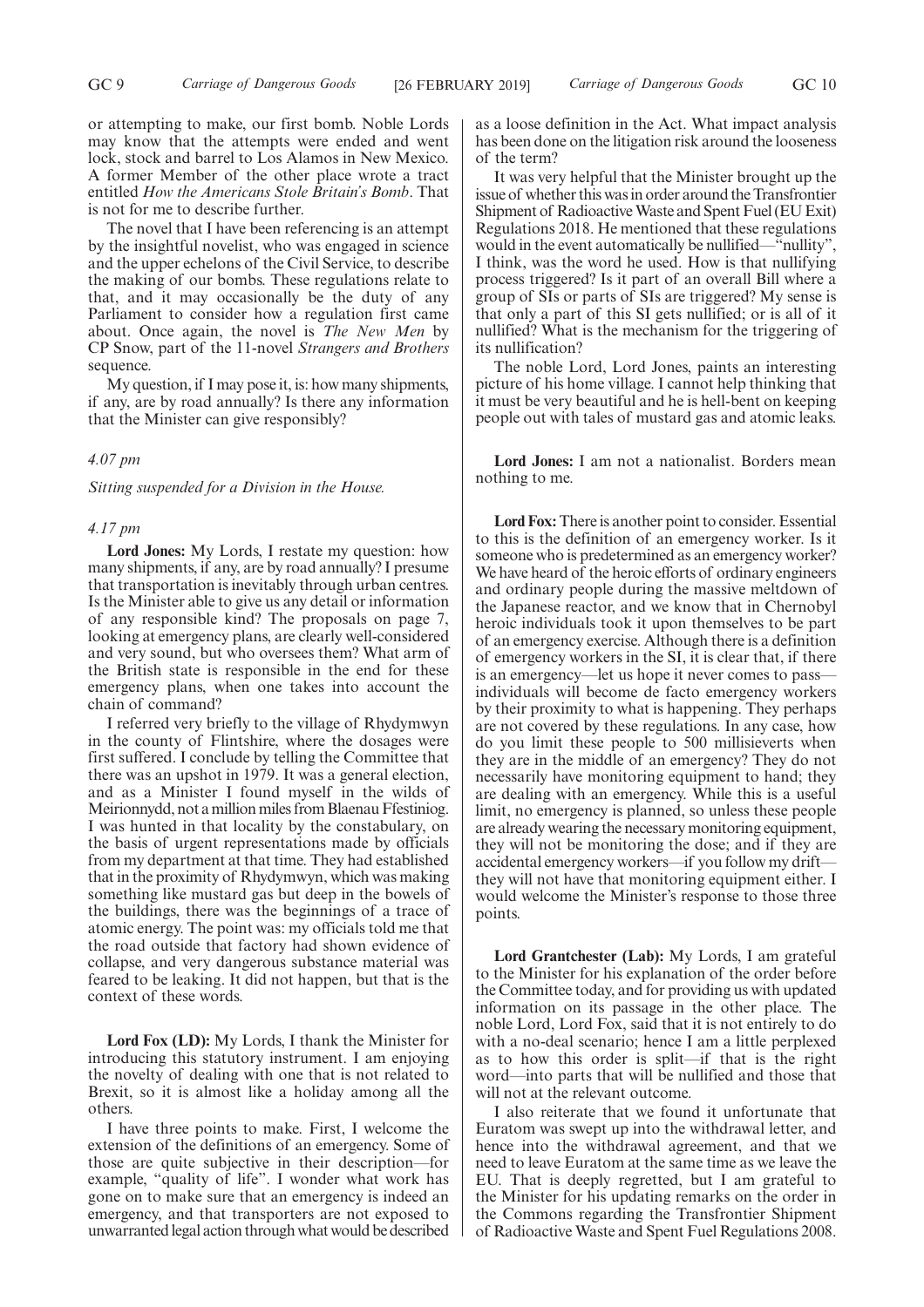or attempting to make, our first bomb. Noble Lords may know that the attempts were ended and went lock, stock and barrel to Los Alamos in New Mexico. A former Member of the other place wrote a tract entitled *How the Americans Stole Britain's Bomb*. That is not for me to describe further.

The novel that I have been referencing is an attempt by the insightful novelist, who was engaged in science and the upper echelons of the Civil Service, to describe the making of our bombs. These regulations relate to that, and it may occasionally be the duty of any Parliament to consider how a regulation first came about. Once again, the novel is *The New Men* by CP Snow, part of the 11-novel *Strangers and Brothers* sequence.

My question, if I may pose it, is: how many shipments, if any, are by road annually? Is there any information that the Minister can give responsibly?

*4.07 pm*

*Sitting suspended for a Division in the House.*

*4.17 pm*

**Lord Jones:** My Lords, I restate my question: how many shipments, if any, are by road annually? I presume that transportation is inevitably through urban centres. Is the Minister able to give us any detail or information of any responsible kind? The proposals on page 7, looking at emergency plans, are clearly well-considered and very sound, but who oversees them? What arm of the British state is responsible in the end for these emergency plans, when one takes into account the chain of command?

I referred very briefly to the village of Rhydymwyn in the county of Flintshire, where the dosages were first suffered. I conclude by telling the Committee that there was an upshot in 1979. It was a general election, and as a Minister I found myself in the wilds of Meirionnydd, not a million miles from Blaenau Ffestiniog. I was hunted in that locality by the constabulary, on the basis of urgent representations made by officials from my department at that time. They had established that in the proximity of Rhydymwyn, which was making something like mustard gas but deep in the bowels of the buildings, there was the beginnings of a trace of atomic energy. The point was: my officials told me that the road outside that factory had shown evidence of collapse, and very dangerous substance material was feared to be leaking. It did not happen, but that is the context of these words.

**Lord Fox (LD):** My Lords, I thank the Minister for introducing this statutory instrument. I am enjoying the novelty of dealing with one that is not related to Brexit, so it is almost like a holiday among all the others.

I have three points to make. First, I welcome the extension of the definitions of an emergency. Some of those are quite subjective in their description—for example, "quality of life". I wonder what work has gone on to make sure that an emergency is indeed an emergency, and that transporters are not exposed to unwarranted legal action through what would be described as a loose definition in the Act. What impact analysis has been done on the litigation risk around the looseness of the term?

It was very helpful that the Minister brought up the issue of whether this was in order around the Transfrontier Shipment of Radioactive Waste and Spent Fuel (EU Exit) Regulations 2018. He mentioned that these regulations would in the event automatically be nullified—"nullity", I think, was the word he used. How is that nullifying process triggered? Is it part of an overall Bill where a group of SIs or parts of SIs are triggered? My sense is that only a part of this SI gets nullified; or is all of it nullified? What is the mechanism for the triggering of its nullification?

The noble Lord, Lord Jones, paints an interesting picture of his home village. I cannot help thinking that it must be very beautiful and he is hell-bent on keeping people out with tales of mustard gas and atomic leaks.

**Lord Jones:** I am not a nationalist. Borders mean nothing to me.

**Lord Fox:** There is another point to consider. Essential to this is the definition of an emergency worker. Is it someone who is predetermined as an emergency worker? We have heard of the heroic efforts of ordinary engineers and ordinary people during the massive meltdown of the Japanese reactor, and we know that in Chernobyl heroic individuals took it upon themselves to be part of an emergency exercise. Although there is a definition of emergency workers in the SI, it is clear that, if there is an emergency—let us hope it never comes to pass—individuals will become de facto emergency workers by their proximity to what is happening. They perhaps are not covered by these regulations. In any case, how do you limit these people to 500 millisieverts when they are in the middle of an emergency? They do not necessarily have monitoring equipment to hand; they are dealing with an emergency. While this is a useful limit, no emergency is planned, so unless these people are already wearing the necessary monitoring equipment, they will not be monitoring the dose; and if they are accidental emergency workers—if you follow my drift—they will not have that monitoring equipment either. I would welcome the Minister's response to those three points.

**Lord Grantchester (Lab):** My Lords, I am grateful to the Minister for his explanation of the order before the Committee today, and for providing us with updated information on its passage in the other place. The noble Lord, Lord Fox, said that it is not entirely to do with a no-deal scenario; hence I am a little perplexed as to how this order is split—if that is the right word—into parts that will be nullified and those that will not at the relevant outcome.

I also reiterate that we found it unfortunate that Euratom was swept up into the withdrawal letter, and hence into the withdrawal agreement, and that we need to leave Euratom at the same time as we leave the EU. That is deeply regretted, but I am grateful to the Minister for his updating remarks on the order in the Commons regarding the Transfrontier Shipment of Radioactive Waste and Spent Fuel Regulations 2008.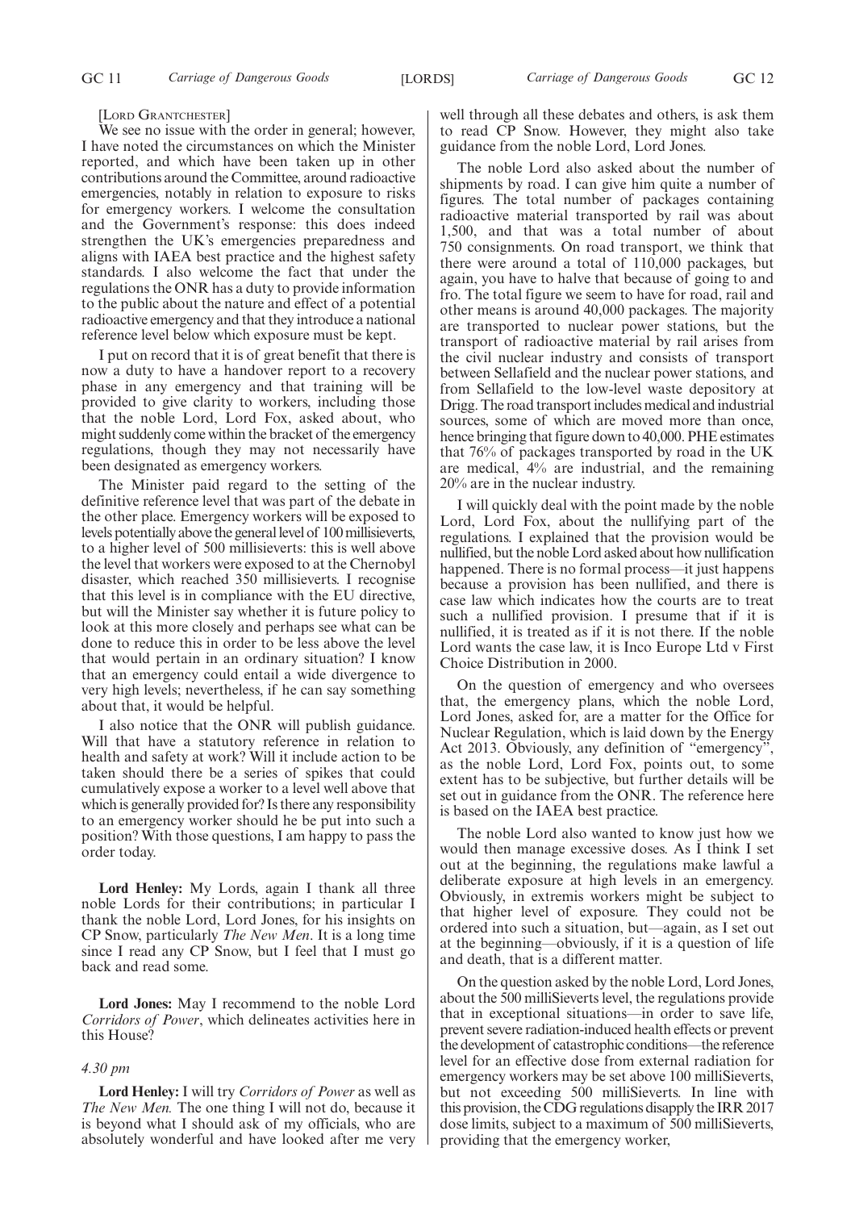[LORD GRANTCHESTER]

We see no issue with the order in general; however, I have noted the circumstances on which the Minister reported, and which have been taken up in other contributions around the Committee, around radioactive emergencies, notably in relation to exposure to risks for emergency workers. I welcome the consultation and the Government's response: this does indeed strengthen the UK's emergencies preparedness and aligns with IAEA best practice and the highest safety standards. I also welcome the fact that under the regulations the ONR has a duty to provide information to the public about the nature and effect of a potential radioactive emergency and that they introduce a national reference level below which exposure must be kept.

I put on record that it is of great benefit that there is now a duty to have a handover report to a recovery phase in any emergency and that training will be provided to give clarity to workers, including those that the noble Lord, Lord Fox, asked about, who might suddenly come within the bracket of the emergency regulations, though they may not necessarily have been designated as emergency workers.

The Minister paid regard to the setting of the definitive reference level that was part of the debate in the other place. Emergency workers will be exposed to levels potentially above the general level of 100 millisieverts, to a higher level of 500 millisieverts: this is well above the level that workers were exposed to at the Chernobyl disaster, which reached 350 millisieverts. I recognise that this level is in compliance with the EU directive, but will the Minister say whether it is future policy to look at this more closely and perhaps see what can be done to reduce this in order to be less above the level that would pertain in an ordinary situation? I know that an emergency could entail a wide divergence to very high levels; nevertheless, if he can say something about that, it would be helpful.

I also notice that the ONR will publish guidance. Will that have a statutory reference in relation to health and safety at work? Will it include action to be taken should there be a series of spikes that could cumulatively expose a worker to a level well above that which is generally provided for? Is there any responsibility to an emergency worker should he be put into such a position? With those questions, I am happy to pass the order today.

**Lord Henley:** My Lords, again I thank all three noble Lords for their contributions; in particular I thank the noble Lord, Lord Jones, for his insights on CP Snow, particularly *The New Men*. It is a long time since I read any CP Snow, but I feel that I must go back and read some.

**Lord Jones:** May I recommend to the noble Lord *Corridors of Power*, which delineates activities here in this House?

*4.30 pm*

**Lord Henley:** I will try *Corridors of Power* as well as *The New Men.* The one thing I will not do, because it is beyond what I should ask of my officials, who are absolutely wonderful and have looked after me very well through all these debates and others, is ask them to read CP Snow. However, they might also take guidance from the noble Lord, Lord Jones.

The noble Lord also asked about the number of shipments by road. I can give him quite a number of figures. The total number of packages containing radioactive material transported by rail was about 1,500, and that was a total number of about 750 consignments. On road transport, we think that there were around a total of 110,000 packages, but again, you have to halve that because of going to and fro. The total figure we seem to have for road, rail and other means is around 40,000 packages. The majority are transported to nuclear power stations, but the transport of radioactive material by rail arises from the civil nuclear industry and consists of transport between Sellafield and the nuclear power stations, and from Sellafield to the low-level waste depository at Drigg. The road transport includes medical and industrial sources, some of which are moved more than once, hence bringing that figure down to 40,000. PHE estimates that 76% of packages transported by road in the UK are medical, 4% are industrial, and the remaining 20% are in the nuclear industry.

I will quickly deal with the point made by the noble Lord, Lord Fox, about the nullifying part of the regulations. I explained that the provision would be nullified, but the noble Lord asked about how nullification happened. There is no formal process—it just happens because a provision has been nullified, and there is case law which indicates how the courts are to treat such a nullified provision. I presume that if it is nullified, it is treated as if it is not there. If the noble Lord wants the case law, it is Inco Europe Ltd v First Choice Distribution in 2000.

On the question of emergency and who oversees that, the emergency plans, which the noble Lord, Lord Jones, asked for, are a matter for the Office for Nuclear Regulation, which is laid down by the Energy Act 2013. Obviously, any definition of "emergency", as the noble Lord, Lord Fox, points out, to some extent has to be subjective, but further details will be set out in guidance from the ONR. The reference here is based on the IAEA best practice.

The noble Lord also wanted to know just how we would then manage excessive doses. As I think I set out at the beginning, the regulations make lawful a deliberate exposure at high levels in an emergency. Obviously, in extremis workers might be subject to that higher level of exposure. They could not be ordered into such a situation, but—again, as I set out at the beginning—obviously, if it is a question of life and death, that is a different matter.

On the question asked by the noble Lord, Lord Jones, about the 500 milliSieverts level, the regulations provide that in exceptional situations—in order to save life, prevent severe radiation-induced health effects or prevent the development of catastrophic conditions—the reference level for an effective dose from external radiation for emergency workers may be set above 100 milliSieverts, but not exceeding 500 milliSieverts. In line with this provision, the CDG regulations disapply the IRR 2017 dose limits, subject to a maximum of 500 milliSieverts, providing that the emergency worker,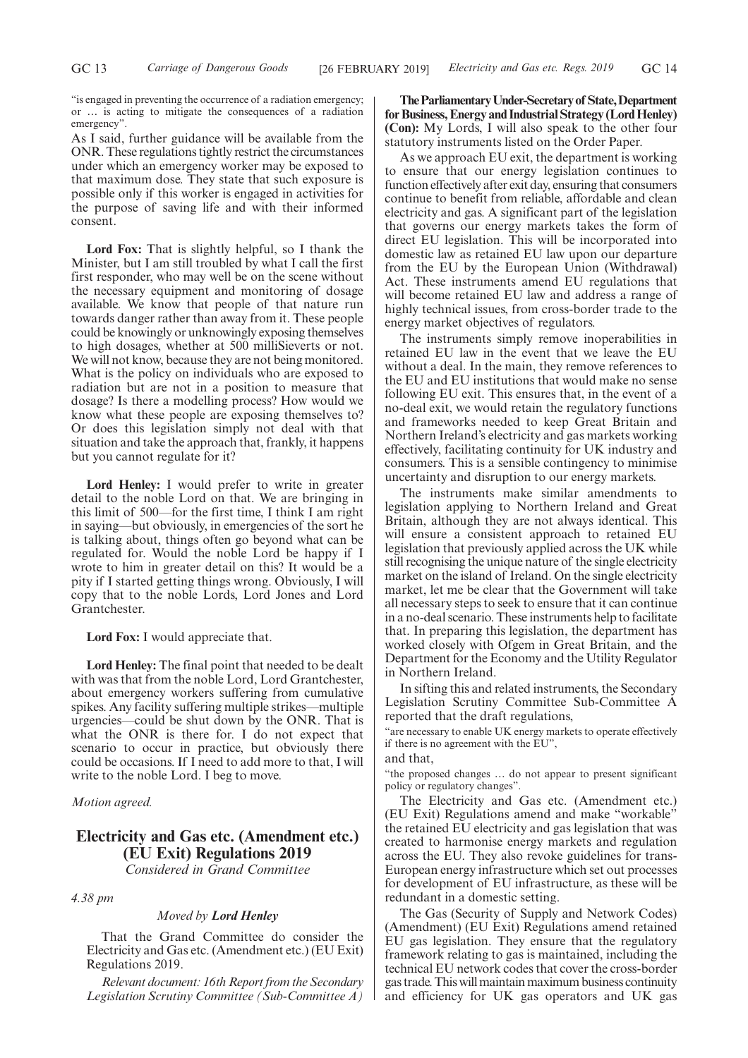"is engaged in preventing the occurrence of a radiation emergency; or … is acting to mitigate the consequences of a radiation emergency".

As I said, further guidance will be available from the ONR. These regulations tightly restrict the circumstances under which an emergency worker may be exposed to that maximum dose. They state that such exposure is possible only if this worker is engaged in activities for the purpose of saving life and with their informed consent.

**Lord Fox:** That is slightly helpful, so I thank the Minister, but I am still troubled by what I call the first first responder, who may well be on the scene without the necessary equipment and monitoring of dosage available. We know that people of that nature run towards danger rather than away from it. These people could be knowingly or unknowingly exposing themselves to high dosages, whether at 500 milliSieverts or not. We will not know, because they are not being monitored. What is the policy on individuals who are exposed to radiation but are not in a position to measure that dosage? Is there a modelling process? How would we know what these people are exposing themselves to? Or does this legislation simply not deal with that situation and take the approach that, frankly, it happens but you cannot regulate for it?

**Lord Henley:** I would prefer to write in greater detail to the noble Lord on that. We are bringing in this limit of 500—for the first time, I think I am right in saying—but obviously, in emergencies of the sort he is talking about, things often go beyond what can be regulated for. Would the noble Lord be happy if I wrote to him in greater detail on this? It would be a pity if I started getting things wrong. Obviously, I will copy that to the noble Lords, Lord Jones and Lord Grantchester.

**Lord Fox:** I would appreciate that.

**Lord Henley:** The final point that needed to be dealt with was that from the noble Lord, Lord Grantchester, about emergency workers suffering from cumulative spikes. Any facility suffering multiple strikes—multiple urgencies—could be shut down by the ONR. That is what the ONR is there for. I do not expect that scenario to occur in practice, but obviously there could be occasions. If I need to add more to that, I will write to the noble Lord. I beg to move.

*Motion agreed.*

## Electricity and Gas etc. (Amendment etc.) (EU Exit) Regulations 2019

*Considered in Grand Committee*

*4.38 pm*

*Moved by* ***Lord Henley***

That the Grand Committee do consider the Electricity and Gas etc. (Amendment etc.) (EU Exit) Regulations 2019.

*Relevant document: 16th Report from the Secondary Legislation Scrutiny Committee (Sub-Committee A)*

**The Parliamentary Under-Secretary of State, Department for Business, Energy and Industrial Strategy (Lord Henley) (Con):** My Lords, I will also speak to the other four statutory instruments listed on the Order Paper.

As we approach EU exit, the department is working to ensure that our energy legislation continues to function effectively after exit day, ensuring that consumers continue to benefit from reliable, affordable and clean electricity and gas. A significant part of the legislation that governs our energy markets takes the form of direct EU legislation. This will be incorporated into domestic law as retained EU law upon our departure from the EU by the European Union (Withdrawal) Act. These instruments amend EU regulations that will become retained EU law and address a range of highly technical issues, from cross-border trade to the energy market objectives of regulators.

The instruments simply remove inoperabilities in retained EU law in the event that we leave the EU without a deal. In the main, they remove references to the EU and EU institutions that would make no sense following EU exit. This ensures that, in the event of a no-deal exit, we would retain the regulatory functions and frameworks needed to keep Great Britain and Northern Ireland's electricity and gas markets working effectively, facilitating continuity for UK industry and consumers. This is a sensible contingency to minimise uncertainty and disruption to our energy markets.

The instruments make similar amendments to legislation applying to Northern Ireland and Great Britain, although they are not always identical. This will ensure a consistent approach to retained EU legislation that previously applied across the UK while still recognising the unique nature of the single electricity market on the island of Ireland. On the single electricity market, let me be clear that the Government will take all necessary steps to seek to ensure that it can continue in a no-deal scenario. These instruments help to facilitate that. In preparing this legislation, the department has worked closely with Ofgem in Great Britain, and the Department for the Economy and the Utility Regulator in Northern Ireland.

In sifting this and related instruments, the Secondary Legislation Scrutiny Committee Sub-Committee A reported that the draft regulations,

"are necessary to enable UK energy markets to operate effectively if there is no agreement with the EU",

and that,

"the proposed changes … do not appear to present significant policy or regulatory changes".

The Electricity and Gas etc. (Amendment etc.) (EU Exit) Regulations amend and make "workable" the retained EU electricity and gas legislation that was created to harmonise energy markets and regulation across the EU. They also revoke guidelines for trans-European energy infrastructure which set out processes for development of EU infrastructure, as these will be redundant in a domestic setting.

The Gas (Security of Supply and Network Codes) (Amendment) (EU Exit) Regulations amend retained EU gas legislation. They ensure that the regulatory framework relating to gas is maintained, including the technical EU network codes that cover the cross-border gas trade. This will maintain maximum business continuity and efficiency for UK gas operators and UK gas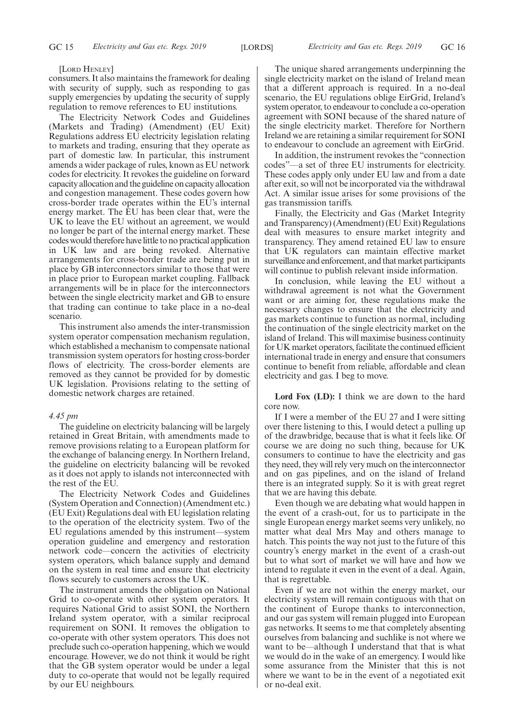[Lord Henley]

consumers. It also maintains the framework for dealing with security of supply, such as responding to gas supply emergencies by updating the security of supply regulation to remove references to EU institutions.

The Electricity Network Codes and Guidelines (Markets and Trading) (Amendment) (EU Exit) Regulations address EU electricity legislation relating to markets and trading, ensuring that they operate as part of domestic law. In particular, this instrument amends a wider package of rules, known as EU network codes for electricity. It revokes the guideline on forward capacity allocation and the guideline on capacity allocation and congestion management. These codes govern how cross-border trade operates within the EU's internal energy market. The EU has been clear that, were the UK to leave the EU without an agreement, we would no longer be part of the internal energy market. These codes would therefore have little to no practical application in UK law and are being revoked. Alternative arrangements for cross-border trade are being put in place by GB interconnectors similar to those that were in place prior to European market coupling. Fallback arrangements will be in place for the interconnectors between the single electricity market and GB to ensure that trading can continue to take place in a no-deal scenario.

This instrument also amends the inter-transmission system operator compensation mechanism regulation, which established a mechanism to compensate national transmission system operators for hosting cross-border flows of electricity. The cross-border elements are removed as they cannot be provided for by domestic UK legislation. Provisions relating to the setting of domestic network charges are retained.

*4.45 pm*

The guideline on electricity balancing will be largely retained in Great Britain, with amendments made to remove provisions relating to a European platform for the exchange of balancing energy. In Northern Ireland, the guideline on electricity balancing will be revoked as it does not apply to islands not interconnected with the rest of the EU.

The Electricity Network Codes and Guidelines (System Operation and Connection) (Amendment etc.) (EU Exit) Regulations deal with EU legislation relating to the operation of the electricity system. Two of the EU regulations amended by this instrument—system operation guideline and emergency and restoration network code—concern the activities of electricity system operators, which balance supply and demand on the system in real time and ensure that electricity flows securely to customers across the UK.

The instrument amends the obligation on National Grid to co-operate with other system operators. It requires National Grid to assist SONI, the Northern Ireland system operator, with a similar reciprocal requirement on SONI. It removes the obligation to co-operate with other system operators. This does not preclude such co-operation happening, which we would encourage. However, we do not think it would be right that the GB system operator would be under a legal duty to co-operate that would not be legally required by our EU neighbours.

The unique shared arrangements underpinning the single electricity market on the island of Ireland mean that a different approach is required. In a no-deal scenario, the EU regulations oblige EirGrid, Ireland's system operator, to endeavour to conclude a co-operation agreement with SONI because of the shared nature of the single electricity market. Therefore for Northern Ireland we are retaining a similar requirement for SONI to endeavour to conclude an agreement with EirGrid.

In addition, the instrument revokes the "connection codes"—a set of three EU instruments for electricity. These codes apply only under EU law and from a date after exit, so will not be incorporated via the withdrawal Act. A similar issue arises for some provisions of the gas transmission tariffs.

Finally, the Electricity and Gas (Market Integrity and Transparency) (Amendment) (EU Exit) Regulations deal with measures to ensure market integrity and transparency. They amend retained EU law to ensure that UK regulators can maintain effective market surveillance and enforcement, and that market participants will continue to publish relevant inside information.

In conclusion, while leaving the EU without a withdrawal agreement is not what the Government want or are aiming for, these regulations make the necessary changes to ensure that the electricity and gas markets continue to function as normal, including the continuation of the single electricity market on the island of Ireland. This will maximise business continuity for UK market operators, facilitate the continued efficient international trade in energy and ensure that consumers continue to benefit from reliable, affordable and clean electricity and gas. I beg to move.

**Lord Fox (LD):** I think we are down to the hard core now.

If I were a member of the EU 27 and I were sitting over there listening to this, I would detect a pulling up of the drawbridge, because that is what it feels like. Of course we are doing no such thing, because for UK consumers to continue to have the electricity and gas they need, they will rely very much on the interconnector and on gas pipelines, and on the island of Ireland there is an integrated supply. So it is with great regret that we are having this debate.

Even though we are debating what would happen in the event of a crash-out, for us to participate in the single European energy market seems very unlikely, no matter what deal Mrs May and others manage to hatch. This points the way not just to the future of this country's energy market in the event of a crash-out but to what sort of market we will have and how we intend to regulate it even in the event of a deal. Again, that is regrettable.

Even if we are not within the energy market, our electricity system will remain contiguous with that on the continent of Europe thanks to interconnection, and our gas system will remain plugged into European gas networks. It seems to me that completely absenting ourselves from balancing and suchlike is not where we want to be—although I understand that that is what we would do in the wake of an emergency. I would like some assurance from the Minister that this is not where we want to be in the event of a negotiated exit or no-deal exit.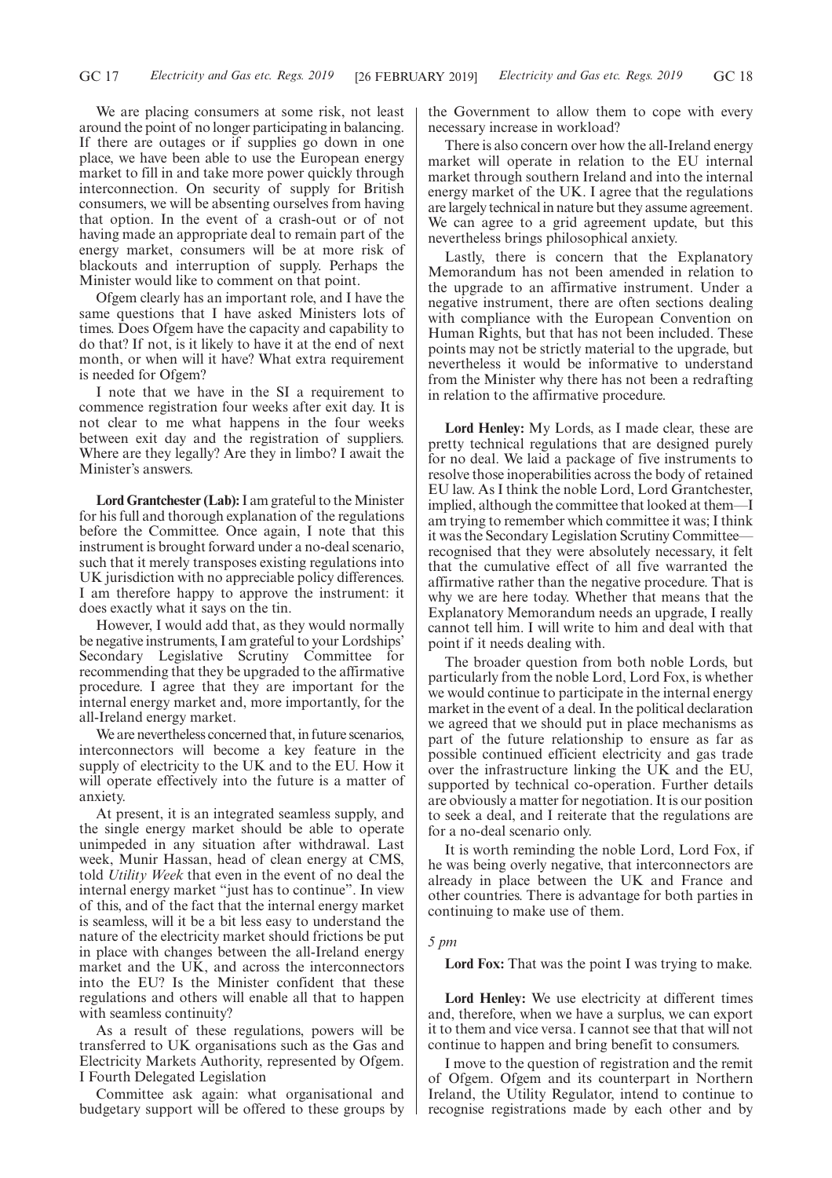We are placing consumers at some risk, not least around the point of no longer participating in balancing. If there are outages or if supplies go down in one place, we have been able to use the European energy market to fill in and take more power quickly through interconnection. On security of supply for British consumers, we will be absenting ourselves from having that option. In the event of a crash-out or of not having made an appropriate deal to remain part of the energy market, consumers will be at more risk of blackouts and interruption of supply. Perhaps the Minister would like to comment on that point.

Ofgem clearly has an important role, and I have the same questions that I have asked Ministers lots of times. Does Ofgem have the capacity and capability to do that? If not, is it likely to have it at the end of next month, or when will it have? What extra requirement is needed for Ofgem?

I note that we have in the SI a requirement to commence registration four weeks after exit day. It is not clear to me what happens in the four weeks between exit day and the registration of suppliers. Where are they legally? Are they in limbo? I await the Minister's answers.

**Lord Grantchester (Lab):** I am grateful to the Minister for his full and thorough explanation of the regulations before the Committee. Once again, I note that this instrument is brought forward under a no-deal scenario, such that it merely transposes existing regulations into UK jurisdiction with no appreciable policy differences. I am therefore happy to approve the instrument: it does exactly what it says on the tin.

However, I would add that, as they would normally be negative instruments, I am grateful to your Lordships' Secondary Legislative Scrutiny Committee for recommending that they be upgraded to the affirmative procedure. I agree that they are important for the internal energy market and, more importantly, for the all-Ireland energy market.

We are nevertheless concerned that, in future scenarios, interconnectors will become a key feature in the supply of electricity to the UK and to the EU. How it will operate effectively into the future is a matter of anxiety.

At present, it is an integrated seamless supply, and the single energy market should be able to operate unimpeded in any situation after withdrawal. Last week, Munir Hassan, head of clean energy at CMS, told *Utility Week* that even in the event of no deal the internal energy market "just has to continue". In view of this, and of the fact that the internal energy market is seamless, will it be a bit less easy to understand the nature of the electricity market should frictions be put in place with changes between the all-Ireland energy market and the UK, and across the interconnectors into the EU? Is the Minister confident that these regulations and others will enable all that to happen with seamless continuity?

As a result of these regulations, powers will be transferred to UK organisations such as the Gas and Electricity Markets Authority, represented by Ofgem. I ask again: what organisational and budgetary support will be offered to these groups by the Government to allow them to cope with every necessary increase in workload?

There is also concern over how the all-Ireland energy market will operate in relation to the EU internal market through southern Ireland and into the internal energy market of the UK. I agree that the regulations are largely technical in nature but they assume agreement. We can agree to a grid agreement update, but this nevertheless brings philosophical anxiety.

Lastly, there is concern that the Explanatory Memorandum has not been amended in relation to the upgrade to an affirmative instrument. Under a negative instrument, there are often sections dealing with compliance with the European Convention on Human Rights, but that has not been included. These points may not be strictly material to the upgrade, but nevertheless it would be informative to understand from the Minister why there has not been a redrafting in relation to the affirmative procedure.

**Lord Henley:** My Lords, as I made clear, these are pretty technical regulations that are designed purely for no deal. We laid a package of five instruments to resolve those inoperabilities across the body of retained EU law. As I think the noble Lord, Lord Grantchester, implied, although the committee that looked at them—I am trying to remember which committee it was; I think it was the Secondary Legislation Scrutiny Committee—recognised that they were absolutely necessary, it felt that the cumulative effect of all five warranted the affirmative rather than the negative procedure. That is why we are here today. Whether that means that the Explanatory Memorandum needs an upgrade, I really cannot tell him. I will write to him and deal with that point if it needs dealing with.

The broader question from both noble Lords, but particularly from the noble Lord, Lord Fox, is whether we would continue to participate in the internal energy market in the event of a deal. In the political declaration we agreed that we should put in place mechanisms as part of the future relationship to ensure as far as possible continued efficient electricity and gas trade over the infrastructure linking the UK and the EU, supported by technical co-operation. Further details are obviously a matter for negotiation. It is our position to seek a deal, and I reiterate that the regulations are for a no-deal scenario only.

It is worth reminding the noble Lord, Lord Fox, if he was being overly negative, that interconnectors are already in place between the UK and France and other countries. There is advantage for both parties in continuing to make use of them.

*5 pm*

**Lord Fox:** That was the point I was trying to make.

**Lord Henley:** We use electricity at different times and, therefore, when we have a surplus, we can export it to them and vice versa. I cannot see that that will not continue to happen and bring benefit to consumers.

I move to the question of registration and the remit of Ofgem. Ofgem and its counterpart in Northern Ireland, the Utility Regulator, intend to continue to recognise registrations made by each other and by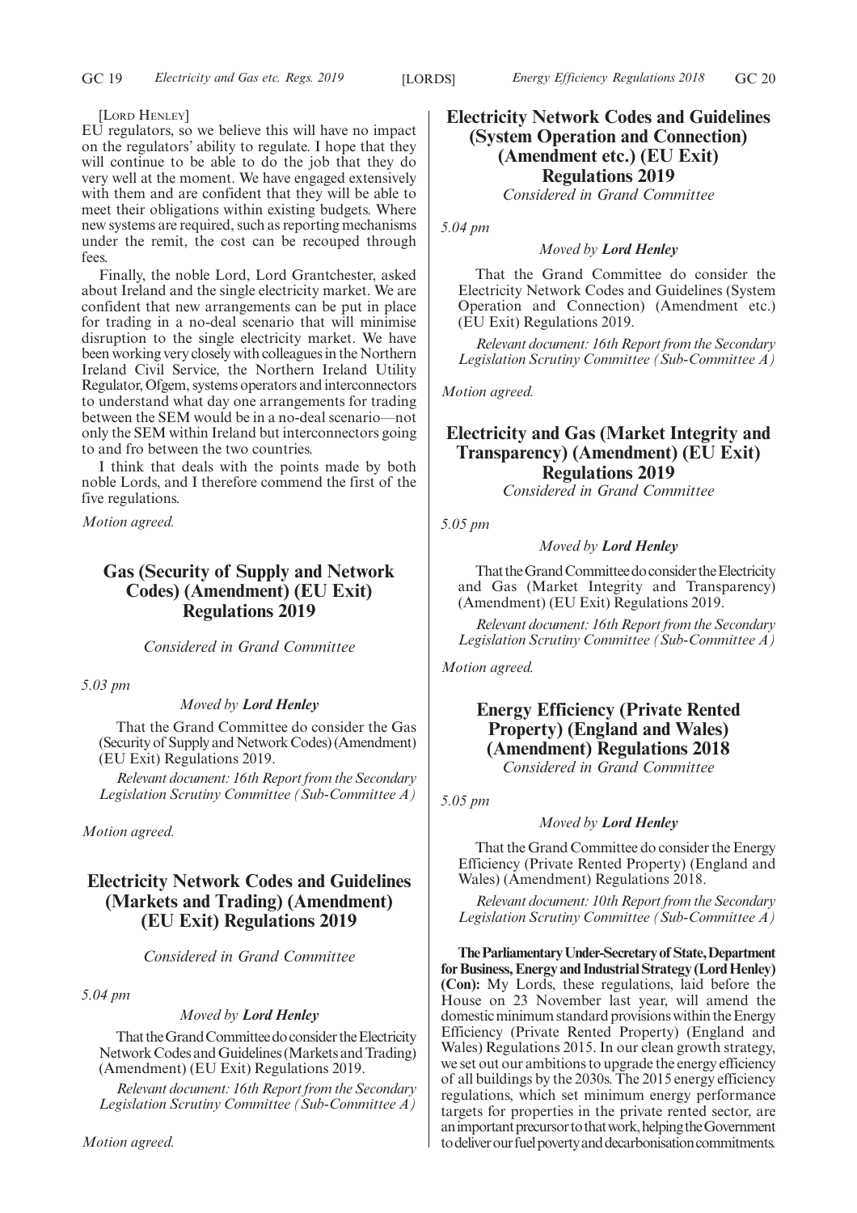[LORD HENLEY]

EU regulators, so we believe this will have no impact on the regulators' ability to regulate. I hope that they will continue to be able to do the job that they do very well at the moment. We have engaged extensively with them and are confident that they will be able to meet their obligations within existing budgets. Where new systems are required, such as reporting mechanisms under the remit, the cost can be recouped through fees.

Finally, the noble Lord, Lord Grantchester, asked about Ireland and the single electricity market. We are confident that new arrangements can be put in place for trading in a no-deal scenario that will minimise disruption to the single electricity market. We have been working very closely with colleagues in the Northern Ireland Civil Service, the Northern Ireland Utility Regulator, Ofgem, systems operators and interconnectors to understand what day one arrangements for trading between the SEM would be in a no-deal scenario—not only the SEM within Ireland but interconnectors going to and fro between the two countries.

I think that deals with the points made by both noble Lords, and I therefore commend the first of the five regulations.

*Motion agreed.*

## Gas (Security of Supply and Network Codes) (Amendment) (EU Exit) Regulations 2019

*Considered in Grand Committee*

*5.03 pm*

*Moved by* ***Lord Henley***

That the Grand Committee do consider the Gas (Security of Supply and Network Codes) (Amendment) (EU Exit) Regulations 2019.

*Relevant document: 16th Report from the Secondary Legislation Scrutiny Committee (Sub-Committee A)*

*Motion agreed.*

## Electricity Network Codes and Guidelines (Markets and Trading) (Amendment) (EU Exit) Regulations 2019

*Considered in Grand Committee*

*5.04 pm*

*Moved by* ***Lord Henley***

That the Grand Committee do consider the Electricity Network Codes and Guidelines (Markets and Trading) (Amendment) (EU Exit) Regulations 2019.

*Relevant document: 16th Report from the Secondary Legislation Scrutiny Committee (Sub-Committee A)*

*Motion agreed.*

## Electricity Network Codes and Guidelines (System Operation and Connection) (Amendment etc.) (EU Exit) Regulations 2019

*Considered in Grand Committee*

*5.04 pm*

*Moved by* ***Lord Henley***

That the Grand Committee do consider the Electricity Network Codes and Guidelines (System Operation and Connection) (Amendment etc.) (EU Exit) Regulations 2019.

*Relevant document: 16th Report from the Secondary Legislation Scrutiny Committee (Sub-Committee A)*

*Motion agreed.*

## Electricity and Gas (Market Integrity and Transparency) (Amendment) (EU Exit) Regulations 2019

*Considered in Grand Committee*

*5.05 pm*

*Moved by* ***Lord Henley***

That the Grand Committee do consider the Electricity and Gas (Market Integrity and Transparency) (Amendment) (EU Exit) Regulations 2019.

*Relevant document: 16th Report from the Secondary Legislation Scrutiny Committee (Sub-Committee A)*

*Motion agreed.*

## Energy Efficiency (Private Rented Property) (England and Wales) (Amendment) Regulations 2018

*Considered in Grand Committee*

*5.05 pm*

*Moved by* ***Lord Henley***

That the Grand Committee do consider the Energy Efficiency (Private Rented Property) (England and Wales) (Amendment) Regulations 2018.

*Relevant document: 10th Report from the Secondary Legislation Scrutiny Committee (Sub-Committee A)*

**The Parliamentary Under-Secretary of State, Department for Business, Energy and Industrial Strategy (Lord Henley) (Con):** My Lords, these regulations, laid before the House on 23 November last year, will amend the domestic minimum standard provisions within the Energy Efficiency (Private Rented Property) (England and Wales) Regulations 2015. In our clean growth strategy, we set out our ambitions to upgrade the energy efficiency of all buildings by the 2030s. The 2015 energy efficiency regulations, which set minimum energy performance targets for properties in the private rented sector, are an important precursor to that work, helping the Government to deliver our fuel poverty and decarbonisation commitments.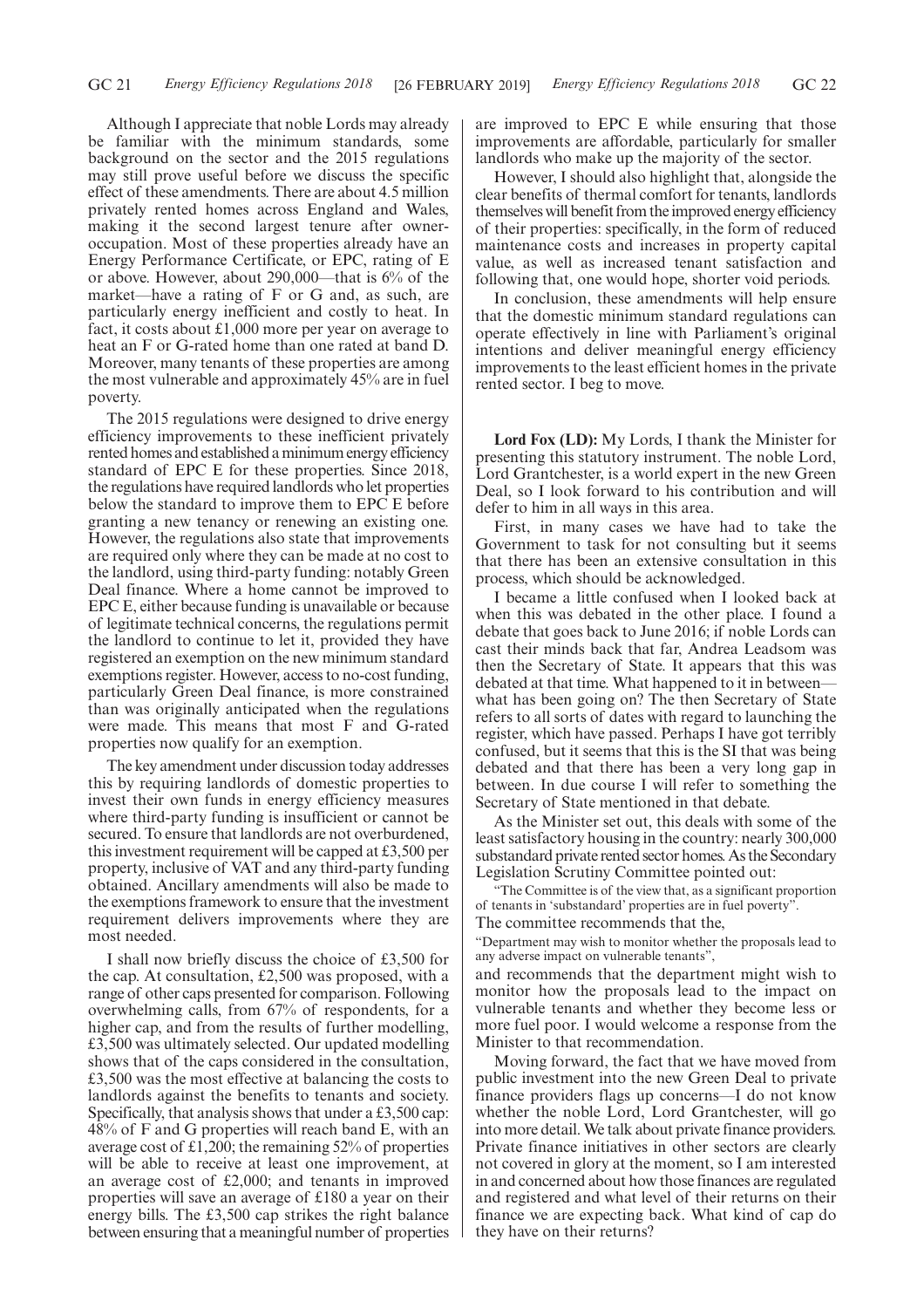Although I appreciate that noble Lords may already be familiar with the minimum standards, some background on the sector and the 2015 regulations may still prove useful before we discuss the specific effect of these amendments. There are about 4.5 million privately rented homes across England and Wales, making it the second largest tenure after owner-occupation. Most of these properties already have an Energy Performance Certificate, or EPC, rating of E or above. However, about 290,000—that is 6% of the market—have a rating of F or G and, as such, are particularly energy inefficient and costly to heat. In fact, it costs about £1,000 more per year on average to heat an F or G-rated home than one rated at band D. Moreover, many tenants of these properties are among the most vulnerable and approximately 45% are in fuel poverty.

The 2015 regulations were designed to drive energy efficiency improvements to these inefficient privately rented homes and established a minimum energy efficiency standard of EPC E for these properties. Since 2018, the regulations have required landlords who let properties below the standard to improve them to EPC E before granting a new tenancy or renewing an existing one. However, the regulations also state that improvements are required only where they can be made at no cost to the landlord, using third-party funding: notably Green Deal finance. Where a home cannot be improved to EPC E, either because funding is unavailable or because of legitimate technical concerns, the regulations permit the landlord to continue to let it, provided they have registered an exemption on the new minimum standard exemptions register. However, access to no-cost funding, particularly Green Deal finance, is more constrained than was originally anticipated when the regulations were made. This means that most F and G-rated properties now qualify for an exemption.

The key amendment under discussion today addresses this by requiring landlords of domestic properties to invest their own funds in energy efficiency measures where third-party funding is insufficient or cannot be secured. To ensure that landlords are not overburdened, this investment requirement will be capped at £3,500 per property, inclusive of VAT and any third-party funding obtained. Ancillary amendments will also be made to the exemptions framework to ensure that the investment requirement delivers improvements where they are most needed.

I shall now briefly discuss the choice of £3,500 for the cap. At consultation, £2,500 was proposed, with a range of other caps presented for comparison. Following overwhelming calls, from 67% of respondents, for a higher cap, and from the results of further modelling, £3,500 was ultimately selected. Our updated modelling shows that of the caps considered in the consultation, £3,500 was the most effective at balancing the costs to landlords against the benefits to tenants and society. Specifically, that analysis shows that under a £3,500 cap: 48% of F and G properties will reach band E, with an average cost of £1,200; the remaining 52% of properties will be able to receive at least one improvement, at an average cost of £2,000; and tenants in improved properties will save an average of £180 a year on their energy bills. The £3,500 cap strikes the right balance between ensuring that a meaningful number of properties are improved to EPC E while ensuring that those improvements are affordable, particularly for smaller landlords who make up the majority of the sector.

However, I should also highlight that, alongside the clear benefits of thermal comfort for tenants, landlords themselves will benefit from the improved energy efficiency of their properties: specifically, in the form of reduced maintenance costs and increases in property capital value, as well as increased tenant satisfaction and following that, one would hope, shorter void periods.

In conclusion, these amendments will help ensure that the domestic minimum standard regulations can operate effectively in line with Parliament's original intentions and deliver meaningful energy efficiency improvements to the least efficient homes in the private rented sector. I beg to move.

**Lord Fox (LD):** My Lords, I thank the Minister for presenting this statutory instrument. The noble Lord, Lord Grantchester, is a world expert in the new Green Deal, so I look forward to his contribution and will defer to him in all ways in this area.

First, in many cases we have had to take the Government to task for not consulting but it seems that there has been an extensive consultation in this process, which should be acknowledged.

I became a little confused when I looked back at when this was debated in the other place. I found a debate that goes back to June 2016; if noble Lords can cast their minds back that far, Andrea Leadsom was then the Secretary of State. It appears that this was debated at that time. What happened to it in between—what has been going on? The then Secretary of State refers to all sorts of dates with regard to launching the register, which have passed. Perhaps I have got terribly confused, but it seems that this is the SI that was being debated and that there has been a very long gap in between. In due course I will refer to something the Secretary of State mentioned in that debate.

As the Minister set out, this deals with some of the least satisfactory housing in the country: nearly 300,000 substandard private rented sector homes. As the Secondary Legislation Scrutiny Committee pointed out:

"The Committee is of the view that, as a significant proportion of tenants in 'substandard' properties are in fuel poverty".

The committee recommends that the,

"Department may wish to monitor whether the proposals lead to any adverse impact on vulnerable tenants",

and recommends that the department might wish to monitor how the proposals lead to the impact on vulnerable tenants and whether they become less or more fuel poor. I would welcome a response from the Minister to that recommendation.

Moving forward, the fact that we have moved from public investment into the new Green Deal to private finance providers flags up concerns—I do not know whether the noble Lord, Lord Grantchester, will go into more detail. We talk about private finance providers. Private finance initiatives in other sectors are clearly not covered in glory at the moment, so I am interested in and concerned about how those finances are regulated and registered and what level of their returns on their finance we are expecting back. What kind of cap do they have on their returns?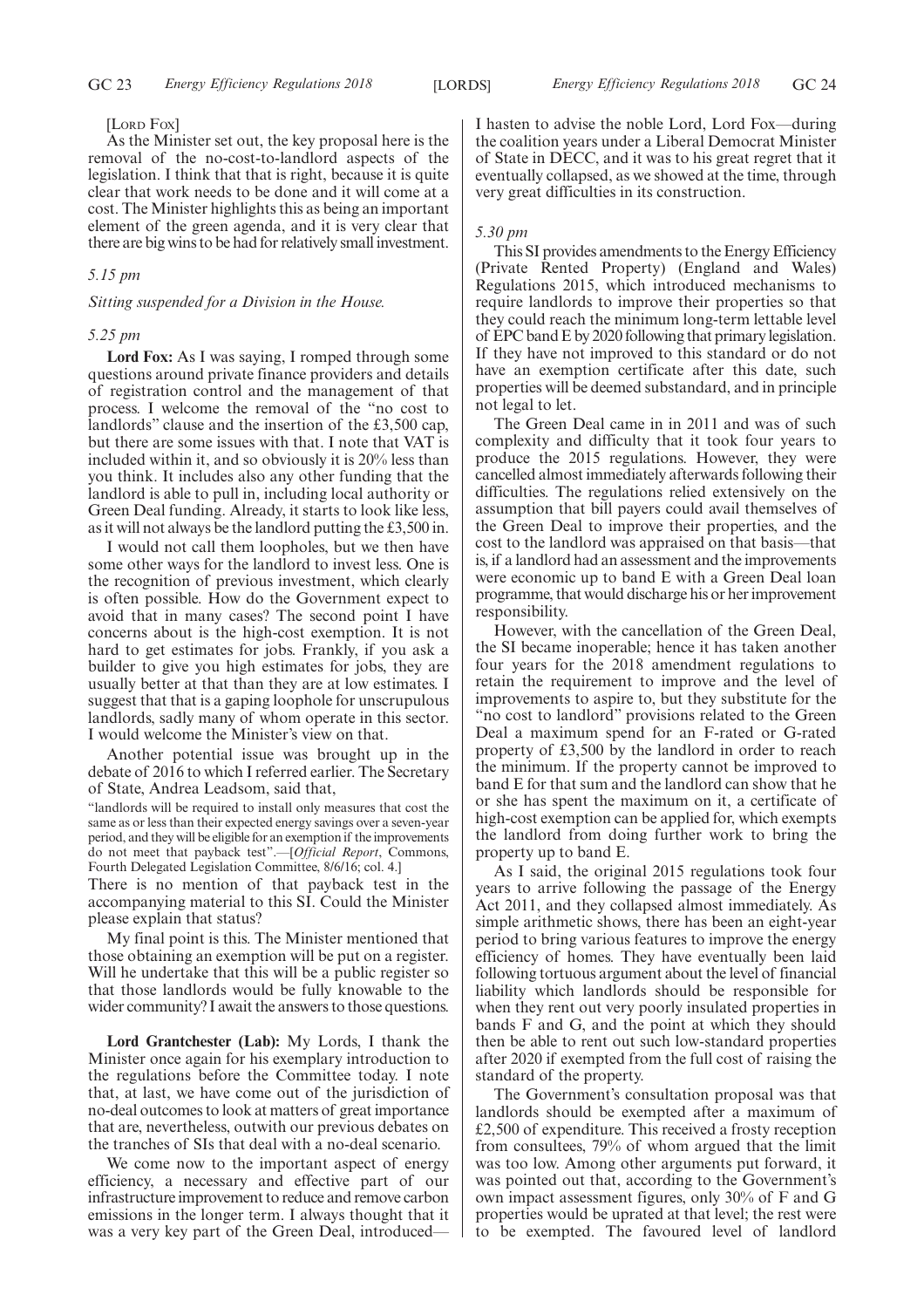[LORD FOX]

As the Minister set out, the key proposal here is the removal of the no-cost-to-landlord aspects of the legislation. I think that that is right, because it is quite clear that work needs to be done and it will come at a cost. The Minister highlights this as being an important element of the green agenda, and it is very clear that there are big wins to be had for relatively small investment.

*5.15 pm*

*Sitting suspended for a Division in the House.*

*5.25 pm*

**Lord Fox:** As I was saying, I romped through some questions around private finance providers and details of registration control and the management of that process. I welcome the removal of the "no cost to landlords" clause and the insertion of the £3,500 cap, but there are some issues with that. I note that VAT is included within it, and so obviously it is 20% less than you think. It includes also any other funding that the landlord is able to pull in, including local authority or Green Deal funding. Already, it starts to look like less, as it will not always be the landlord putting the £3,500 in.

I would not call them loopholes, but we then have some other ways for the landlord to invest less. One is the recognition of previous investment, which clearly is often possible. How do the Government expect to avoid that in many cases? The second point I have concerns about is the high-cost exemption. It is not hard to get estimates for jobs. Frankly, if you ask a builder to give you high estimates for jobs, they are usually better at that than they are at low estimates. I suggest that that is a gaping loophole for unscrupulous landlords, sadly many of whom operate in this sector. I would welcome the Minister's view on that.

Another potential issue was brought up in the debate of 2016 to which I referred earlier. The Secretary of State, Andrea Leadsom, said that,

"landlords will be required to install only measures that cost the same as or less than their expected energy savings over a seven-year period, and they will be eligible for an exemption if the improvements do not meet that payback test".—[*Official Report*, Commons, Fourth Delegated Legislation Committee, 8/6/16; col. 4.]

There is no mention of that payback test in the accompanying material to this SI. Could the Minister please explain that status?

My final point is this. The Minister mentioned that those obtaining an exemption will be put on a register. Will he undertake that this will be a public register so that those landlords would be fully knowable to the wider community? I await the answers to those questions.

**Lord Grantchester (Lab):** My Lords, I thank the Minister once again for his exemplary introduction to the regulations before the Committee today. I note that, at last, we have come out of the jurisdiction of no-deal outcomes to look at matters of great importance that are, nevertheless, outwith our previous debates on the tranches of SIs that deal with a no-deal scenario.

We come now to the important aspect of energy efficiency, a necessary and effective part of our infrastructure improvement to reduce and remove carbon emissions in the longer term. I always thought that it was a very key part of the Green Deal, introduced—I hasten to advise the noble Lord, Lord Fox—during the coalition years under a Liberal Democrat Minister of State in DECC, and it was to his great regret that it eventually collapsed, as we showed at the time, through very great difficulties in its construction.

*5.30 pm*

This SI provides amendments to the Energy Efficiency (Private Rented Property) (England and Wales) Regulations 2015, which introduced mechanisms to require landlords to improve their properties so that they could reach the minimum long-term lettable level of EPC band E by 2020 following that primary legislation. If they have not improved to this standard or do not have an exemption certificate after this date, such properties will be deemed substandard, and in principle not legal to let.

The Green Deal came in in 2011 and was of such complexity and difficulty that it took four years to produce the 2015 regulations. However, they were cancelled almost immediately afterwards following their difficulties. The regulations relied extensively on the assumption that bill payers could avail themselves of the Green Deal to improve their properties, and the cost to the landlord was appraised on that basis—that is, if a landlord had an assessment and the improvements were economic up to band E with a Green Deal loan programme, that would discharge his or her improvement responsibility.

However, with the cancellation of the Green Deal, the SI became inoperable; hence it has taken another four years for the 2018 amendment regulations to retain the requirement to improve and the level of improvements to aspire to, but they substitute for the "no cost to landlord" provisions related to the Green Deal a maximum spend for an F-rated or G-rated property of £3,500 by the landlord in order to reach the minimum. If the property cannot be improved to band E for that sum and the landlord can show that he or she has spent the maximum on it, a certificate of high-cost exemption can be applied for, which exempts the landlord from doing further work to bring the property up to band E.

As I said, the original 2015 regulations took four years to arrive following the passage of the Energy Act 2011, and they collapsed almost immediately. As simple arithmetic shows, there has been an eight-year period to bring various features to improve the energy efficiency of homes. They have eventually been laid following tortuous argument about the level of financial liability which landlords should be responsible for when they rent out very poorly insulated properties in bands F and G, and the point at which they should then be able to rent out such low-standard properties after 2020 if exempted from the full cost of raising the standard of the property.

The Government's consultation proposal was that landlords should be exempted after a maximum of £2,500 of expenditure. This received a frosty reception from consultees, 79% of whom argued that the limit was too low. Among other arguments put forward, it was pointed out that, according to the Government's own impact assessment figures, only 30% of F and G properties would be uprated at that level; the rest were to be exempted. The favoured level of landlord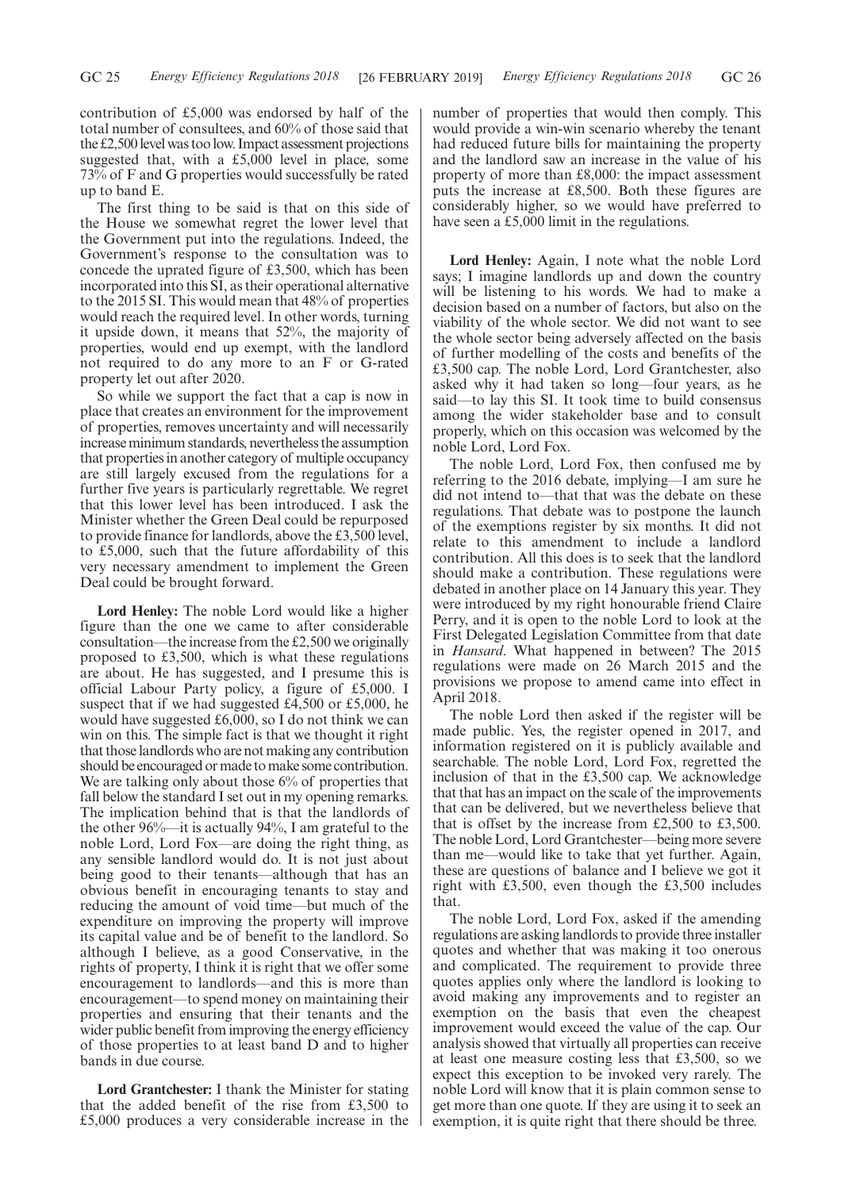contribution of £5,000 was endorsed by half of the total number of consultees, and 60% of those said that the £2,500 level was too low. Impact assessment projections suggested that, with a £5,000 level in place, some 73% of F and G properties would successfully be rated up to band E.

The first thing to be said is that on this side of the House we somewhat regret the lower level that the Government put into the regulations. Indeed, the Government's response to the consultation was to concede the uprated figure of £3,500, which has been incorporated into this SI, as their operational alternative to the 2015 SI. This would mean that 48% of properties would reach the required level. In other words, turning it upside down, it means that 52%, the majority of properties, would end up exempt, with the landlord not required to do any more to an F or G-rated property let out after 2020.

So while we support the fact that a cap is now in place that creates an environment for the improvement of properties, removes uncertainty and will necessarily increase minimum standards, nevertheless the assumption that properties in another category of multiple occupancy are still largely excused from the regulations for a further five years is particularly regrettable. We regret that this lower level has been introduced. I ask the Minister whether the Green Deal could be repurposed to provide finance for landlords, above the £3,500 level, to £5,000, such that the future affordability of this very necessary amendment to implement the Green Deal could be brought forward.

**Lord Henley:** The noble Lord would like a higher figure than the one we came to after considerable consultation—the increase from the £2,500 we originally proposed to £3,500, which is what these regulations are about. He has suggested, and I presume this is official Labour Party policy, a figure of £5,000. I suspect that if we had suggested £4,500 or £5,000, he would have suggested £6,000, so I do not think we can win on this. The simple fact is that we thought it right that those landlords who are not making any contribution should be encouraged or made to make some contribution. We are talking only about those 6% of properties that fall below the standard I set out in my opening remarks. The implication behind that is that the landlords of the other 96%—it is actually 94%, I am grateful to the noble Lord, Lord Fox—are doing the right thing, as any sensible landlord would do. It is not just about being good to their tenants—although that has an obvious benefit in encouraging tenants to stay and reducing the amount of void time—but much of the expenditure on improving the property will improve its capital value and be of benefit to the landlord. So although I believe, as a good Conservative, in the rights of property, I think it is right that we offer some encouragement to landlords—and this is more than encouragement—to spend money on maintaining their properties and ensuring that their tenants and the wider public benefit from improving the energy efficiency of those properties to at least band D and to higher bands in due course.

**Lord Grantchester:** I thank the Minister for stating that the added benefit of the rise from £3,500 to £5,000 produces a very considerable increase in the number of properties that would then comply. This would provide a win-win scenario whereby the tenant had reduced future bills for maintaining the property and the landlord saw an increase in the value of his property of more than £8,000: the impact assessment puts the increase at £8,500. Both these figures are considerably higher, so we would have preferred to have seen a £5,000 limit in the regulations.

**Lord Henley:** Again, I note what the noble Lord says; I imagine landlords up and down the country will be listening to his words. We had to make a decision based on a number of factors, but also on the viability of the whole sector. We did not want to see the whole sector being adversely affected on the basis of further modelling of the costs and benefits of the £3,500 cap. The noble Lord, Lord Grantchester, also asked why it had taken so long—four years, as he said—to lay this SI. It took time to build consensus among the wider stakeholder base and to consult properly, which on this occasion was welcomed by the noble Lord, Lord Fox.

The noble Lord, Lord Fox, then confused me by referring to the 2016 debate, implying—I am sure he did not intend to—that that was the debate on these regulations. That debate was to postpone the launch of the exemptions register by six months. It did not relate to this amendment to include a landlord contribution. All this does is to seek that the landlord should make a contribution. These regulations were debated in another place on 14 January this year. They were introduced by my right honourable friend Claire Perry, and it is open to the noble Lord to look at the First Delegated Legislation Committee from that date in *Hansard*. What happened in between? The 2015 regulations were made on 26 March 2015 and the provisions we propose to amend came into effect in April 2018.

The noble Lord then asked if the register will be made public. Yes, the register opened in 2017, and information registered on it is publicly available and searchable. The noble Lord, Lord Fox, regretted the inclusion of that in the £3,500 cap. We acknowledge that that has an impact on the scale of the improvements that can be delivered, but we nevertheless believe that that is offset by the increase from £2,500 to £3,500. The noble Lord, Lord Grantchester—being more severe than me—would like to take that yet further. Again, these are questions of balance and I believe we got it right with £3,500, even though the £3,500 includes that.

The noble Lord, Lord Fox, asked if the amending regulations are asking landlords to provide three installer quotes and whether that was making it too onerous and complicated. The requirement to provide three quotes applies only where the landlord is looking to avoid making any improvements and to register an exemption on the basis that even the cheapest improvement would exceed the value of the cap. Our analysis showed that virtually all properties can receive at least one measure costing less that £3,500, so we expect this exception to be invoked very rarely. The noble Lord will know that it is plain common sense to get more than one quote. If they are using it to seek an exemption, it is quite right that there should be three.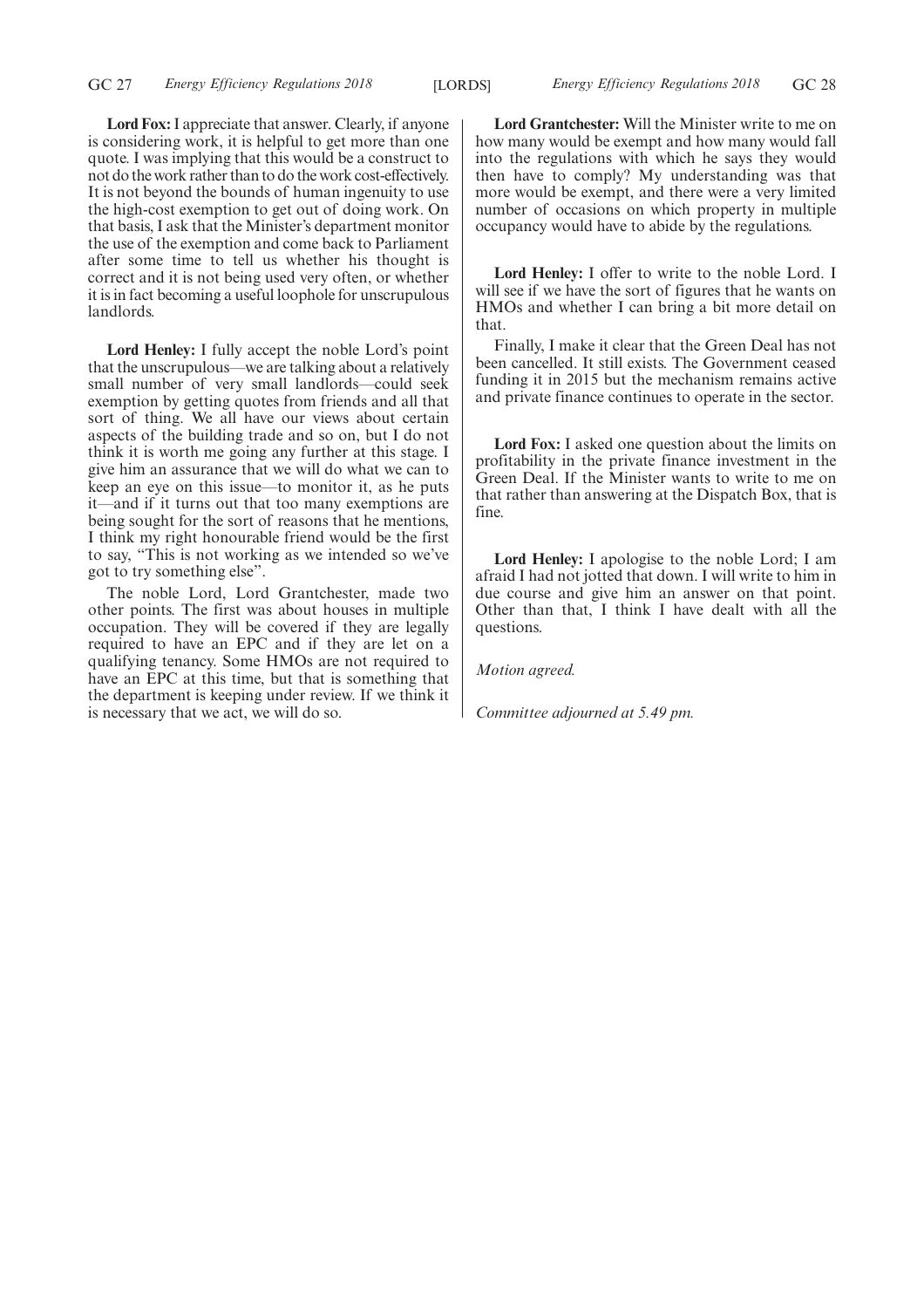**Lord Fox:** I appreciate that answer. Clearly, if anyone is considering work, it is helpful to get more than one quote. I was implying that this would be a construct to not do the work rather than to do the work cost-effectively. It is not beyond the bounds of human ingenuity to use the high-cost exemption to get out of doing work. On that basis, I ask that the Minister's department monitor the use of the exemption and come back to Parliament after some time to tell us whether his thought is correct and it is not being used very often, or whether it is in fact becoming a useful loophole for unscrupulous landlords.

**Lord Henley:** I fully accept the noble Lord's point that the unscrupulous—we are talking about a relatively small number of very small landlords—could seek exemption by getting quotes from friends and all that sort of thing. We all have our views about certain aspects of the building trade and so on, but I do not think it is worth me going any further at this stage. I give him an assurance that we will do what we can to keep an eye on this issue—to monitor it, as he puts it—and if it turns out that too many exemptions are being sought for the sort of reasons that he mentions, I think my right honourable friend would be the first to say, "This is not working as we intended so we've got to try something else".

The noble Lord, Lord Grantchester, made two other points. The first was about houses in multiple occupation. They will be covered if they are legally required to have an EPC and if they are let on a qualifying tenancy. Some HMOs are not required to have an EPC at this time, but that is something that the department is keeping under review. If we think it is necessary that we act, we will do so.

**Lord Grantchester:** Will the Minister write to me on how many would be exempt and how many would fall into the regulations with which he says they would then have to comply? My understanding was that more would be exempt, and there were a very limited number of occasions on which property in multiple occupancy would have to abide by the regulations.

**Lord Henley:** I offer to write to the noble Lord. I will see if we have the sort of figures that he wants on HMOs and whether I can bring a bit more detail on that.

Finally, I make it clear that the Green Deal has not been cancelled. It still exists. The Government ceased funding it in 2015 but the mechanism remains active and private finance continues to operate in the sector.

**Lord Fox:** I asked one question about the limits on profitability in the private finance investment in the Green Deal. If the Minister wants to write to me on that rather than answering at the Dispatch Box, that is fine.

**Lord Henley:** I apologise to the noble Lord; I am afraid I had not jotted that down. I will write to him in due course and give him an answer on that point. Other than that, I think I have dealt with all the questions.

*Motion agreed.*

*Committee adjourned at 5.49 pm.*